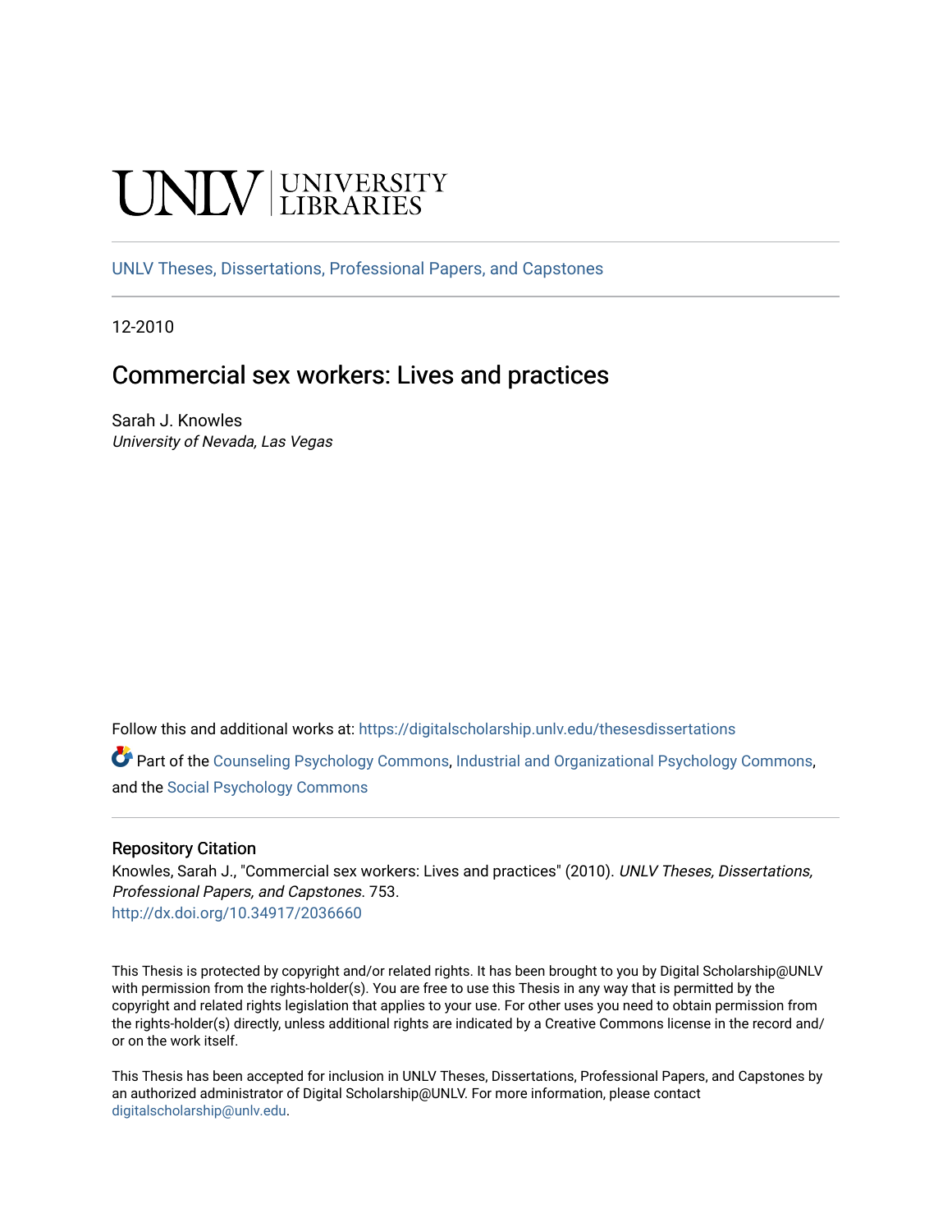UNLV | UNIVERSITY LIBRARIES

UNLV Theses, Dissertations, Professional Papers, and Capstones

12-2010

# Commercial sex workers: Lives and practices

Sarah J. Knowles
*University of Nevada, Las Vegas*

Follow this and additional works at: https://digitalscholarship.unlv.edu/thesesdissertations

Part of the Counseling Psychology Commons, Industrial and Organizational Psychology Commons, and the Social Psychology Commons

### Repository Citation

Knowles, Sarah J., "Commercial sex workers: Lives and practices" (2010). *UNLV Theses, Dissertations, Professional Papers, and Capstones*. 753.
http://dx.doi.org/10.34917/2036660

This Thesis is protected by copyright and/or related rights. It has been brought to you by Digital Scholarship@UNLV with permission from the rights-holder(s). You are free to use this Thesis in any way that is permitted by the copyright and related rights legislation that applies to your use. For other uses you need to obtain permission from the rights-holder(s) directly, unless additional rights are indicated by a Creative Commons license in the record and/or on the work itself.

This Thesis has been accepted for inclusion in UNLV Theses, Dissertations, Professional Papers, and Capstones by an authorized administrator of Digital Scholarship@UNLV. For more information, please contact digitalscholarship@unlv.edu.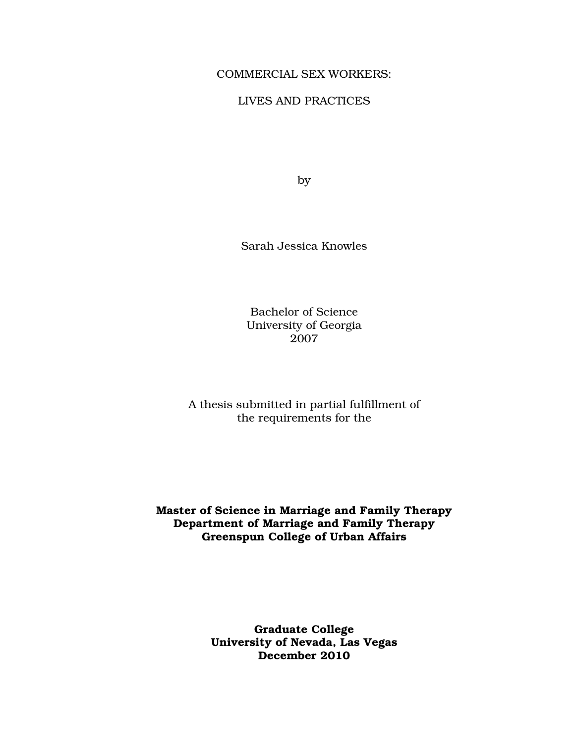COMMERCIAL SEX WORKERS:

LIVES AND PRACTICES

by

Sarah Jessica Knowles

Bachelor of Science
University of Georgia
2007

A thesis submitted in partial fulfillment of
the requirements for the

**Master of Science in Marriage and Family Therapy**
**Department of Marriage and Family Therapy**
**Greenspun College of Urban Affairs**

**Graduate College**
**University of Nevada, Las Vegas**
**December 2010**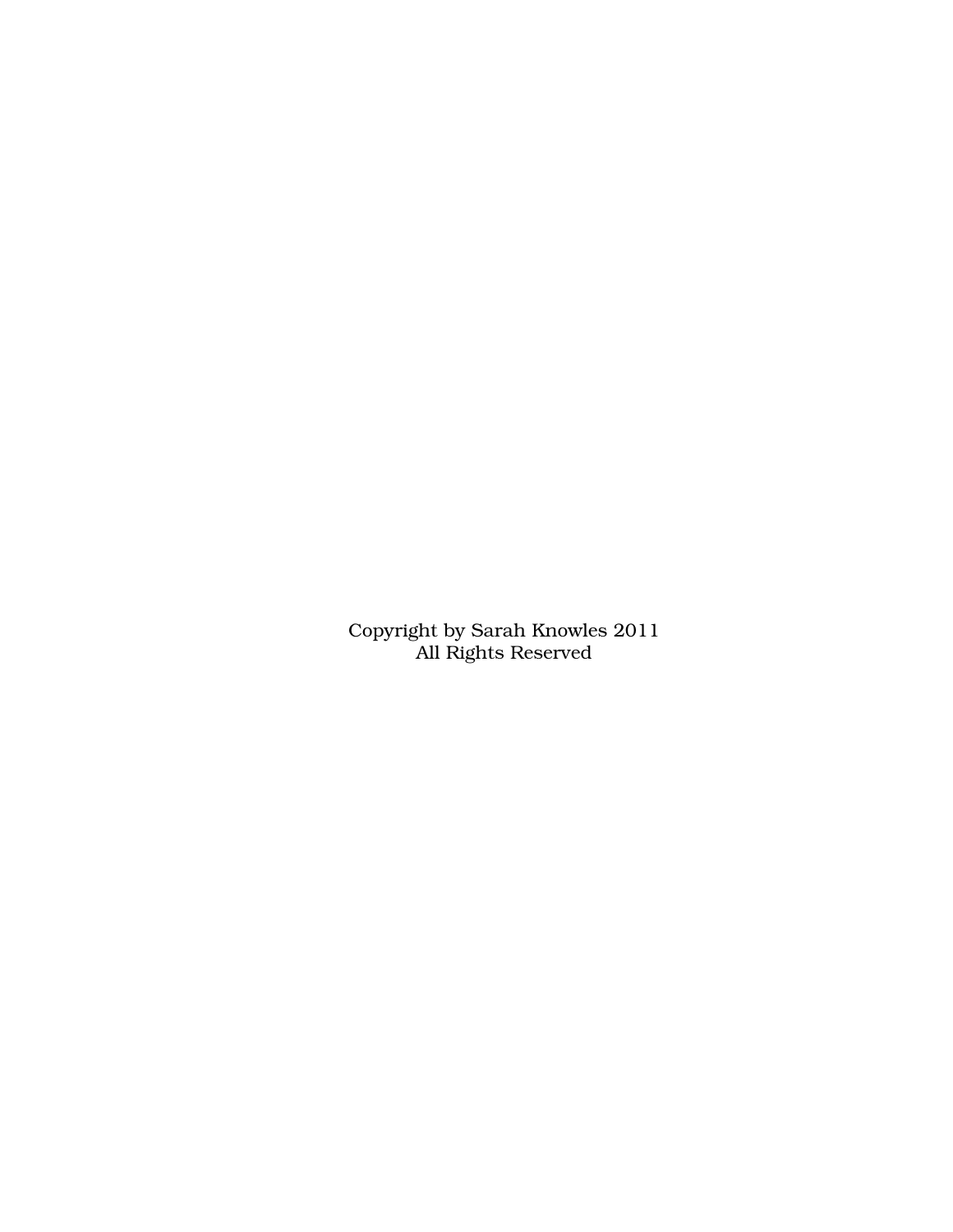Copyright by Sarah Knowles 2011
All Rights Reserved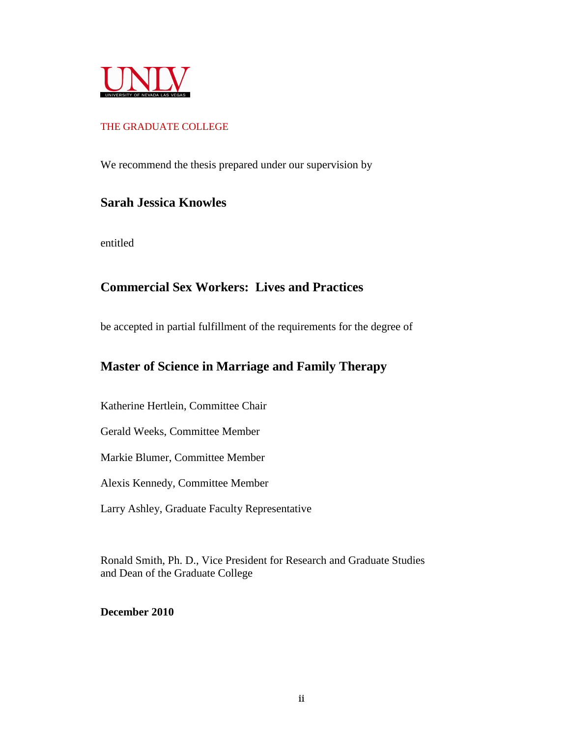UNLV
UNIVERSITY OF NEVADA LAS VEGAS

THE GRADUATE COLLEGE

We recommend the thesis prepared under our supervision by

**Sarah Jessica Knowles**

entitled

**Commercial Sex Workers: Lives and Practices**

be accepted in partial fulfillment of the requirements for the degree of

**Master of Science in Marriage and Family Therapy**

Katherine Hertlein, Committee Chair

Gerald Weeks, Committee Member

Markie Blumer, Committee Member

Alexis Kennedy, Committee Member

Larry Ashley, Graduate Faculty Representative

Ronald Smith, Ph. D., Vice President for Research and Graduate Studies
and Dean of the Graduate College

**December 2010**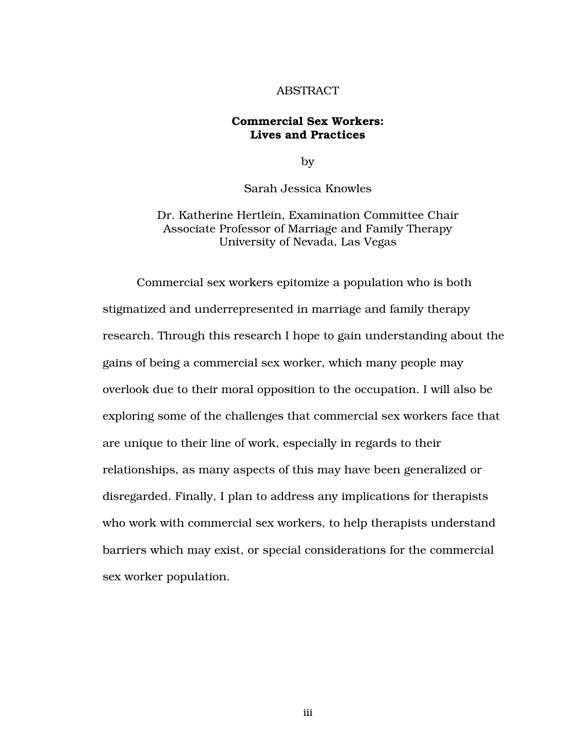# ABSTRACT

## Commercial Sex Workers: Lives and Practices

by

Sarah Jessica Knowles

Dr. Katherine Hertlein, Examination Committee Chair
Associate Professor of Marriage and Family Therapy
University of Nevada, Las Vegas

Commercial sex workers epitomize a population who is both stigmatized and underrepresented in marriage and family therapy research. Through this research I hope to gain understanding about the gains of being a commercial sex worker, which many people may overlook due to their moral opposition to the occupation. I will also be exploring some of the challenges that commercial sex workers face that are unique to their line of work, especially in regards to their relationships, as many aspects of this may have been generalized or disregarded. Finally, I plan to address any implications for therapists who work with commercial sex workers, to help therapists understand barriers which may exist, or special considerations for the commercial sex worker population.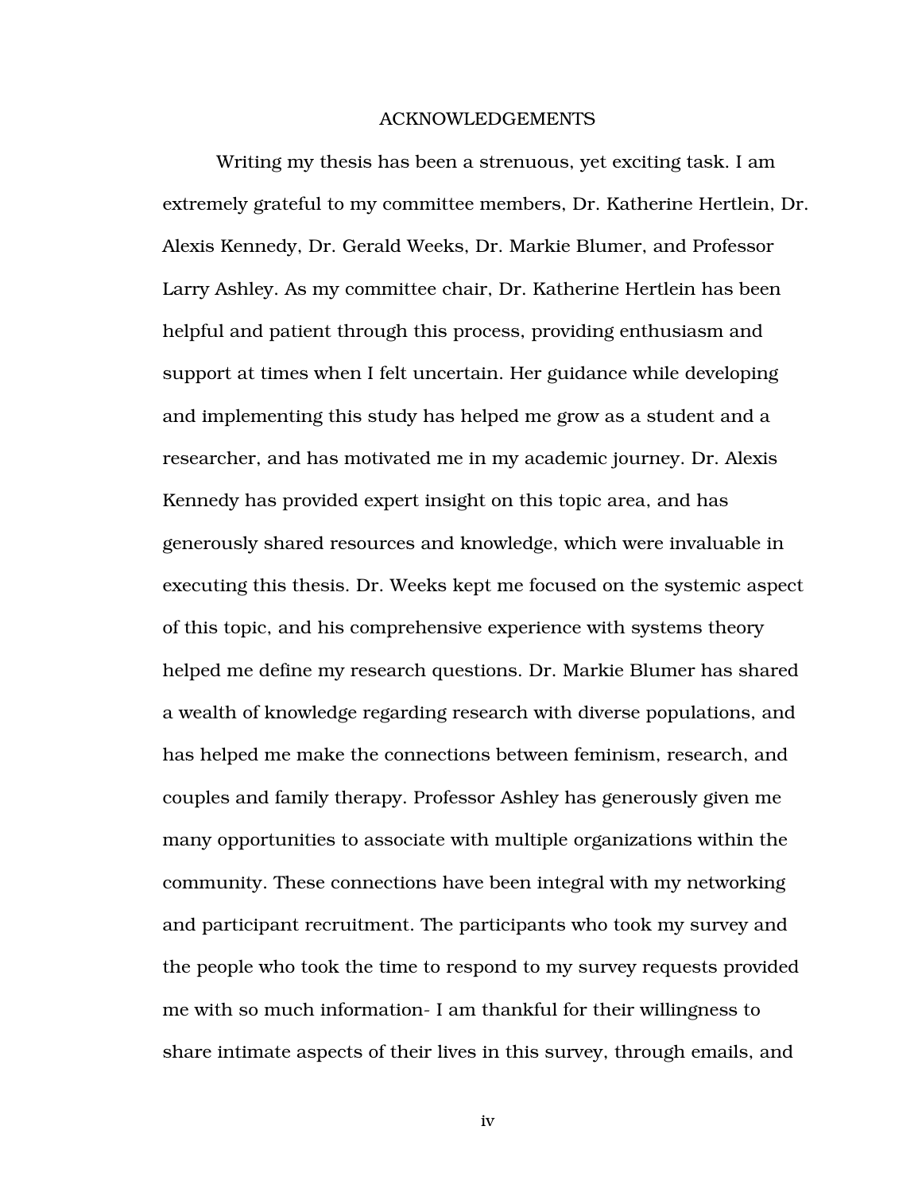# ACKNOWLEDGEMENTS

Writing my thesis has been a strenuous, yet exciting task. I am extremely grateful to my committee members, Dr. Katherine Hertlein, Dr. Alexis Kennedy, Dr. Gerald Weeks, Dr. Markie Blumer, and Professor Larry Ashley. As my committee chair, Dr. Katherine Hertlein has been helpful and patient through this process, providing enthusiasm and support at times when I felt uncertain. Her guidance while developing and implementing this study has helped me grow as a student and a researcher, and has motivated me in my academic journey. Dr. Alexis Kennedy has provided expert insight on this topic area, and has generously shared resources and knowledge, which were invaluable in executing this thesis. Dr. Weeks kept me focused on the systemic aspect of this topic, and his comprehensive experience with systems theory helped me define my research questions. Dr. Markie Blumer has shared a wealth of knowledge regarding research with diverse populations, and has helped me make the connections between feminism, research, and couples and family therapy. Professor Ashley has generously given me many opportunities to associate with multiple organizations within the community. These connections have been integral with my networking and participant recruitment. The participants who took my survey and the people who took the time to respond to my survey requests provided me with so much information- I am thankful for their willingness to share intimate aspects of their lives in this survey, through emails, and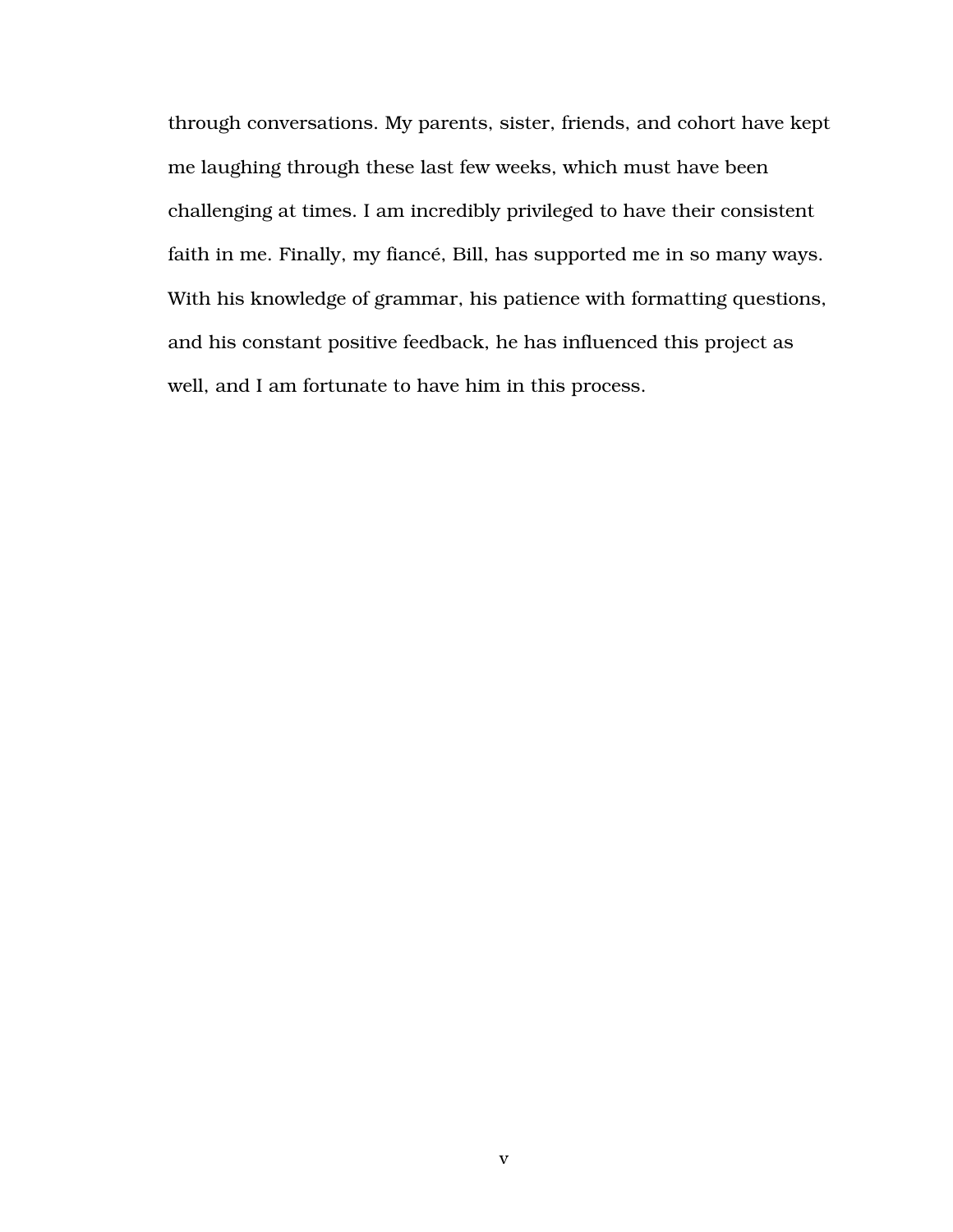through conversations. My parents, sister, friends, and cohort have kept me laughing through these last few weeks, which must have been challenging at times. I am incredibly privileged to have their consistent faith in me. Finally, my fiancé, Bill, has supported me in so many ways. With his knowledge of grammar, his patience with formatting questions, and his constant positive feedback, he has influenced this project as well, and I am fortunate to have him in this process.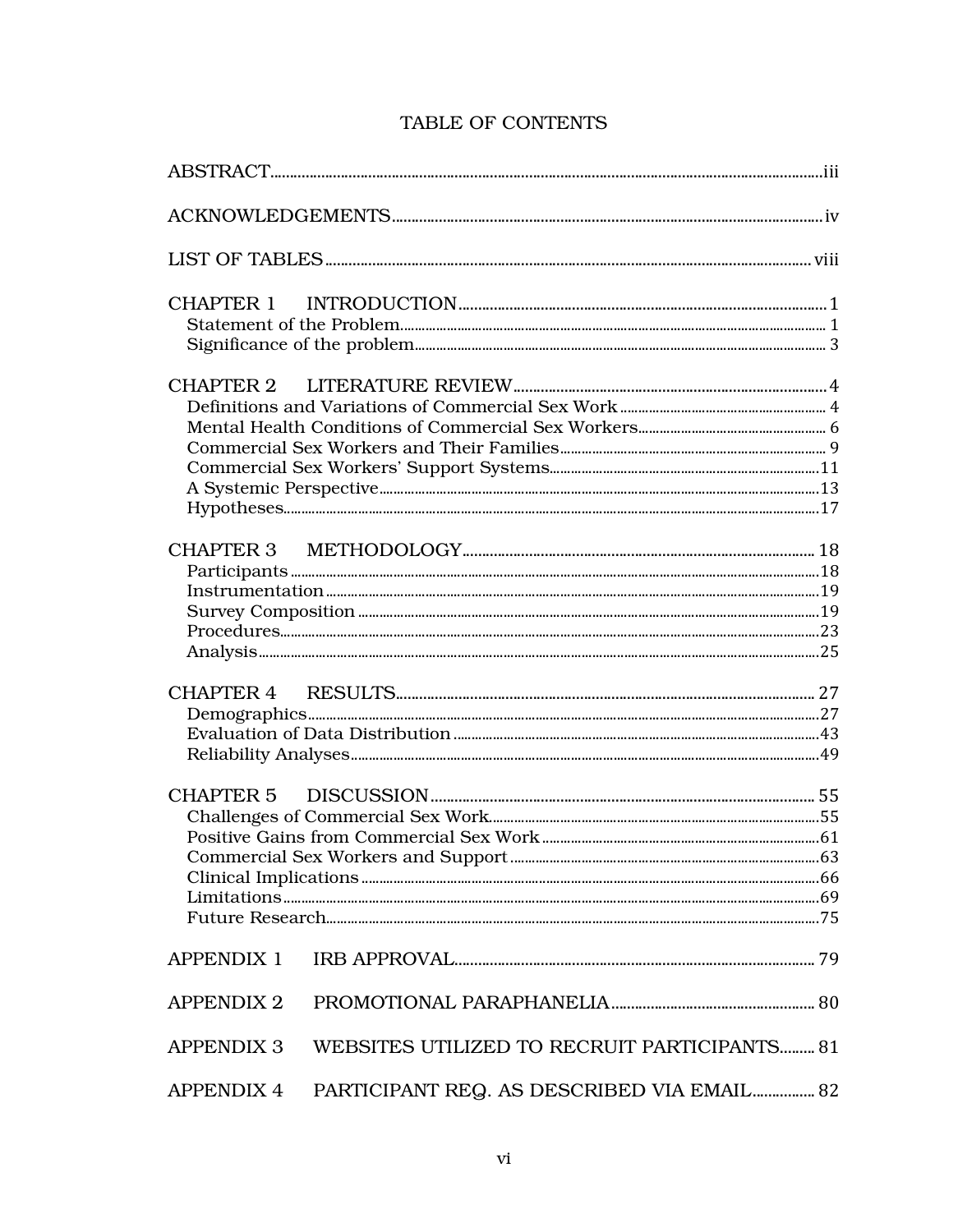# TABLE OF CONTENTS

ABSTRACT....................................................................................................................iii

ACKNOWLEDGEMENTS.........................................................................................iv

LIST OF TABLES.......................................................................................................viii

CHAPTER 1 INTRODUCTION..................................................................................1
- Statement of the Problem.........................................................................................1
- Significance of the problem......................................................................................3

CHAPTER 2 LITERATURE REVIEW........................................................................4
- Definitions and Variations of Commercial Sex Work...............................................4
- Mental Health Conditions of Commercial Sex Workers...........................................6
- Commercial Sex Workers and Their Families...........................................................9
- Commercial Sex Workers' Support Systems.............................................................11
- A Systemic Perspective.............................................................................................13
- Hypotheses................................................................................................................17

CHAPTER 3 METHODOLOGY..................................................................................18
- Participants...............................................................................................................18
- Instrumentation.........................................................................................................19
- Survey Composition...................................................................................................19
- Procedures.................................................................................................................23
- Analysis......................................................................................................................25

CHAPTER 4 RESULTS...............................................................................................27
- Demographics............................................................................................................27
- Evaluation of Data Distribution................................................................................43
- Reliability Analyses...................................................................................................49

CHAPTER 5 DISCUSSION.........................................................................................55
- Challenges of Commercial Sex Work........................................................................55
- Positive Gains from Commercial Sex Work..............................................................61
- Commercial Sex Workers and Support......................................................................63
- Clinical Implications.................................................................................................66
- Limitations.................................................................................................................69
- Future Research.........................................................................................................75

APPENDIX 1 IRB APPROVAL.....................................................................................79

APPENDIX 2 PROMOTIONAL PARAPHANELIA........................................................80

APPENDIX 3 WEBSITES UTILIZED TO RECRUIT PARTICIPANTS..........................81

APPENDIX 4 PARTICIPANT REQ. AS DESCRIBED VIA EMAIL.................................82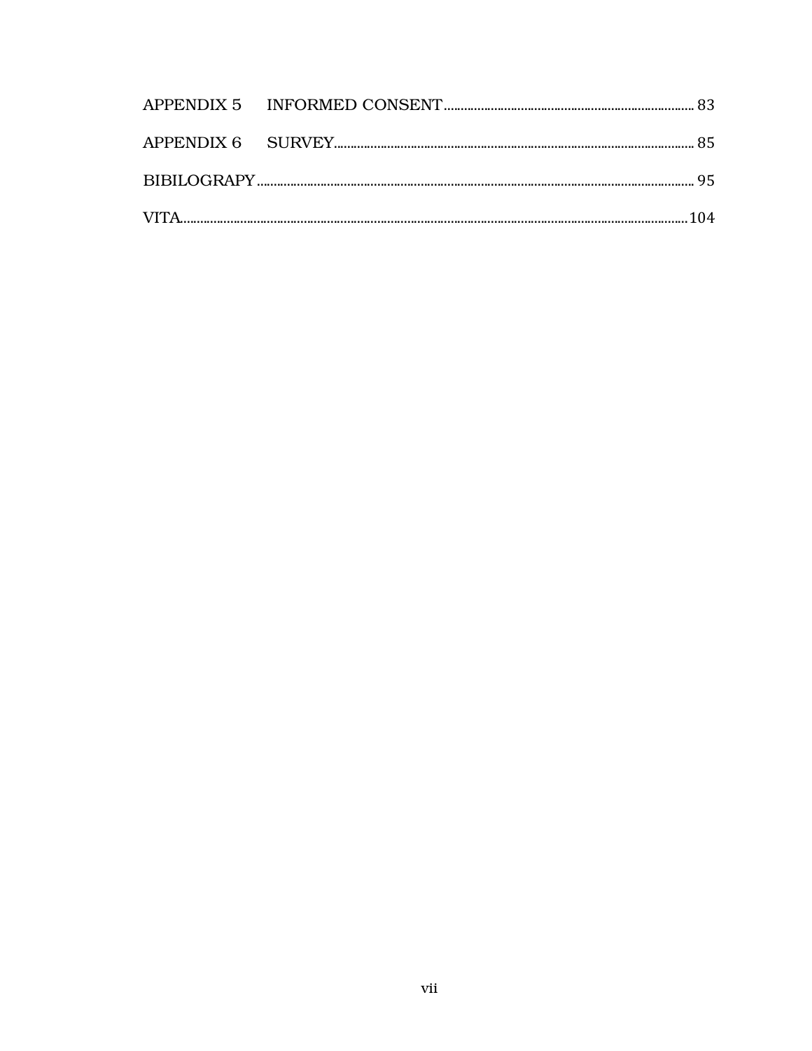APPENDIX 5 INFORMED CONSENT .......................................................................... 83

APPENDIX 6 SURVEY ............................................................................................... 85

BIBILOGRAPY ................................................................................................................ 95

VITA ................................................................................................................................. 104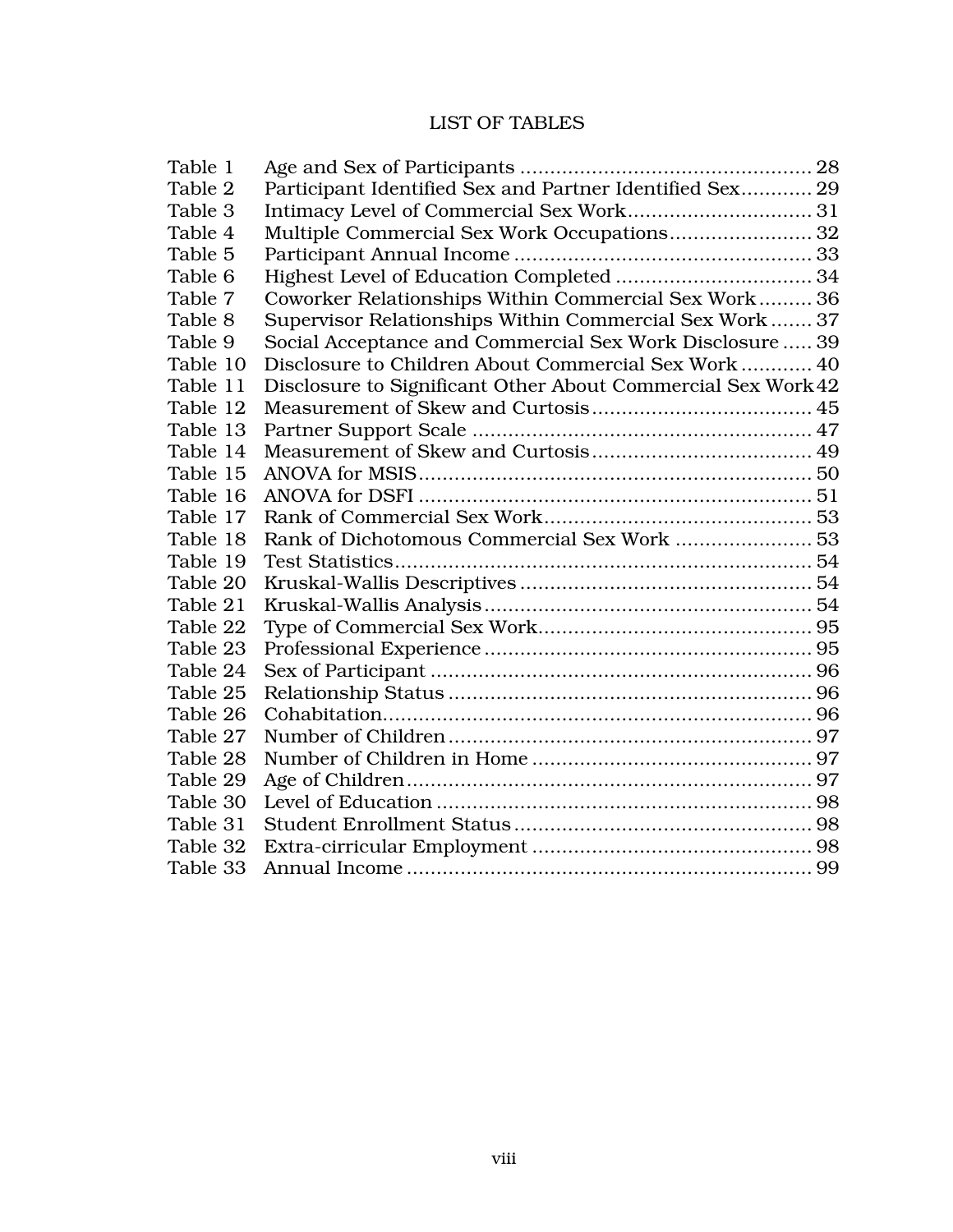# LIST OF TABLES

| Table | Title | Page |
|---|---|---|
| Table 1 | Age and Sex of Participants | 28 |
| Table 2 | Participant Identified Sex and Partner Identified Sex | 29 |
| Table 3 | Intimacy Level of Commercial Sex Work | 31 |
| Table 4 | Multiple Commercial Sex Work Occupations | 32 |
| Table 5 | Participant Annual Income | 33 |
| Table 6 | Highest Level of Education Completed | 34 |
| Table 7 | Coworker Relationships Within Commercial Sex Work | 36 |
| Table 8 | Supervisor Relationships Within Commercial Sex Work | 37 |
| Table 9 | Social Acceptance and Commercial Sex Work Disclosure | 39 |
| Table 10 | Disclosure to Children About Commercial Sex Work | 40 |
| Table 11 | Disclosure to Significant Other About Commercial Sex Work | 42 |
| Table 12 | Measurement of Skew and Curtosis | 45 |
| Table 13 | Partner Support Scale | 47 |
| Table 14 | Measurement of Skew and Curtosis | 49 |
| Table 15 | ANOVA for MSIS | 50 |
| Table 16 | ANOVA for DSFI | 51 |
| Table 17 | Rank of Commercial Sex Work | 53 |
| Table 18 | Rank of Dichotomous Commercial Sex Work | 53 |
| Table 19 | Test Statistics | 54 |
| Table 20 | Kruskal-Wallis Descriptives | 54 |
| Table 21 | Kruskal-Wallis Analysis | 54 |
| Table 22 | Type of Commercial Sex Work | 95 |
| Table 23 | Professional Experience | 95 |
| Table 24 | Sex of Participant | 96 |
| Table 25 | Relationship Status | 96 |
| Table 26 | Cohabitation | 96 |
| Table 27 | Number of Children | 97 |
| Table 28 | Number of Children in Home | 97 |
| Table 29 | Age of Children | 97 |
| Table 30 | Level of Education | 98 |
| Table 31 | Student Enrollment Status | 98 |
| Table 32 | Extra-cirricular Employment | 98 |
| Table 33 | Annual Income | 99 |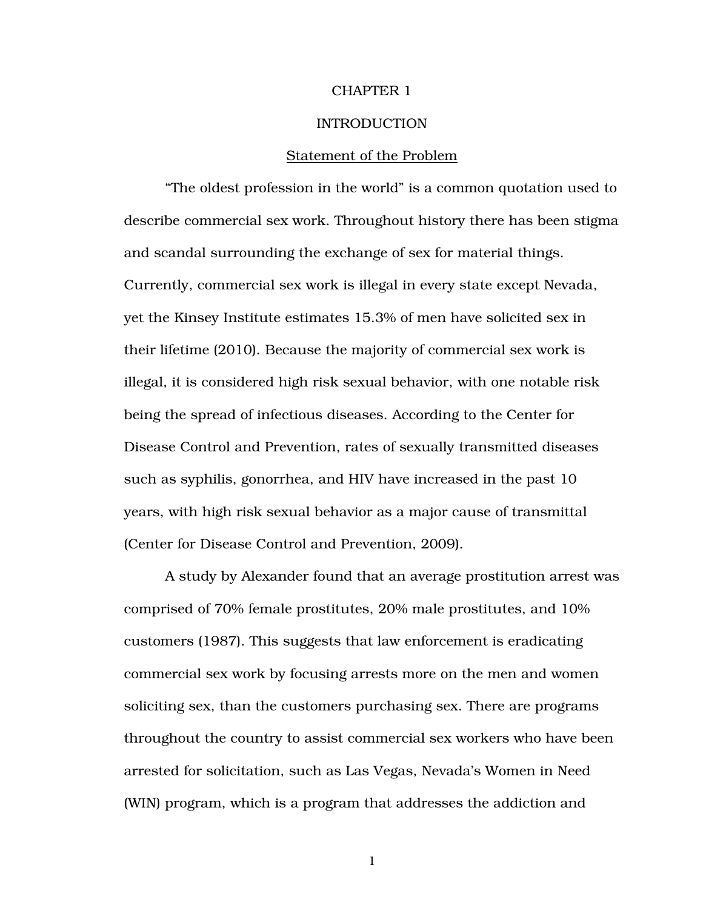# CHAPTER 1

# INTRODUCTION

## Statement of the Problem

"The oldest profession in the world" is a common quotation used to describe commercial sex work. Throughout history there has been stigma and scandal surrounding the exchange of sex for material things. Currently, commercial sex work is illegal in every state except Nevada, yet the Kinsey Institute estimates 15.3% of men have solicited sex in their lifetime (2010). Because the majority of commercial sex work is illegal, it is considered high risk sexual behavior, with one notable risk being the spread of infectious diseases. According to the Center for Disease Control and Prevention, rates of sexually transmitted diseases such as syphilis, gonorrhea, and HIV have increased in the past 10 years, with high risk sexual behavior as a major cause of transmittal (Center for Disease Control and Prevention, 2009).

A study by Alexander found that an average prostitution arrest was comprised of 70% female prostitutes, 20% male prostitutes, and 10% customers (1987). This suggests that law enforcement is eradicating commercial sex work by focusing arrests more on the men and women soliciting sex, than the customers purchasing sex. There are programs throughout the country to assist commercial sex workers who have been arrested for solicitation, such as Las Vegas, Nevada's Women in Need (WIN) program, which is a program that addresses the addiction and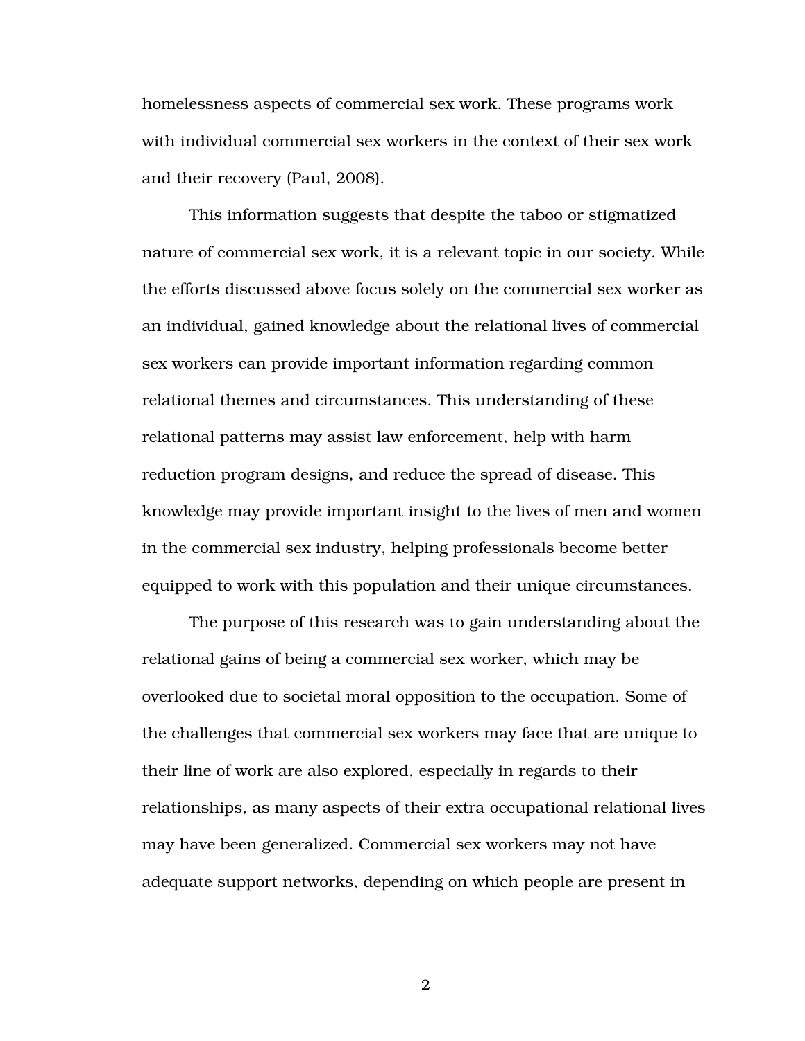homelessness aspects of commercial sex work. These programs work with individual commercial sex workers in the context of their sex work and their recovery (Paul, 2008).

This information suggests that despite the taboo or stigmatized nature of commercial sex work, it is a relevant topic in our society. While the efforts discussed above focus solely on the commercial sex worker as an individual, gained knowledge about the relational lives of commercial sex workers can provide important information regarding common relational themes and circumstances. This understanding of these relational patterns may assist law enforcement, help with harm reduction program designs, and reduce the spread of disease. This knowledge may provide important insight to the lives of men and women in the commercial sex industry, helping professionals become better equipped to work with this population and their unique circumstances.

The purpose of this research was to gain understanding about the relational gains of being a commercial sex worker, which may be overlooked due to societal moral opposition to the occupation. Some of the challenges that commercial sex workers may face that are unique to their line of work are also explored, especially in regards to their relationships, as many aspects of their extra occupational relational lives may have been generalized. Commercial sex workers may not have adequate support networks, depending on which people are present in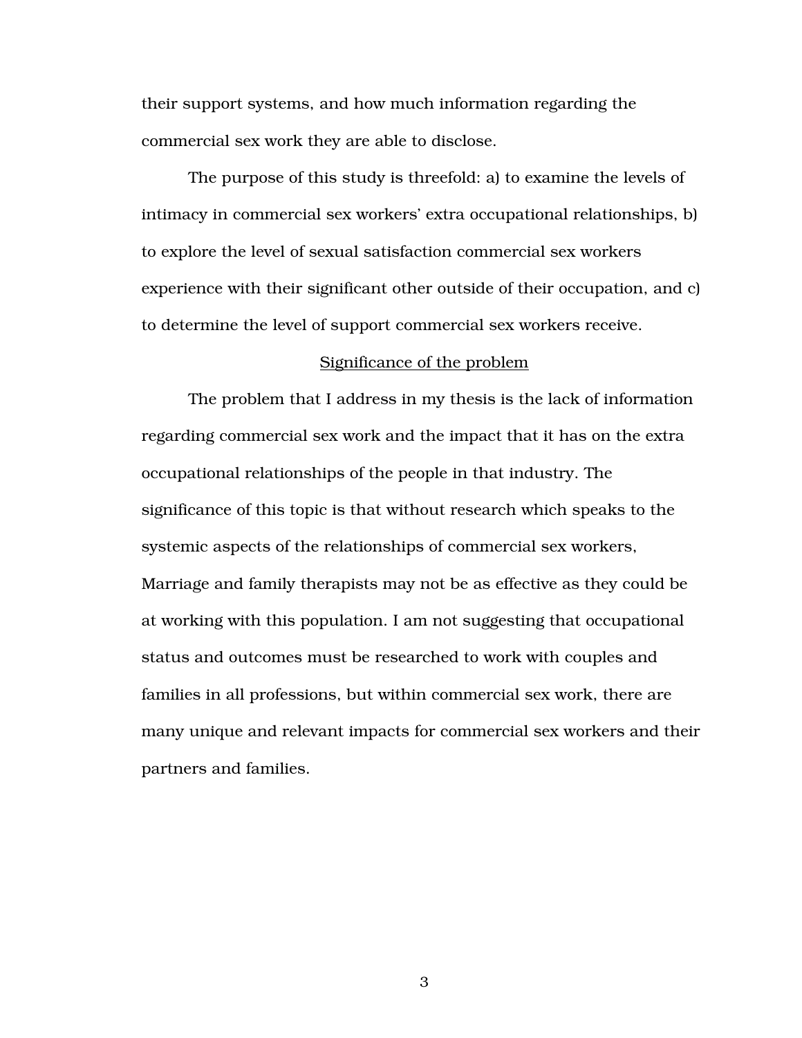their support systems, and how much information regarding the commercial sex work they are able to disclose.

The purpose of this study is threefold: a) to examine the levels of intimacy in commercial sex workers' extra occupational relationships, b) to explore the level of sexual satisfaction commercial sex workers experience with their significant other outside of their occupation, and c) to determine the level of support commercial sex workers receive.

## Significance of the problem

The problem that I address in my thesis is the lack of information regarding commercial sex work and the impact that it has on the extra occupational relationships of the people in that industry. The significance of this topic is that without research which speaks to the systemic aspects of the relationships of commercial sex workers, Marriage and family therapists may not be as effective as they could be at working with this population. I am not suggesting that occupational status and outcomes must be researched to work with couples and families in all professions, but within commercial sex work, there are many unique and relevant impacts for commercial sex workers and their partners and families.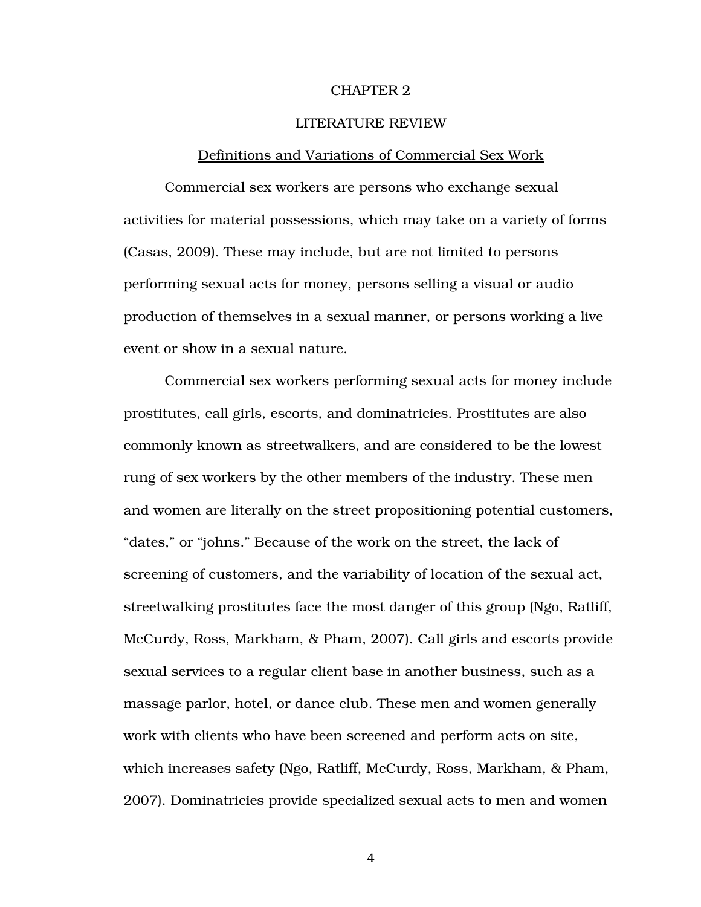# CHAPTER 2

# LITERATURE REVIEW

## Definitions and Variations of Commercial Sex Work

Commercial sex workers are persons who exchange sexual activities for material possessions, which may take on a variety of forms (Casas, 2009). These may include, but are not limited to persons performing sexual acts for money, persons selling a visual or audio production of themselves in a sexual manner, or persons working a live event or show in a sexual nature.

Commercial sex workers performing sexual acts for money include prostitutes, call girls, escorts, and dominatricies. Prostitutes are also commonly known as streetwalkers, and are considered to be the lowest rung of sex workers by the other members of the industry. These men and women are literally on the street propositioning potential customers, "dates," or "johns." Because of the work on the street, the lack of screening of customers, and the variability of location of the sexual act, streetwalking prostitutes face the most danger of this group (Ngo, Ratliff, McCurdy, Ross, Markham, & Pham, 2007). Call girls and escorts provide sexual services to a regular client base in another business, such as a massage parlor, hotel, or dance club. These men and women generally work with clients who have been screened and perform acts on site, which increases safety (Ngo, Ratliff, McCurdy, Ross, Markham, & Pham, 2007). Dominatricies provide specialized sexual acts to men and women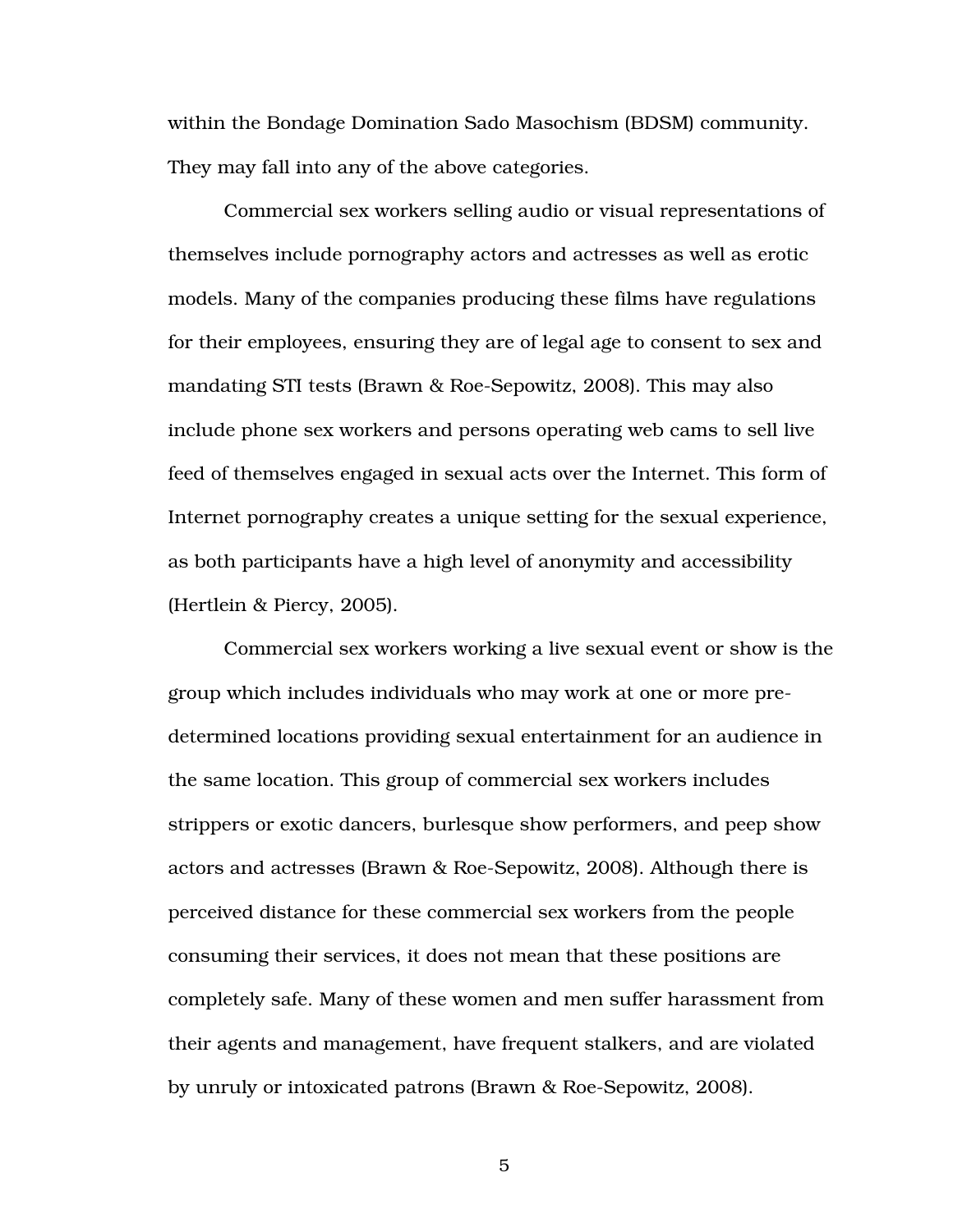within the Bondage Domination Sado Masochism (BDSM) community. They may fall into any of the above categories.

Commercial sex workers selling audio or visual representations of themselves include pornography actors and actresses as well as erotic models. Many of the companies producing these films have regulations for their employees, ensuring they are of legal age to consent to sex and mandating STI tests (Brawn & Roe-Sepowitz, 2008). This may also include phone sex workers and persons operating web cams to sell live feed of themselves engaged in sexual acts over the Internet. This form of Internet pornography creates a unique setting for the sexual experience, as both participants have a high level of anonymity and accessibility (Hertlein & Piercy, 2005).

Commercial sex workers working a live sexual event or show is the group which includes individuals who may work at one or more pre-determined locations providing sexual entertainment for an audience in the same location. This group of commercial sex workers includes strippers or exotic dancers, burlesque show performers, and peep show actors and actresses (Brawn & Roe-Sepowitz, 2008). Although there is perceived distance for these commercial sex workers from the people consuming their services, it does not mean that these positions are completely safe. Many of these women and men suffer harassment from their agents and management, have frequent stalkers, and are violated by unruly or intoxicated patrons (Brawn & Roe-Sepowitz, 2008).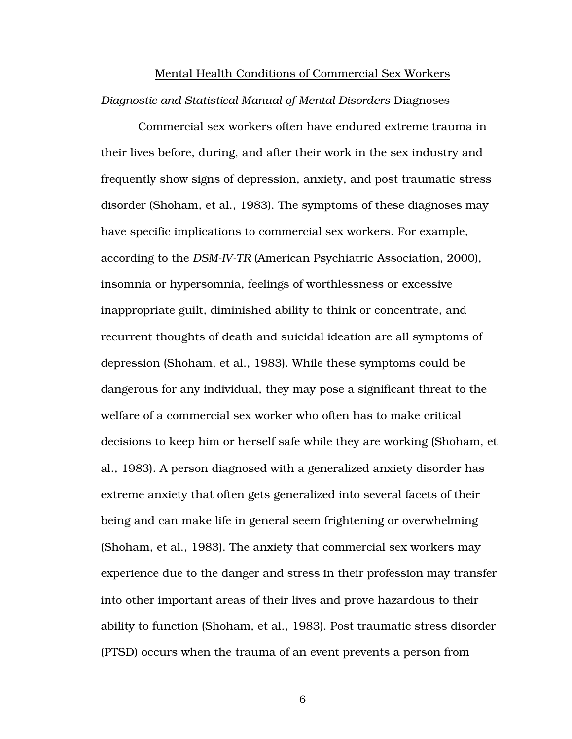## Mental Health Conditions of Commercial Sex Workers

### *Diagnostic and Statistical Manual of Mental Disorders* Diagnoses

Commercial sex workers often have endured extreme trauma in their lives before, during, and after their work in the sex industry and frequently show signs of depression, anxiety, and post traumatic stress disorder (Shoham, et al., 1983). The symptoms of these diagnoses may have specific implications to commercial sex workers. For example, according to the *DSM-IV-TR* (American Psychiatric Association, 2000), insomnia or hypersomnia, feelings of worthlessness or excessive inappropriate guilt, diminished ability to think or concentrate, and recurrent thoughts of death and suicidal ideation are all symptoms of depression (Shoham, et al., 1983). While these symptoms could be dangerous for any individual, they may pose a significant threat to the welfare of a commercial sex worker who often has to make critical decisions to keep him or herself safe while they are working (Shoham, et al., 1983). A person diagnosed with a generalized anxiety disorder has extreme anxiety that often gets generalized into several facets of their being and can make life in general seem frightening or overwhelming (Shoham, et al., 1983). The anxiety that commercial sex workers may experience due to the danger and stress in their profession may transfer into other important areas of their lives and prove hazardous to their ability to function (Shoham, et al., 1983). Post traumatic stress disorder (PTSD) occurs when the trauma of an event prevents a person from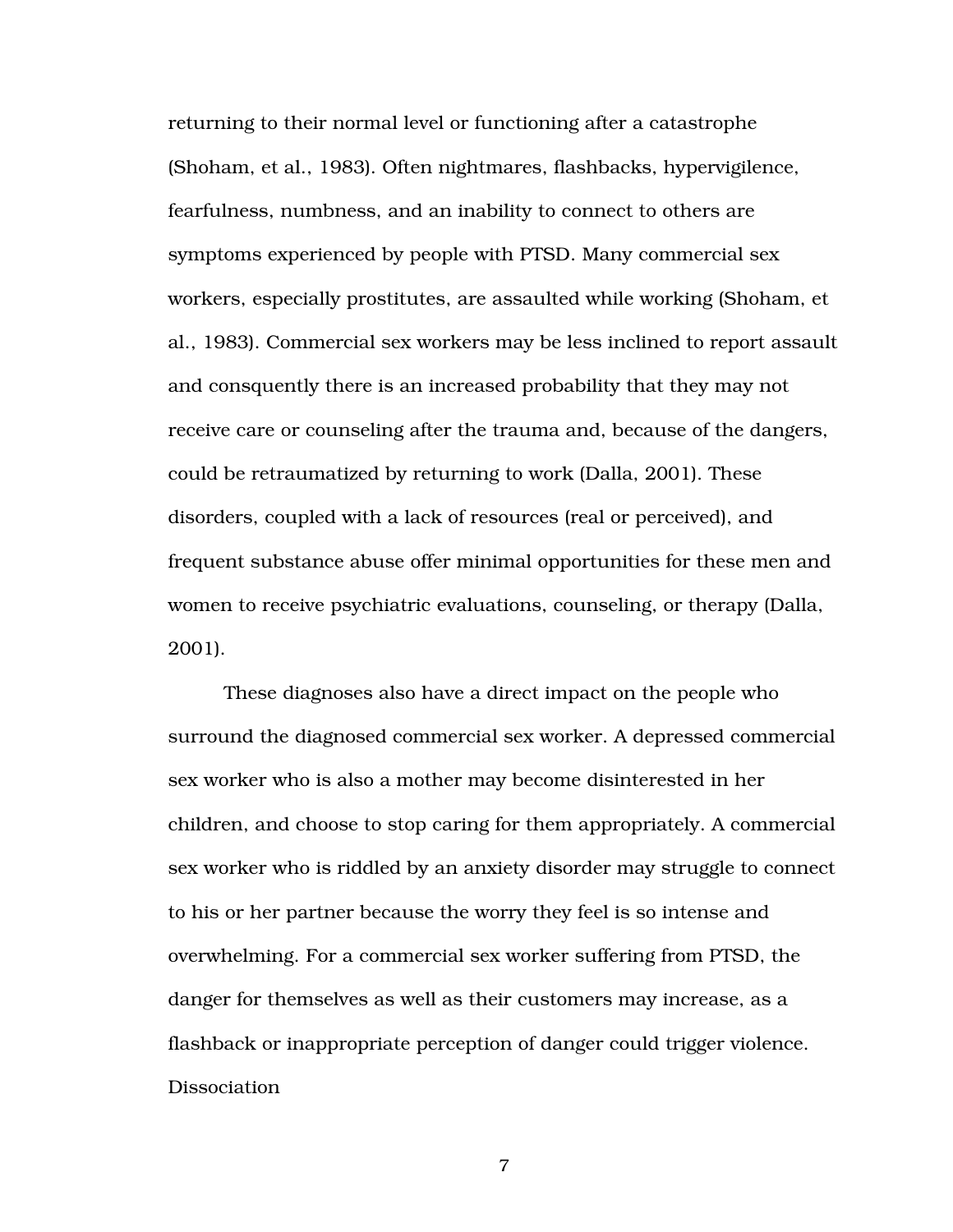returning to their normal level or functioning after a catastrophe (Shoham, et al., 1983). Often nightmares, flashbacks, hypervigilence, fearfulness, numbness, and an inability to connect to others are symptoms experienced by people with PTSD. Many commercial sex workers, especially prostitutes, are assaulted while working (Shoham, et al., 1983). Commercial sex workers may be less inclined to report assault and consquently there is an increased probability that they may not receive care or counseling after the trauma and, because of the dangers, could be retraumatized by returning to work (Dalla, 2001). These disorders, coupled with a lack of resources (real or perceived), and frequent substance abuse offer minimal opportunities for these men and women to receive psychiatric evaluations, counseling, or therapy (Dalla, 2001).

These diagnoses also have a direct impact on the people who surround the diagnosed commercial sex worker. A depressed commercial sex worker who is also a mother may become disinterested in her children, and choose to stop caring for them appropriately. A commercial sex worker who is riddled by an anxiety disorder may struggle to connect to his or her partner because the worry they feel is so intense and overwhelming. For a commercial sex worker suffering from PTSD, the danger for themselves as well as their customers may increase, as a flashback or inappropriate perception of danger could trigger violence.

## Dissociation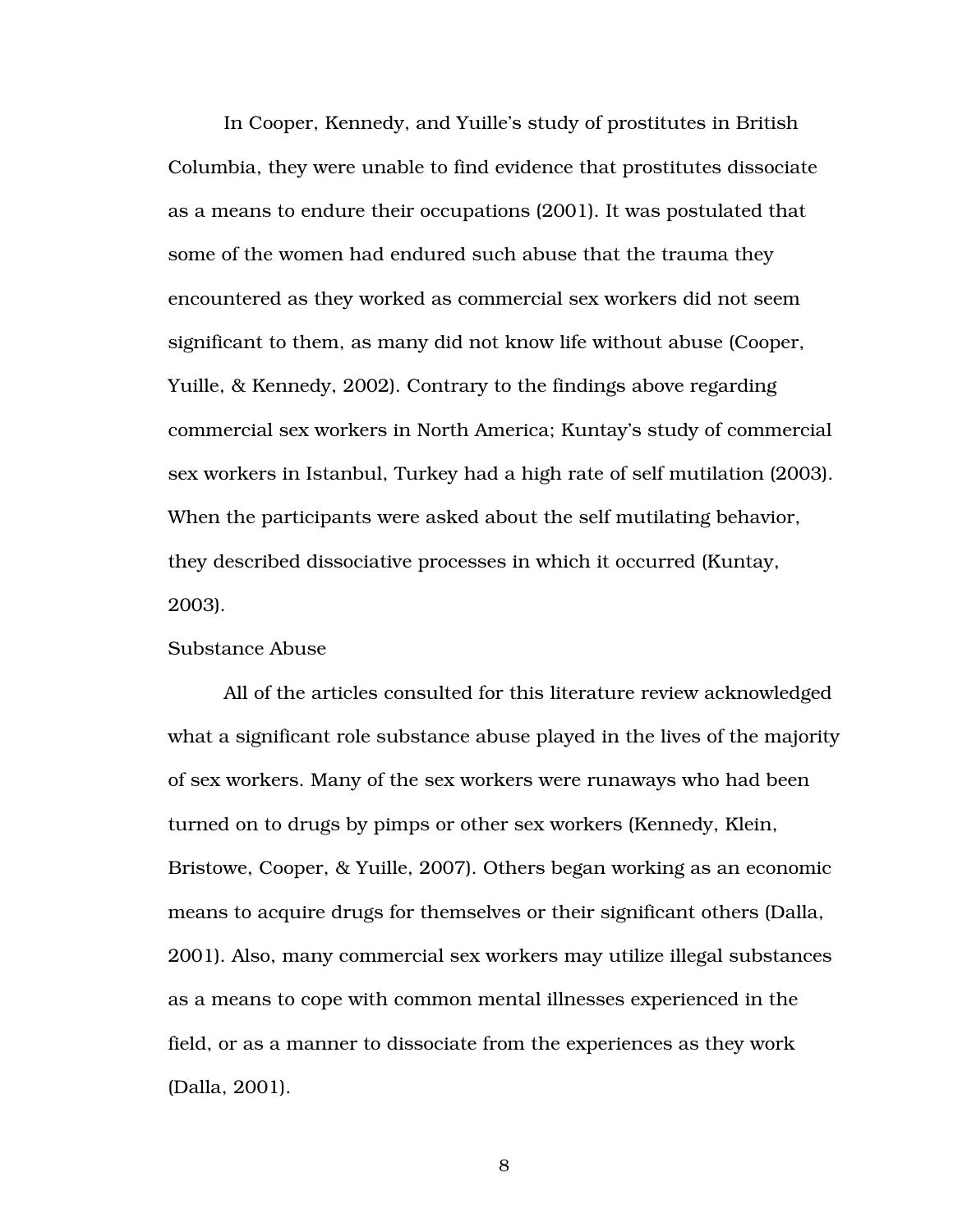In Cooper, Kennedy, and Yuille's study of prostitutes in British Columbia, they were unable to find evidence that prostitutes dissociate as a means to endure their occupations (2001). It was postulated that some of the women had endured such abuse that the trauma they encountered as they worked as commercial sex workers did not seem significant to them, as many did not know life without abuse (Cooper, Yuille, & Kennedy, 2002). Contrary to the findings above regarding commercial sex workers in North America; Kuntay's study of commercial sex workers in Istanbul, Turkey had a high rate of self mutilation (2003). When the participants were asked about the self mutilating behavior, they described dissociative processes in which it occurred (Kuntay, 2003).

## Substance Abuse

All of the articles consulted for this literature review acknowledged what a significant role substance abuse played in the lives of the majority of sex workers. Many of the sex workers were runaways who had been turned on to drugs by pimps or other sex workers (Kennedy, Klein, Bristowe, Cooper, & Yuille, 2007). Others began working as an economic means to acquire drugs for themselves or their significant others (Dalla, 2001). Also, many commercial sex workers may utilize illegal substances as a means to cope with common mental illnesses experienced in the field, or as a manner to dissociate from the experiences as they work (Dalla, 2001).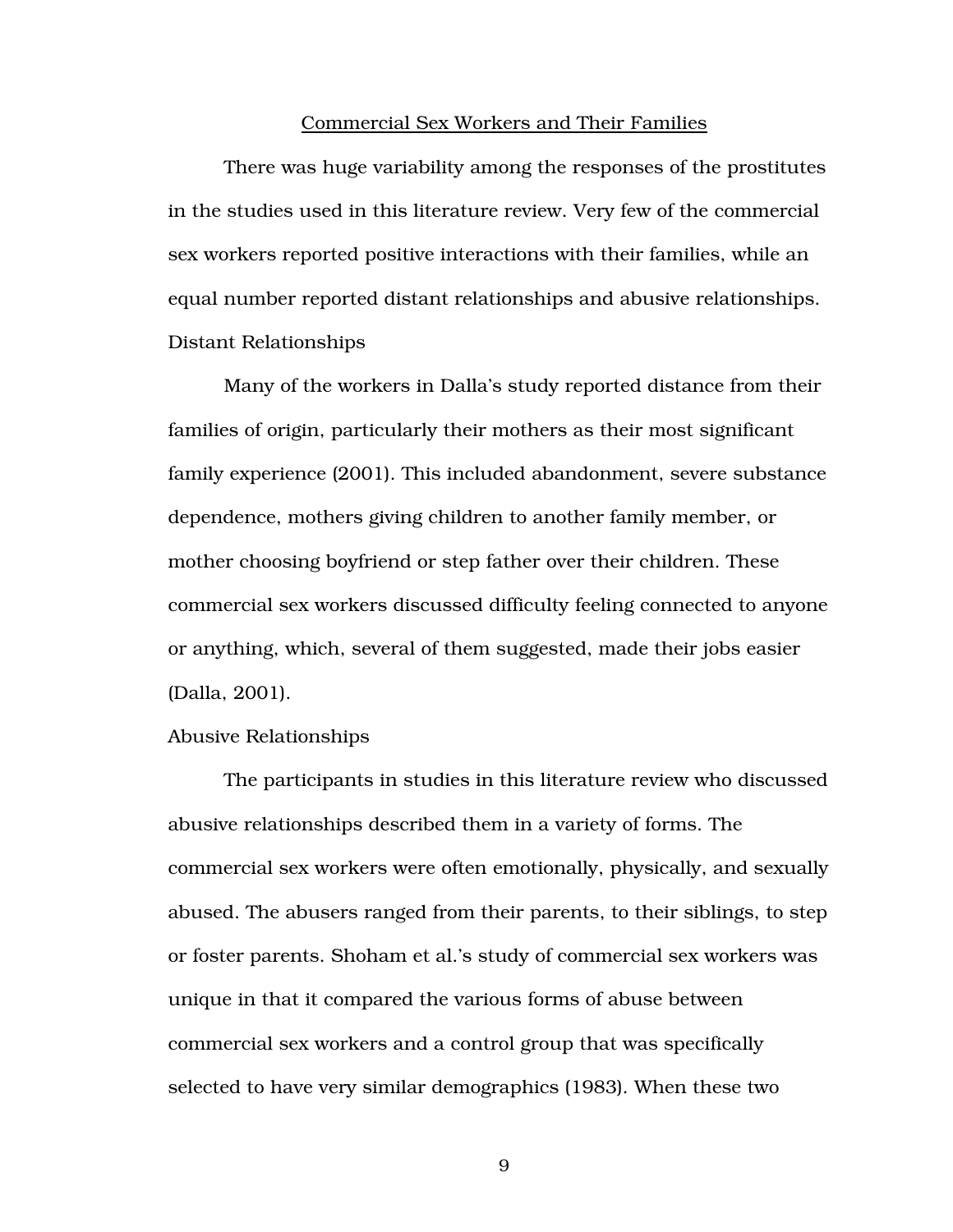## Commercial Sex Workers and Their Families

There was huge variability among the responses of the prostitutes in the studies used in this literature review. Very few of the commercial sex workers reported positive interactions with their families, while an equal number reported distant relationships and abusive relationships.

### Distant Relationships

Many of the workers in Dalla's study reported distance from their families of origin, particularly their mothers as their most significant family experience (2001). This included abandonment, severe substance dependence, mothers giving children to another family member, or mother choosing boyfriend or step father over their children. These commercial sex workers discussed difficulty feeling connected to anyone or anything, which, several of them suggested, made their jobs easier (Dalla, 2001).

### Abusive Relationships

The participants in studies in this literature review who discussed abusive relationships described them in a variety of forms. The commercial sex workers were often emotionally, physically, and sexually abused. The abusers ranged from their parents, to their siblings, to step or foster parents. Shoham et al.'s study of commercial sex workers was unique in that it compared the various forms of abuse between commercial sex workers and a control group that was specifically selected to have very similar demographics (1983). When these two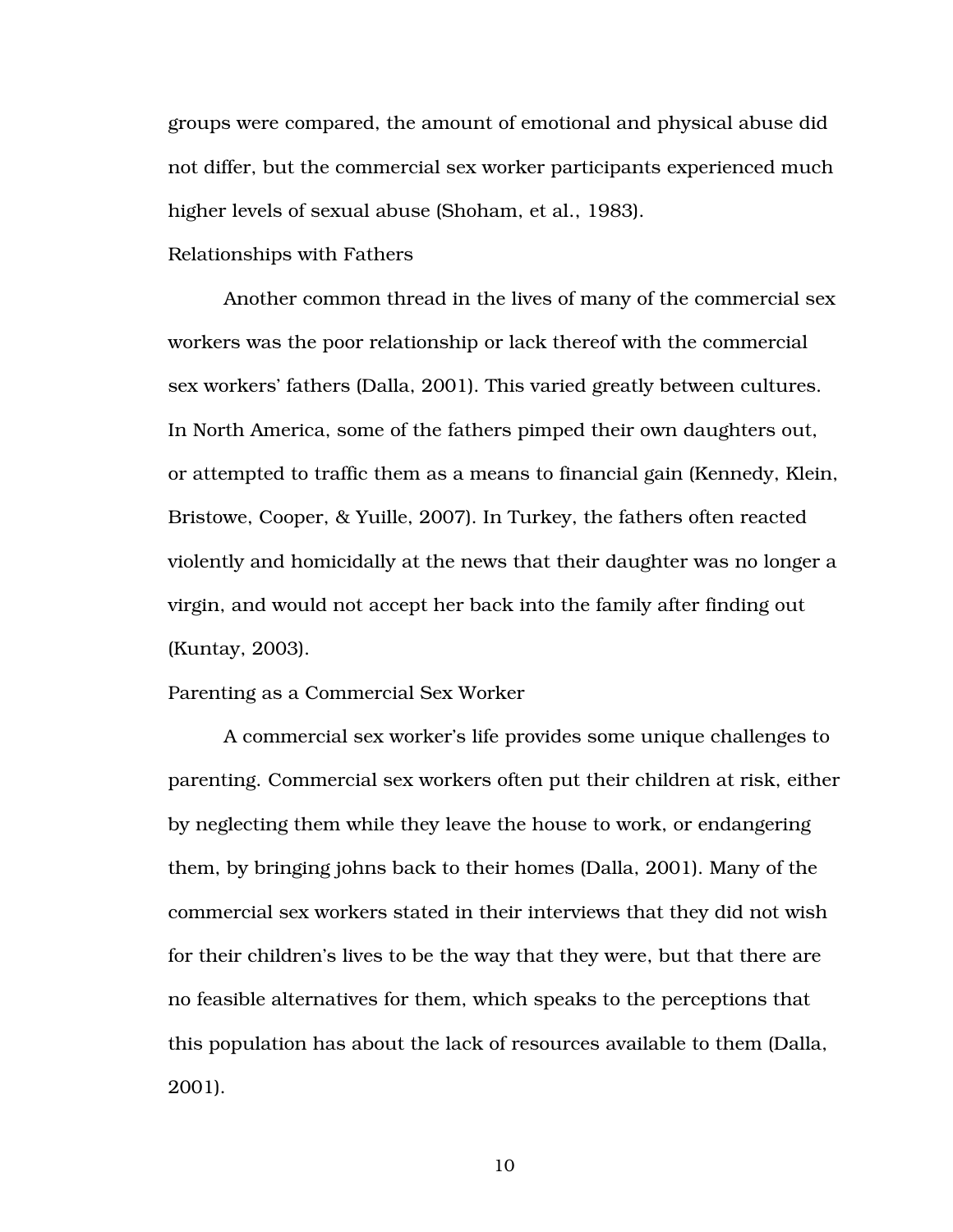groups were compared, the amount of emotional and physical abuse did not differ, but the commercial sex worker participants experienced much higher levels of sexual abuse (Shoham, et al., 1983).

### Relationships with Fathers

Another common thread in the lives of many of the commercial sex workers was the poor relationship or lack thereof with the commercial sex workers' fathers (Dalla, 2001). This varied greatly between cultures. In North America, some of the fathers pimped their own daughters out, or attempted to traffic them as a means to financial gain (Kennedy, Klein, Bristowe, Cooper, & Yuille, 2007). In Turkey, the fathers often reacted violently and homicidally at the news that their daughter was no longer a virgin, and would not accept her back into the family after finding out (Kuntay, 2003).

### Parenting as a Commercial Sex Worker

A commercial sex worker's life provides some unique challenges to parenting. Commercial sex workers often put their children at risk, either by neglecting them while they leave the house to work, or endangering them, by bringing johns back to their homes (Dalla, 2001). Many of the commercial sex workers stated in their interviews that they did not wish for their children's lives to be the way that they were, but that there are no feasible alternatives for them, which speaks to the perceptions that this population has about the lack of resources available to them (Dalla, 2001).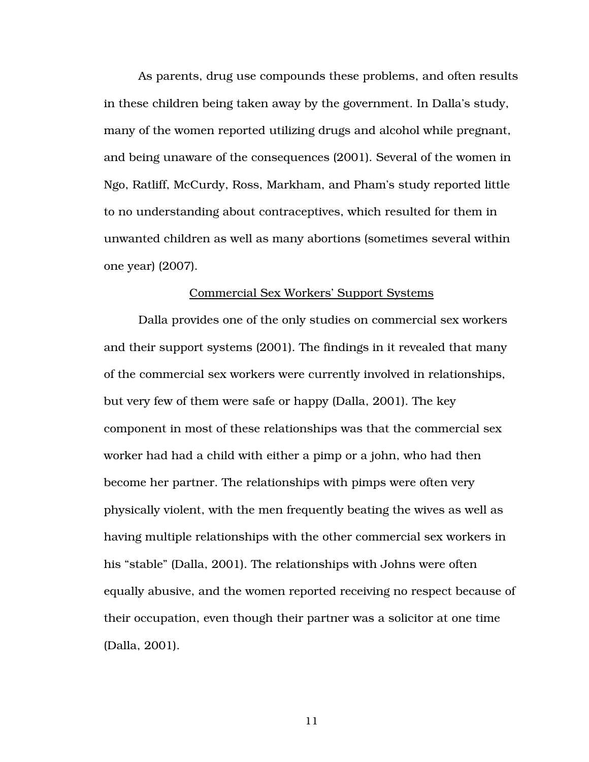As parents, drug use compounds these problems, and often results in these children being taken away by the government. In Dalla's study, many of the women reported utilizing drugs and alcohol while pregnant, and being unaware of the consequences (2001). Several of the women in Ngo, Ratliff, McCurdy, Ross, Markham, and Pham's study reported little to no understanding about contraceptives, which resulted for them in unwanted children as well as many abortions (sometimes several within one year) (2007).

## Commercial Sex Workers' Support Systems

Dalla provides one of the only studies on commercial sex workers and their support systems (2001). The findings in it revealed that many of the commercial sex workers were currently involved in relationships, but very few of them were safe or happy (Dalla, 2001). The key component in most of these relationships was that the commercial sex worker had had a child with either a pimp or a john, who had then become her partner. The relationships with pimps were often very physically violent, with the men frequently beating the wives as well as having multiple relationships with the other commercial sex workers in his "stable" (Dalla, 2001). The relationships with Johns were often equally abusive, and the women reported receiving no respect because of their occupation, even though their partner was a solicitor at one time (Dalla, 2001).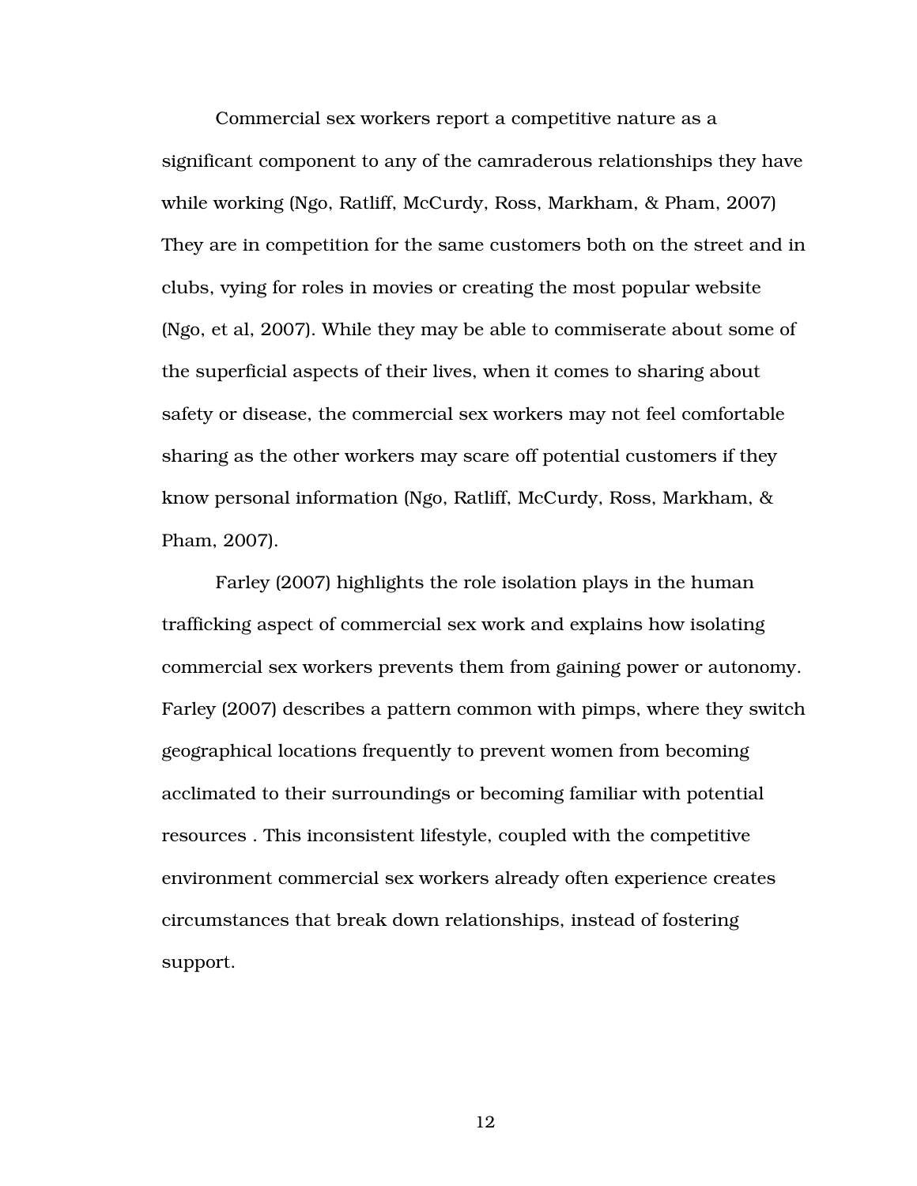Commercial sex workers report a competitive nature as a significant component to any of the camraderous relationships they have while working (Ngo, Ratliff, McCurdy, Ross, Markham, & Pham, 2007) They are in competition for the same customers both on the street and in clubs, vying for roles in movies or creating the most popular website (Ngo, et al, 2007). While they may be able to commiserate about some of the superficial aspects of their lives, when it comes to sharing about safety or disease, the commercial sex workers may not feel comfortable sharing as the other workers may scare off potential customers if they know personal information (Ngo, Ratliff, McCurdy, Ross, Markham, & Pham, 2007).

Farley (2007) highlights the role isolation plays in the human trafficking aspect of commercial sex work and explains how isolating commercial sex workers prevents them from gaining power or autonomy. Farley (2007) describes a pattern common with pimps, where they switch geographical locations frequently to prevent women from becoming acclimated to their surroundings or becoming familiar with potential resources . This inconsistent lifestyle, coupled with the competitive environment commercial sex workers already often experience creates circumstances that break down relationships, instead of fostering support.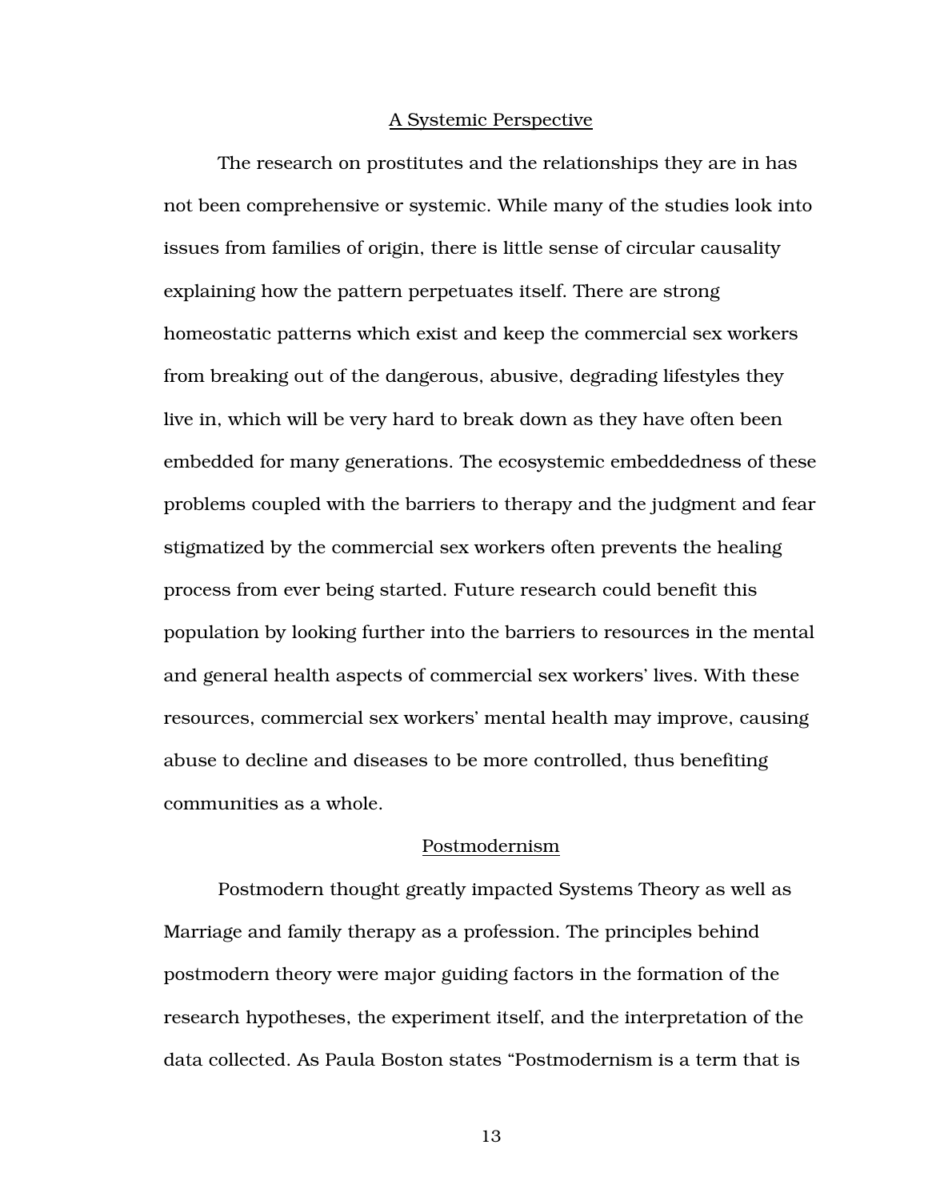## A Systemic Perspective

The research on prostitutes and the relationships they are in has not been comprehensive or systemic. While many of the studies look into issues from families of origin, there is little sense of circular causality explaining how the pattern perpetuates itself. There are strong homeostatic patterns which exist and keep the commercial sex workers from breaking out of the dangerous, abusive, degrading lifestyles they live in, which will be very hard to break down as they have often been embedded for many generations. The ecosystemic embeddedness of these problems coupled with the barriers to therapy and the judgment and fear stigmatized by the commercial sex workers often prevents the healing process from ever being started. Future research could benefit this population by looking further into the barriers to resources in the mental and general health aspects of commercial sex workers' lives. With these resources, commercial sex workers' mental health may improve, causing abuse to decline and diseases to be more controlled, thus benefiting communities as a whole.

## Postmodernism

Postmodern thought greatly impacted Systems Theory as well as Marriage and family therapy as a profession. The principles behind postmodern theory were major guiding factors in the formation of the research hypotheses, the experiment itself, and the interpretation of the data collected. As Paula Boston states "Postmodernism is a term that is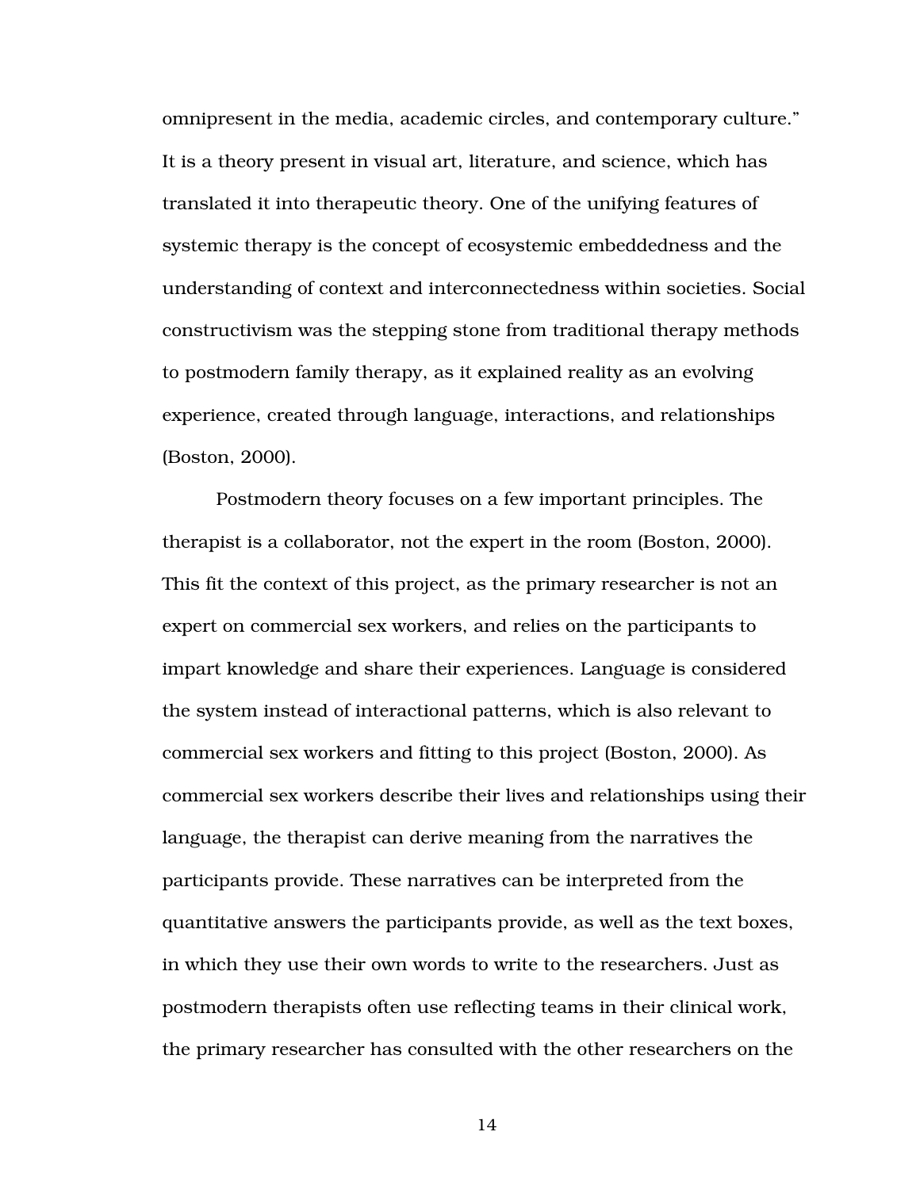omnipresent in the media, academic circles, and contemporary culture." It is a theory present in visual art, literature, and science, which has translated it into therapeutic theory. One of the unifying features of systemic therapy is the concept of ecosystemic embeddedness and the understanding of context and interconnectedness within societies. Social constructivism was the stepping stone from traditional therapy methods to postmodern family therapy, as it explained reality as an evolving experience, created through language, interactions, and relationships (Boston, 2000).

Postmodern theory focuses on a few important principles. The therapist is a collaborator, not the expert in the room (Boston, 2000). This fit the context of this project, as the primary researcher is not an expert on commercial sex workers, and relies on the participants to impart knowledge and share their experiences. Language is considered the system instead of interactional patterns, which is also relevant to commercial sex workers and fitting to this project (Boston, 2000). As commercial sex workers describe their lives and relationships using their language, the therapist can derive meaning from the narratives the participants provide. These narratives can be interpreted from the quantitative answers the participants provide, as well as the text boxes, in which they use their own words to write to the researchers. Just as postmodern therapists often use reflecting teams in their clinical work, the primary researcher has consulted with the other researchers on the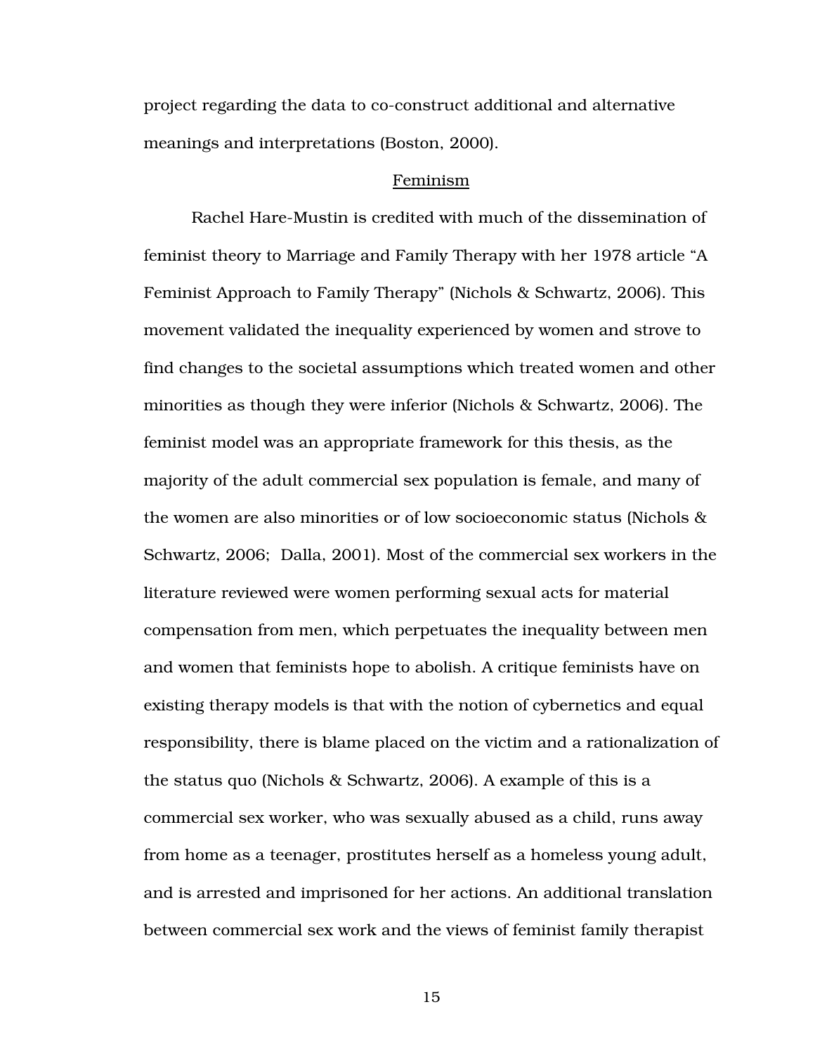project regarding the data to co-construct additional and alternative meanings and interpretations (Boston, 2000).

## Feminism

Rachel Hare-Mustin is credited with much of the dissemination of feminist theory to Marriage and Family Therapy with her 1978 article "A Feminist Approach to Family Therapy" (Nichols & Schwartz, 2006). This movement validated the inequality experienced by women and strove to find changes to the societal assumptions which treated women and other minorities as though they were inferior (Nichols & Schwartz, 2006). The feminist model was an appropriate framework for this thesis, as the majority of the adult commercial sex population is female, and many of the women are also minorities or of low socioeconomic status (Nichols & Schwartz, 2006; Dalla, 2001). Most of the commercial sex workers in the literature reviewed were women performing sexual acts for material compensation from men, which perpetuates the inequality between men and women that feminists hope to abolish. A critique feminists have on existing therapy models is that with the notion of cybernetics and equal responsibility, there is blame placed on the victim and a rationalization of the status quo (Nichols & Schwartz, 2006). A example of this is a commercial sex worker, who was sexually abused as a child, runs away from home as a teenager, prostitutes herself as a homeless young adult, and is arrested and imprisoned for her actions. An additional translation between commercial sex work and the views of feminist family therapist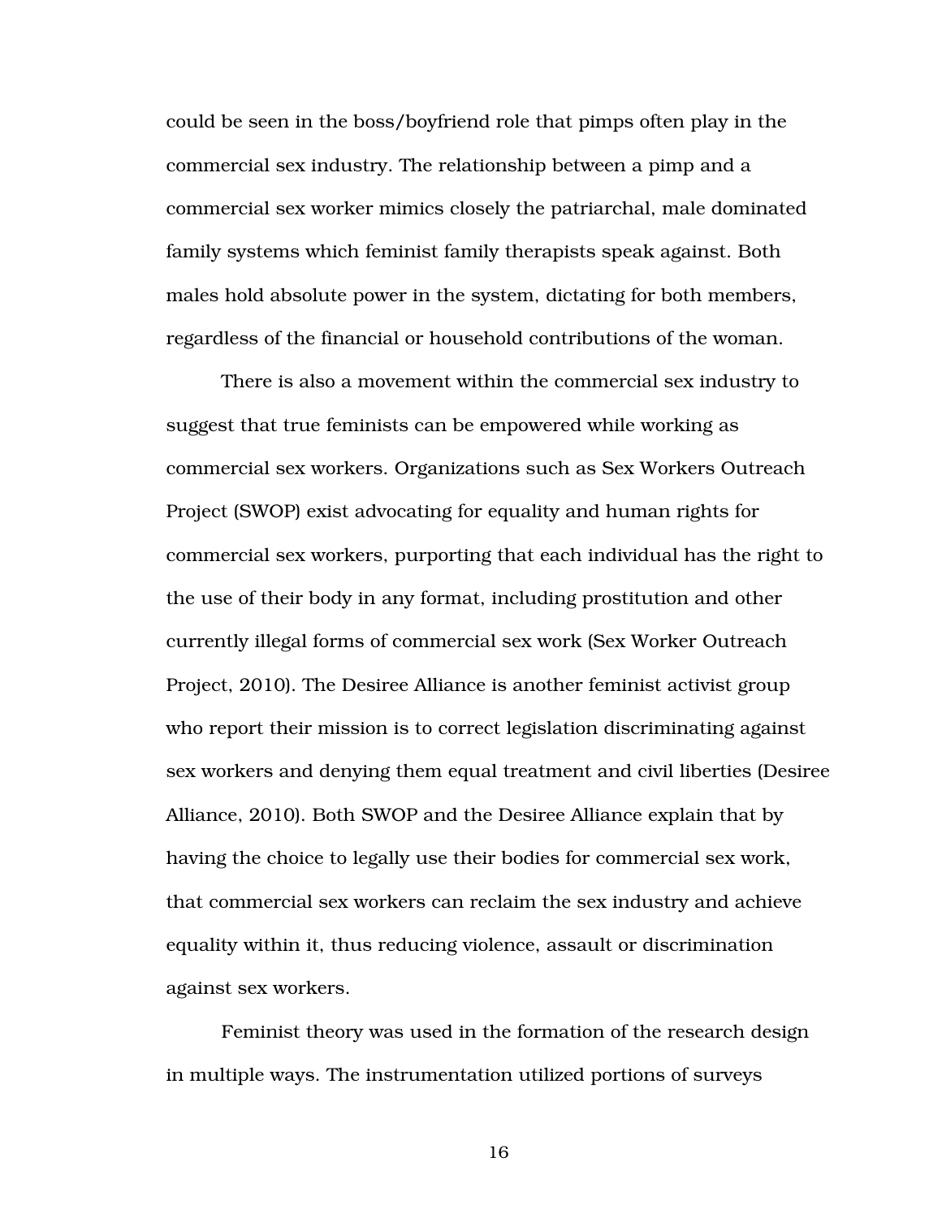could be seen in the boss/boyfriend role that pimps often play in the commercial sex industry. The relationship between a pimp and a commercial sex worker mimics closely the patriarchal, male dominated family systems which feminist family therapists speak against. Both males hold absolute power in the system, dictating for both members, regardless of the financial or household contributions of the woman.

There is also a movement within the commercial sex industry to suggest that true feminists can be empowered while working as commercial sex workers. Organizations such as Sex Workers Outreach Project (SWOP) exist advocating for equality and human rights for commercial sex workers, purporting that each individual has the right to the use of their body in any format, including prostitution and other currently illegal forms of commercial sex work (Sex Worker Outreach Project, 2010). The Desiree Alliance is another feminist activist group who report their mission is to correct legislation discriminating against sex workers and denying them equal treatment and civil liberties (Desiree Alliance, 2010). Both SWOP and the Desiree Alliance explain that by having the choice to legally use their bodies for commercial sex work, that commercial sex workers can reclaim the sex industry and achieve equality within it, thus reducing violence, assault or discrimination against sex workers.

Feminist theory was used in the formation of the research design in multiple ways. The instrumentation utilized portions of surveys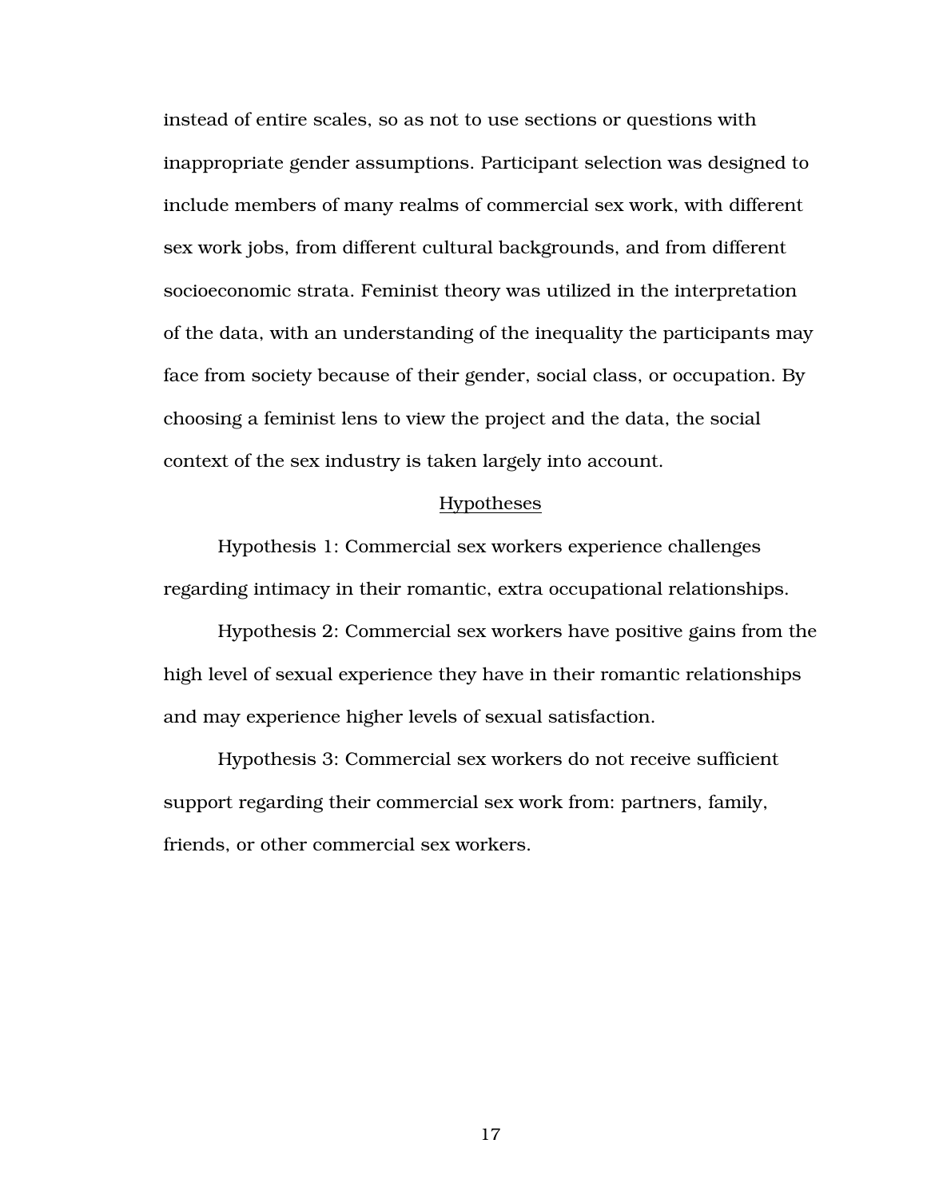instead of entire scales, so as not to use sections or questions with inappropriate gender assumptions. Participant selection was designed to include members of many realms of commercial sex work, with different sex work jobs, from different cultural backgrounds, and from different socioeconomic strata. Feminist theory was utilized in the interpretation of the data, with an understanding of the inequality the participants may face from society because of their gender, social class, or occupation. By choosing a feminist lens to view the project and the data, the social context of the sex industry is taken largely into account.

## Hypotheses

Hypothesis 1: Commercial sex workers experience challenges regarding intimacy in their romantic, extra occupational relationships.

Hypothesis 2: Commercial sex workers have positive gains from the high level of sexual experience they have in their romantic relationships and may experience higher levels of sexual satisfaction.

Hypothesis 3: Commercial sex workers do not receive sufficient support regarding their commercial sex work from: partners, family, friends, or other commercial sex workers.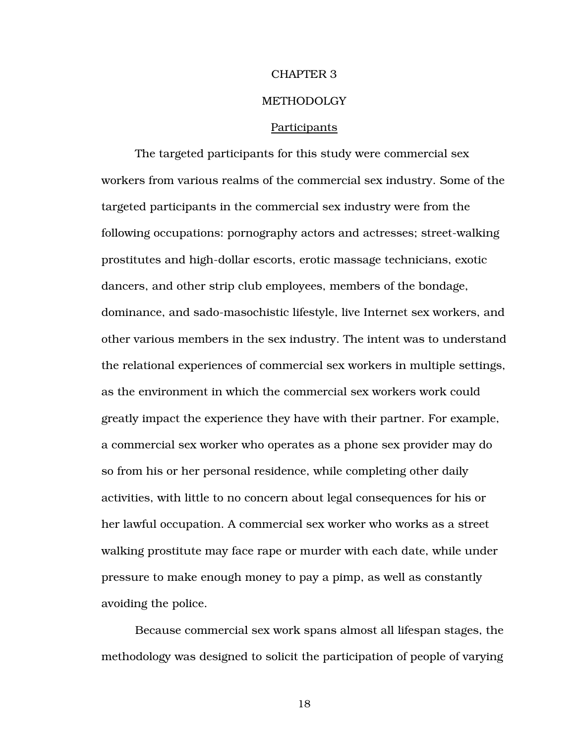# CHAPTER 3

# METHODOLGY

## Participants

The targeted participants for this study were commercial sex workers from various realms of the commercial sex industry. Some of the targeted participants in the commercial sex industry were from the following occupations: pornography actors and actresses; street-walking prostitutes and high-dollar escorts, erotic massage technicians, exotic dancers, and other strip club employees, members of the bondage, dominance, and sado-masochistic lifestyle, live Internet sex workers, and other various members in the sex industry. The intent was to understand the relational experiences of commercial sex workers in multiple settings, as the environment in which the commercial sex workers work could greatly impact the experience they have with their partner. For example, a commercial sex worker who operates as a phone sex provider may do so from his or her personal residence, while completing other daily activities, with little to no concern about legal consequences for his or her lawful occupation. A commercial sex worker who works as a street walking prostitute may face rape or murder with each date, while under pressure to make enough money to pay a pimp, as well as constantly avoiding the police.

Because commercial sex work spans almost all lifespan stages, the methodology was designed to solicit the participation of people of varying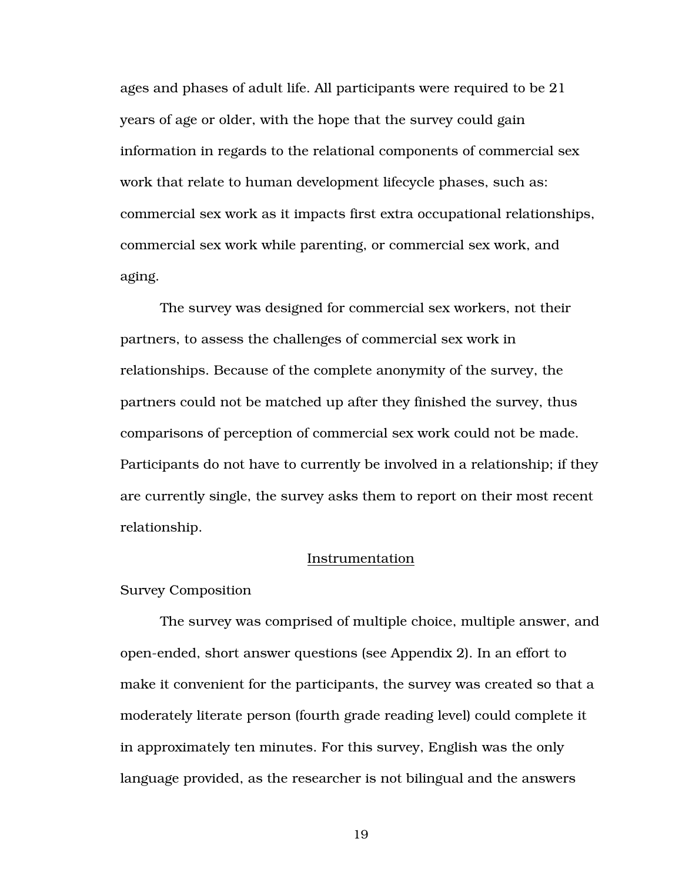ages and phases of adult life. All participants were required to be 21 years of age or older, with the hope that the survey could gain information in regards to the relational components of commercial sex work that relate to human development lifecycle phases, such as: commercial sex work as it impacts first extra occupational relationships, commercial sex work while parenting, or commercial sex work, and aging.

The survey was designed for commercial sex workers, not their partners, to assess the challenges of commercial sex work in relationships. Because of the complete anonymity of the survey, the partners could not be matched up after they finished the survey, thus comparisons of perception of commercial sex work could not be made. Participants do not have to currently be involved in a relationship; if they are currently single, the survey asks them to report on their most recent relationship.

## Instrumentation

### Survey Composition

The survey was comprised of multiple choice, multiple answer, and open-ended, short answer questions (see Appendix 2). In an effort to make it convenient for the participants, the survey was created so that a moderately literate person (fourth grade reading level) could complete it in approximately ten minutes. For this survey, English was the only language provided, as the researcher is not bilingual and the answers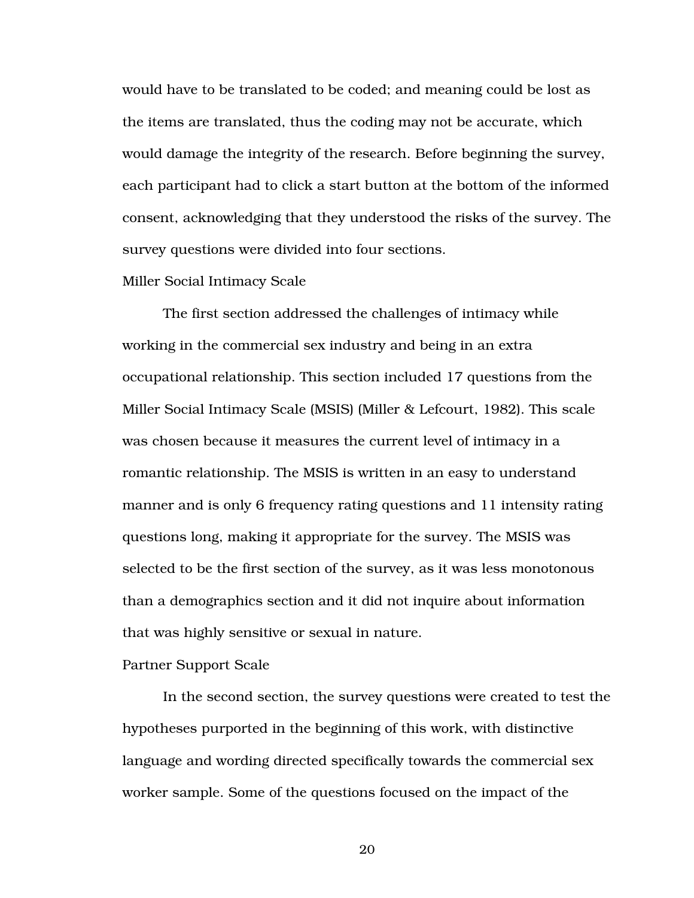would have to be translated to be coded; and meaning could be lost as the items are translated, thus the coding may not be accurate, which would damage the integrity of the research. Before beginning the survey, each participant had to click a start button at the bottom of the informed consent, acknowledging that they understood the risks of the survey. The survey questions were divided into four sections.

### Miller Social Intimacy Scale

The first section addressed the challenges of intimacy while working in the commercial sex industry and being in an extra occupational relationship. This section included 17 questions from the Miller Social Intimacy Scale (MSIS) (Miller & Lefcourt, 1982). This scale was chosen because it measures the current level of intimacy in a romantic relationship. The MSIS is written in an easy to understand manner and is only 6 frequency rating questions and 11 intensity rating questions long, making it appropriate for the survey. The MSIS was selected to be the first section of the survey, as it was less monotonous than a demographics section and it did not inquire about information that was highly sensitive or sexual in nature.

### Partner Support Scale

In the second section, the survey questions were created to test the hypotheses purported in the beginning of this work, with distinctive language and wording directed specifically towards the commercial sex worker sample. Some of the questions focused on the impact of the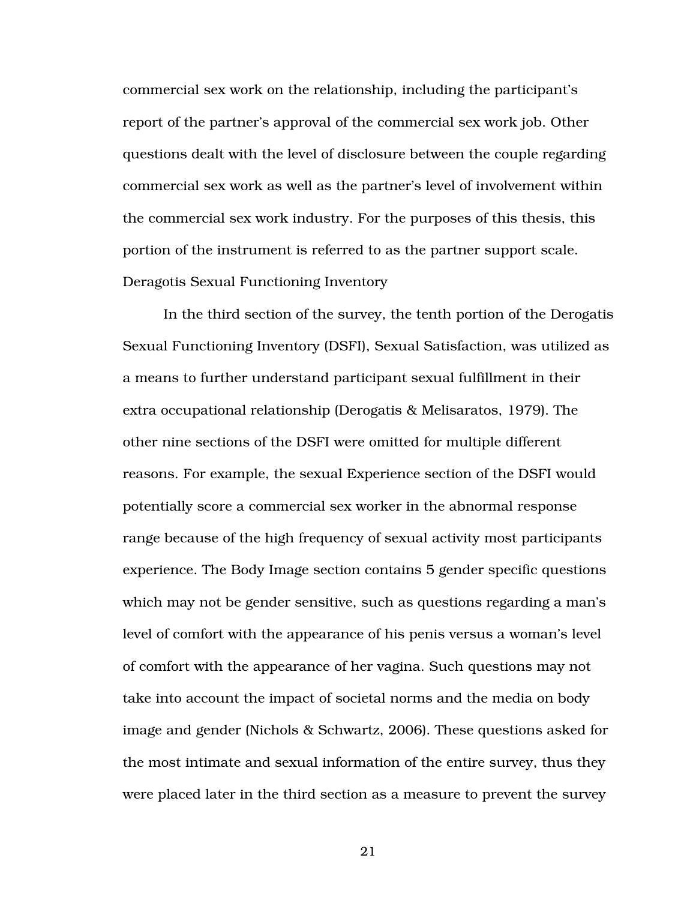commercial sex work on the relationship, including the participant's report of the partner's approval of the commercial sex work job. Other questions dealt with the level of disclosure between the couple regarding commercial sex work as well as the partner's level of involvement within the commercial sex work industry. For the purposes of this thesis, this portion of the instrument is referred to as the partner support scale.

### Deragotis Sexual Functioning Inventory

In the third section of the survey, the tenth portion of the Derogatis Sexual Functioning Inventory (DSFI), Sexual Satisfaction, was utilized as a means to further understand participant sexual fulfillment in their extra occupational relationship (Derogatis & Melisaratos, 1979). The other nine sections of the DSFI were omitted for multiple different reasons. For example, the sexual Experience section of the DSFI would potentially score a commercial sex worker in the abnormal response range because of the high frequency of sexual activity most participants experience. The Body Image section contains 5 gender specific questions which may not be gender sensitive, such as questions regarding a man's level of comfort with the appearance of his penis versus a woman's level of comfort with the appearance of her vagina. Such questions may not take into account the impact of societal norms and the media on body image and gender (Nichols & Schwartz, 2006). These questions asked for the most intimate and sexual information of the entire survey, thus they were placed later in the third section as a measure to prevent the survey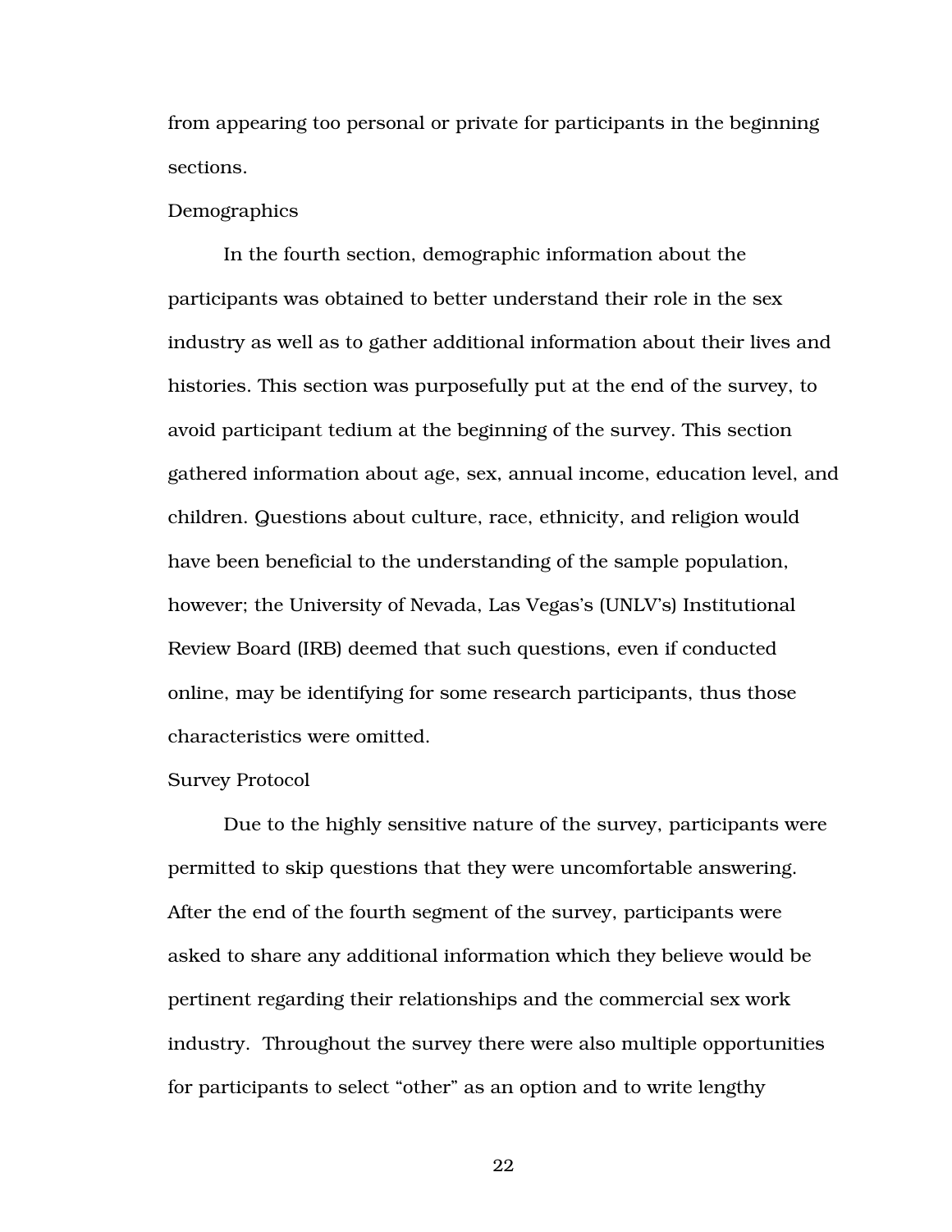from appearing too personal or private for participants in the beginning sections.

### Demographics

In the fourth section, demographic information about the participants was obtained to better understand their role in the sex industry as well as to gather additional information about their lives and histories. This section was purposefully put at the end of the survey, to avoid participant tedium at the beginning of the survey. This section gathered information about age, sex, annual income, education level, and children. Questions about culture, race, ethnicity, and religion would have been beneficial to the understanding of the sample population, however; the University of Nevada, Las Vegas's (UNLV's) Institutional Review Board (IRB) deemed that such questions, even if conducted online, may be identifying for some research participants, thus those characteristics were omitted.

### Survey Protocol

Due to the highly sensitive nature of the survey, participants were permitted to skip questions that they were uncomfortable answering. After the end of the fourth segment of the survey, participants were asked to share any additional information which they believe would be pertinent regarding their relationships and the commercial sex work industry. Throughout the survey there were also multiple opportunities for participants to select "other" as an option and to write lengthy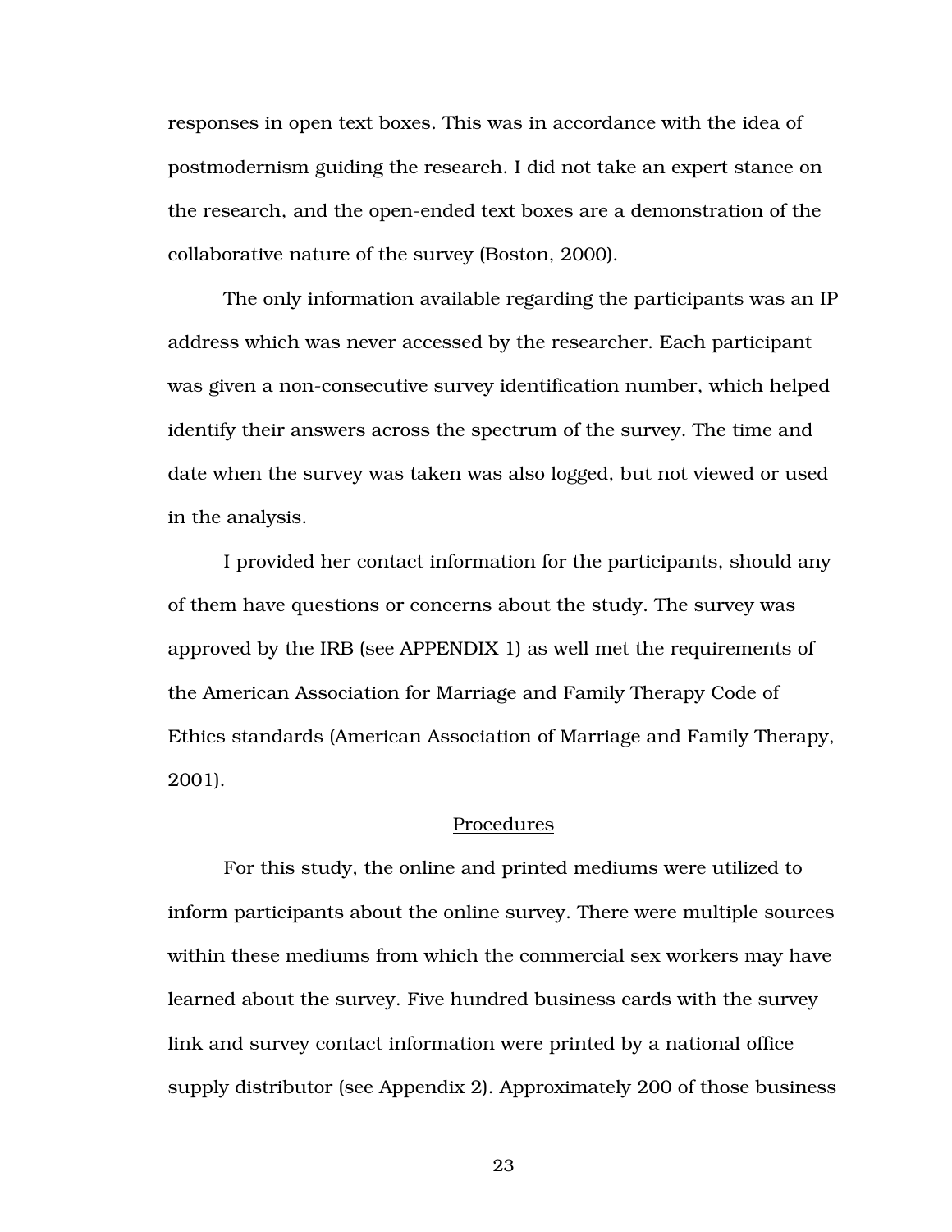responses in open text boxes. This was in accordance with the idea of postmodernism guiding the research. I did not take an expert stance on the research, and the open-ended text boxes are a demonstration of the collaborative nature of the survey (Boston, 2000).

The only information available regarding the participants was an IP address which was never accessed by the researcher. Each participant was given a non-consecutive survey identification number, which helped identify their answers across the spectrum of the survey. The time and date when the survey was taken was also logged, but not viewed or used in the analysis.

I provided her contact information for the participants, should any of them have questions or concerns about the study. The survey was approved by the IRB (see APPENDIX 1) as well met the requirements of the American Association for Marriage and Family Therapy Code of Ethics standards (American Association of Marriage and Family Therapy, 2001).

## Procedures

For this study, the online and printed mediums were utilized to inform participants about the online survey. There were multiple sources within these mediums from which the commercial sex workers may have learned about the survey. Five hundred business cards with the survey link and survey contact information were printed by a national office supply distributor (see Appendix 2). Approximately 200 of those business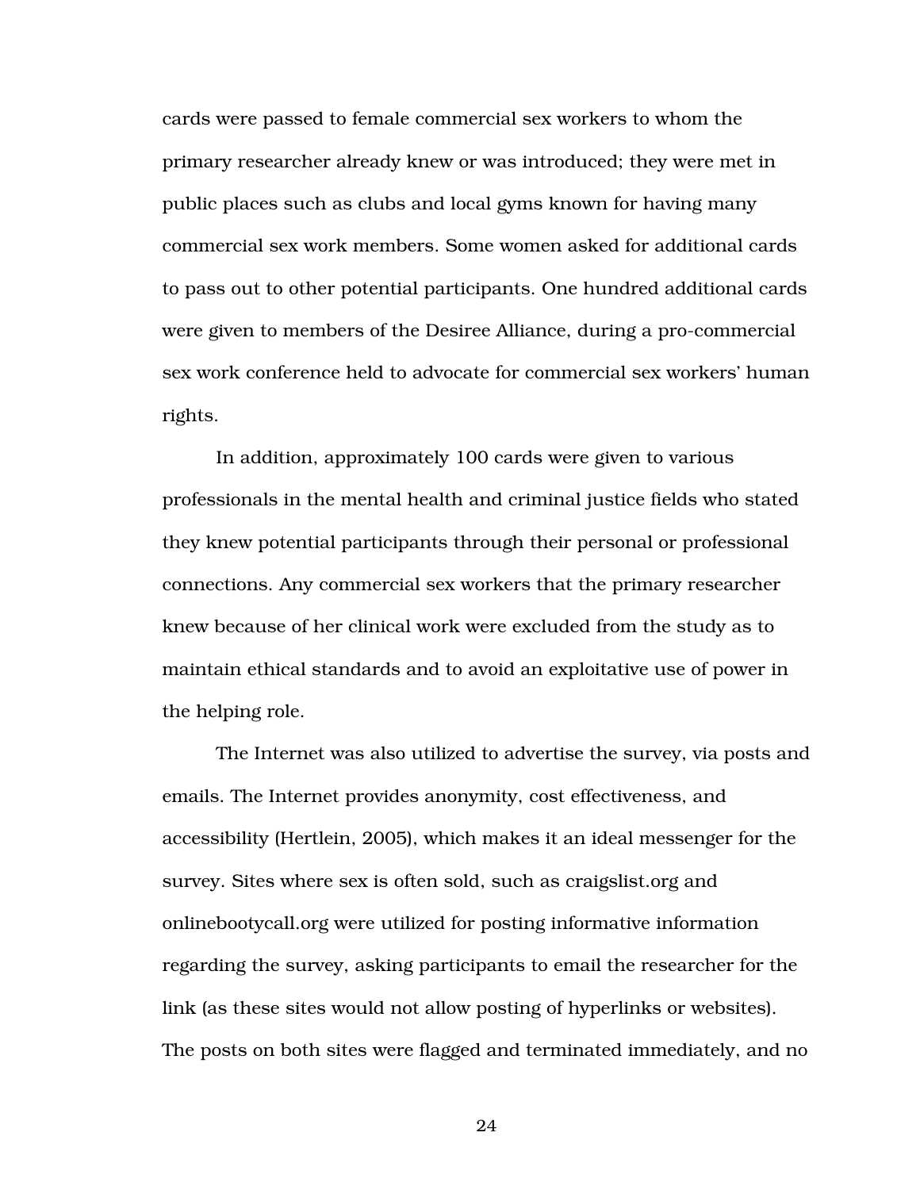cards were passed to female commercial sex workers to whom the primary researcher already knew or was introduced; they were met in public places such as clubs and local gyms known for having many commercial sex work members. Some women asked for additional cards to pass out to other potential participants. One hundred additional cards were given to members of the Desiree Alliance, during a pro-commercial sex work conference held to advocate for commercial sex workers' human rights.

In addition, approximately 100 cards were given to various professionals in the mental health and criminal justice fields who stated they knew potential participants through their personal or professional connections. Any commercial sex workers that the primary researcher knew because of her clinical work were excluded from the study as to maintain ethical standards and to avoid an exploitative use of power in the helping role.

The Internet was also utilized to advertise the survey, via posts and emails. The Internet provides anonymity, cost effectiveness, and accessibility (Hertlein, 2005), which makes it an ideal messenger for the survey. Sites where sex is often sold, such as craigslist.org and onlinebootycall.org were utilized for posting informative information regarding the survey, asking participants to email the researcher for the link (as these sites would not allow posting of hyperlinks or websites). The posts on both sites were flagged and terminated immediately, and no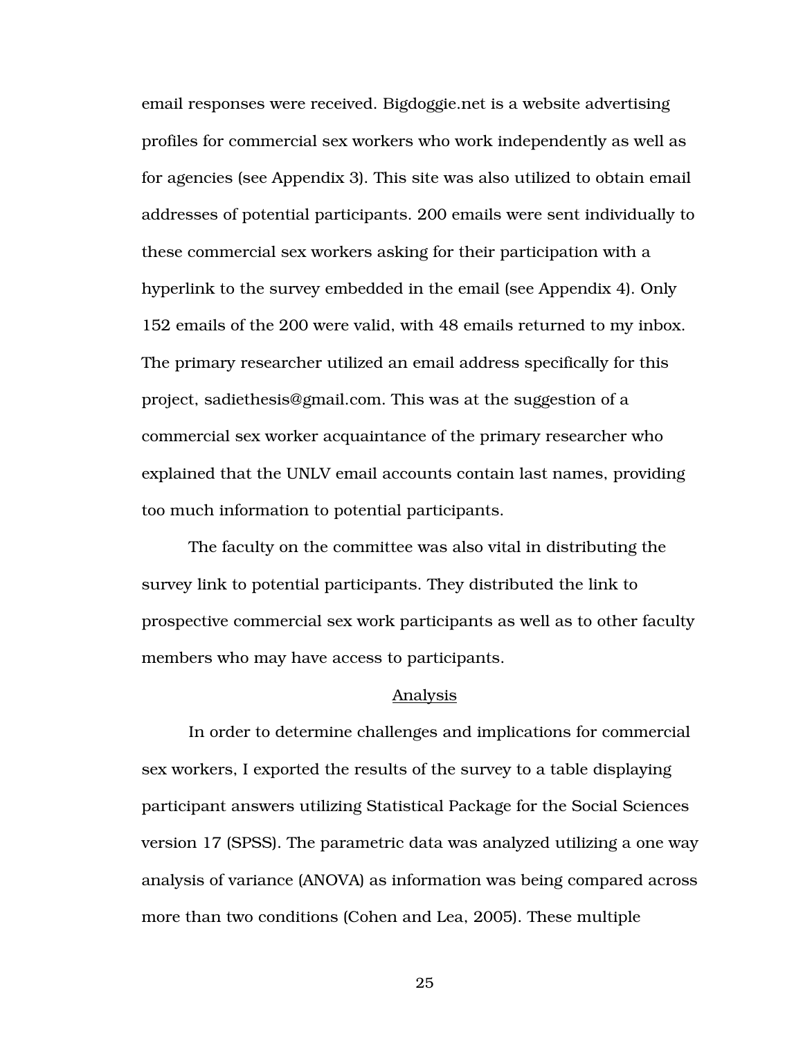email responses were received. Bigdoggie.net is a website advertising profiles for commercial sex workers who work independently as well as for agencies (see Appendix 3). This site was also utilized to obtain email addresses of potential participants. 200 emails were sent individually to these commercial sex workers asking for their participation with a hyperlink to the survey embedded in the email (see Appendix 4). Only 152 emails of the 200 were valid, with 48 emails returned to my inbox. The primary researcher utilized an email address specifically for this project, sadiethesis@gmail.com. This was at the suggestion of a commercial sex worker acquaintance of the primary researcher who explained that the UNLV email accounts contain last names, providing too much information to potential participants.

The faculty on the committee was also vital in distributing the survey link to potential participants. They distributed the link to prospective commercial sex work participants as well as to other faculty members who may have access to participants.

## Analysis

In order to determine challenges and implications for commercial sex workers, I exported the results of the survey to a table displaying participant answers utilizing Statistical Package for the Social Sciences version 17 (SPSS). The parametric data was analyzed utilizing a one way analysis of variance (ANOVA) as information was being compared across more than two conditions (Cohen and Lea, 2005). These multiple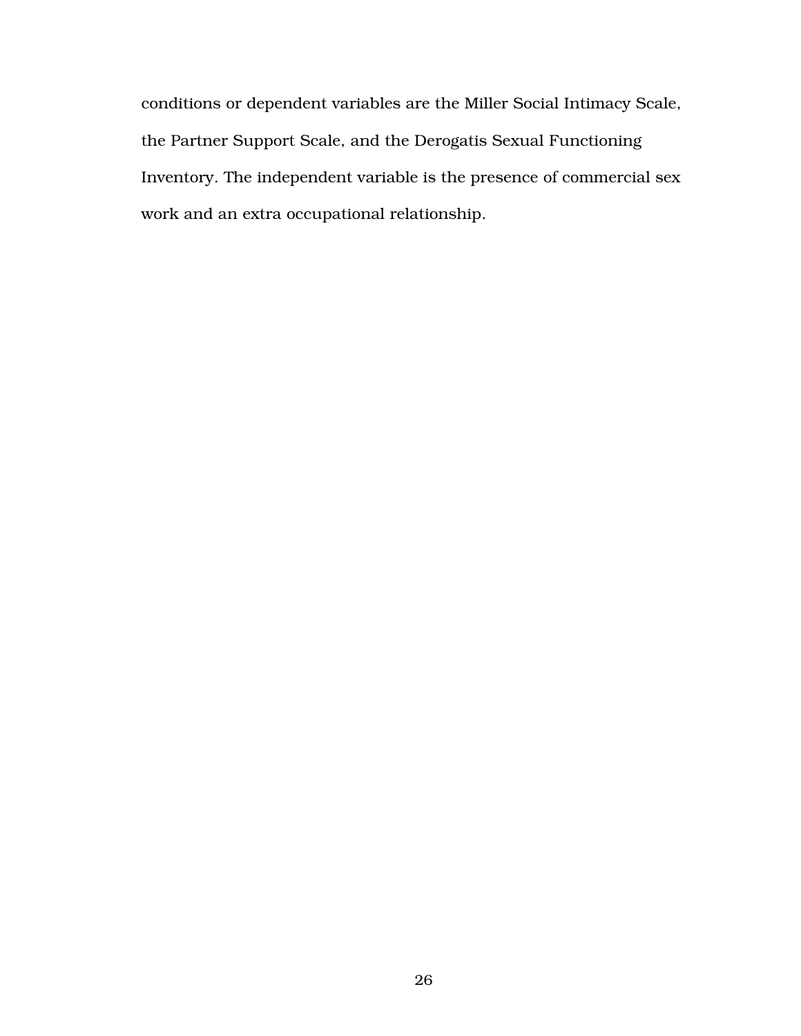conditions or dependent variables are the Miller Social Intimacy Scale, the Partner Support Scale, and the Derogatis Sexual Functioning Inventory. The independent variable is the presence of commercial sex work and an extra occupational relationship.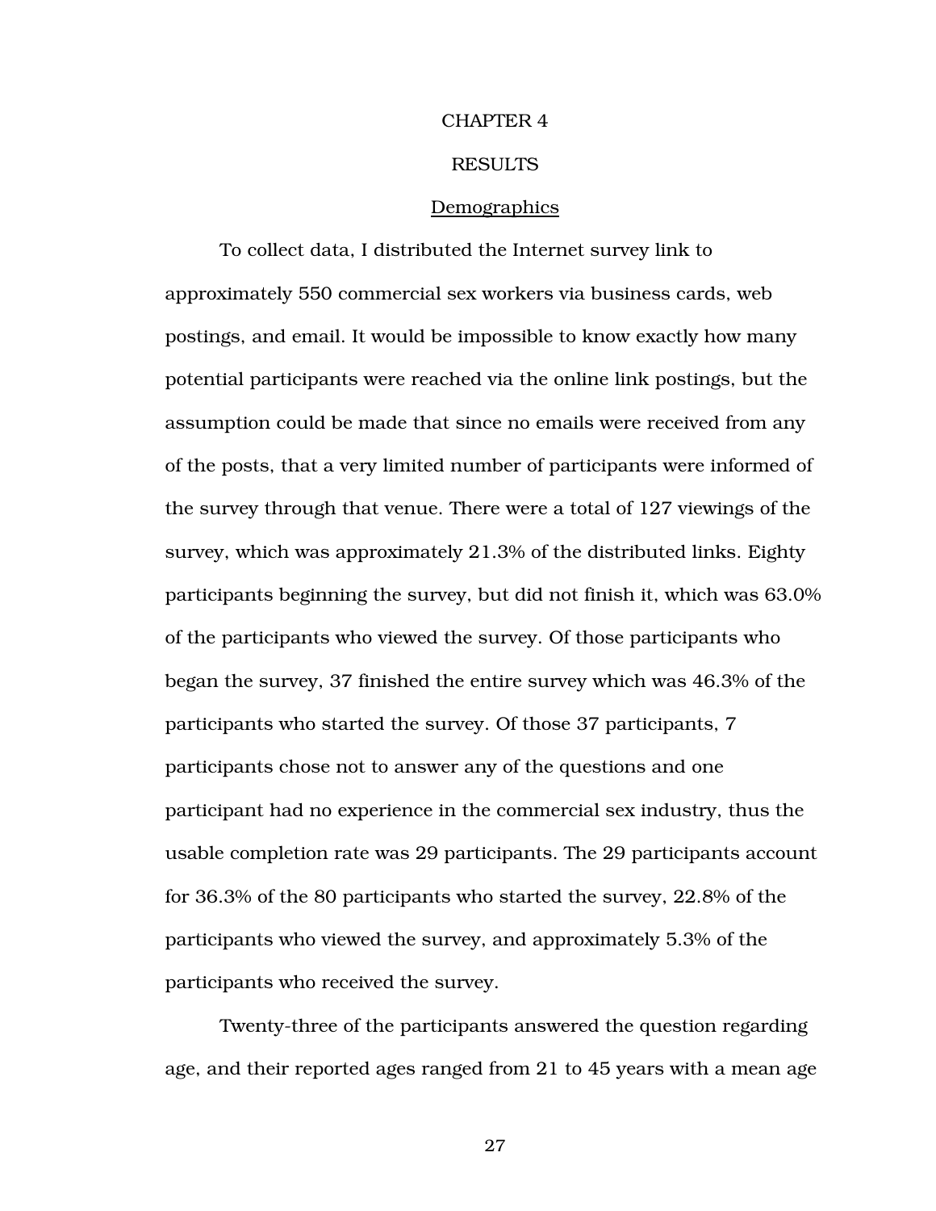# CHAPTER 4

# RESULTS

## Demographics

To collect data, I distributed the Internet survey link to approximately 550 commercial sex workers via business cards, web postings, and email. It would be impossible to know exactly how many potential participants were reached via the online link postings, but the assumption could be made that since no emails were received from any of the posts, that a very limited number of participants were informed of the survey through that venue. There were a total of 127 viewings of the survey, which was approximately 21.3% of the distributed links. Eighty participants beginning the survey, but did not finish it, which was 63.0% of the participants who viewed the survey. Of those participants who began the survey, 37 finished the entire survey which was 46.3% of the participants who started the survey. Of those 37 participants, 7 participants chose not to answer any of the questions and one participant had no experience in the commercial sex industry, thus the usable completion rate was 29 participants. The 29 participants account for 36.3% of the 80 participants who started the survey, 22.8% of the participants who viewed the survey, and approximately 5.3% of the participants who received the survey.

Twenty-three of the participants answered the question regarding age, and their reported ages ranged from 21 to 45 years with a mean age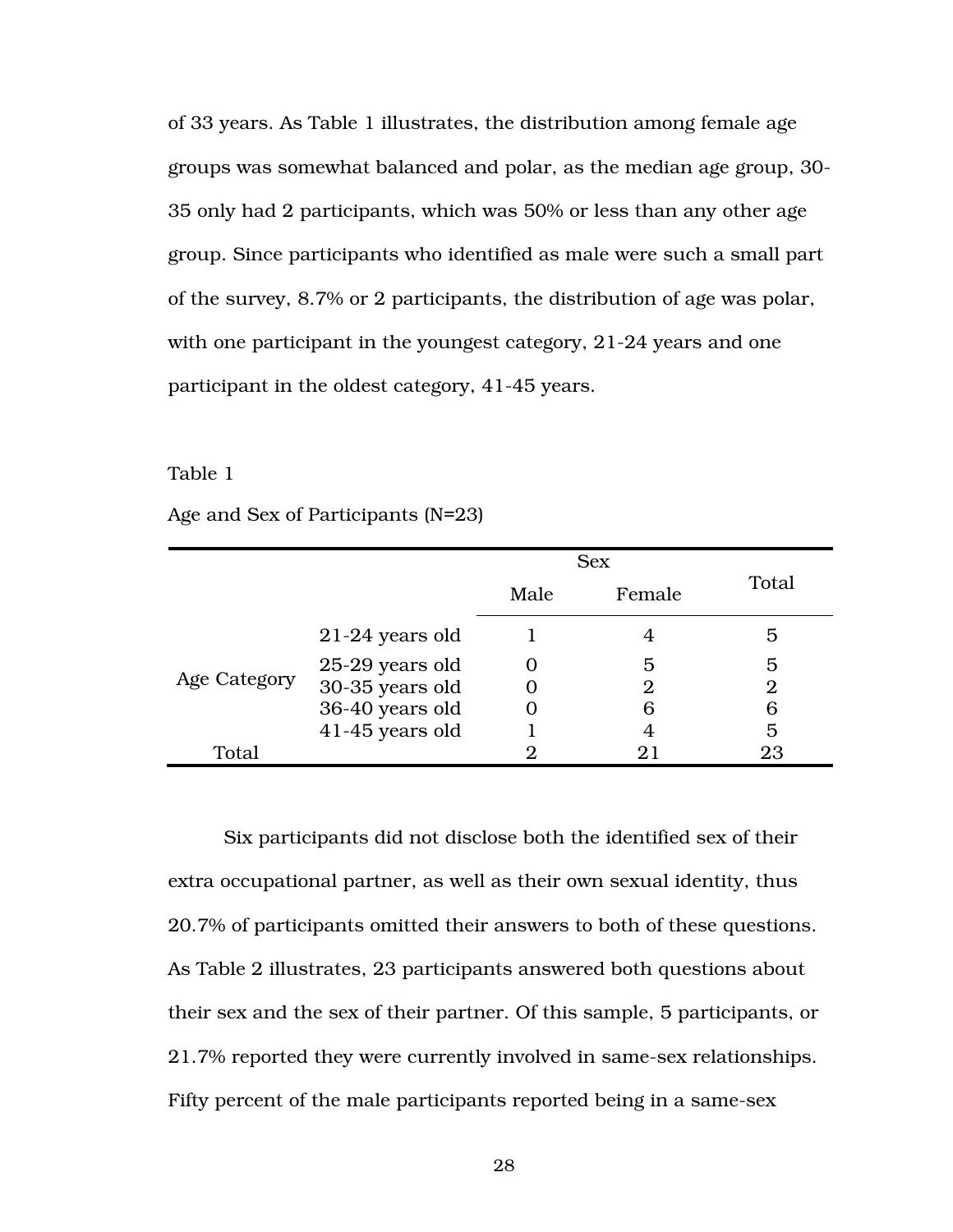of 33 years. As Table 1 illustrates, the distribution among female age groups was somewhat balanced and polar, as the median age group, 30-35 only had 2 participants, which was 50% or less than any other age group. Since participants who identified as male were such a small part of the survey, 8.7% or 2 participants, the distribution of age was polar, with one participant in the youngest category, 21-24 years and one participant in the oldest category, 41-45 years.

Table 1

Age and Sex of Participants (N=23)

| | | Sex | | Total |
|---|---|---|---|---|
| | | Male | Female | |
| Age Category | 21-24 years old | 1 | 4 | 5 |
| | 25-29 years old | 0 | 5 | 5 |
| | 30-35 years old | 0 | 2 | 2 |
| | 36-40 years old | 0 | 6 | 6 |
| | 41-45 years old | 1 | 4 | 5 |
| Total | | 2 | 21 | 23 |

Six participants did not disclose both the identified sex of their extra occupational partner, as well as their own sexual identity, thus 20.7% of participants omitted their answers to both of these questions. As Table 2 illustrates, 23 participants answered both questions about their sex and the sex of their partner. Of this sample, 5 participants, or 21.7% reported they were currently involved in same-sex relationships. Fifty percent of the male participants reported being in a same-sex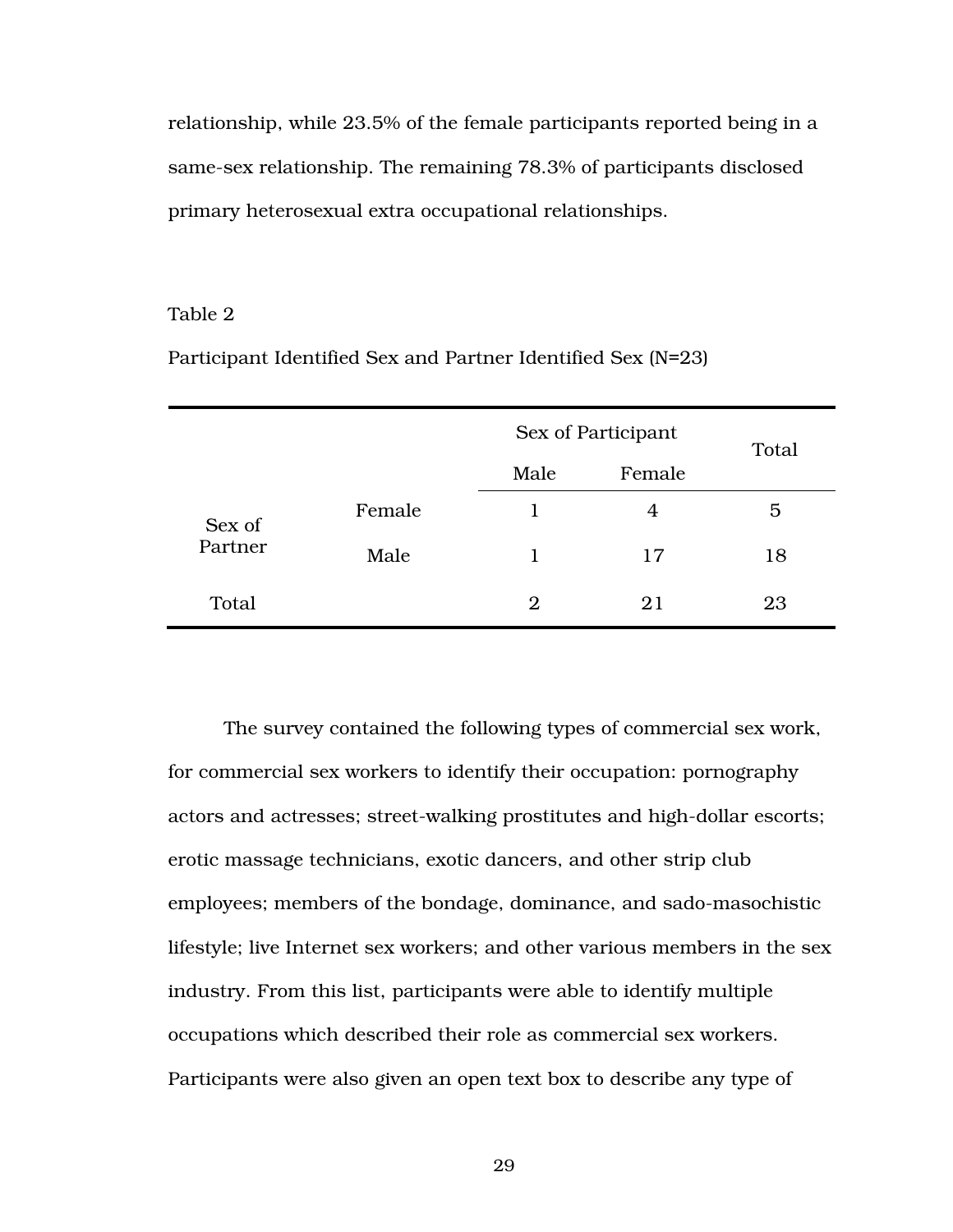relationship, while 23.5% of the female participants reported being in a same-sex relationship. The remaining 78.3% of participants disclosed primary heterosexual extra occupational relationships.

Table 2

Participant Identified Sex and Partner Identified Sex (N=23)

| | | Sex of Participant | | Total |
|---|---|---|---|---|
| | | Male | Female | |
| Sex of Partner | Female | 1 | 4 | 5 |
| | Male | 1 | 17 | 18 |
| Total | | 2 | 21 | 23 |

The survey contained the following types of commercial sex work, for commercial sex workers to identify their occupation: pornography actors and actresses; street-walking prostitutes and high-dollar escorts; erotic massage technicians, exotic dancers, and other strip club employees; members of the bondage, dominance, and sado-masochistic lifestyle; live Internet sex workers; and other various members in the sex industry. From this list, participants were able to identify multiple occupations which described their role as commercial sex workers. Participants were also given an open text box to describe any type of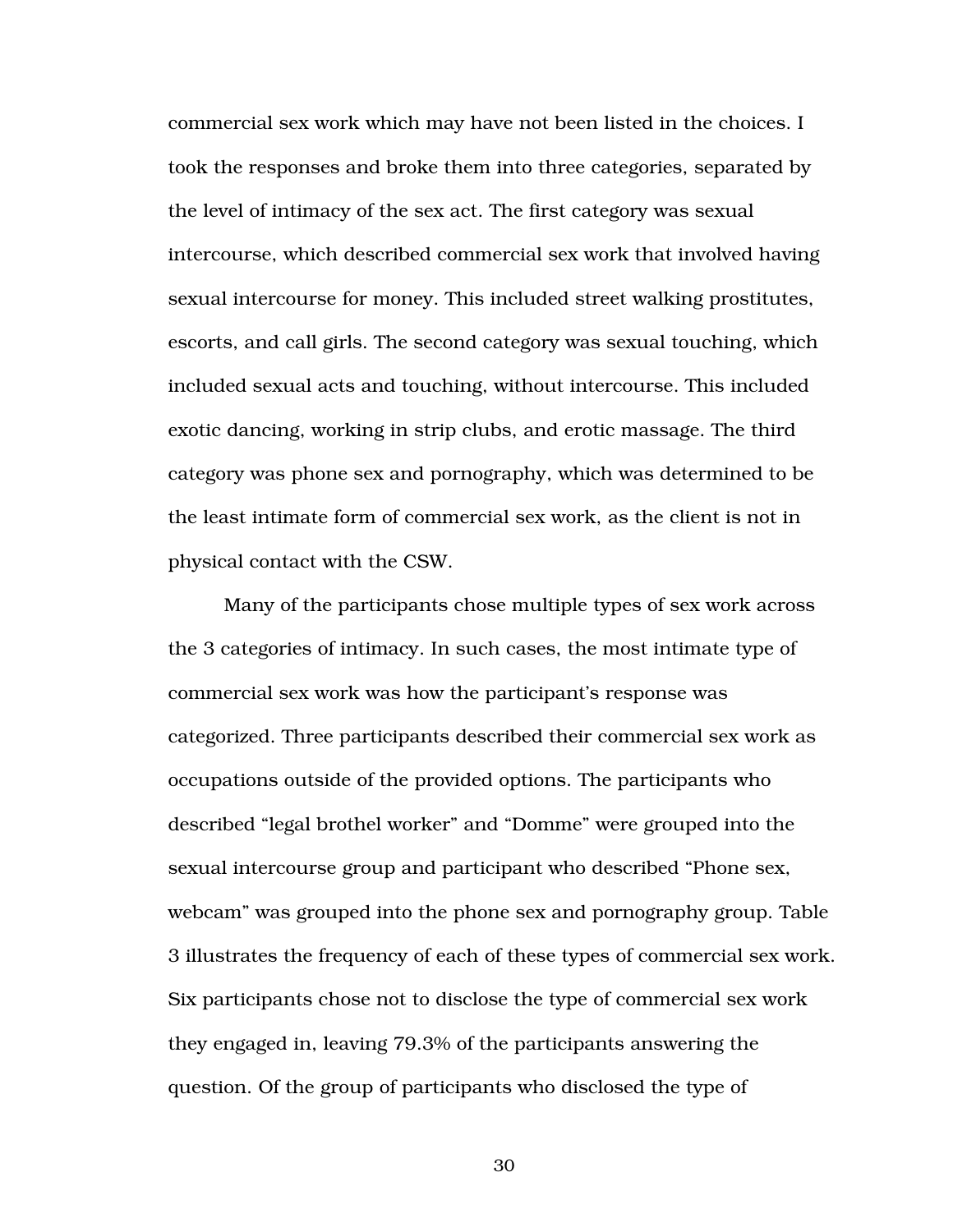commercial sex work which may have not been listed in the choices. I took the responses and broke them into three categories, separated by the level of intimacy of the sex act. The first category was sexual intercourse, which described commercial sex work that involved having sexual intercourse for money. This included street walking prostitutes, escorts, and call girls. The second category was sexual touching, which included sexual acts and touching, without intercourse. This included exotic dancing, working in strip clubs, and erotic massage. The third category was phone sex and pornography, which was determined to be the least intimate form of commercial sex work, as the client is not in physical contact with the CSW.

Many of the participants chose multiple types of sex work across the 3 categories of intimacy. In such cases, the most intimate type of commercial sex work was how the participant's response was categorized. Three participants described their commercial sex work as occupations outside of the provided options. The participants who described "legal brothel worker" and "Domme" were grouped into the sexual intercourse group and participant who described "Phone sex, webcam" was grouped into the phone sex and pornography group. Table 3 illustrates the frequency of each of these types of commercial sex work. Six participants chose not to disclose the type of commercial sex work they engaged in, leaving 79.3% of the participants answering the question. Of the group of participants who disclosed the type of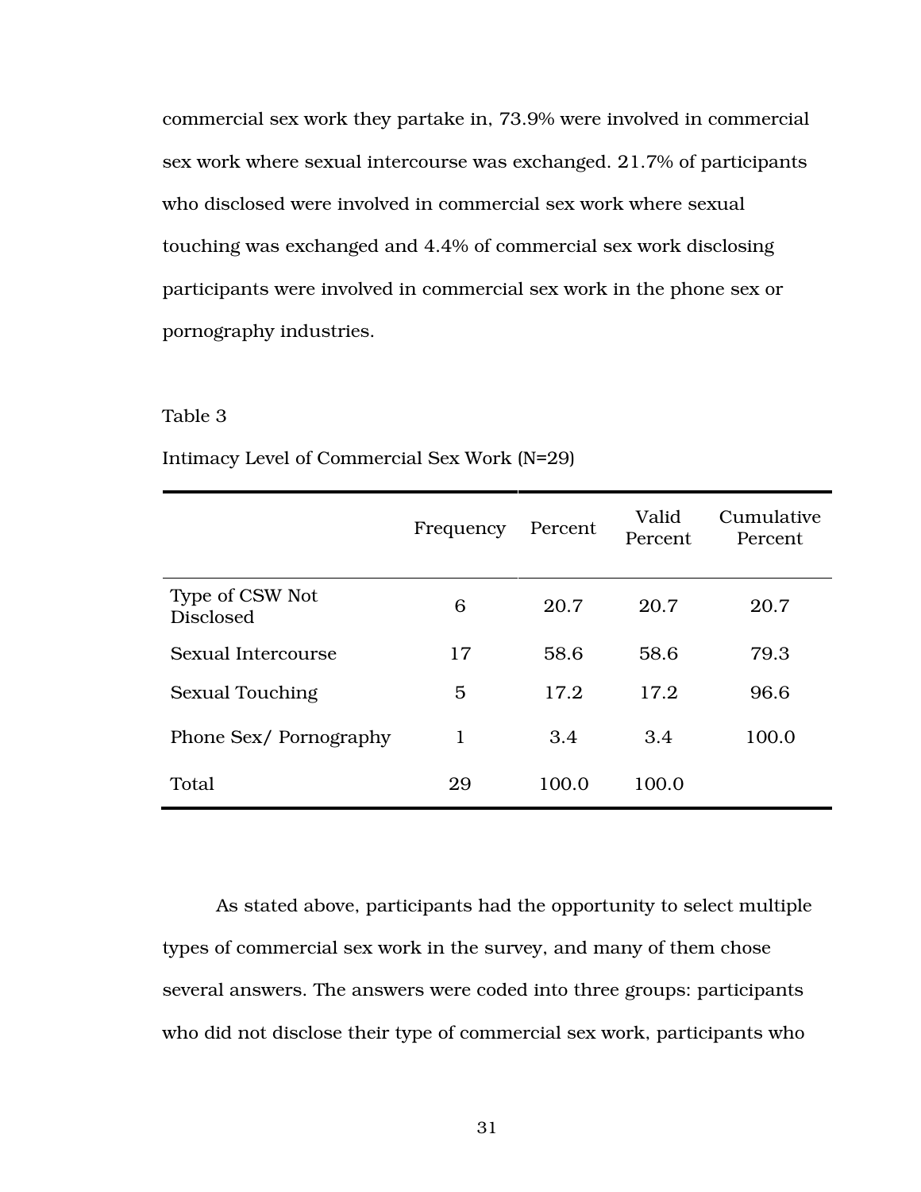commercial sex work they partake in, 73.9% were involved in commercial sex work where sexual intercourse was exchanged. 21.7% of participants who disclosed were involved in commercial sex work where sexual touching was exchanged and 4.4% of commercial sex work disclosing participants were involved in commercial sex work in the phone sex or pornography industries.

Table 3

Intimacy Level of Commercial Sex Work (N=29)

| | Frequency | Percent | Valid Percent | Cumulative Percent |
|---|---|---|---|---|
| Type of CSW Not Disclosed | 6 | 20.7 | 20.7 | 20.7 |
| Sexual Intercourse | 17 | 58.6 | 58.6 | 79.3 |
| Sexual Touching | 5 | 17.2 | 17.2 | 96.6 |
| Phone Sex/ Pornography | 1 | 3.4 | 3.4 | 100.0 |
| Total | 29 | 100.0 | 100.0 | |

As stated above, participants had the opportunity to select multiple types of commercial sex work in the survey, and many of them chose several answers. The answers were coded into three groups: participants who did not disclose their type of commercial sex work, participants who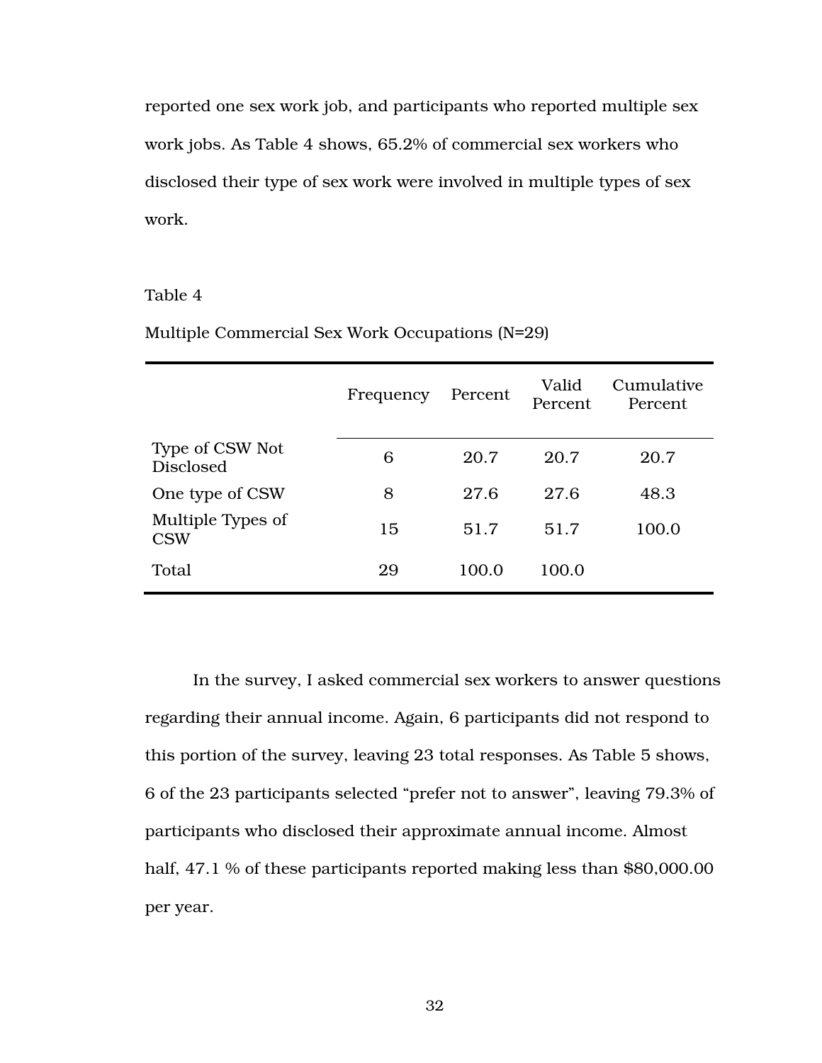reported one sex work job, and participants who reported multiple sex work jobs. As Table 4 shows, 65.2% of commercial sex workers who disclosed their type of sex work were involved in multiple types of sex work.

Table 4

Multiple Commercial Sex Work Occupations (N=29)

| | Frequency | Percent | Valid Percent | Cumulative Percent |
|---|---|---|---|---|
| Type of CSW Not Disclosed | 6 | 20.7 | 20.7 | 20.7 |
| One type of CSW | 8 | 27.6 | 27.6 | 48.3 |
| Multiple Types of CSW | 15 | 51.7 | 51.7 | 100.0 |
| Total | 29 | 100.0 | 100.0 | |

In the survey, I asked commercial sex workers to answer questions regarding their annual income. Again, 6 participants did not respond to this portion of the survey, leaving 23 total responses. As Table 5 shows, 6 of the 23 participants selected "prefer not to answer", leaving 79.3% of participants who disclosed their approximate annual income. Almost half, 47.1 % of these participants reported making less than $80,000.00 per year.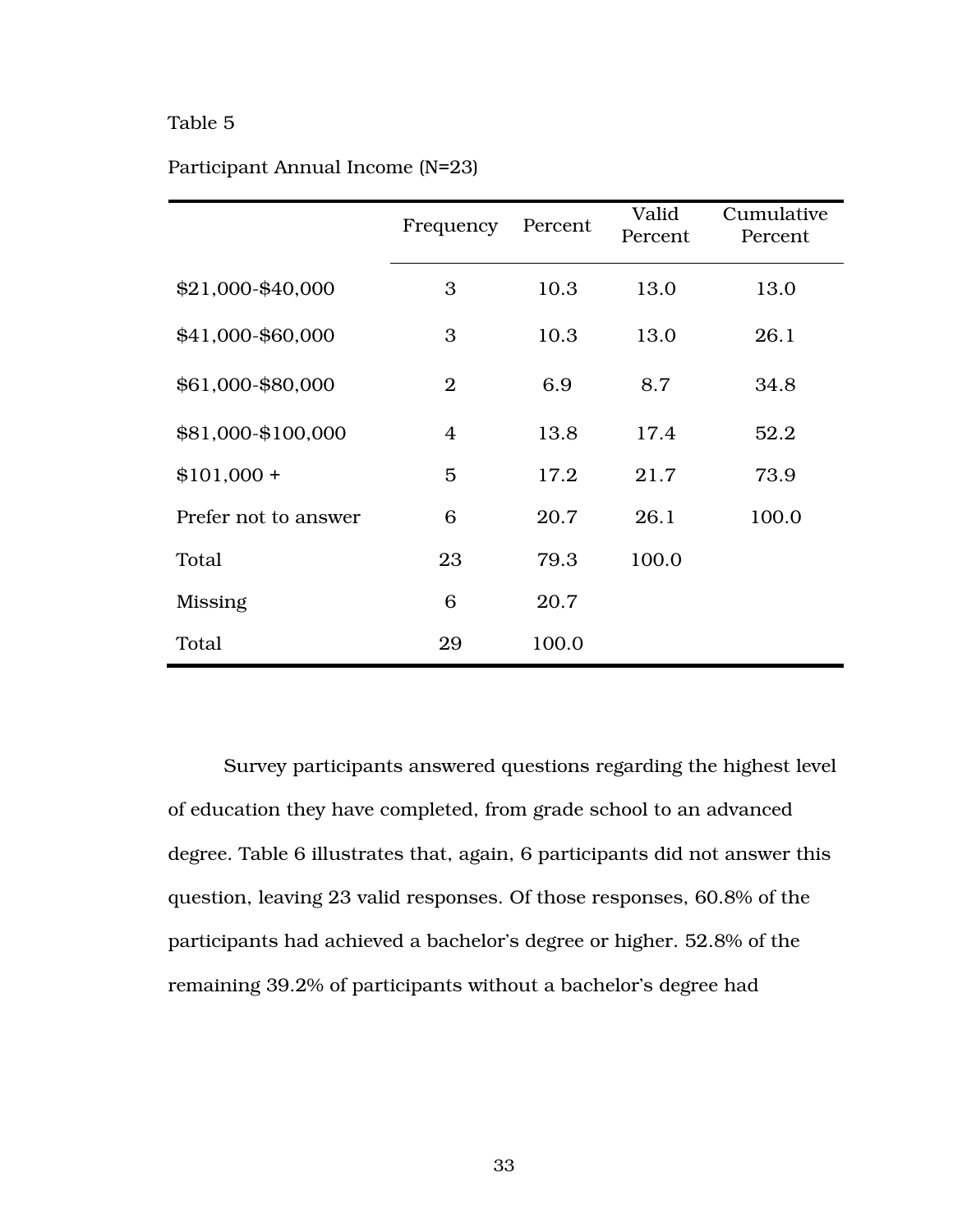Table 5

Participant Annual Income (N=23)

| | Frequency | Percent | Valid Percent | Cumulative Percent |
|---|---|---|---|---|
| $21,000-$40,000 | 3 | 10.3 | 13.0 | 13.0 |
| $41,000-$60,000 | 3 | 10.3 | 13.0 | 26.1 |
| $61,000-$80,000 | 2 | 6.9 | 8.7 | 34.8 |
| $81,000-$100,000 | 4 | 13.8 | 17.4 | 52.2 |
| $101,000 + | 5 | 17.2 | 21.7 | 73.9 |
| Prefer not to answer | 6 | 20.7 | 26.1 | 100.0 |
| Total | 23 | 79.3 | 100.0 | |
| Missing | 6 | 20.7 | | |
| Total | 29 | 100.0 | | |

Survey participants answered questions regarding the highest level of education they have completed, from grade school to an advanced degree. Table 6 illustrates that, again, 6 participants did not answer this question, leaving 23 valid responses. Of those responses, 60.8% of the participants had achieved a bachelor's degree or higher. 52.8% of the remaining 39.2% of participants without a bachelor's degree had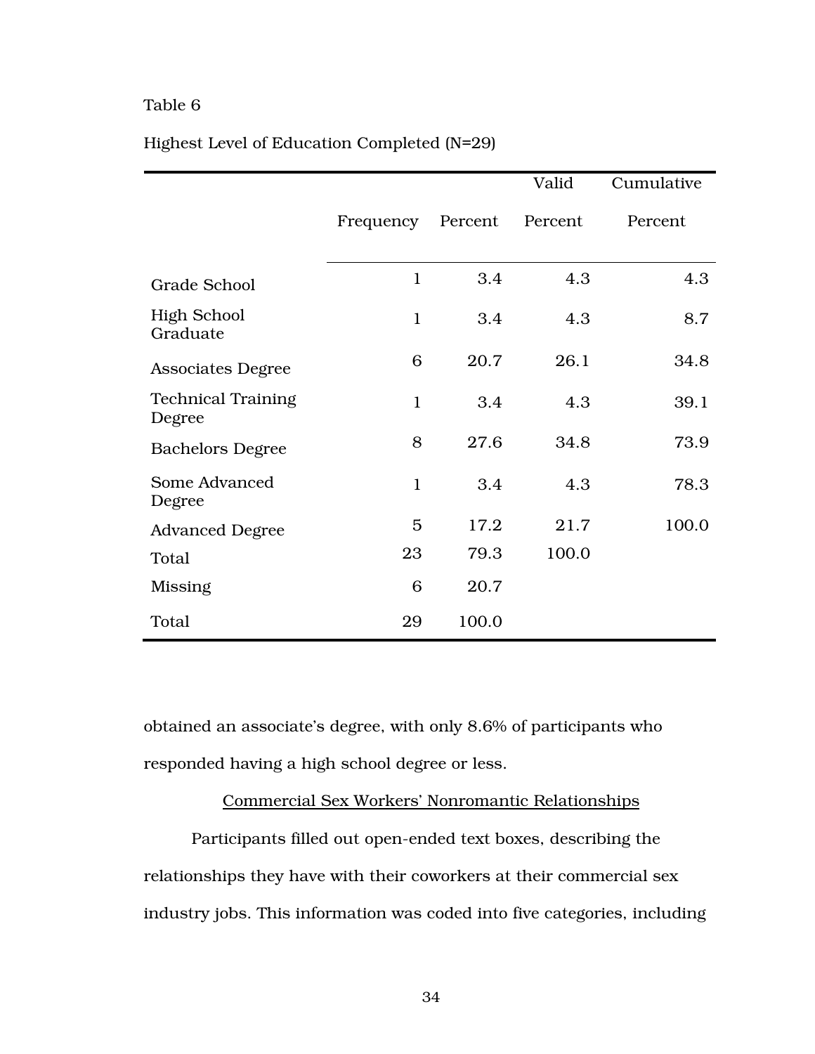Table 6

Highest Level of Education Completed (N=29)

| | Frequency | Percent | Valid Percent | Cumulative Percent |
|---|---|---|---|---|
| Grade School | 1 | 3.4 | 4.3 | 4.3 |
| High School Graduate | 1 | 3.4 | 4.3 | 8.7 |
| Associates Degree | 6 | 20.7 | 26.1 | 34.8 |
| Technical Training Degree | 1 | 3.4 | 4.3 | 39.1 |
| Bachelors Degree | 8 | 27.6 | 34.8 | 73.9 |
| Some Advanced Degree | 1 | 3.4 | 4.3 | 78.3 |
| Advanced Degree | 5 | 17.2 | 21.7 | 100.0 |
| Total | 23 | 79.3 | 100.0 | |
| Missing | 6 | 20.7 | | |
| Total | 29 | 100.0 | | |

obtained an associate's degree, with only 8.6% of participants who responded having a high school degree or less.

Commercial Sex Workers' Nonromantic Relationships

Participants filled out open-ended text boxes, describing the relationships they have with their coworkers at their commercial sex industry jobs. This information was coded into five categories, including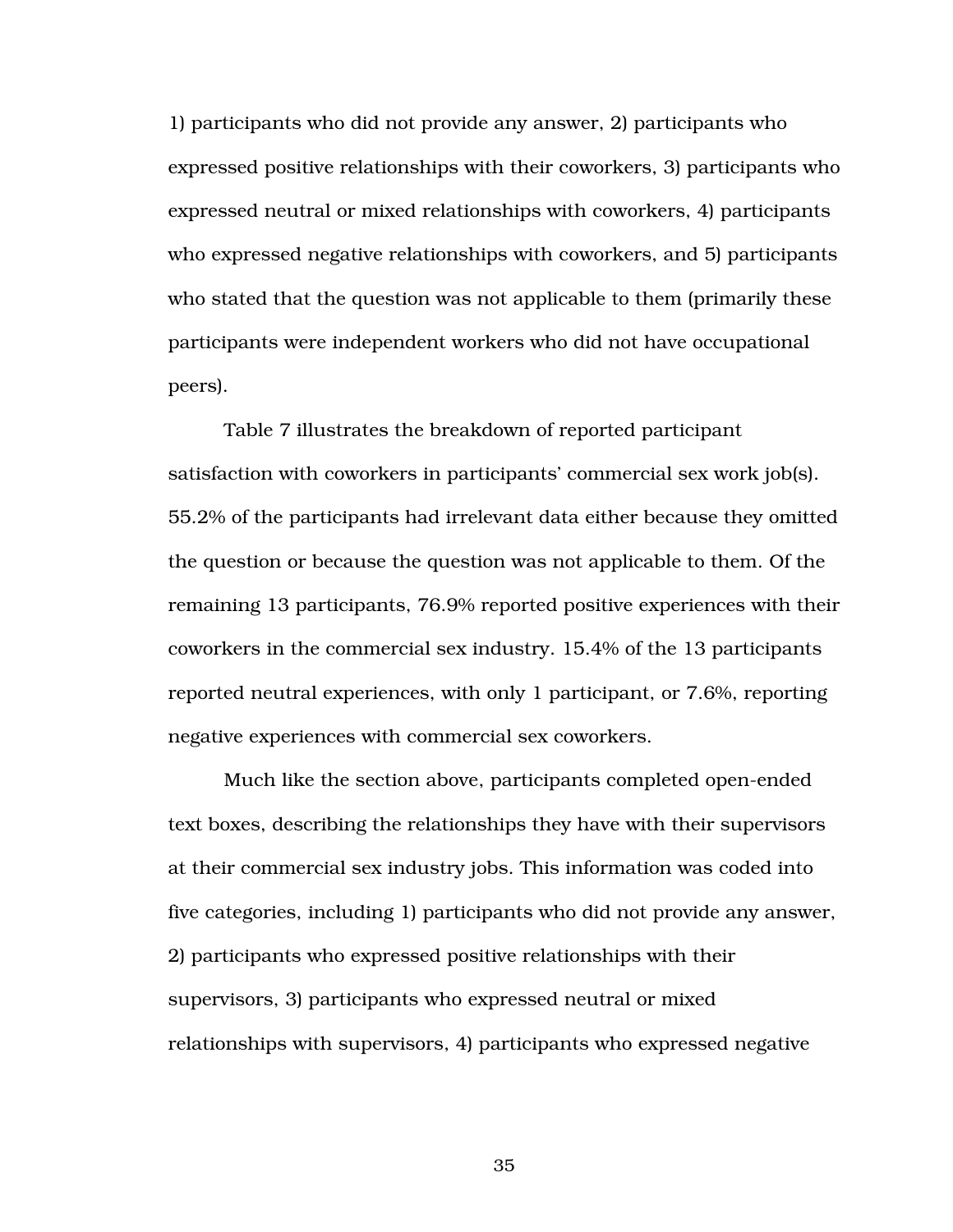1) participants who did not provide any answer, 2) participants who expressed positive relationships with their coworkers, 3) participants who expressed neutral or mixed relationships with coworkers, 4) participants who expressed negative relationships with coworkers, and 5) participants who stated that the question was not applicable to them (primarily these participants were independent workers who did not have occupational peers).

Table 7 illustrates the breakdown of reported participant satisfaction with coworkers in participants' commercial sex work job(s). 55.2% of the participants had irrelevant data either because they omitted the question or because the question was not applicable to them. Of the remaining 13 participants, 76.9% reported positive experiences with their coworkers in the commercial sex industry. 15.4% of the 13 participants reported neutral experiences, with only 1 participant, or 7.6%, reporting negative experiences with commercial sex coworkers.

Much like the section above, participants completed open-ended text boxes, describing the relationships they have with their supervisors at their commercial sex industry jobs. This information was coded into five categories, including 1) participants who did not provide any answer, 2) participants who expressed positive relationships with their supervisors, 3) participants who expressed neutral or mixed relationships with supervisors, 4) participants who expressed negative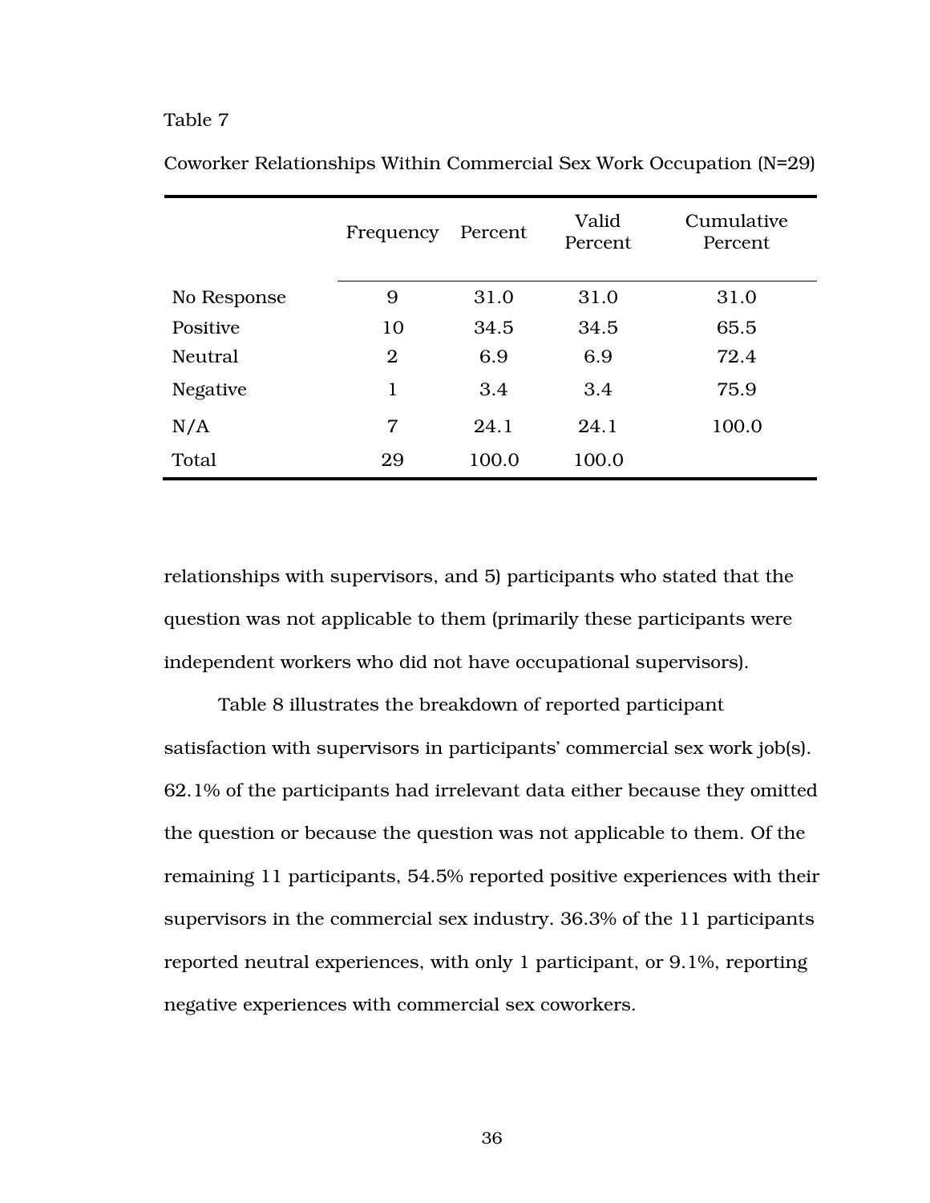Table 7

Coworker Relationships Within Commercial Sex Work Occupation (N=29)

| | Frequency | Percent | Valid Percent | Cumulative Percent |
|---|---|---|---|---|
| No Response | 9 | 31.0 | 31.0 | 31.0 |
| Positive | 10 | 34.5 | 34.5 | 65.5 |
| Neutral | 2 | 6.9 | 6.9 | 72.4 |
| Negative | 1 | 3.4 | 3.4 | 75.9 |
| N/A | 7 | 24.1 | 24.1 | 100.0 |
| Total | 29 | 100.0 | 100.0 | |

relationships with supervisors, and 5) participants who stated that the question was not applicable to them (primarily these participants were independent workers who did not have occupational supervisors).

Table 8 illustrates the breakdown of reported participant satisfaction with supervisors in participants' commercial sex work job(s). 62.1% of the participants had irrelevant data either because they omitted the question or because the question was not applicable to them. Of the remaining 11 participants, 54.5% reported positive experiences with their supervisors in the commercial sex industry. 36.3% of the 11 participants reported neutral experiences, with only 1 participant, or 9.1%, reporting negative experiences with commercial sex coworkers.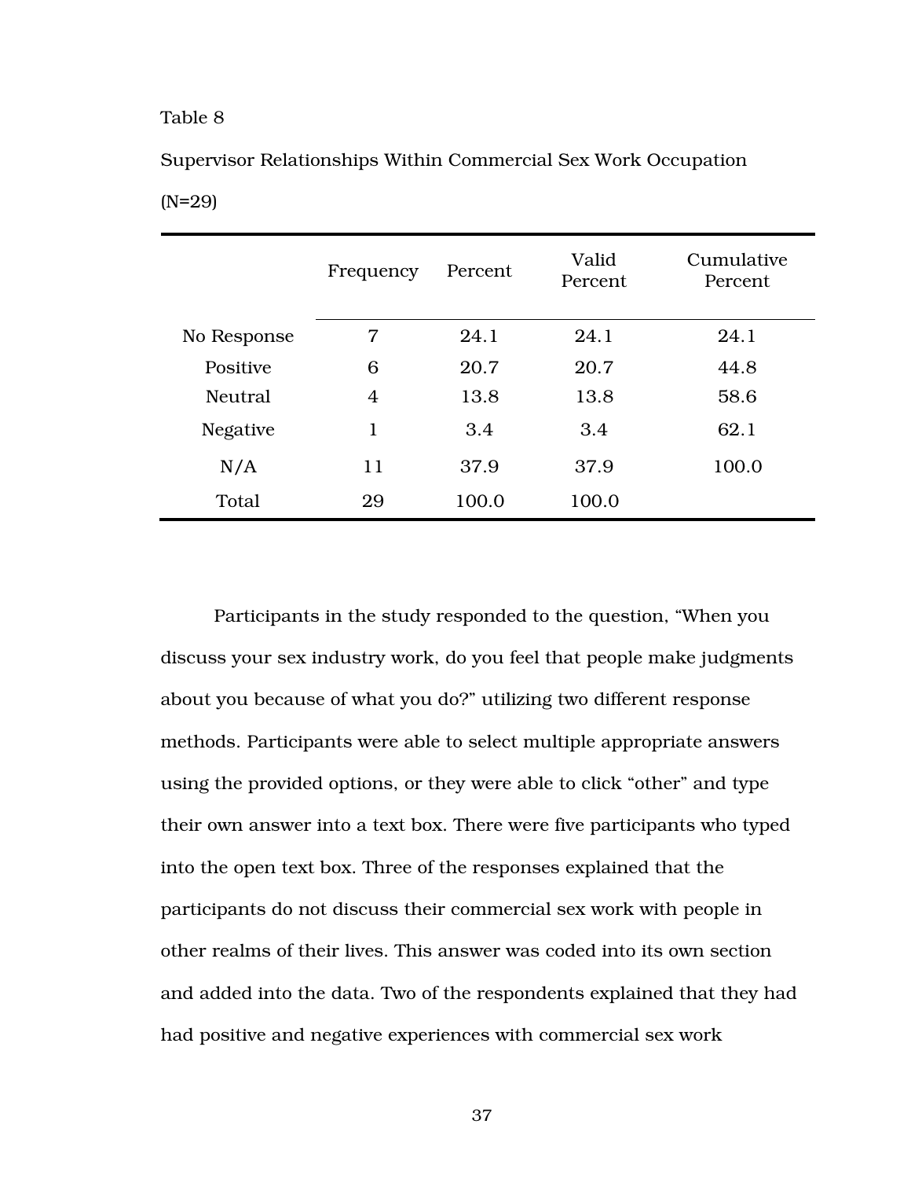Table 8

Supervisor Relationships Within Commercial Sex Work Occupation

(N=29)

| | Frequency | Percent | Valid Percent | Cumulative Percent |
|---|---|---|---|---|
| No Response | 7 | 24.1 | 24.1 | 24.1 |
| Positive | 6 | 20.7 | 20.7 | 44.8 |
| Neutral | 4 | 13.8 | 13.8 | 58.6 |
| Negative | 1 | 3.4 | 3.4 | 62.1 |
| N/A | 11 | 37.9 | 37.9 | 100.0 |
| Total | 29 | 100.0 | 100.0 | |

Participants in the study responded to the question, "When you discuss your sex industry work, do you feel that people make judgments about you because of what you do?" utilizing two different response methods. Participants were able to select multiple appropriate answers using the provided options, or they were able to click "other" and type their own answer into a text box. There were five participants who typed into the open text box. Three of the responses explained that the participants do not discuss their commercial sex work with people in other realms of their lives. This answer was coded into its own section and added into the data. Two of the respondents explained that they had had positive and negative experiences with commercial sex work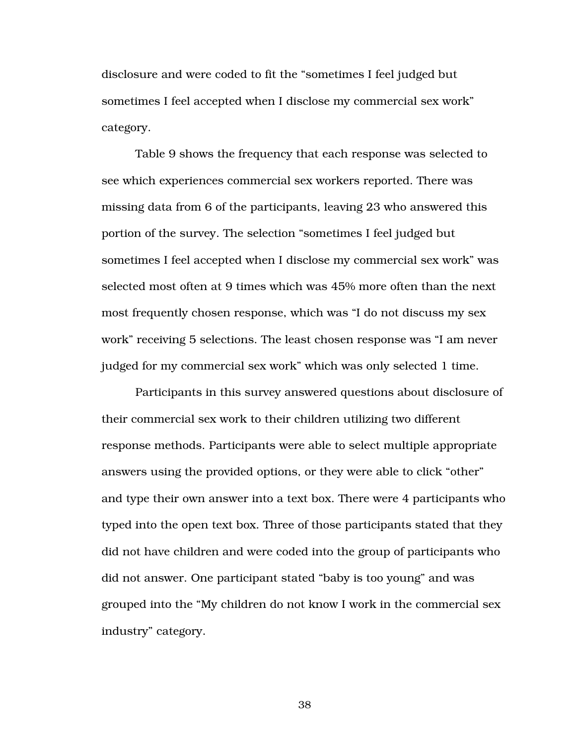disclosure and were coded to fit the “sometimes I feel judged but sometimes I feel accepted when I disclose my commercial sex work” category.

Table 9 shows the frequency that each response was selected to see which experiences commercial sex workers reported. There was missing data from 6 of the participants, leaving 23 who answered this portion of the survey. The selection “sometimes I feel judged but sometimes I feel accepted when I disclose my commercial sex work” was selected most often at 9 times which was 45% more often than the next most frequently chosen response, which was “I do not discuss my sex work” receiving 5 selections. The least chosen response was “I am never judged for my commercial sex work” which was only selected 1 time.

Participants in this survey answered questions about disclosure of their commercial sex work to their children utilizing two different response methods. Participants were able to select multiple appropriate answers using the provided options, or they were able to click “other” and type their own answer into a text box. There were 4 participants who typed into the open text box. Three of those participants stated that they did not have children and were coded into the group of participants who did not answer. One participant stated “baby is too young” and was grouped into the “My children do not know I work in the commercial sex industry” category.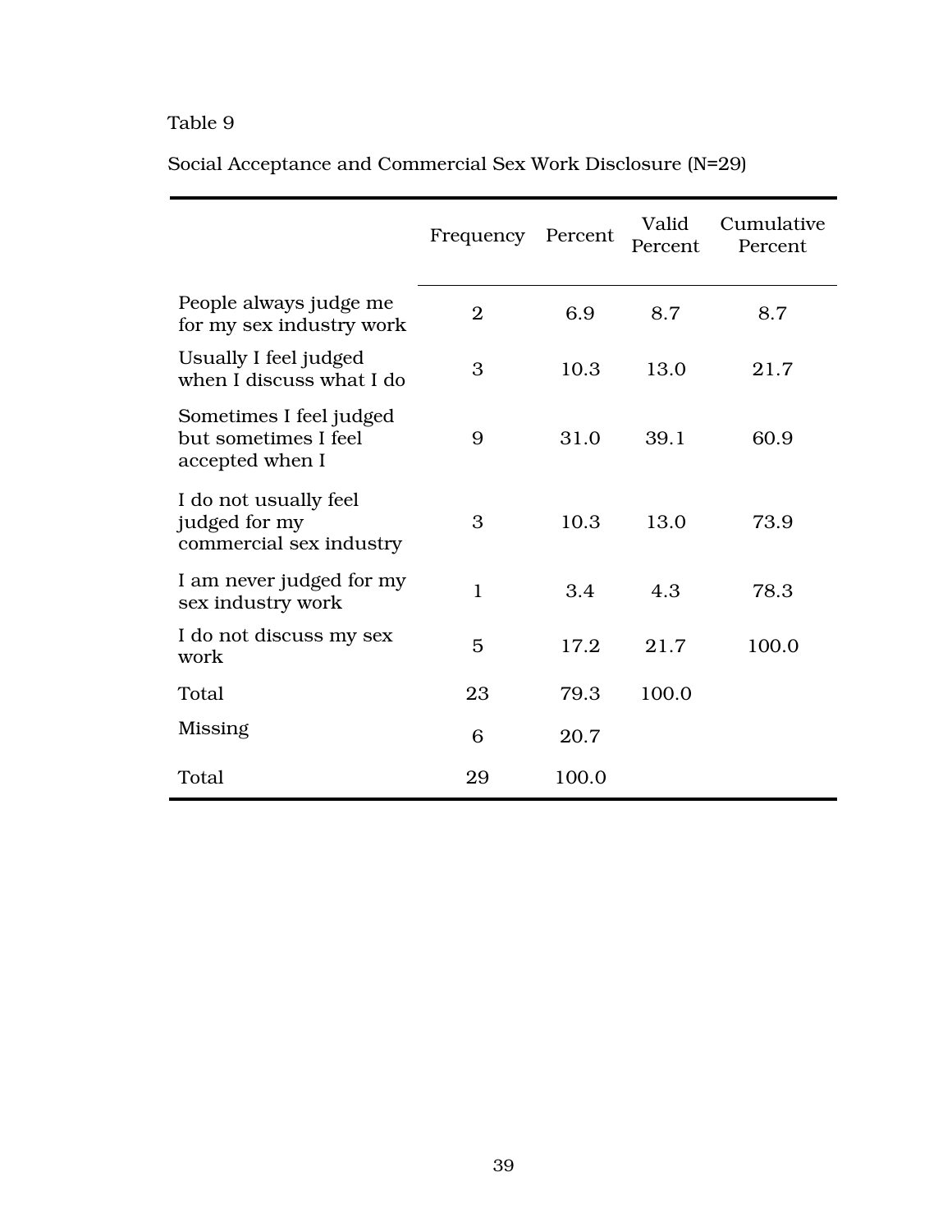Table 9

Social Acceptance and Commercial Sex Work Disclosure (N=29)

| | Frequency | Percent | Valid Percent | Cumulative Percent |
|---|---|---|---|---|
| People always judge me for my sex industry work | 2 | 6.9 | 8.7 | 8.7 |
| Usually I feel judged when I discuss what I do | 3 | 10.3 | 13.0 | 21.7 |
| Sometimes I feel judged but sometimes I feel accepted when I | 9 | 31.0 | 39.1 | 60.9 |
| I do not usually feel judged for my commercial sex industry | 3 | 10.3 | 13.0 | 73.9 |
| I am never judged for my sex industry work | 1 | 3.4 | 4.3 | 78.3 |
| I do not discuss my sex work | 5 | 17.2 | 21.7 | 100.0 |
| Total | 23 | 79.3 | 100.0 | |
| Missing | 6 | 20.7 | | |
| Total | 29 | 100.0 | | |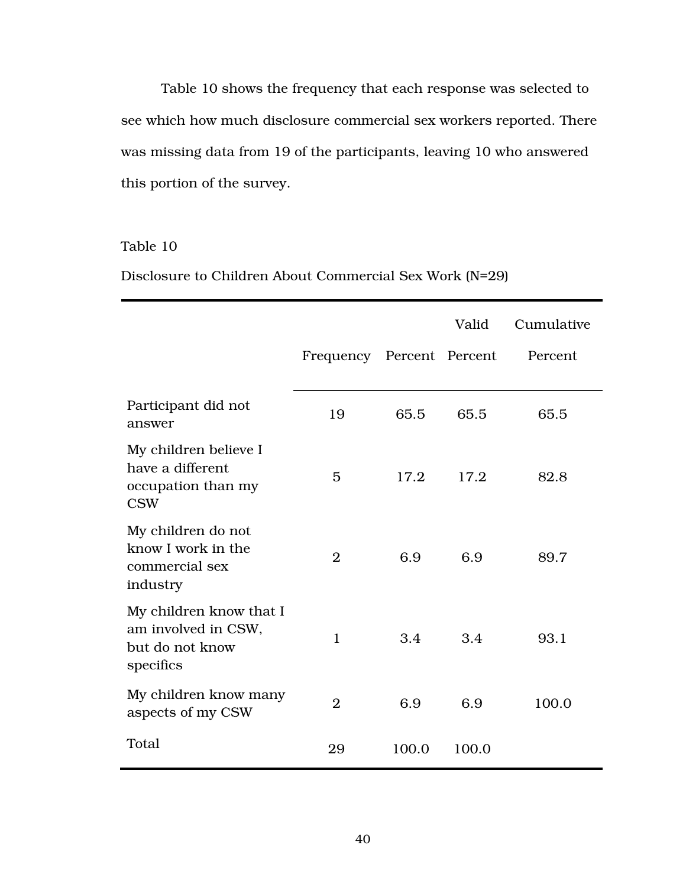Table 10 shows the frequency that each response was selected to see which how much disclosure commercial sex workers reported. There was missing data from 19 of the participants, leaving 10 who answered this portion of the survey.

Table 10

Disclosure to Children About Commercial Sex Work (N=29)

| | Frequency | Percent | Valid Percent | Cumulative Percent |
|---|---|---|---|---|
| Participant did not answer | 19 | 65.5 | 65.5 | 65.5 |
| My children believe I have a different occupation than my CSW | 5 | 17.2 | 17.2 | 82.8 |
| My children do not know I work in the commercial sex industry | 2 | 6.9 | 6.9 | 89.7 |
| My children know that I am involved in CSW, but do not know specifics | 1 | 3.4 | 3.4 | 93.1 |
| My children know many aspects of my CSW | 2 | 6.9 | 6.9 | 100.0 |
| Total | 29 | 100.0 | 100.0 | |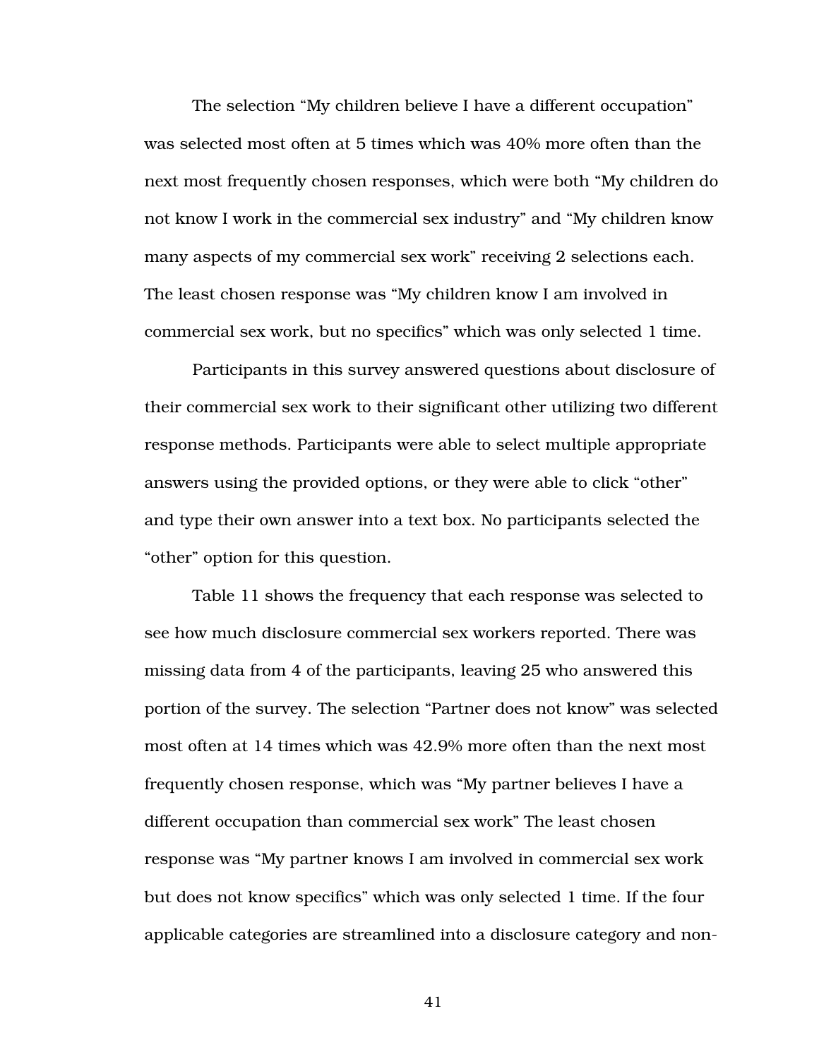The selection "My children believe I have a different occupation" was selected most often at 5 times which was 40% more often than the next most frequently chosen responses, which were both "My children do not know I work in the commercial sex industry" and "My children know many aspects of my commercial sex work" receiving 2 selections each. The least chosen response was "My children know I am involved in commercial sex work, but no specifics" which was only selected 1 time.

Participants in this survey answered questions about disclosure of their commercial sex work to their significant other utilizing two different response methods. Participants were able to select multiple appropriate answers using the provided options, or they were able to click "other" and type their own answer into a text box. No participants selected the "other" option for this question.

Table 11 shows the frequency that each response was selected to see how much disclosure commercial sex workers reported. There was missing data from 4 of the participants, leaving 25 who answered this portion of the survey. The selection "Partner does not know" was selected most often at 14 times which was 42.9% more often than the next most frequently chosen response, which was "My partner believes I have a different occupation than commercial sex work" The least chosen response was "My partner knows I am involved in commercial sex work but does not know specifics" which was only selected 1 time. If the four applicable categories are streamlined into a disclosure category and non-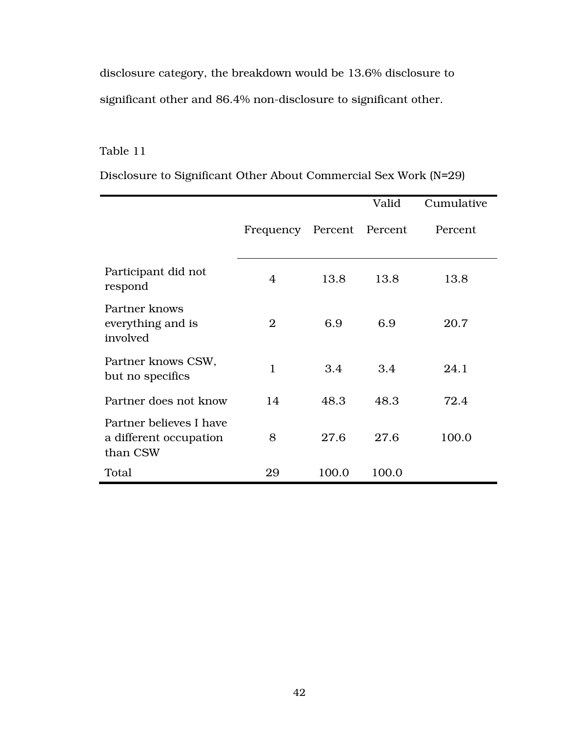disclosure category, the breakdown would be 13.6% disclosure to significant other and 86.4% non-disclosure to significant other.

Table 11

Disclosure to Significant Other About Commercial Sex Work (N=29)

| | Frequency | Percent | Valid Percent | Cumulative Percent |
|---|---|---|---|---|
| Participant did not respond | 4 | 13.8 | 13.8 | 13.8 |
| Partner knows everything and is involved | 2 | 6.9 | 6.9 | 20.7 |
| Partner knows CSW, but no specifics | 1 | 3.4 | 3.4 | 24.1 |
| Partner does not know | 14 | 48.3 | 48.3 | 72.4 |
| Partner believes I have a different occupation than CSW | 8 | 27.6 | 27.6 | 100.0 |
| Total | 29 | 100.0 | 100.0 | |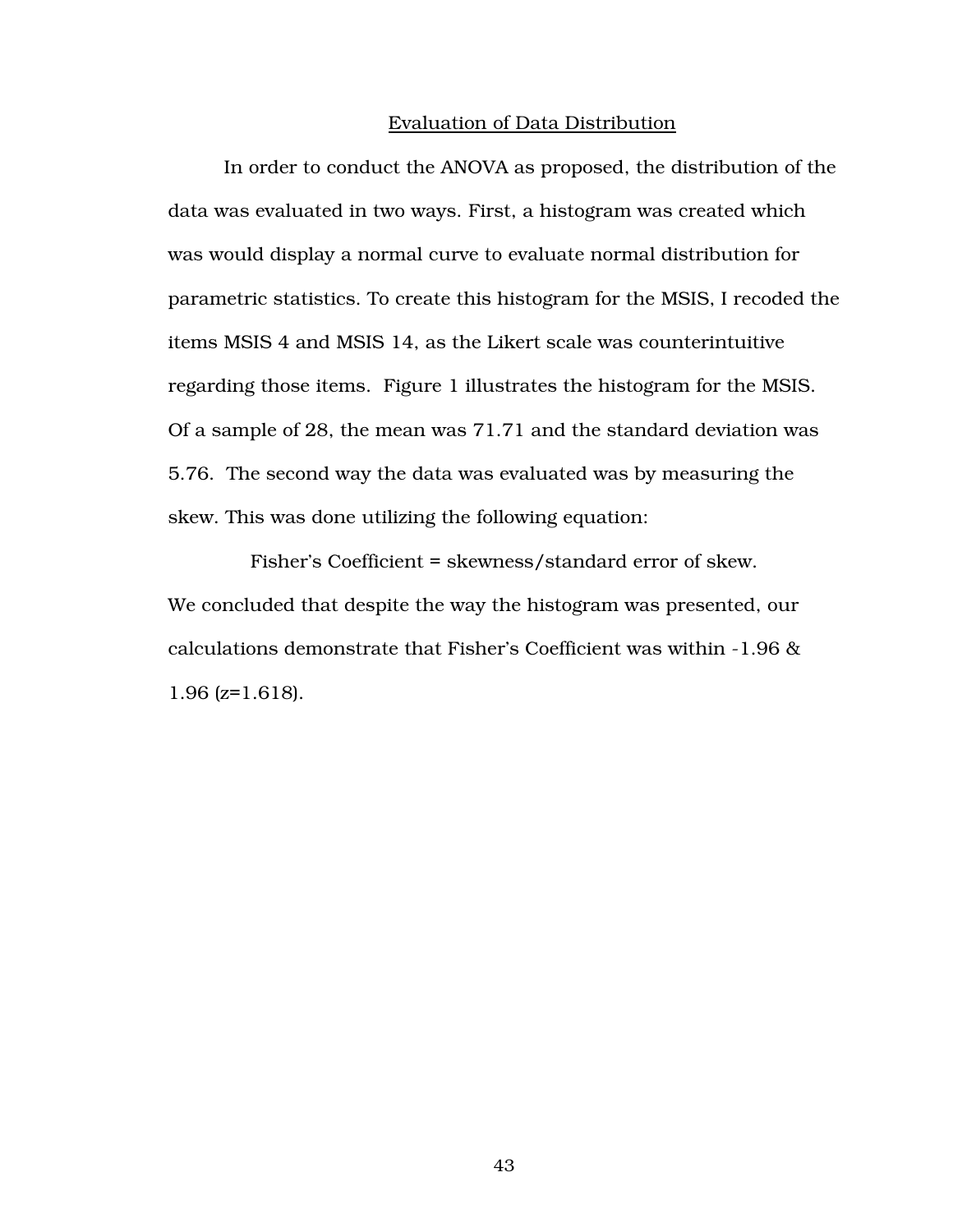## Evaluation of Data Distribution

In order to conduct the ANOVA as proposed, the distribution of the data was evaluated in two ways. First, a histogram was created which was would display a normal curve to evaluate normal distribution for parametric statistics. To create this histogram for the MSIS, I recoded the items MSIS 4 and MSIS 14, as the Likert scale was counterintuitive regarding those items. Figure 1 illustrates the histogram for the MSIS. Of a sample of 28, the mean was 71.71 and the standard deviation was 5.76. The second way the data was evaluated was by measuring the skew. This was done utilizing the following equation:

Fisher's Coefficient = skewness/standard error of skew.

We concluded that despite the way the histogram was presented, our calculations demonstrate that Fisher's Coefficient was within -1.96 & 1.96 ($z=1.618$).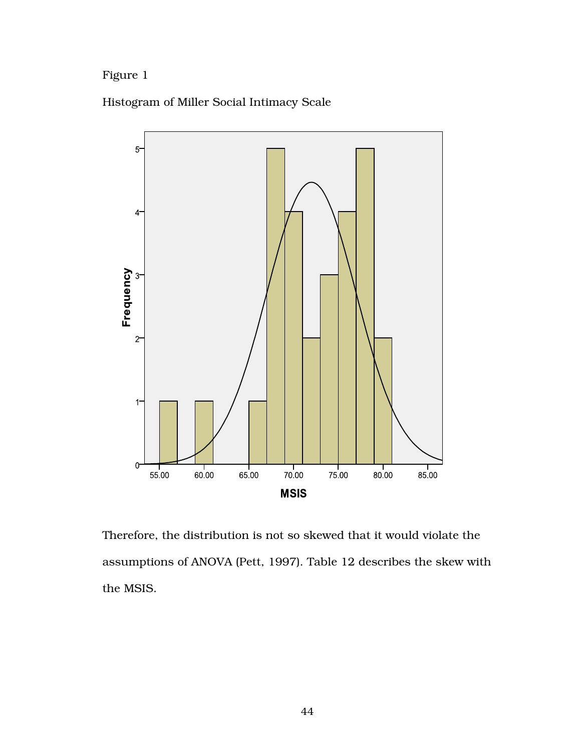Figure 1

Histogram of Miller Social Intimacy Scale

Therefore, the distribution is not so skewed that it would violate the assumptions of ANOVA (Pett, 1997). Table 12 describes the skew with the MSIS.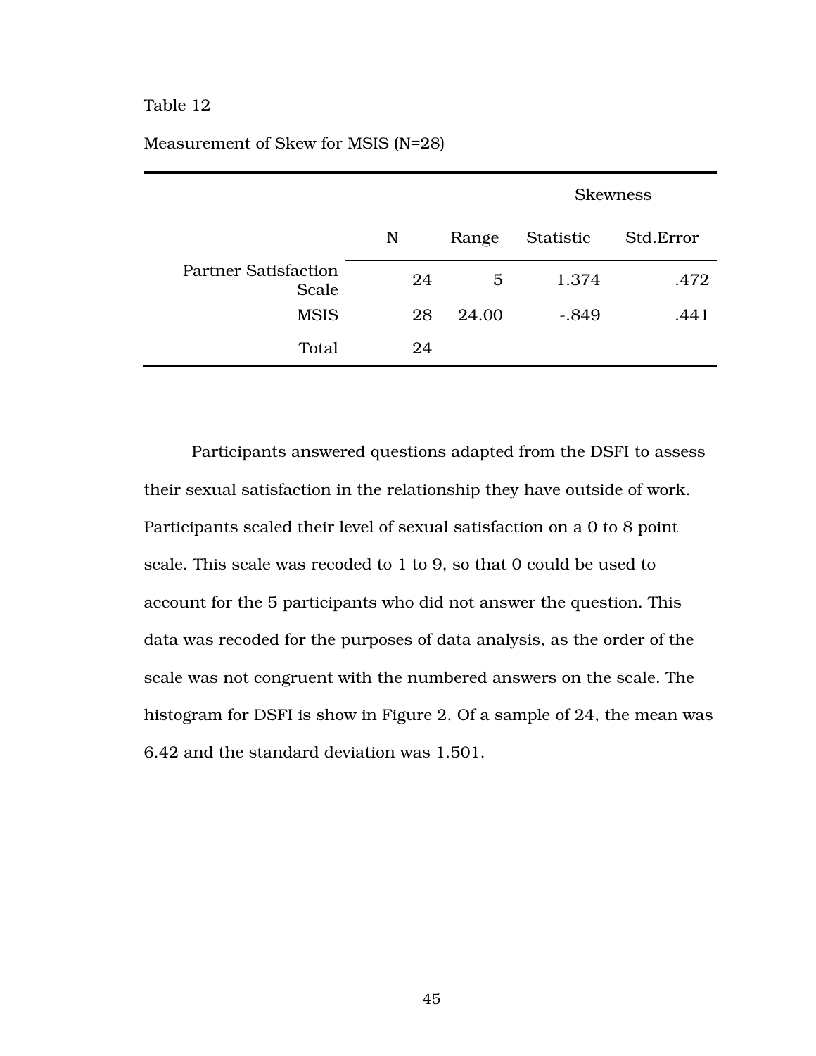Table 12

Measurement of Skew for MSIS (N=28)

| | | | Skewness | |
|---|---|---|---|---|
| | N | Range | Statistic | Std.Error |
| Partner Satisfaction Scale | 24 | 5 | 1.374 | .472 |
| MSIS | 28 | 24.00 | -.849 | .441 |
| Total | 24 | | | |

Participants answered questions adapted from the DSFI to assess their sexual satisfaction in the relationship they have outside of work. Participants scaled their level of sexual satisfaction on a 0 to 8 point scale. This scale was recoded to 1 to 9, so that 0 could be used to account for the 5 participants who did not answer the question. This data was recoded for the purposes of data analysis, as the order of the scale was not congruent with the numbered answers on the scale. The histogram for DSFI is show in Figure 2. Of a sample of 24, the mean was 6.42 and the standard deviation was 1.501.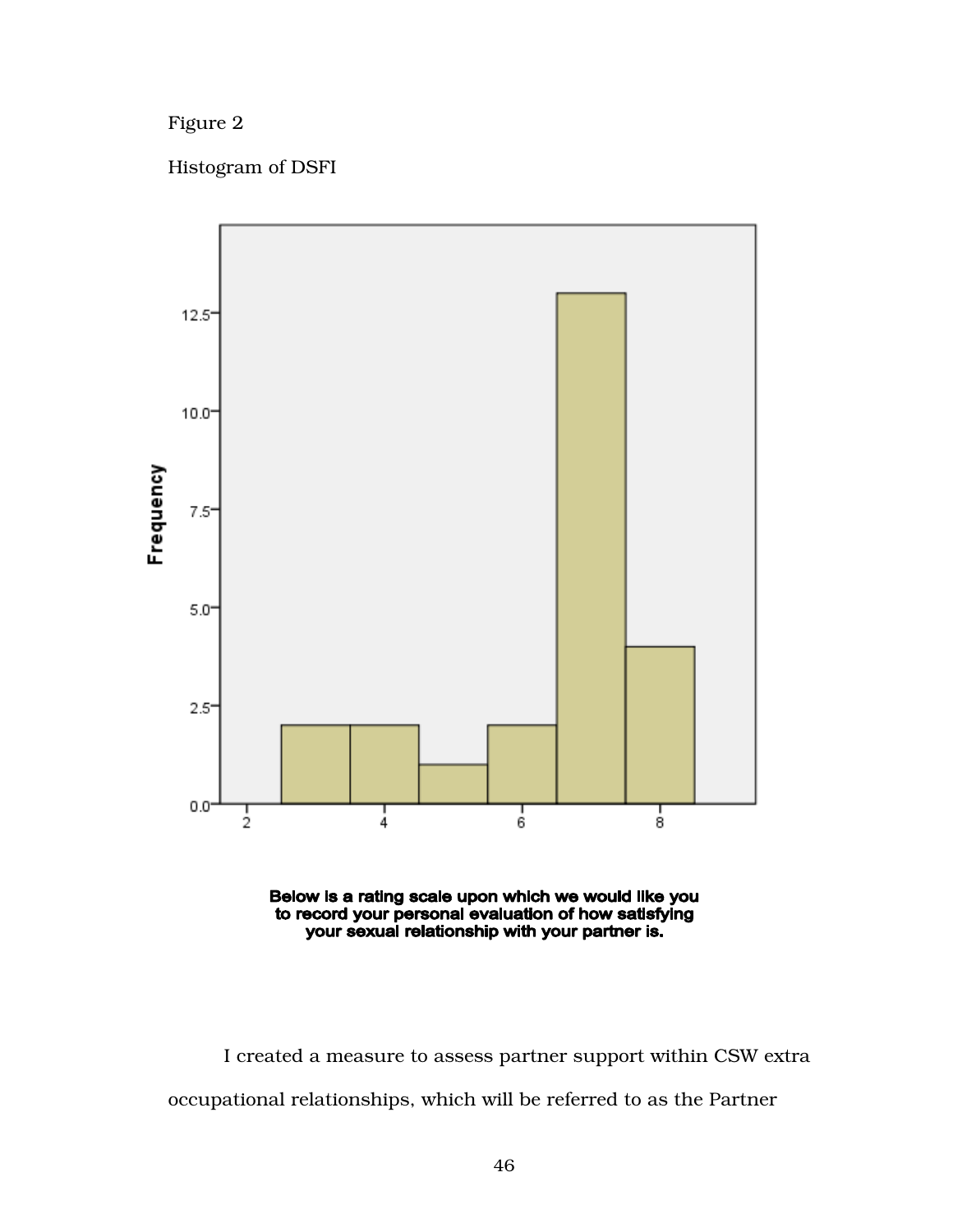Figure 2

Histogram of DSFI

Below is a rating scale upon which we would like you to record your personal evaluation of how satisfying your sexual relationship with your partner is.

I created a measure to assess partner support within CSW extra occupational relationships, which will be referred to as the Partner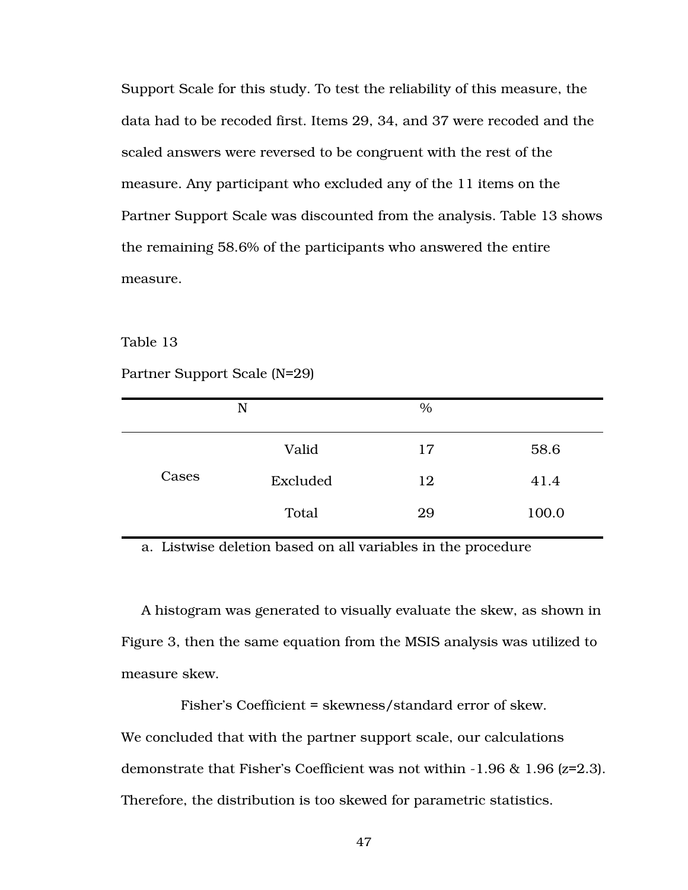Support Scale for this study. To test the reliability of this measure, the data had to be recoded first. Items 29, 34, and 37 were recoded and the scaled answers were reversed to be congruent with the rest of the measure. Any participant who excluded any of the 11 items on the Partner Support Scale was discounted from the analysis. Table 13 shows the remaining 58.6% of the participants who answered the entire measure.

Table 13

Partner Support Scale (N=29)

| | | N | % |
|---|---|---|---|
| Cases | Valid | 17 | 58.6 |
| | Excluded | 12 | 41.4 |
| | Total | 29 | 100.0 |

a. Listwise deletion based on all variables in the procedure

A histogram was generated to visually evaluate the skew, as shown in Figure 3, then the same equation from the MSIS analysis was utilized to measure skew.

Fisher's Coefficient = skewness/standard error of skew.

We concluded that with the partner support scale, our calculations demonstrate that Fisher's Coefficient was not within -1.96 & 1.96 ($z=2.3$). Therefore, the distribution is too skewed for parametric statistics.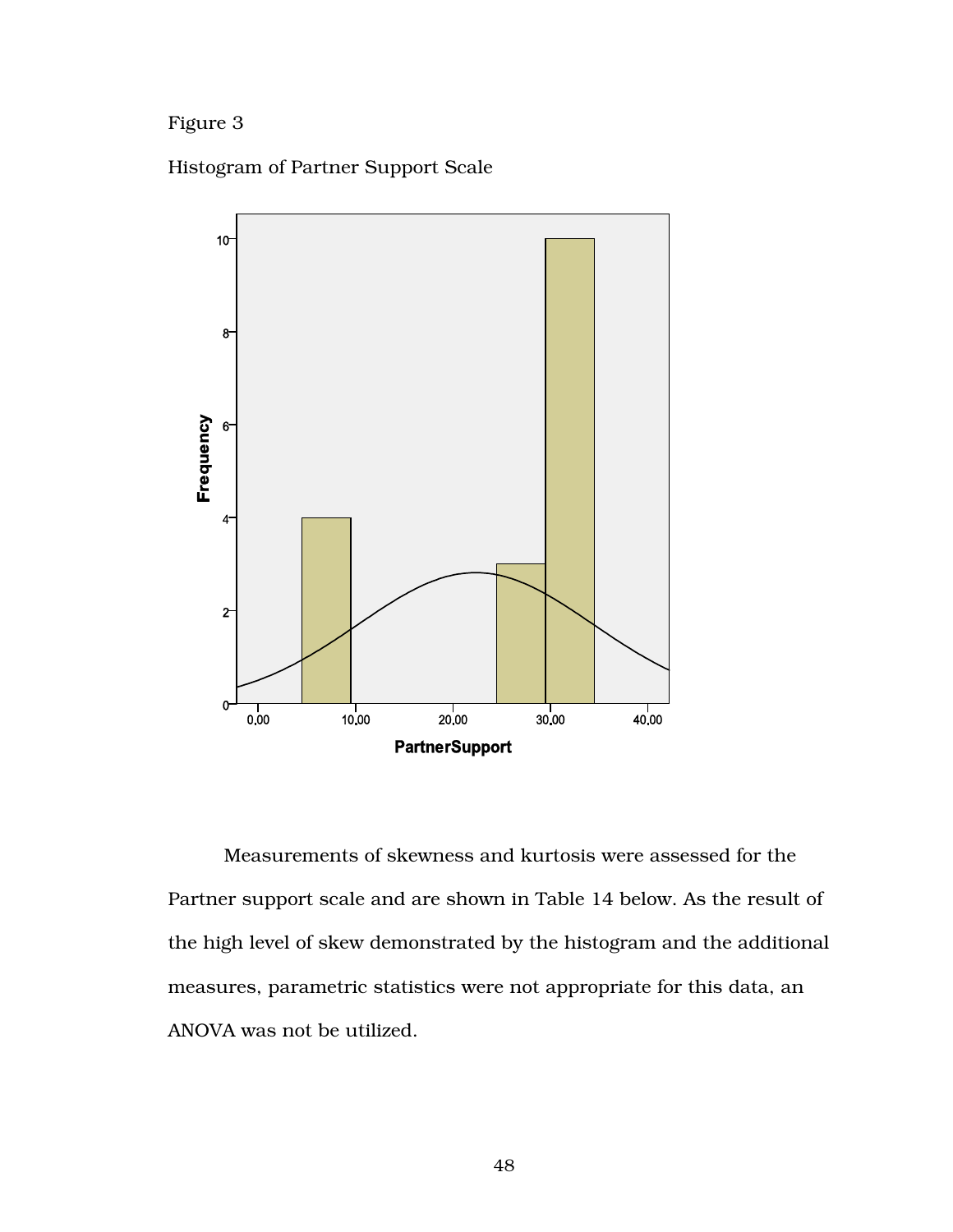Figure 3

Histogram of Partner Support Scale

Measurements of skewness and kurtosis were assessed for the Partner support scale and are shown in Table 14 below. As the result of the high level of skew demonstrated by the histogram and the additional measures, parametric statistics were not appropriate for this data, an ANOVA was not be utilized.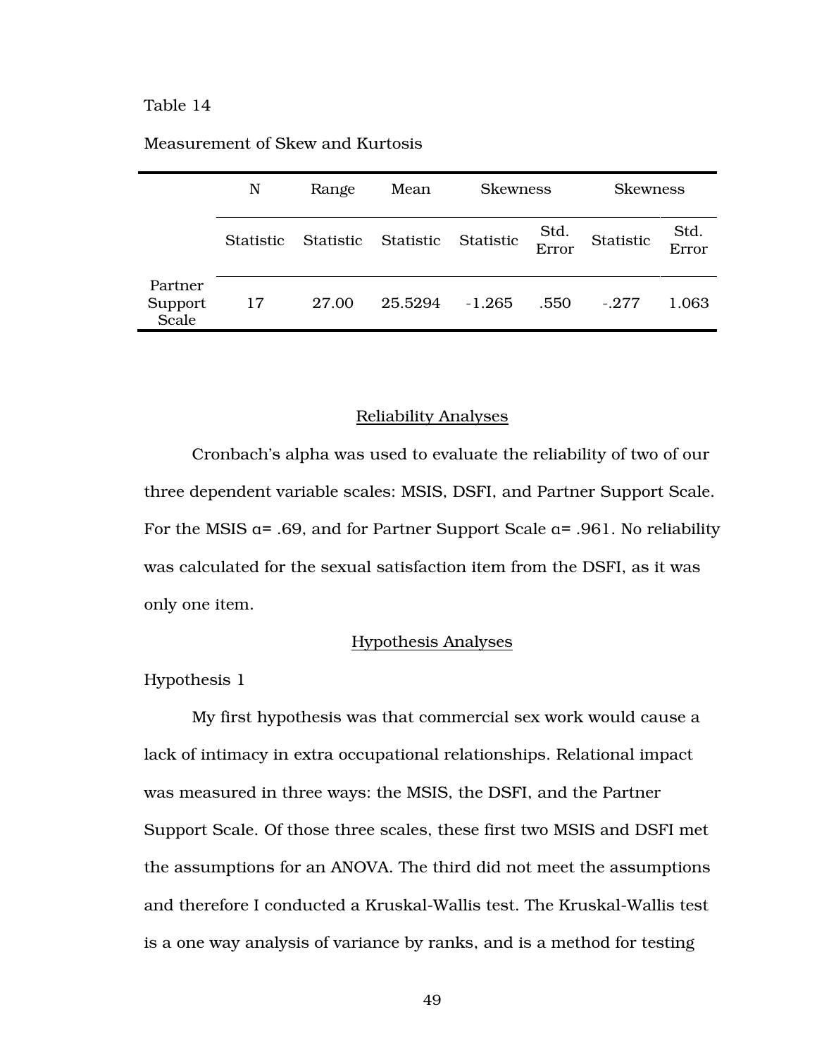Table 14

Measurement of Skew and Kurtosis

| | N | Range | Mean | Skewness | | Skewness | |
|---|---|---|---|---|---|---|---|
| | Statistic | Statistic | Statistic | Statistic | Std. Error | Statistic | Std. Error |
| Partner Support Scale | 17 | 27.00 | 25.5294 | -1.265 | .550 | -.277 | 1.063 |

## Reliability Analyses

Cronbach's alpha was used to evaluate the reliability of two of our three dependent variable scales: MSIS, DSFI, and Partner Support Scale. For the MSIS α= .69, and for Partner Support Scale α= .961. No reliability was calculated for the sexual satisfaction item from the DSFI, as it was only one item.

## Hypothesis Analyses

### Hypothesis 1

My first hypothesis was that commercial sex work would cause a lack of intimacy in extra occupational relationships. Relational impact was measured in three ways: the MSIS, the DSFI, and the Partner Support Scale. Of those three scales, these first two MSIS and DSFI met the assumptions for an ANOVA. The third did not meet the assumptions and therefore I conducted a Kruskal-Wallis test. The Kruskal-Wallis test is a one way analysis of variance by ranks, and is a method for testing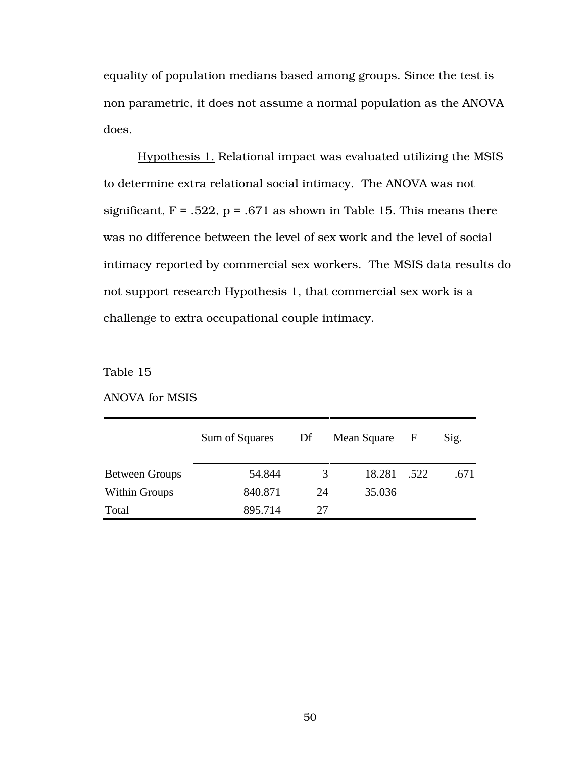equality of population medians based among groups. Since the test is non parametric, it does not assume a normal population as the ANOVA does.

Hypothesis 1. Relational impact was evaluated utilizing the MSIS to determine extra relational social intimacy. The ANOVA was not significant, $F = .522$, $p = .671$ as shown in Table 15. This means there was no difference between the level of sex work and the level of social intimacy reported by commercial sex workers. The MSIS data results do not support research Hypothesis 1, that commercial sex work is a challenge to extra occupational couple intimacy.

Table 15

ANOVA for MSIS

| | Sum of Squares | Df | Mean Square | F | Sig. |
|---|---|---|---|---|---|
| Between Groups | 54.844 | 3 | 18.281 | .522 | .671 |
| Within Groups | 840.871 | 24 | 35.036 | | |
| Total | 895.714 | 27 | | | |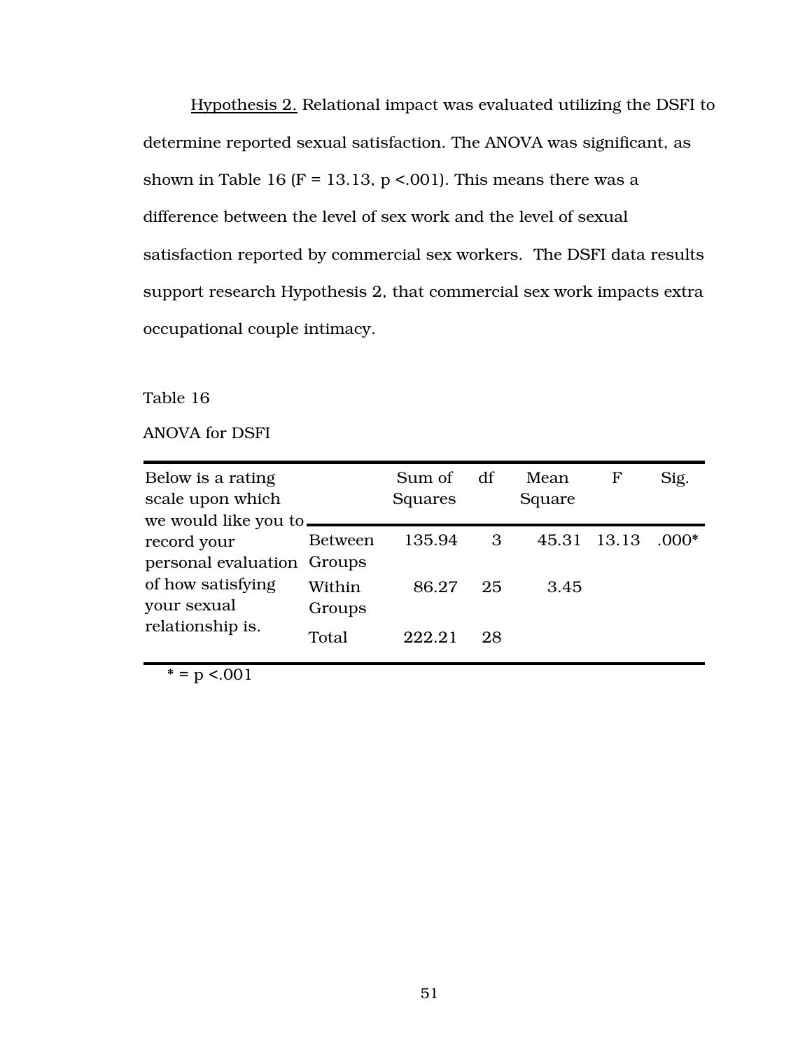<u>Hypothesis 2.</u> Relational impact was evaluated utilizing the DSFI to determine reported sexual satisfaction. The ANOVA was significant, as shown in Table 16 ($F = 13.13$, $p < .001$). This means there was a difference between the level of sex work and the level of sexual satisfaction reported by commercial sex workers. The DSFI data results support research Hypothesis 2, that commercial sex work impacts extra occupational couple intimacy.

Table 16

ANOVA for DSFI

| Below is a rating scale upon which we would like you to record your personal evaluation of how satisfying your sexual relationship is. | | Sum of Squares | df | Mean Square | F | Sig. |
|---|---|---|---|---|---|---|
| | Between Groups | 135.94 | 3 | 45.31 | 13.13 | .000* |
| | Within Groups | 86.27 | 25 | 3.45 | | |
| | Total | 222.21 | 28 | | | |

* = p <.001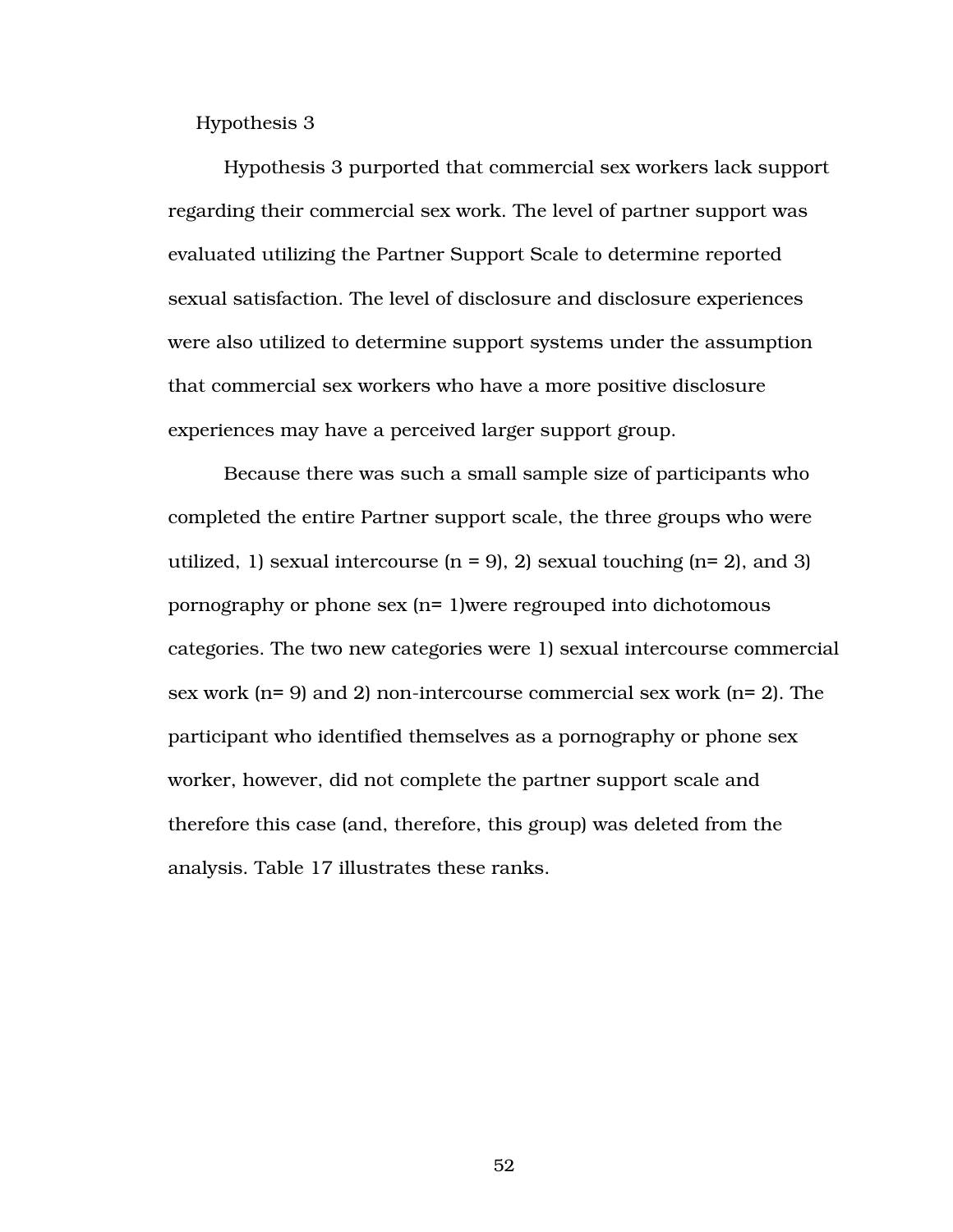### Hypothesis 3

Hypothesis 3 purported that commercial sex workers lack support regarding their commercial sex work. The level of partner support was evaluated utilizing the Partner Support Scale to determine reported sexual satisfaction. The level of disclosure and disclosure experiences were also utilized to determine support systems under the assumption that commercial sex workers who have a more positive disclosure experiences may have a perceived larger support group.

Because there was such a small sample size of participants who completed the entire Partner support scale, the three groups who were utilized, 1) sexual intercourse (n = 9), 2) sexual touching (n= 2), and 3) pornography or phone sex (n= 1)were regrouped into dichotomous categories. The two new categories were 1) sexual intercourse commercial sex work (n= 9) and 2) non-intercourse commercial sex work (n= 2). The participant who identified themselves as a pornography or phone sex worker, however, did not complete the partner support scale and therefore this case (and, therefore, this group) was deleted from the analysis. Table 17 illustrates these ranks.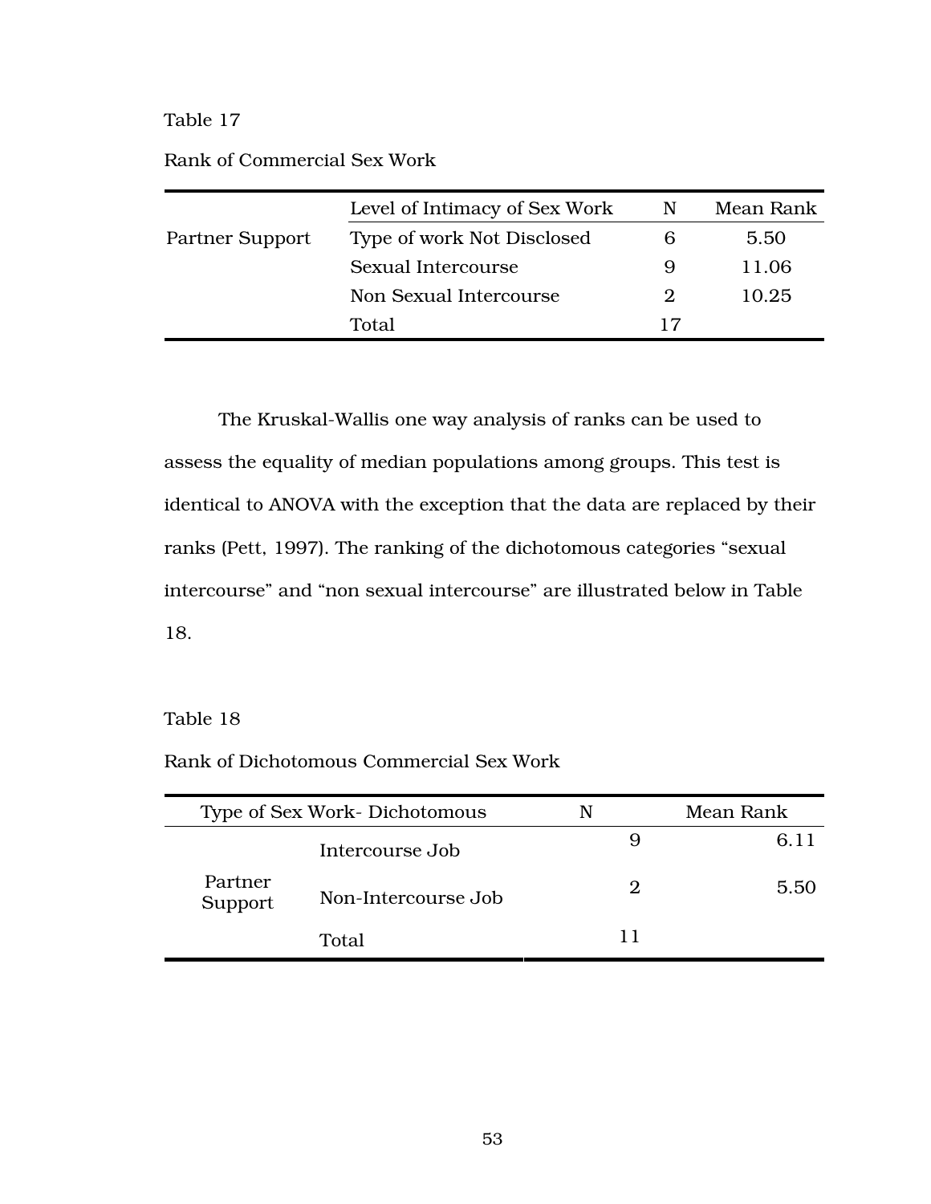Table 17

Rank of Commercial Sex Work

| | Level of Intimacy of Sex Work | N | Mean Rank |
|---|---|---|---|
| Partner Support | Type of work Not Disclosed | 6 | 5.50 |
| | Sexual Intercourse | 9 | 11.06 |
| | Non Sexual Intercourse | 2 | 10.25 |
| | Total | 17 | |

The Kruskal-Wallis one way analysis of ranks can be used to assess the equality of median populations among groups. This test is identical to ANOVA with the exception that the data are replaced by their ranks (Pett, 1997). The ranking of the dichotomous categories "sexual intercourse" and "non sexual intercourse" are illustrated below in Table 18.

Table 18

Rank of Dichotomous Commercial Sex Work

| Type of Sex Work- Dichotomous | | N | Mean Rank |
|---|---|---|---|
| Partner Support | Intercourse Job | 9 | 6.11 |
| | Non-Intercourse Job | 2 | 5.50 |
| | Total | 11 | |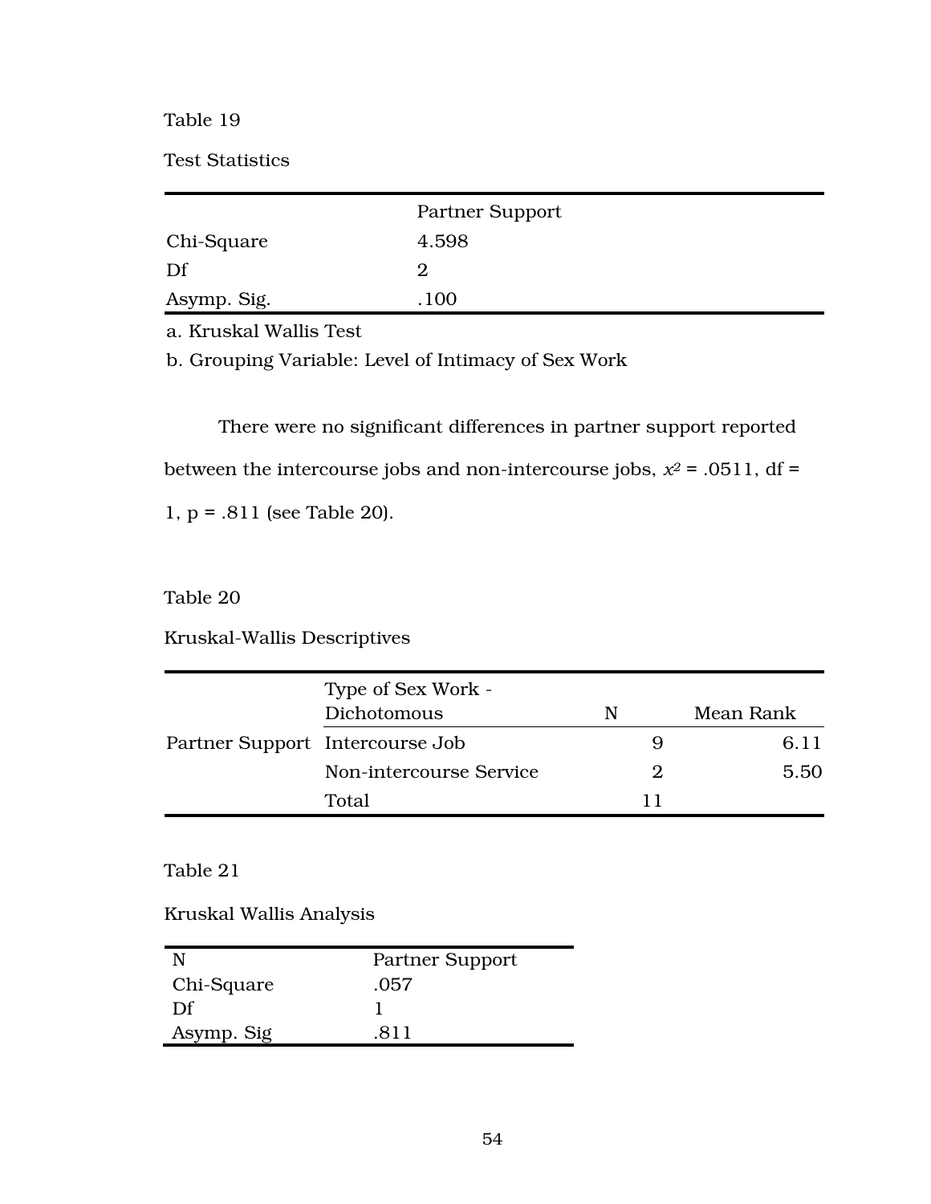Table 19

Test Statistics

| | Partner Support |
|---|---|
| Chi-Square | 4.598 |
| Df | 2 |
| Asymp. Sig. | .100 |

a. Kruskal Wallis Test

b. Grouping Variable: Level of Intimacy of Sex Work

There were no significant differences in partner support reported between the intercourse jobs and non-intercourse jobs, $x^2$ = .0511, df = 1, p = .811 (see Table 20).

Table 20

Kruskal-Wallis Descriptives

| | Type of Sex Work - Dichotomous | N | Mean Rank |
|---|---|---|---|
| Partner Support | Intercourse Job | 9 | 6.11 |
| | Non-intercourse Service | 2 | 5.50 |
| | Total | 11 | |

Table 21

Kruskal Wallis Analysis

| N | Partner Support |
|---|---|
| Chi-Square | .057 |
| Df | 1 |
| Asymp. Sig | .811 |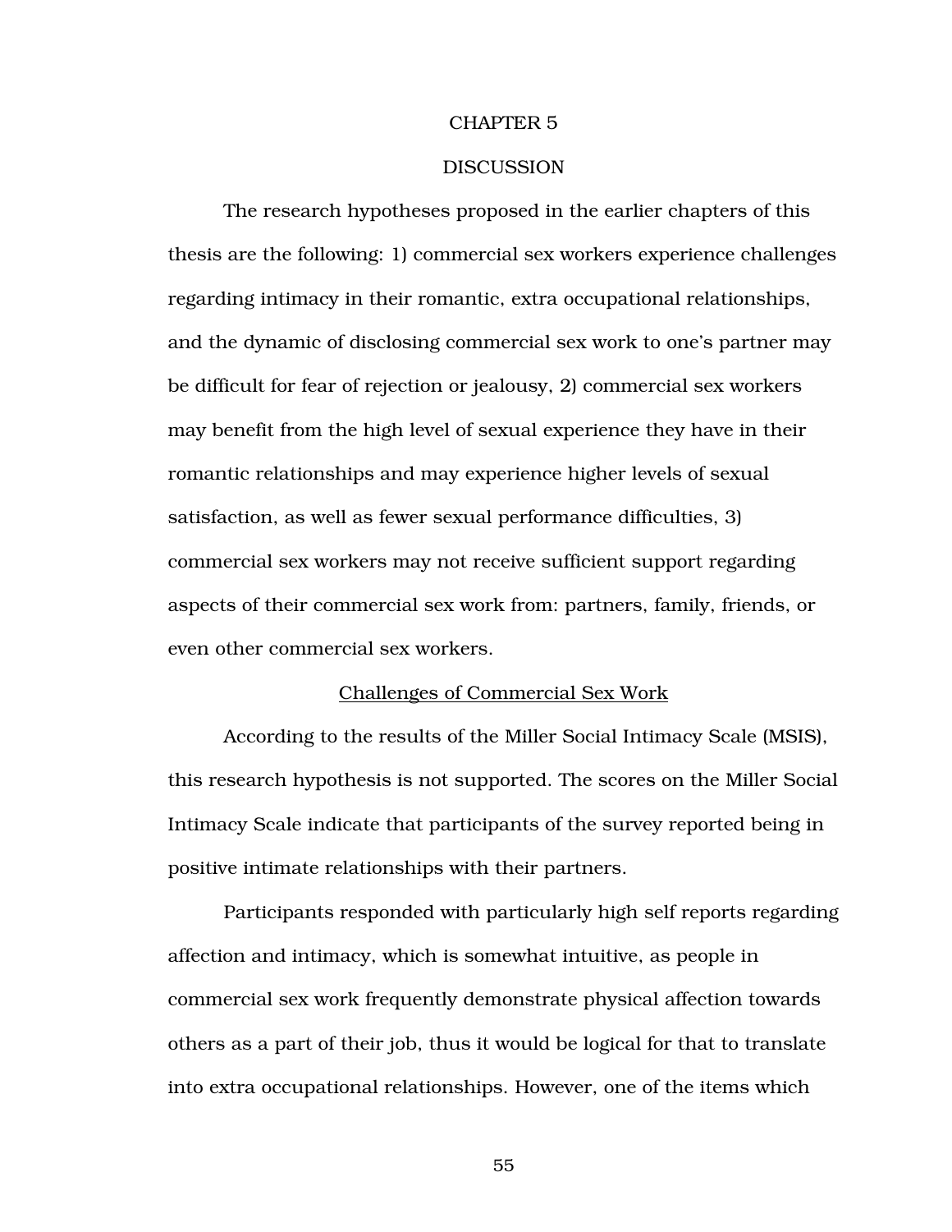# CHAPTER 5

# DISCUSSION

The research hypotheses proposed in the earlier chapters of this thesis are the following: 1) commercial sex workers experience challenges regarding intimacy in their romantic, extra occupational relationships, and the dynamic of disclosing commercial sex work to one's partner may be difficult for fear of rejection or jealousy, 2) commercial sex workers may benefit from the high level of sexual experience they have in their romantic relationships and may experience higher levels of sexual satisfaction, as well as fewer sexual performance difficulties, 3) commercial sex workers may not receive sufficient support regarding aspects of their commercial sex work from: partners, family, friends, or even other commercial sex workers.

## Challenges of Commercial Sex Work

According to the results of the Miller Social Intimacy Scale (MSIS), this research hypothesis is not supported. The scores on the Miller Social Intimacy Scale indicate that participants of the survey reported being in positive intimate relationships with their partners.

Participants responded with particularly high self reports regarding affection and intimacy, which is somewhat intuitive, as people in commercial sex work frequently demonstrate physical affection towards others as a part of their job, thus it would be logical for that to translate into extra occupational relationships. However, one of the items which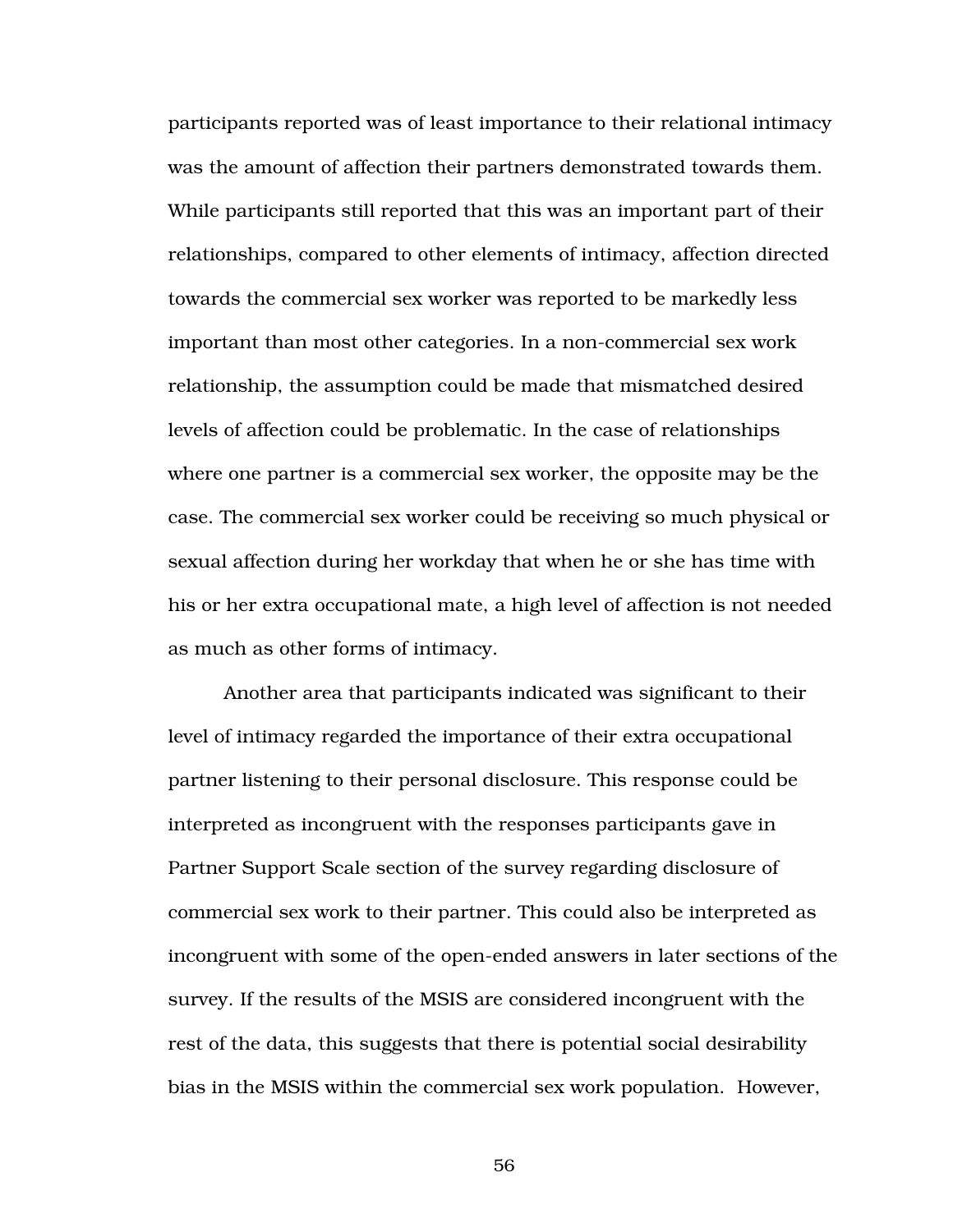participants reported was of least importance to their relational intimacy was the amount of affection their partners demonstrated towards them. While participants still reported that this was an important part of their relationships, compared to other elements of intimacy, affection directed towards the commercial sex worker was reported to be markedly less important than most other categories. In a non-commercial sex work relationship, the assumption could be made that mismatched desired levels of affection could be problematic. In the case of relationships where one partner is a commercial sex worker, the opposite may be the case. The commercial sex worker could be receiving so much physical or sexual affection during her workday that when he or she has time with his or her extra occupational mate, a high level of affection is not needed as much as other forms of intimacy.

Another area that participants indicated was significant to their level of intimacy regarded the importance of their extra occupational partner listening to their personal disclosure. This response could be interpreted as incongruent with the responses participants gave in Partner Support Scale section of the survey regarding disclosure of commercial sex work to their partner. This could also be interpreted as incongruent with some of the open-ended answers in later sections of the survey. If the results of the MSIS are considered incongruent with the rest of the data, this suggests that there is potential social desirability bias in the MSIS within the commercial sex work population. However,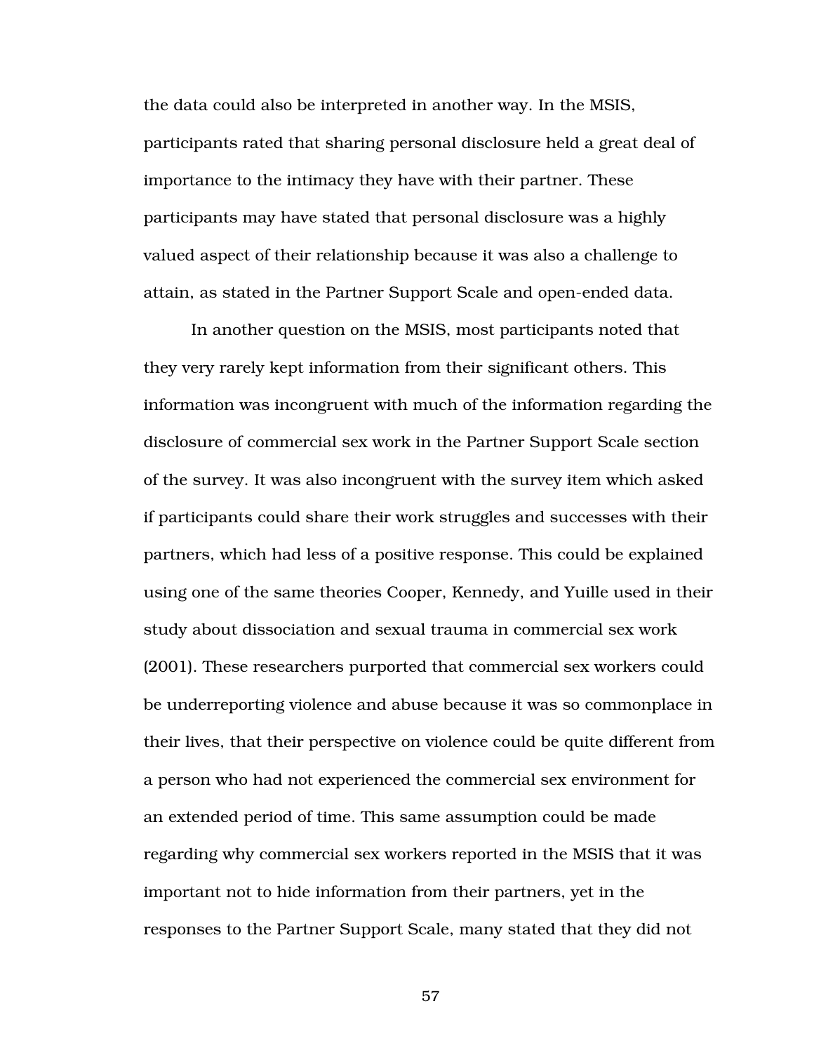the data could also be interpreted in another way. In the MSIS, participants rated that sharing personal disclosure held a great deal of importance to the intimacy they have with their partner. These participants may have stated that personal disclosure was a highly valued aspect of their relationship because it was also a challenge to attain, as stated in the Partner Support Scale and open-ended data.

In another question on the MSIS, most participants noted that they very rarely kept information from their significant others. This information was incongruent with much of the information regarding the disclosure of commercial sex work in the Partner Support Scale section of the survey. It was also incongruent with the survey item which asked if participants could share their work struggles and successes with their partners, which had less of a positive response. This could be explained using one of the same theories Cooper, Kennedy, and Yuille used in their study about dissociation and sexual trauma in commercial sex work (2001). These researchers purported that commercial sex workers could be underreporting violence and abuse because it was so commonplace in their lives, that their perspective on violence could be quite different from a person who had not experienced the commercial sex environment for an extended period of time. This same assumption could be made regarding why commercial sex workers reported in the MSIS that it was important not to hide information from their partners, yet in the responses to the Partner Support Scale, many stated that they did not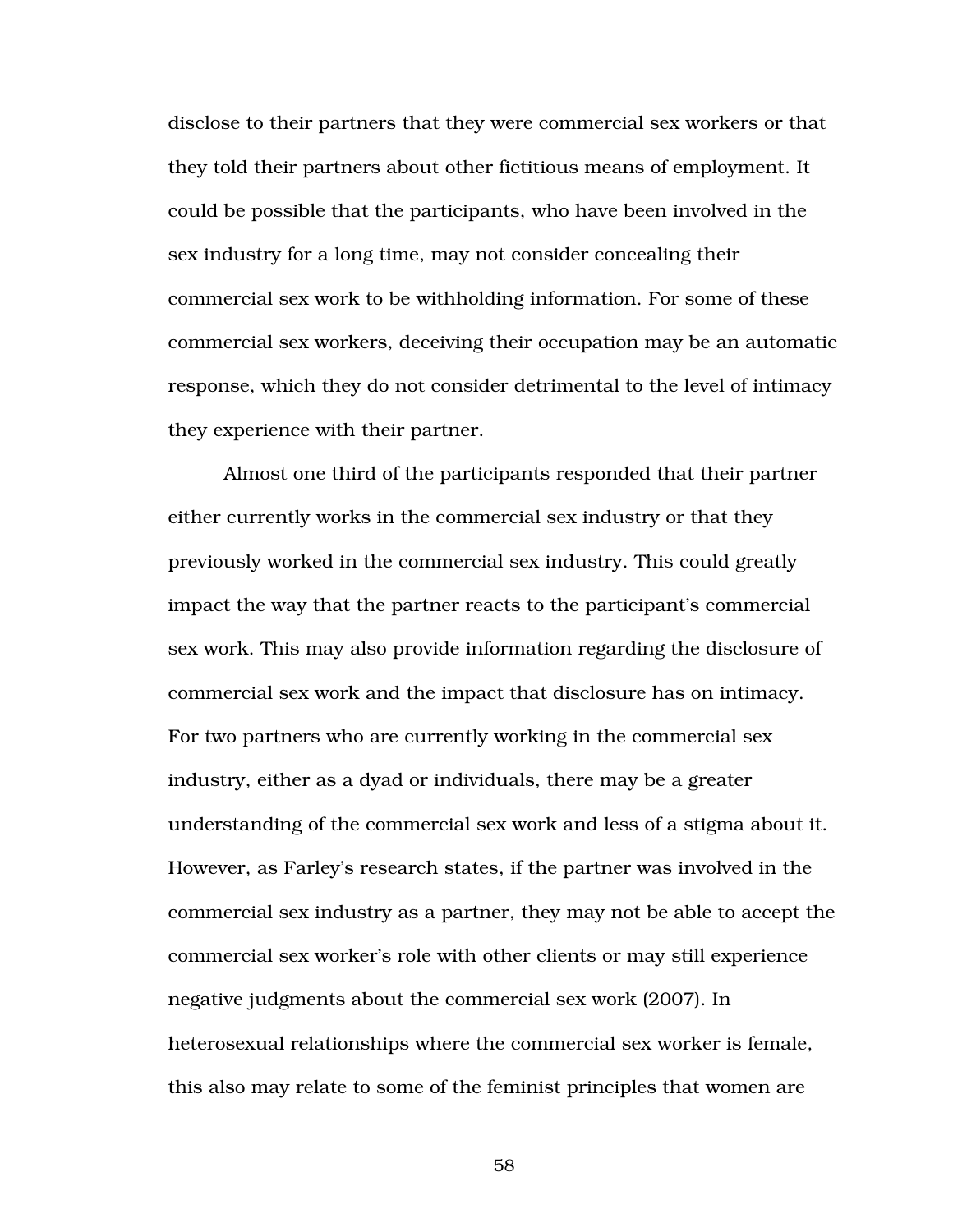disclose to their partners that they were commercial sex workers or that they told their partners about other fictitious means of employment. It could be possible that the participants, who have been involved in the sex industry for a long time, may not consider concealing their commercial sex work to be withholding information. For some of these commercial sex workers, deceiving their occupation may be an automatic response, which they do not consider detrimental to the level of intimacy they experience with their partner.

Almost one third of the participants responded that their partner either currently works in the commercial sex industry or that they previously worked in the commercial sex industry. This could greatly impact the way that the partner reacts to the participant's commercial sex work. This may also provide information regarding the disclosure of commercial sex work and the impact that disclosure has on intimacy. For two partners who are currently working in the commercial sex industry, either as a dyad or individuals, there may be a greater understanding of the commercial sex work and less of a stigma about it. However, as Farley's research states, if the partner was involved in the commercial sex industry as a partner, they may not be able to accept the commercial sex worker's role with other clients or may still experience negative judgments about the commercial sex work (2007). In heterosexual relationships where the commercial sex worker is female, this also may relate to some of the feminist principles that women are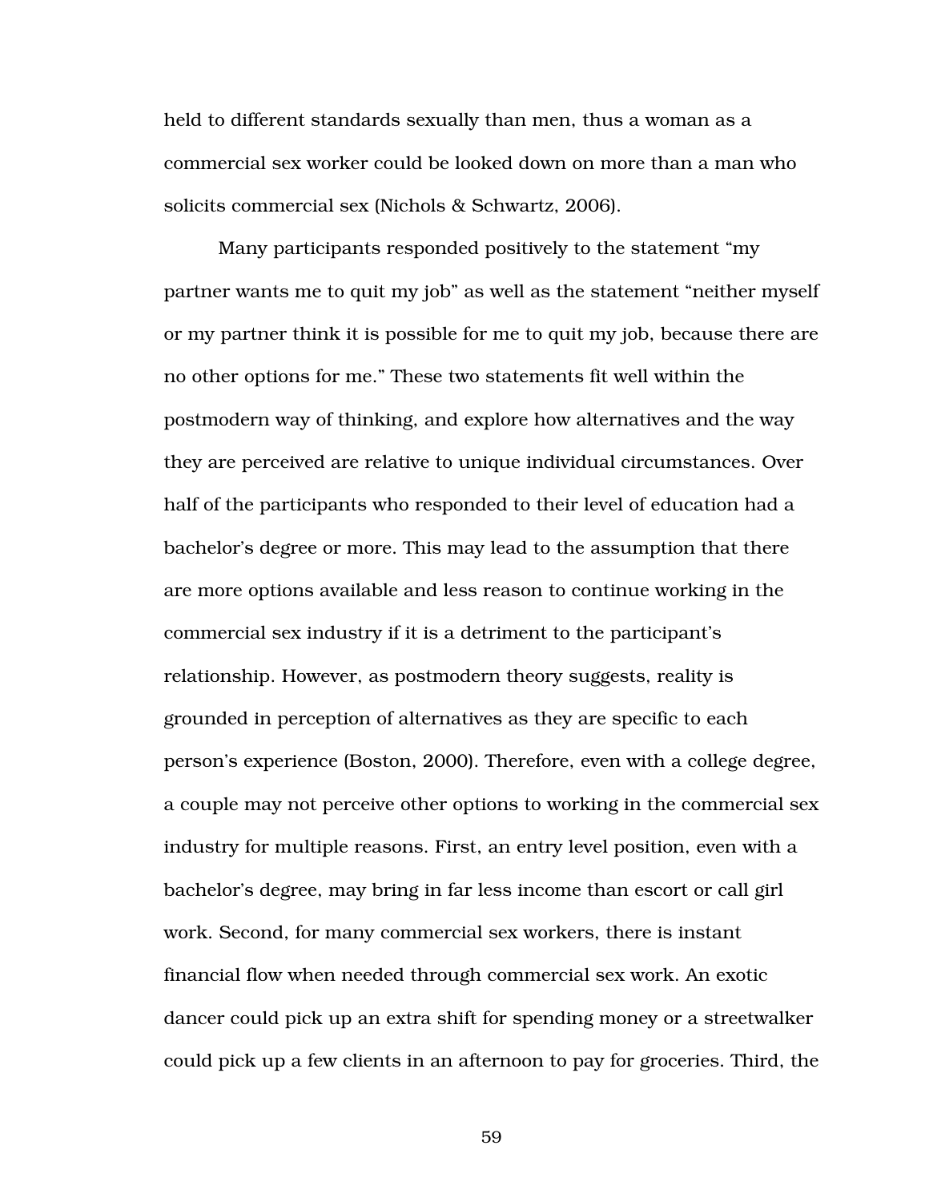held to different standards sexually than men, thus a woman as a commercial sex worker could be looked down on more than a man who solicits commercial sex (Nichols & Schwartz, 2006).

Many participants responded positively to the statement "my partner wants me to quit my job" as well as the statement "neither myself or my partner think it is possible for me to quit my job, because there are no other options for me." These two statements fit well within the postmodern way of thinking, and explore how alternatives and the way they are perceived are relative to unique individual circumstances. Over half of the participants who responded to their level of education had a bachelor's degree or more. This may lead to the assumption that there are more options available and less reason to continue working in the commercial sex industry if it is a detriment to the participant's relationship. However, as postmodern theory suggests, reality is grounded in perception of alternatives as they are specific to each person's experience (Boston, 2000). Therefore, even with a college degree, a couple may not perceive other options to working in the commercial sex industry for multiple reasons. First, an entry level position, even with a bachelor's degree, may bring in far less income than escort or call girl work. Second, for many commercial sex workers, there is instant financial flow when needed through commercial sex work. An exotic dancer could pick up an extra shift for spending money or a streetwalker could pick up a few clients in an afternoon to pay for groceries. Third, the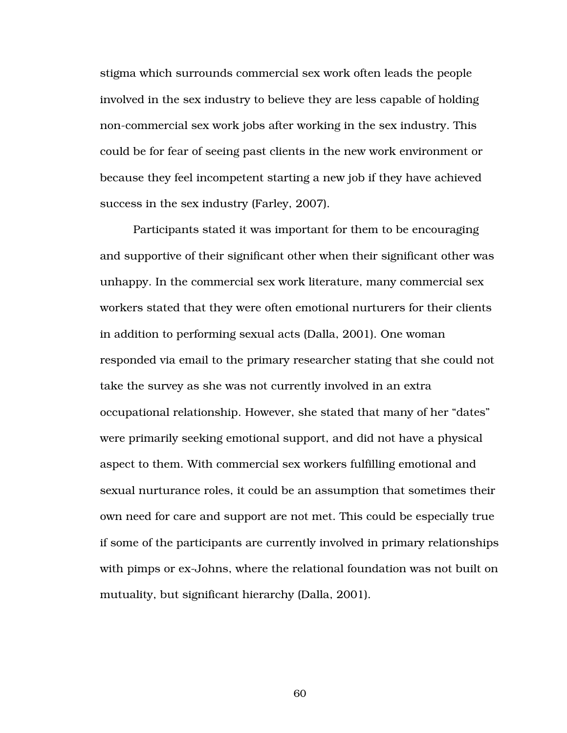stigma which surrounds commercial sex work often leads the people involved in the sex industry to believe they are less capable of holding non-commercial sex work jobs after working in the sex industry. This could be for fear of seeing past clients in the new work environment or because they feel incompetent starting a new job if they have achieved success in the sex industry (Farley, 2007).

Participants stated it was important for them to be encouraging and supportive of their significant other when their significant other was unhappy. In the commercial sex work literature, many commercial sex workers stated that they were often emotional nurturers for their clients in addition to performing sexual acts (Dalla, 2001). One woman responded via email to the primary researcher stating that she could not take the survey as she was not currently involved in an extra occupational relationship. However, she stated that many of her "dates" were primarily seeking emotional support, and did not have a physical aspect to them. With commercial sex workers fulfilling emotional and sexual nurturance roles, it could be an assumption that sometimes their own need for care and support are not met. This could be especially true if some of the participants are currently involved in primary relationships with pimps or ex-Johns, where the relational foundation was not built on mutuality, but significant hierarchy (Dalla, 2001).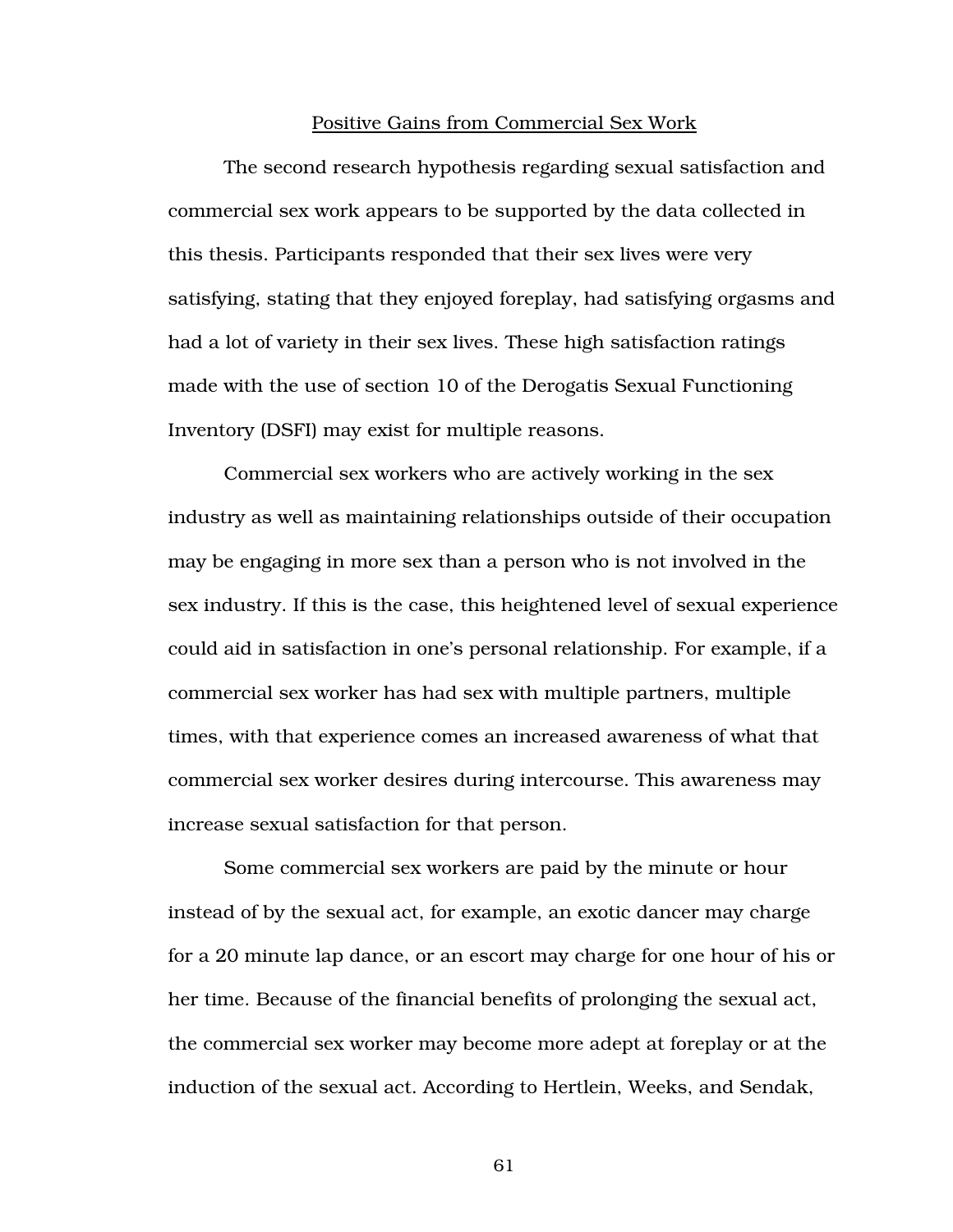## Positive Gains from Commercial Sex Work

The second research hypothesis regarding sexual satisfaction and commercial sex work appears to be supported by the data collected in this thesis. Participants responded that their sex lives were very satisfying, stating that they enjoyed foreplay, had satisfying orgasms and had a lot of variety in their sex lives. These high satisfaction ratings made with the use of section 10 of the Derogatis Sexual Functioning Inventory (DSFI) may exist for multiple reasons.

Commercial sex workers who are actively working in the sex industry as well as maintaining relationships outside of their occupation may be engaging in more sex than a person who is not involved in the sex industry. If this is the case, this heightened level of sexual experience could aid in satisfaction in one's personal relationship. For example, if a commercial sex worker has had sex with multiple partners, multiple times, with that experience comes an increased awareness of what that commercial sex worker desires during intercourse. This awareness may increase sexual satisfaction for that person.

Some commercial sex workers are paid by the minute or hour instead of by the sexual act, for example, an exotic dancer may charge for a 20 minute lap dance, or an escort may charge for one hour of his or her time. Because of the financial benefits of prolonging the sexual act, the commercial sex worker may become more adept at foreplay or at the induction of the sexual act. According to Hertlein, Weeks, and Sendak,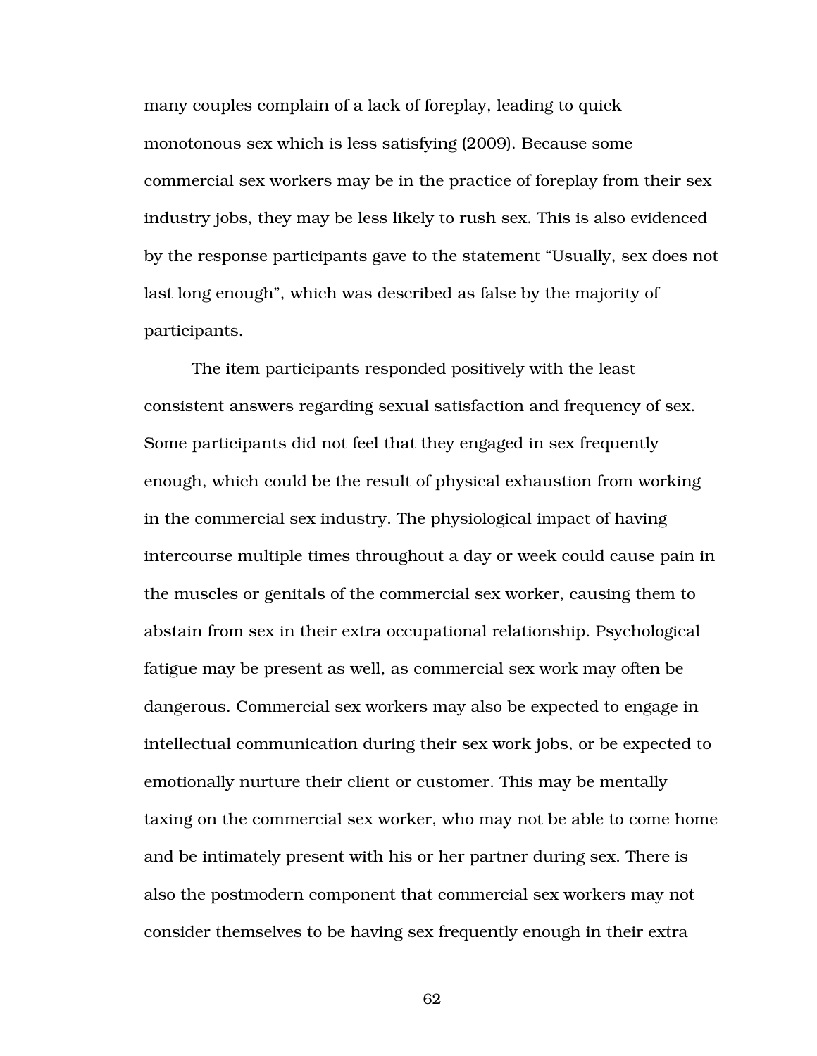many couples complain of a lack of foreplay, leading to quick monotonous sex which is less satisfying (2009). Because some commercial sex workers may be in the practice of foreplay from their sex industry jobs, they may be less likely to rush sex. This is also evidenced by the response participants gave to the statement “Usually, sex does not last long enough”, which was described as false by the majority of participants.

The item participants responded positively with the least consistent answers regarding sexual satisfaction and frequency of sex. Some participants did not feel that they engaged in sex frequently enough, which could be the result of physical exhaustion from working in the commercial sex industry. The physiological impact of having intercourse multiple times throughout a day or week could cause pain in the muscles or genitals of the commercial sex worker, causing them to abstain from sex in their extra occupational relationship. Psychological fatigue may be present as well, as commercial sex work may often be dangerous. Commercial sex workers may also be expected to engage in intellectual communication during their sex work jobs, or be expected to emotionally nurture their client or customer. This may be mentally taxing on the commercial sex worker, who may not be able to come home and be intimately present with his or her partner during sex. There is also the postmodern component that commercial sex workers may not consider themselves to be having sex frequently enough in their extra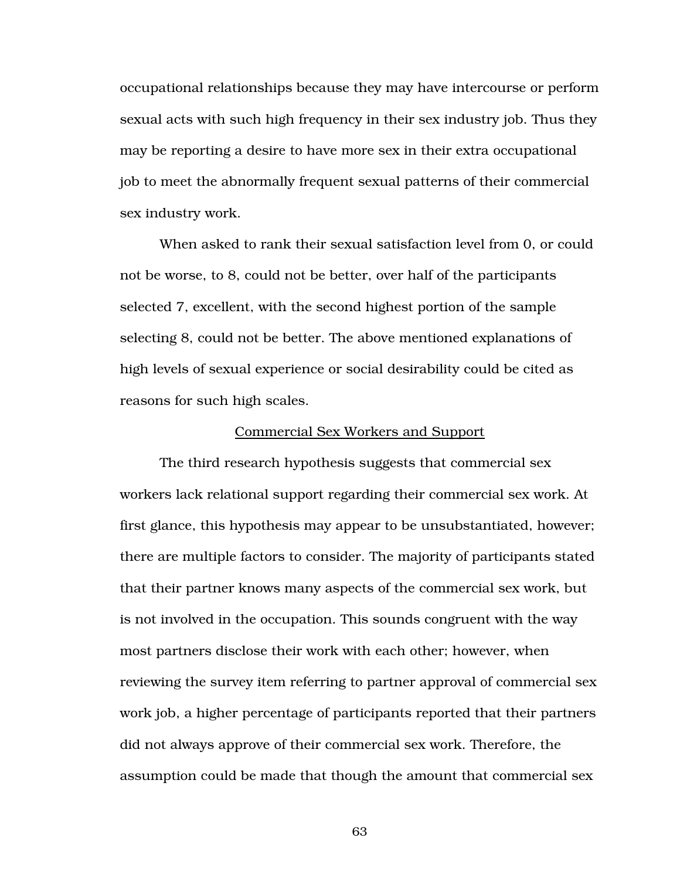occupational relationships because they may have intercourse or perform sexual acts with such high frequency in their sex industry job. Thus they may be reporting a desire to have more sex in their extra occupational job to meet the abnormally frequent sexual patterns of their commercial sex industry work.

When asked to rank their sexual satisfaction level from 0, or could not be worse, to 8, could not be better, over half of the participants selected 7, excellent, with the second highest portion of the sample selecting 8, could not be better. The above mentioned explanations of high levels of sexual experience or social desirability could be cited as reasons for such high scales.

<u>Commercial Sex Workers and Support</u>

The third research hypothesis suggests that commercial sex workers lack relational support regarding their commercial sex work. At first glance, this hypothesis may appear to be unsubstantiated, however; there are multiple factors to consider. The majority of participants stated that their partner knows many aspects of the commercial sex work, but is not involved in the occupation. This sounds congruent with the way most partners disclose their work with each other; however, when reviewing the survey item referring to partner approval of commercial sex work job, a higher percentage of participants reported that their partners did not always approve of their commercial sex work. Therefore, the assumption could be made that though the amount that commercial sex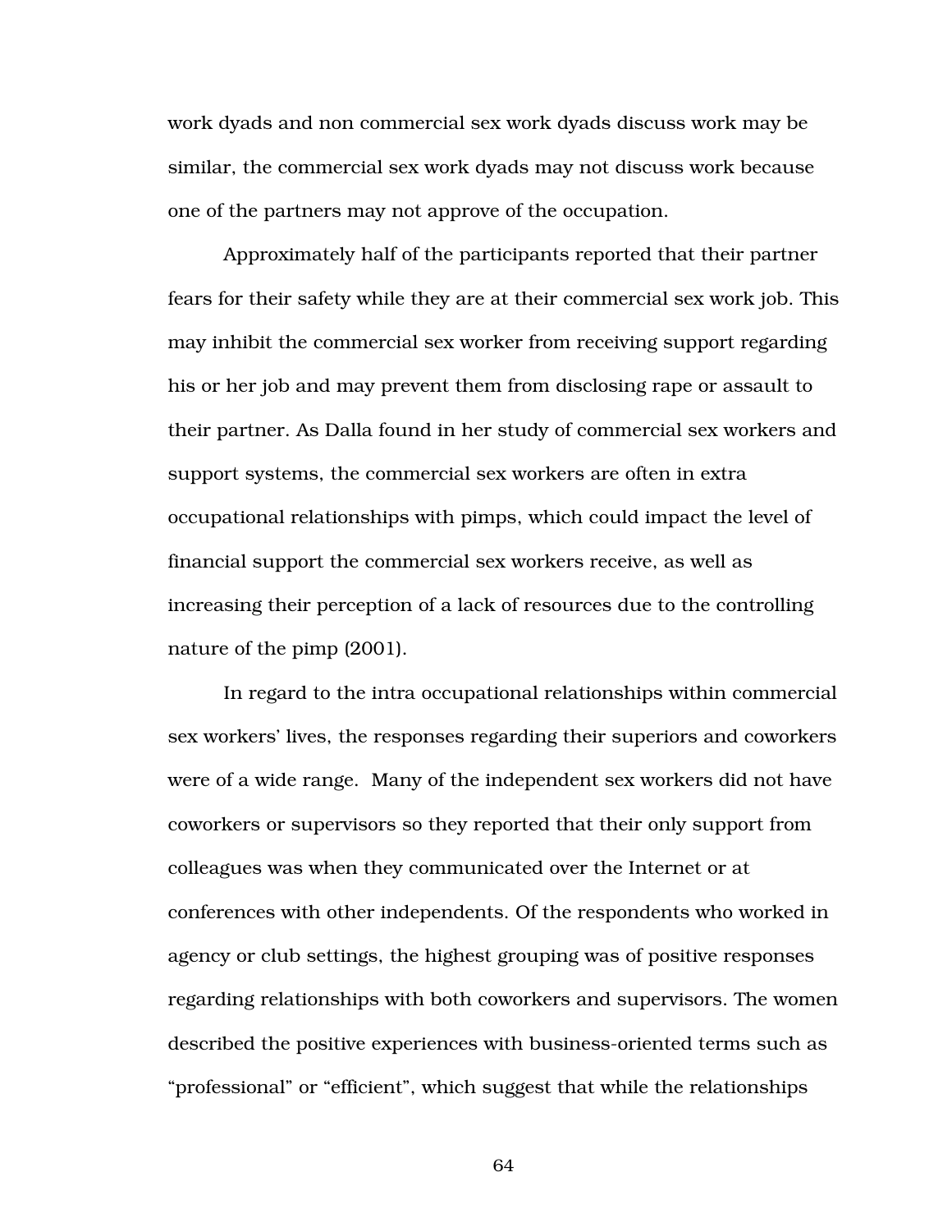work dyads and non commercial sex work dyads discuss work may be similar, the commercial sex work dyads may not discuss work because one of the partners may not approve of the occupation.

Approximately half of the participants reported that their partner fears for their safety while they are at their commercial sex work job. This may inhibit the commercial sex worker from receiving support regarding his or her job and may prevent them from disclosing rape or assault to their partner. As Dalla found in her study of commercial sex workers and support systems, the commercial sex workers are often in extra occupational relationships with pimps, which could impact the level of financial support the commercial sex workers receive, as well as increasing their perception of a lack of resources due to the controlling nature of the pimp (2001).

In regard to the intra occupational relationships within commercial sex workers' lives, the responses regarding their superiors and coworkers were of a wide range. Many of the independent sex workers did not have coworkers or supervisors so they reported that their only support from colleagues was when they communicated over the Internet or at conferences with other independents. Of the respondents who worked in agency or club settings, the highest grouping was of positive responses regarding relationships with both coworkers and supervisors. The women described the positive experiences with business-oriented terms such as "professional" or "efficient", which suggest that while the relationships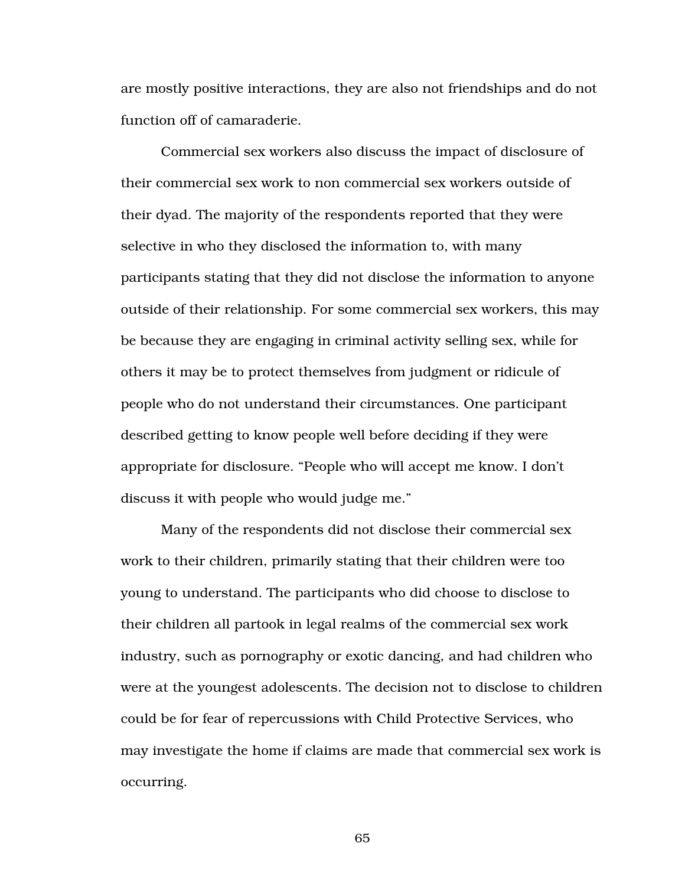are mostly positive interactions, they are also not friendships and do not function off of camaraderie.

Commercial sex workers also discuss the impact of disclosure of their commercial sex work to non commercial sex workers outside of their dyad. The majority of the respondents reported that they were selective in who they disclosed the information to, with many participants stating that they did not disclose the information to anyone outside of their relationship. For some commercial sex workers, this may be because they are engaging in criminal activity selling sex, while for others it may be to protect themselves from judgment or ridicule of people who do not understand their circumstances. One participant described getting to know people well before deciding if they were appropriate for disclosure. “People who will accept me know. I don’t discuss it with people who would judge me.”

Many of the respondents did not disclose their commercial sex work to their children, primarily stating that their children were too young to understand. The participants who did choose to disclose to their children all partook in legal realms of the commercial sex work industry, such as pornography or exotic dancing, and had children who were at the youngest adolescents. The decision not to disclose to children could be for fear of repercussions with Child Protective Services, who may investigate the home if claims are made that commercial sex work is occurring.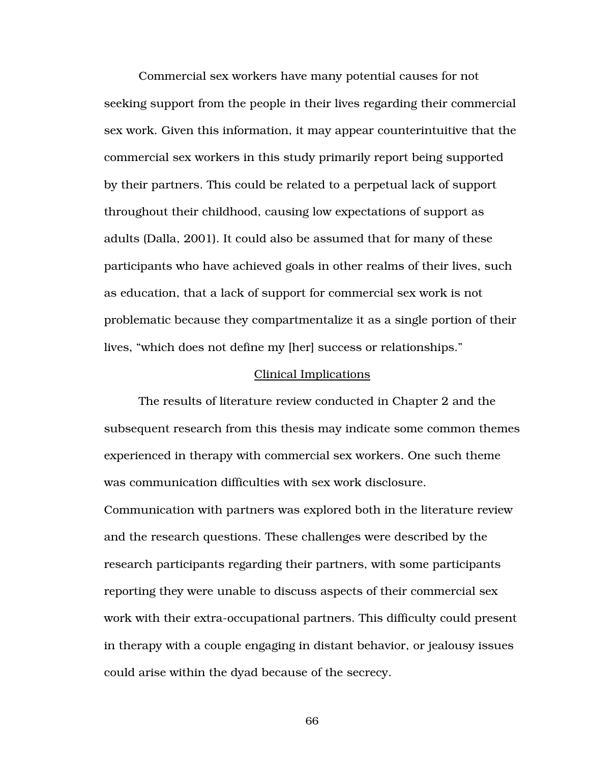Commercial sex workers have many potential causes for not seeking support from the people in their lives regarding their commercial sex work. Given this information, it may appear counterintuitive that the commercial sex workers in this study primarily report being supported by their partners. This could be related to a perpetual lack of support throughout their childhood, causing low expectations of support as adults (Dalla, 2001). It could also be assumed that for many of these participants who have achieved goals in other realms of their lives, such as education, that a lack of support for commercial sex work is not problematic because they compartmentalize it as a single portion of their lives, "which does not define my [her] success or relationships."

## Clinical Implications

The results of literature review conducted in Chapter 2 and the subsequent research from this thesis may indicate some common themes experienced in therapy with commercial sex workers. One such theme was communication difficulties with sex work disclosure. Communication with partners was explored both in the literature review and the research questions. These challenges were described by the research participants regarding their partners, with some participants reporting they were unable to discuss aspects of their commercial sex work with their extra-occupational partners. This difficulty could present in therapy with a couple engaging in distant behavior, or jealousy issues could arise within the dyad because of the secrecy.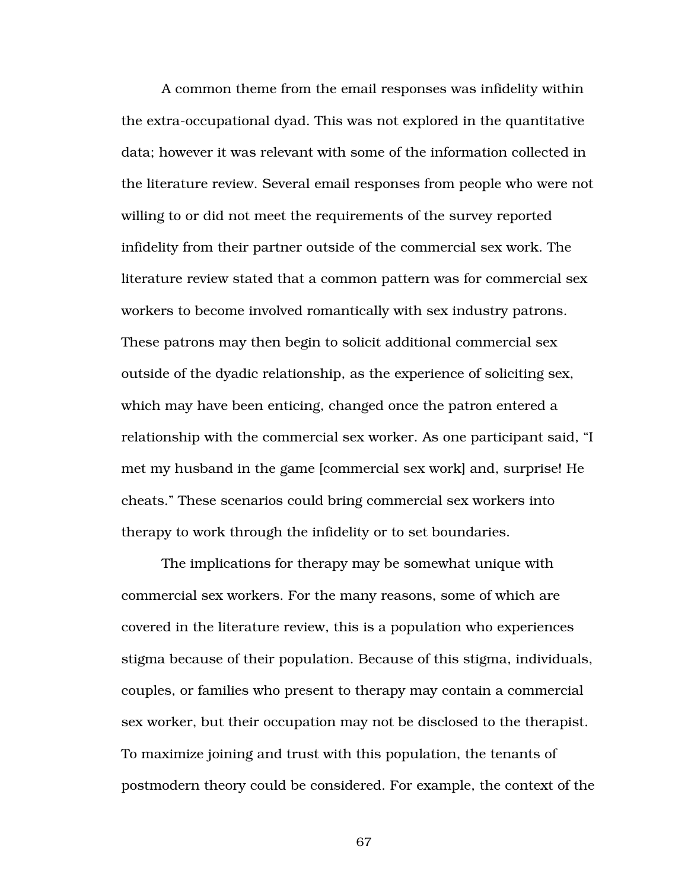A common theme from the email responses was infidelity within the extra-occupational dyad. This was not explored in the quantitative data; however it was relevant with some of the information collected in the literature review. Several email responses from people who were not willing to or did not meet the requirements of the survey reported infidelity from their partner outside of the commercial sex work. The literature review stated that a common pattern was for commercial sex workers to become involved romantically with sex industry patrons. These patrons may then begin to solicit additional commercial sex outside of the dyadic relationship, as the experience of soliciting sex, which may have been enticing, changed once the patron entered a relationship with the commercial sex worker. As one participant said, "I met my husband in the game [commercial sex work] and, surprise! He cheats." These scenarios could bring commercial sex workers into therapy to work through the infidelity or to set boundaries.

The implications for therapy may be somewhat unique with commercial sex workers. For the many reasons, some of which are covered in the literature review, this is a population who experiences stigma because of their population. Because of this stigma, individuals, couples, or families who present to therapy may contain a commercial sex worker, but their occupation may not be disclosed to the therapist. To maximize joining and trust with this population, the tenants of postmodern theory could be considered. For example, the context of the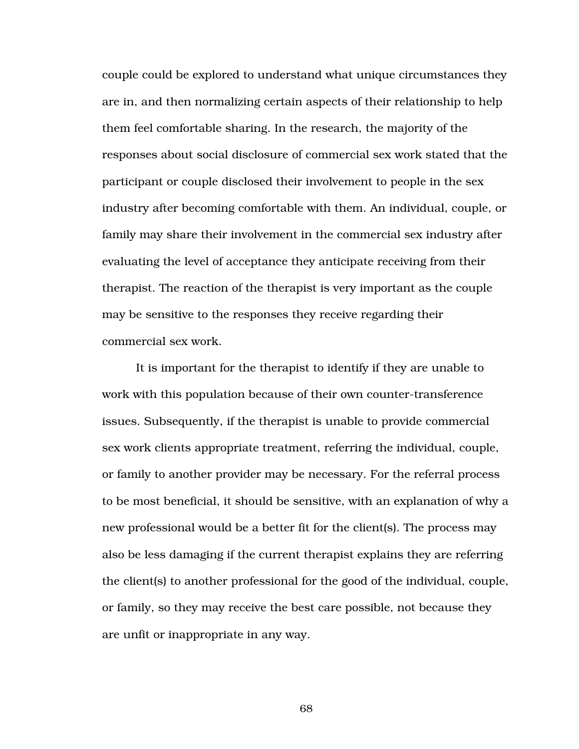couple could be explored to understand what unique circumstances they are in, and then normalizing certain aspects of their relationship to help them feel comfortable sharing. In the research, the majority of the responses about social disclosure of commercial sex work stated that the participant or couple disclosed their involvement to people in the sex industry after becoming comfortable with them. An individual, couple, or family may share their involvement in the commercial sex industry after evaluating the level of acceptance they anticipate receiving from their therapist. The reaction of the therapist is very important as the couple may be sensitive to the responses they receive regarding their commercial sex work.

It is important for the therapist to identify if they are unable to work with this population because of their own counter-transference issues. Subsequently, if the therapist is unable to provide commercial sex work clients appropriate treatment, referring the individual, couple, or family to another provider may be necessary. For the referral process to be most beneficial, it should be sensitive, with an explanation of why a new professional would be a better fit for the client(s). The process may also be less damaging if the current therapist explains they are referring the client(s) to another professional for the good of the individual, couple, or family, so they may receive the best care possible, not because they are unfit or inappropriate in any way.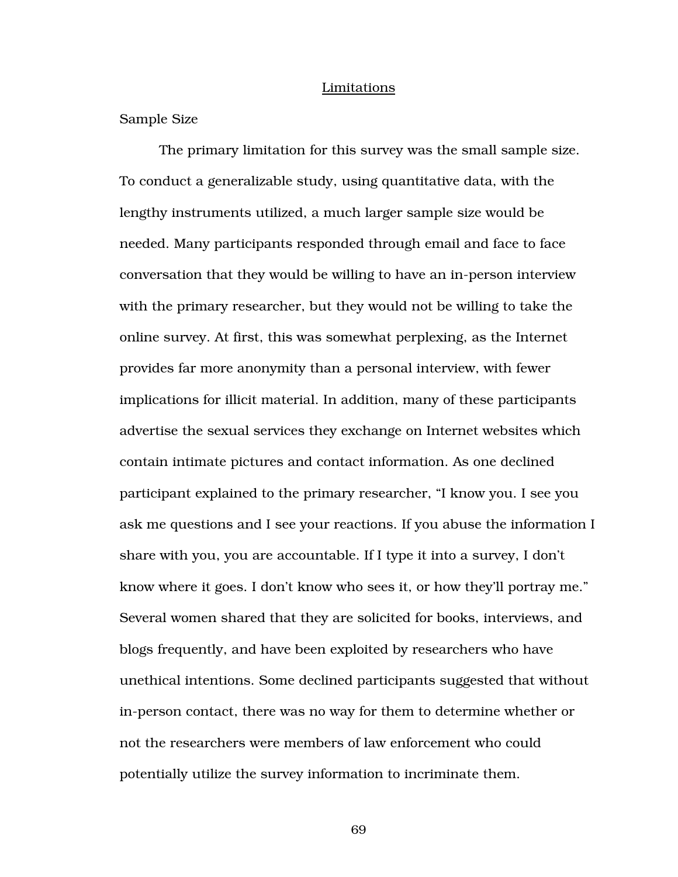## Limitations

### Sample Size

The primary limitation for this survey was the small sample size. To conduct a generalizable study, using quantitative data, with the lengthy instruments utilized, a much larger sample size would be needed. Many participants responded through email and face to face conversation that they would be willing to have an in-person interview with the primary researcher, but they would not be willing to take the online survey. At first, this was somewhat perplexing, as the Internet provides far more anonymity than a personal interview, with fewer implications for illicit material. In addition, many of these participants advertise the sexual services they exchange on Internet websites which contain intimate pictures and contact information. As one declined participant explained to the primary researcher, "I know you. I see you ask me questions and I see your reactions. If you abuse the information I share with you, you are accountable. If I type it into a survey, I don't know where it goes. I don't know who sees it, or how they'll portray me." Several women shared that they are solicited for books, interviews, and blogs frequently, and have been exploited by researchers who have unethical intentions. Some declined participants suggested that without in-person contact, there was no way for them to determine whether or not the researchers were members of law enforcement who could potentially utilize the survey information to incriminate them.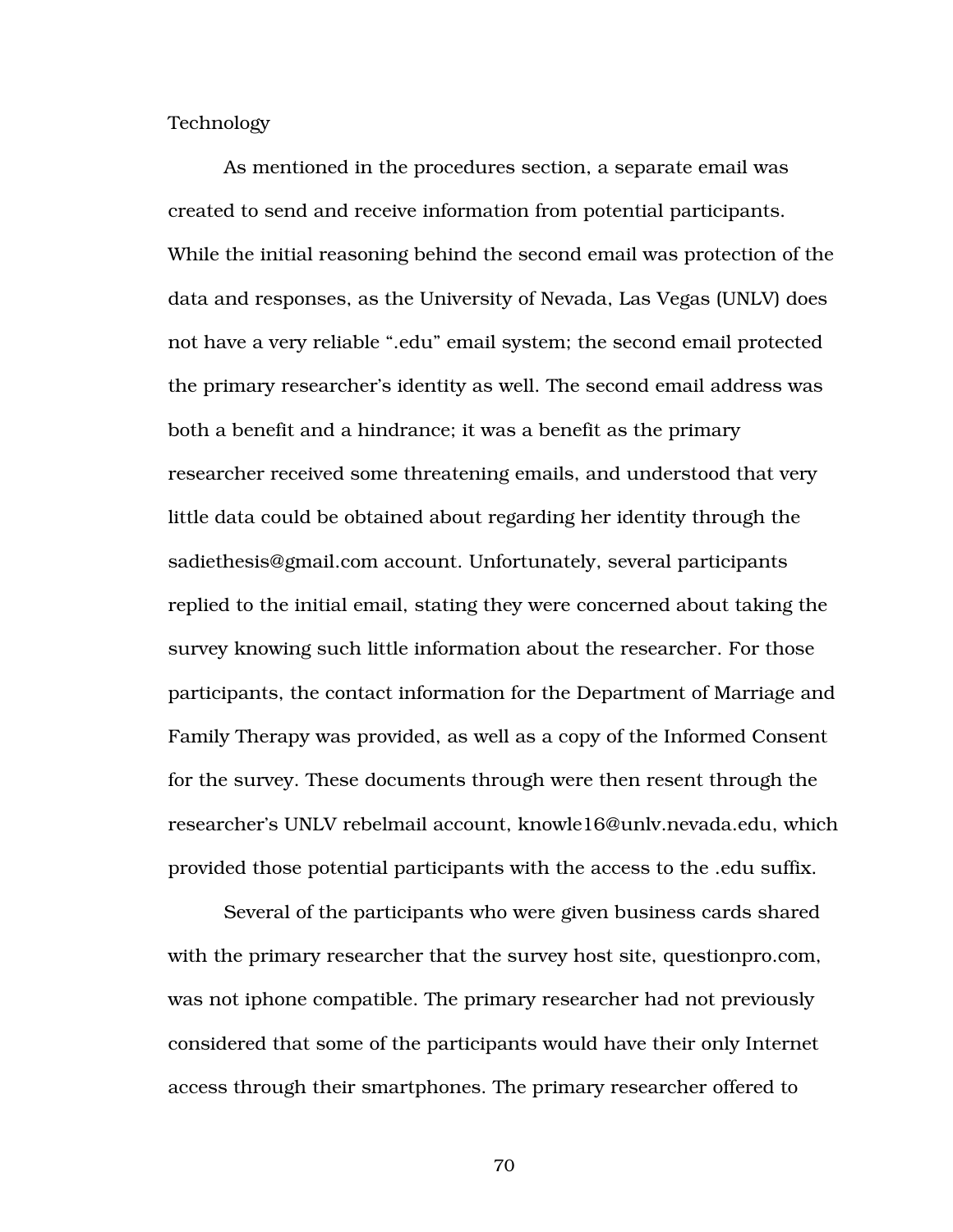Technology

As mentioned in the procedures section, a separate email was created to send and receive information from potential participants. While the initial reasoning behind the second email was protection of the data and responses, as the University of Nevada, Las Vegas (UNLV) does not have a very reliable ".edu" email system; the second email protected the primary researcher's identity as well. The second email address was both a benefit and a hindrance; it was a benefit as the primary researcher received some threatening emails, and understood that very little data could be obtained about regarding her identity through the sadiethesis@gmail.com account. Unfortunately, several participants replied to the initial email, stating they were concerned about taking the survey knowing such little information about the researcher. For those participants, the contact information for the Department of Marriage and Family Therapy was provided, as well as a copy of the Informed Consent for the survey. These documents through were then resent through the researcher's UNLV rebelmail account, knowle16@unlv.nevada.edu, which provided those potential participants with the access to the .edu suffix.

Several of the participants who were given business cards shared with the primary researcher that the survey host site, questionpro.com, was not iphone compatible. The primary researcher had not previously considered that some of the participants would have their only Internet access through their smartphones. The primary researcher offered to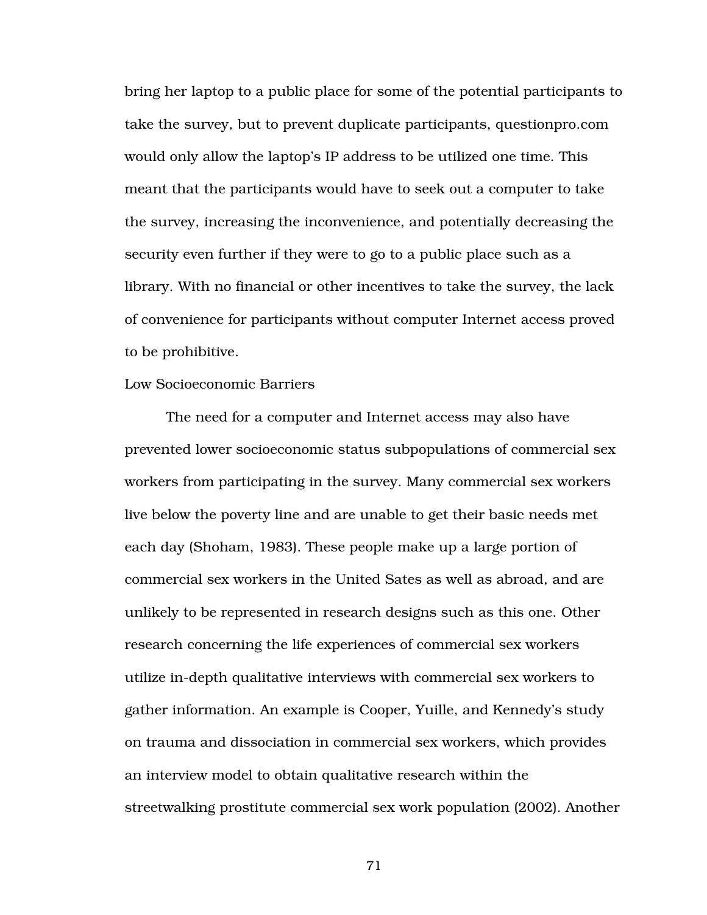bring her laptop to a public place for some of the potential participants to take the survey, but to prevent duplicate participants, questionpro.com would only allow the laptop's IP address to be utilized one time. This meant that the participants would have to seek out a computer to take the survey, increasing the inconvenience, and potentially decreasing the security even further if they were to go to a public place such as a library. With no financial or other incentives to take the survey, the lack of convenience for participants without computer Internet access proved to be prohibitive.

### Low Socioeconomic Barriers

The need for a computer and Internet access may also have prevented lower socioeconomic status subpopulations of commercial sex workers from participating in the survey. Many commercial sex workers live below the poverty line and are unable to get their basic needs met each day (Shoham, 1983). These people make up a large portion of commercial sex workers in the United Sates as well as abroad, and are unlikely to be represented in research designs such as this one. Other research concerning the life experiences of commercial sex workers utilize in-depth qualitative interviews with commercial sex workers to gather information. An example is Cooper, Yuille, and Kennedy's study on trauma and dissociation in commercial sex workers, which provides an interview model to obtain qualitative research within the streetwalking prostitute commercial sex work population (2002). Another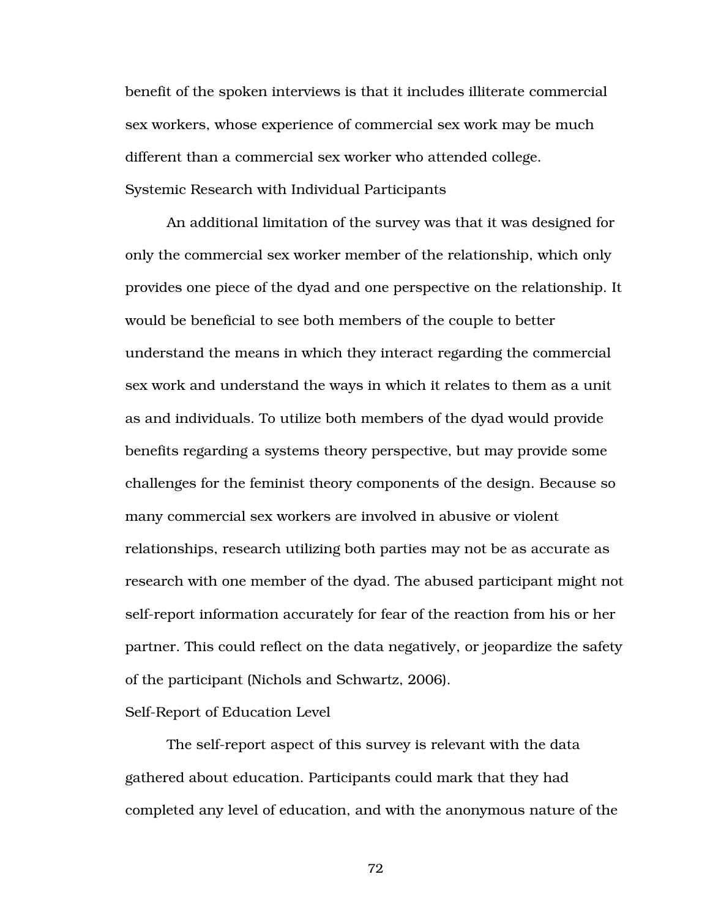benefit of the spoken interviews is that it includes illiterate commercial sex workers, whose experience of commercial sex work may be much different than a commercial sex worker who attended college.

### Systemic Research with Individual Participants

An additional limitation of the survey was that it was designed for only the commercial sex worker member of the relationship, which only provides one piece of the dyad and one perspective on the relationship. It would be beneficial to see both members of the couple to better understand the means in which they interact regarding the commercial sex work and understand the ways in which it relates to them as a unit as and individuals. To utilize both members of the dyad would provide benefits regarding a systems theory perspective, but may provide some challenges for the feminist theory components of the design. Because so many commercial sex workers are involved in abusive or violent relationships, research utilizing both parties may not be as accurate as research with one member of the dyad. The abused participant might not self-report information accurately for fear of the reaction from his or her partner. This could reflect on the data negatively, or jeopardize the safety of the participant (Nichols and Schwartz, 2006).

### Self-Report of Education Level

The self-report aspect of this survey is relevant with the data gathered about education. Participants could mark that they had completed any level of education, and with the anonymous nature of the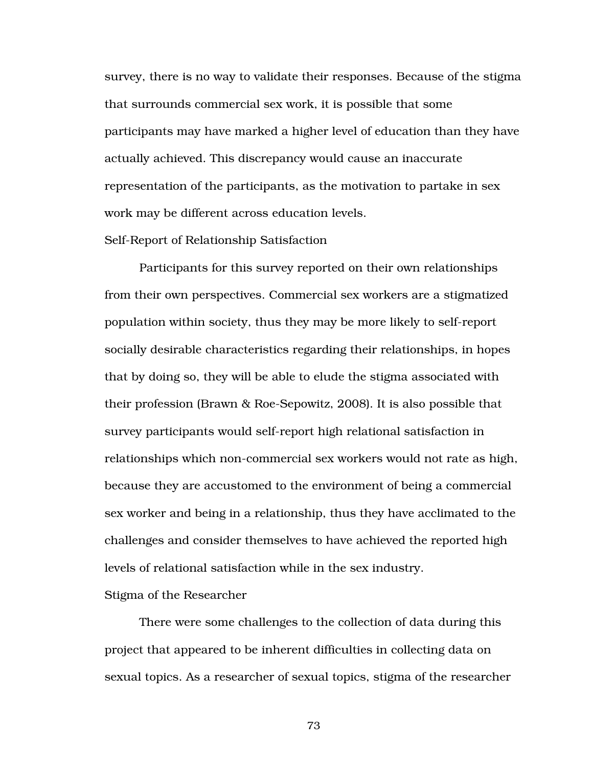survey, there is no way to validate their responses. Because of the stigma that surrounds commercial sex work, it is possible that some participants may have marked a higher level of education than they have actually achieved. This discrepancy would cause an inaccurate representation of the participants, as the motivation to partake in sex work may be different across education levels.

### Self-Report of Relationship Satisfaction

Participants for this survey reported on their own relationships from their own perspectives. Commercial sex workers are a stigmatized population within society, thus they may be more likely to self-report socially desirable characteristics regarding their relationships, in hopes that by doing so, they will be able to elude the stigma associated with their profession (Brawn & Roe-Sepowitz, 2008). It is also possible that survey participants would self-report high relational satisfaction in relationships which non-commercial sex workers would not rate as high, because they are accustomed to the environment of being a commercial sex worker and being in a relationship, thus they have acclimated to the challenges and consider themselves to have achieved the reported high levels of relational satisfaction while in the sex industry.

### Stigma of the Researcher

There were some challenges to the collection of data during this project that appeared to be inherent difficulties in collecting data on sexual topics. As a researcher of sexual topics, stigma of the researcher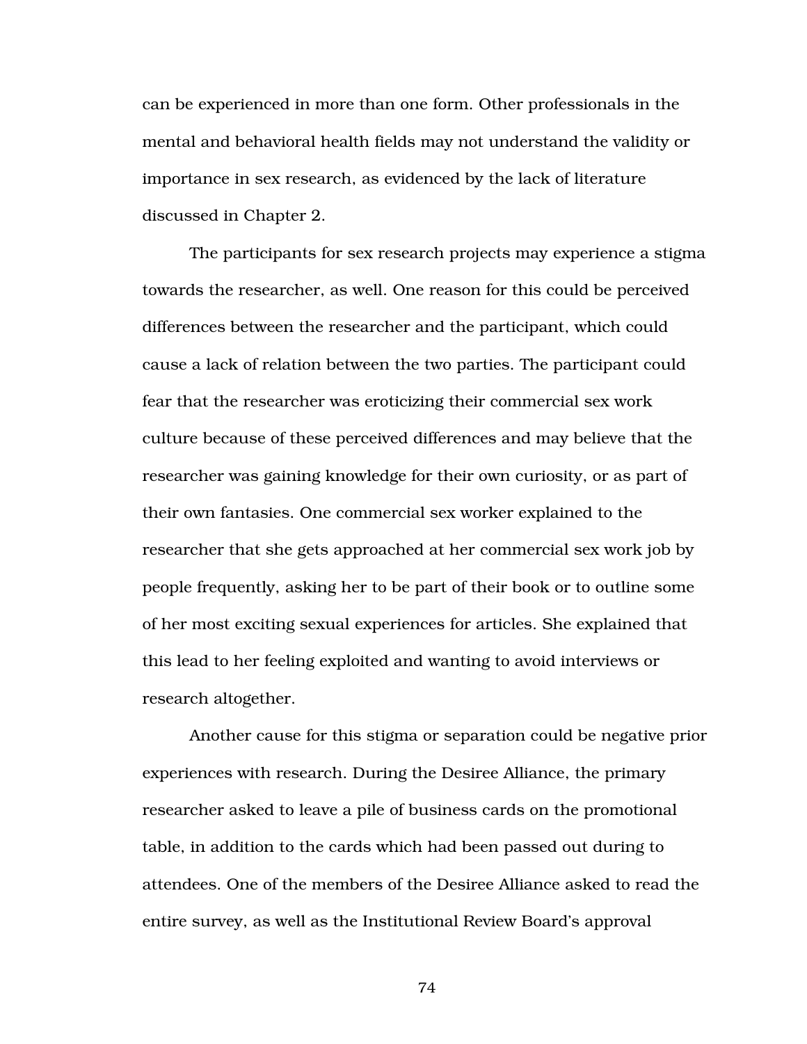can be experienced in more than one form. Other professionals in the mental and behavioral health fields may not understand the validity or importance in sex research, as evidenced by the lack of literature discussed in Chapter 2.

The participants for sex research projects may experience a stigma towards the researcher, as well. One reason for this could be perceived differences between the researcher and the participant, which could cause a lack of relation between the two parties. The participant could fear that the researcher was eroticizing their commercial sex work culture because of these perceived differences and may believe that the researcher was gaining knowledge for their own curiosity, or as part of their own fantasies. One commercial sex worker explained to the researcher that she gets approached at her commercial sex work job by people frequently, asking her to be part of their book or to outline some of her most exciting sexual experiences for articles. She explained that this lead to her feeling exploited and wanting to avoid interviews or research altogether.

Another cause for this stigma or separation could be negative prior experiences with research. During the Desiree Alliance, the primary researcher asked to leave a pile of business cards on the promotional table, in addition to the cards which had been passed out during to attendees. One of the members of the Desiree Alliance asked to read the entire survey, as well as the Institutional Review Board's approval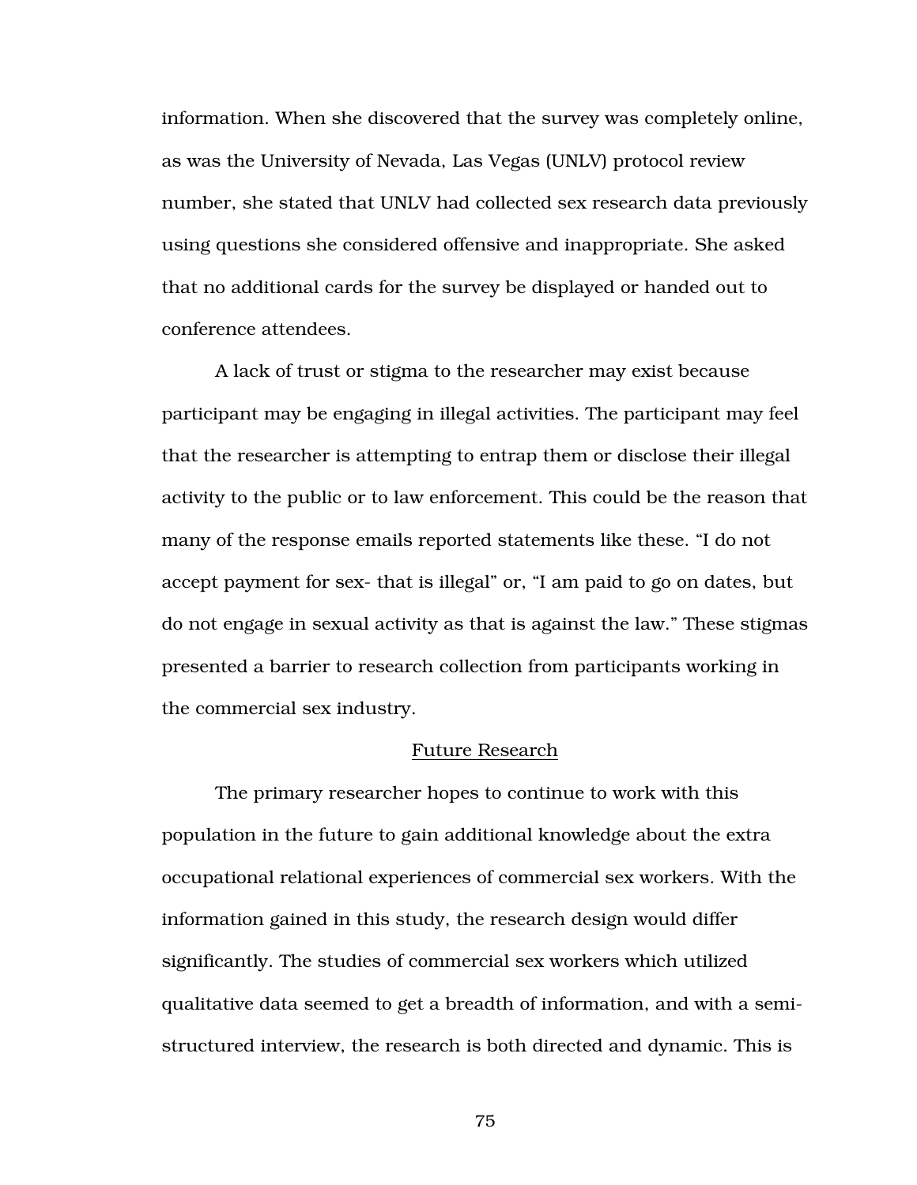information. When she discovered that the survey was completely online, as was the University of Nevada, Las Vegas (UNLV) protocol review number, she stated that UNLV had collected sex research data previously using questions she considered offensive and inappropriate. She asked that no additional cards for the survey be displayed or handed out to conference attendees.

A lack of trust or stigma to the researcher may exist because participant may be engaging in illegal activities. The participant may feel that the researcher is attempting to entrap them or disclose their illegal activity to the public or to law enforcement. This could be the reason that many of the response emails reported statements like these. "I do not accept payment for sex- that is illegal" or, "I am paid to go on dates, but do not engage in sexual activity as that is against the law." These stigmas presented a barrier to research collection from participants working in the commercial sex industry.

## Future Research

The primary researcher hopes to continue to work with this population in the future to gain additional knowledge about the extra occupational relational experiences of commercial sex workers. With the information gained in this study, the research design would differ significantly. The studies of commercial sex workers which utilized qualitative data seemed to get a breadth of information, and with a semi-structured interview, the research is both directed and dynamic. This is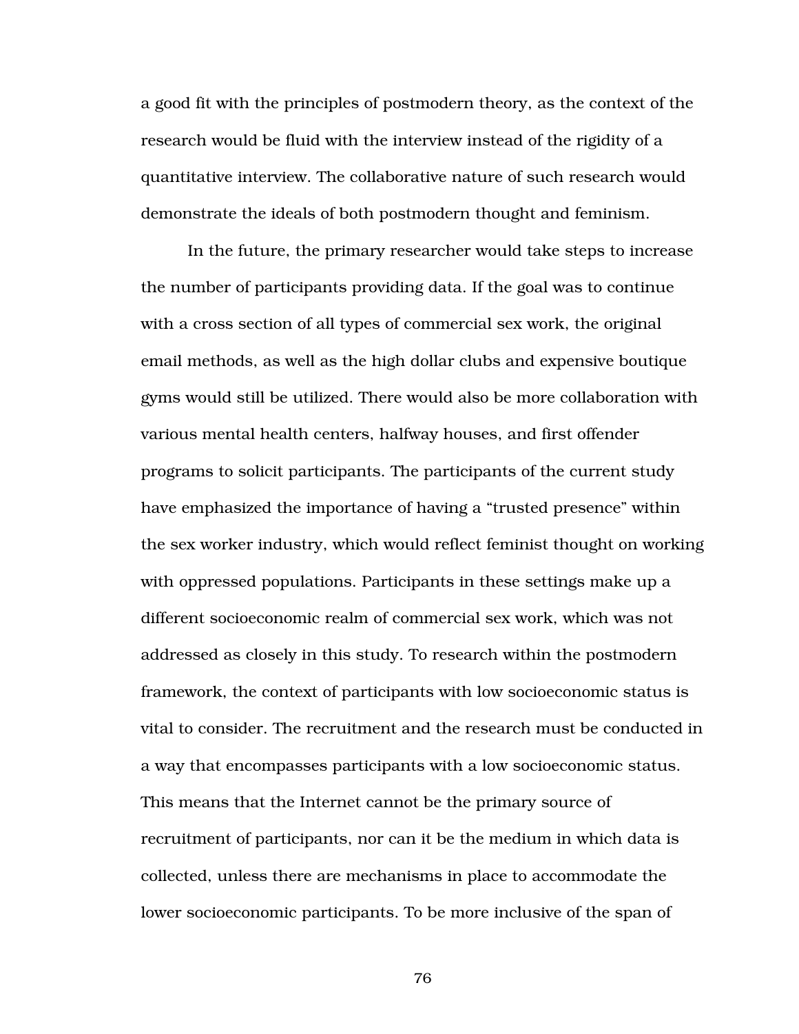a good fit with the principles of postmodern theory, as the context of the research would be fluid with the interview instead of the rigidity of a quantitative interview. The collaborative nature of such research would demonstrate the ideals of both postmodern thought and feminism.

In the future, the primary researcher would take steps to increase the number of participants providing data. If the goal was to continue with a cross section of all types of commercial sex work, the original email methods, as well as the high dollar clubs and expensive boutique gyms would still be utilized. There would also be more collaboration with various mental health centers, halfway houses, and first offender programs to solicit participants. The participants of the current study have emphasized the importance of having a "trusted presence" within the sex worker industry, which would reflect feminist thought on working with oppressed populations. Participants in these settings make up a different socioeconomic realm of commercial sex work, which was not addressed as closely in this study. To research within the postmodern framework, the context of participants with low socioeconomic status is vital to consider. The recruitment and the research must be conducted in a way that encompasses participants with a low socioeconomic status. This means that the Internet cannot be the primary source of recruitment of participants, nor can it be the medium in which data is collected, unless there are mechanisms in place to accommodate the lower socioeconomic participants. To be more inclusive of the span of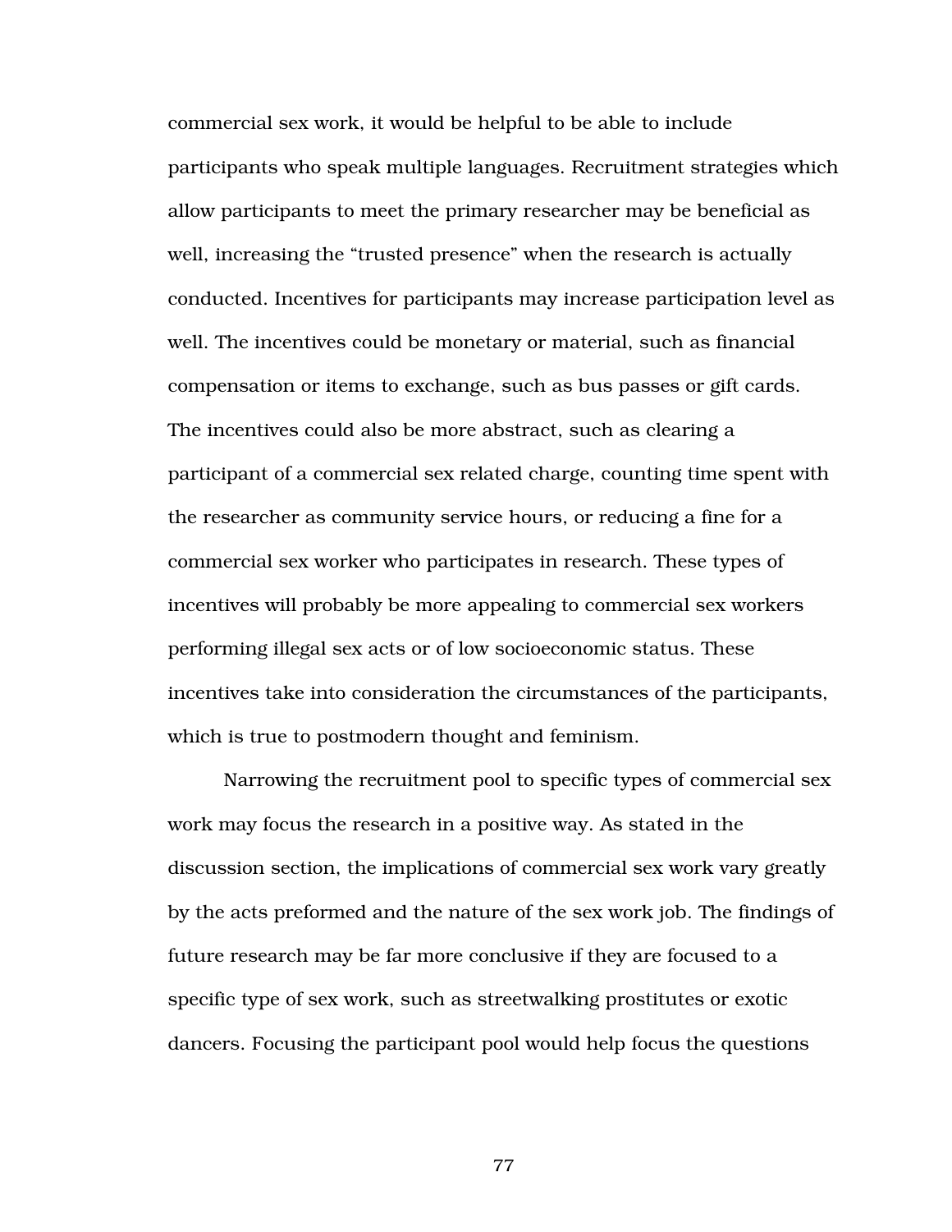commercial sex work, it would be helpful to be able to include participants who speak multiple languages. Recruitment strategies which allow participants to meet the primary researcher may be beneficial as well, increasing the "trusted presence" when the research is actually conducted. Incentives for participants may increase participation level as well. The incentives could be monetary or material, such as financial compensation or items to exchange, such as bus passes or gift cards. The incentives could also be more abstract, such as clearing a participant of a commercial sex related charge, counting time spent with the researcher as community service hours, or reducing a fine for a commercial sex worker who participates in research. These types of incentives will probably be more appealing to commercial sex workers performing illegal sex acts or of low socioeconomic status. These incentives take into consideration the circumstances of the participants, which is true to postmodern thought and feminism.

Narrowing the recruitment pool to specific types of commercial sex work may focus the research in a positive way. As stated in the discussion section, the implications of commercial sex work vary greatly by the acts preformed and the nature of the sex work job. The findings of future research may be far more conclusive if they are focused to a specific type of sex work, such as streetwalking prostitutes or exotic dancers. Focusing the participant pool would help focus the questions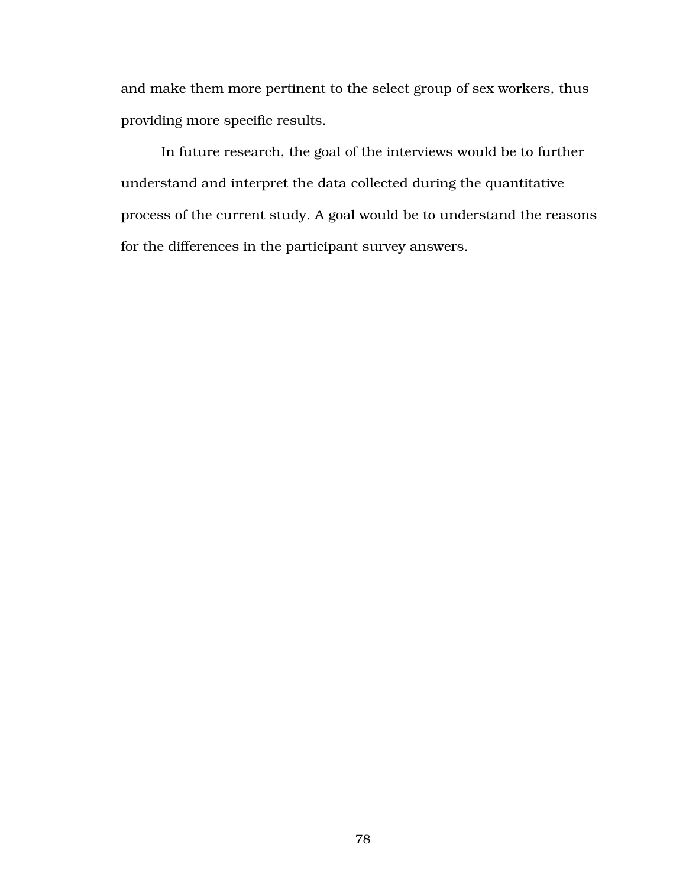and make them more pertinent to the select group of sex workers, thus providing more specific results.

In future research, the goal of the interviews would be to further understand and interpret the data collected during the quantitative process of the current study. A goal would be to understand the reasons for the differences in the participant survey answers.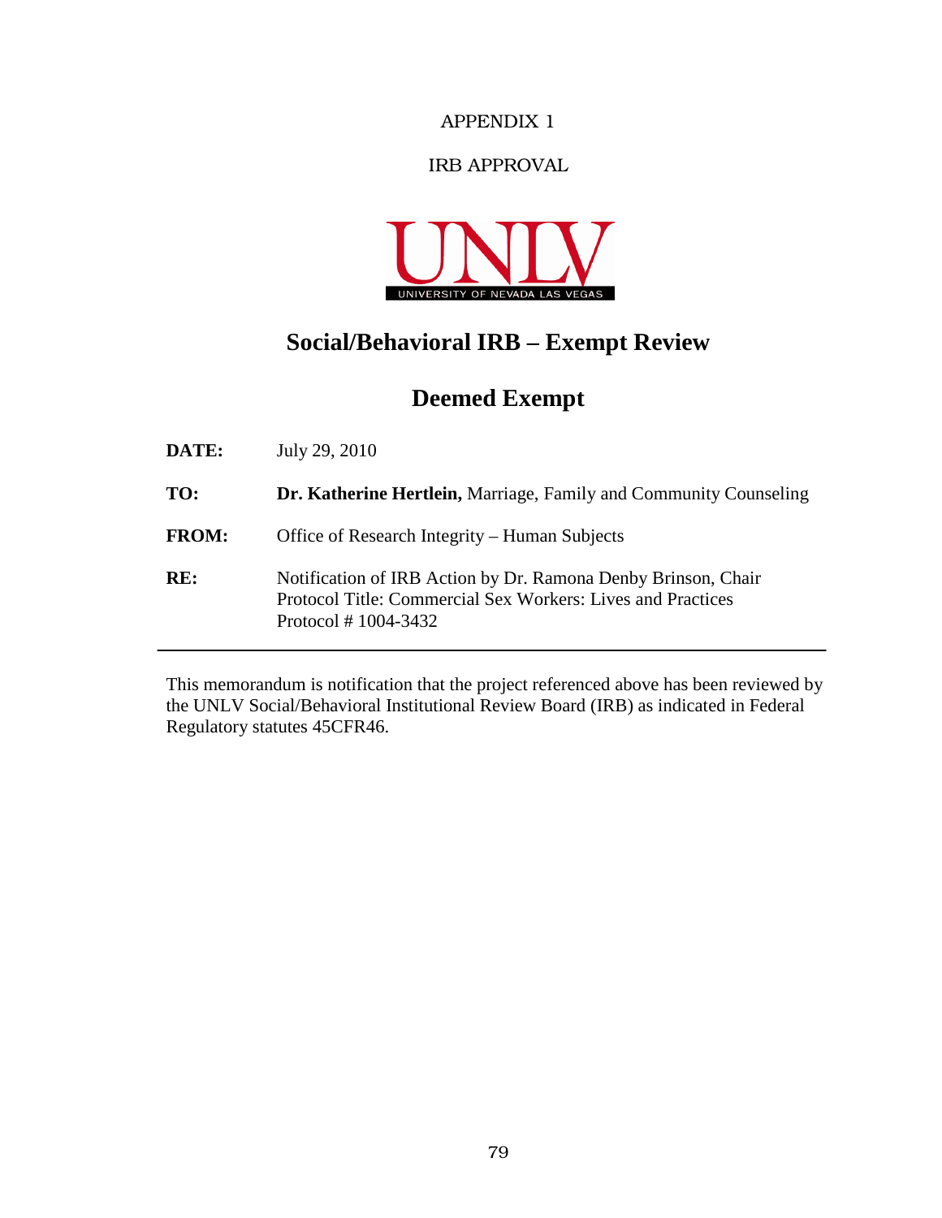APPENDIX 1

IRB APPROVAL

UNLV
UNIVERSITY OF NEVADA LAS VEGAS

# Social/Behavioral IRB – Exempt Review

# Deemed Exempt

**DATE:** July 29, 2010

**TO:** **Dr. Katherine Hertlein,** Marriage, Family and Community Counseling

**FROM:** Office of Research Integrity – Human Subjects

**RE:** Notification of IRB Action by Dr. Ramona Denby Brinson, Chair
Protocol Title: Commercial Sex Workers: Lives and Practices
Protocol # 1004-3432

---

This memorandum is notification that the project referenced above has been reviewed by the UNLV Social/Behavioral Institutional Review Board (IRB) as indicated in Federal Regulatory statutes 45CFR46.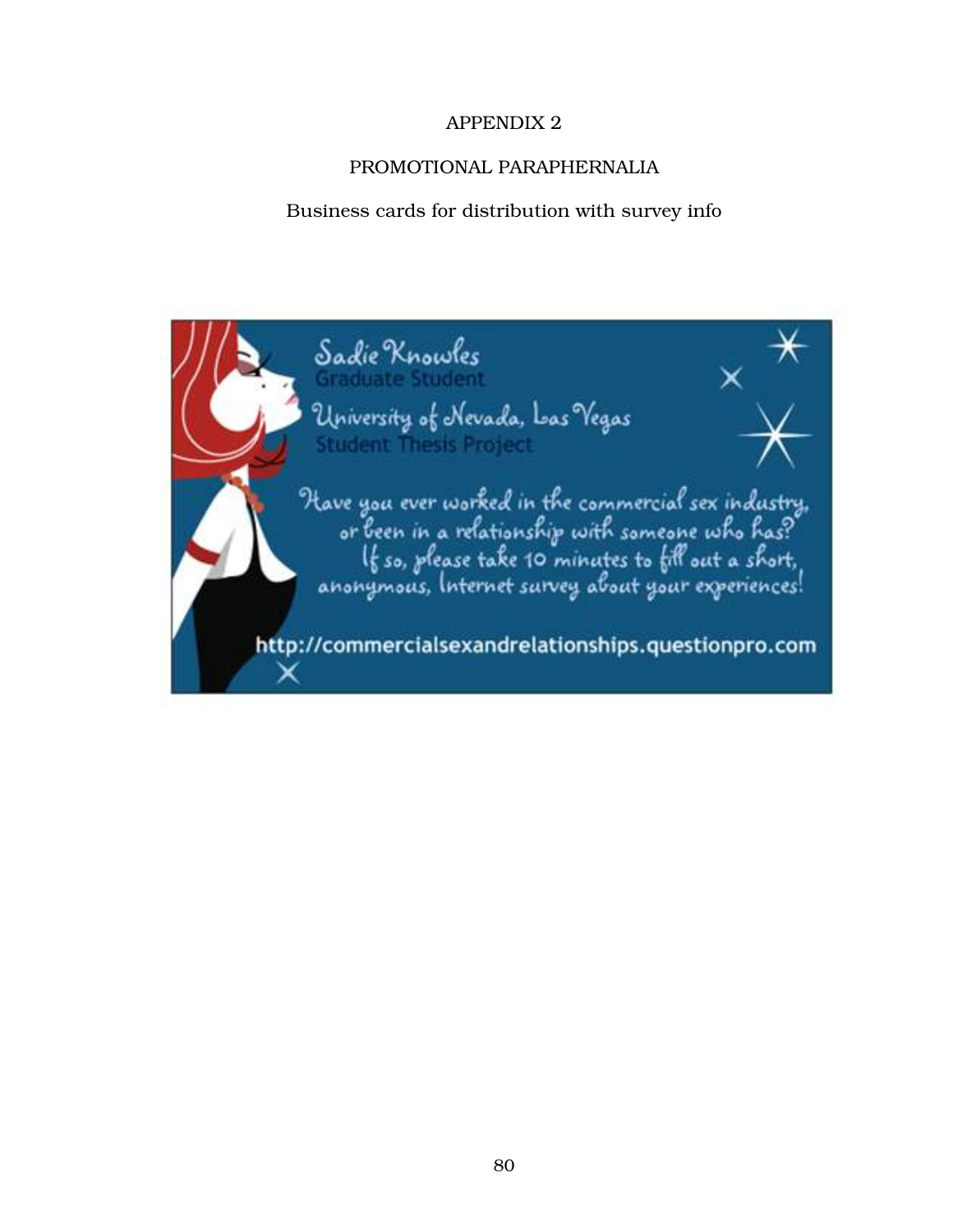# APPENDIX 2

## PROMOTIONAL PARAPHERNALIA

Business cards for distribution with survey info

Sadie Knowles
Graduate Student
University of Nevada, Las Vegas
Student Thesis Project

Have you ever worked in the commercial sex industry, or been in a relationship with someone who has? If so, please take 10 minutes to fill out a short, anonymous, Internet survey about your experiences!

http://commercialsexandrelationships.questionpro.com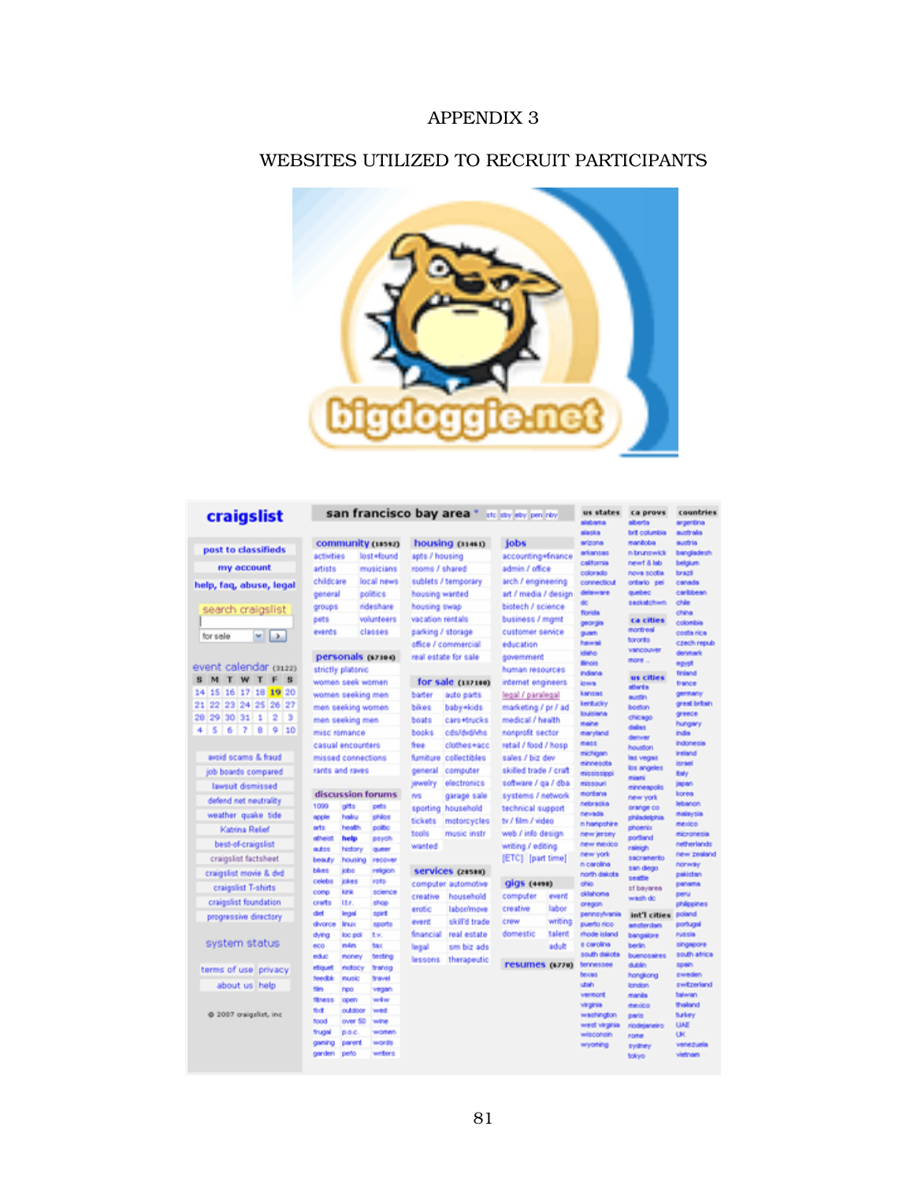# APPENDIX 3

## WEBSITES UTILIZED TO RECRUIT PARTICIPANTS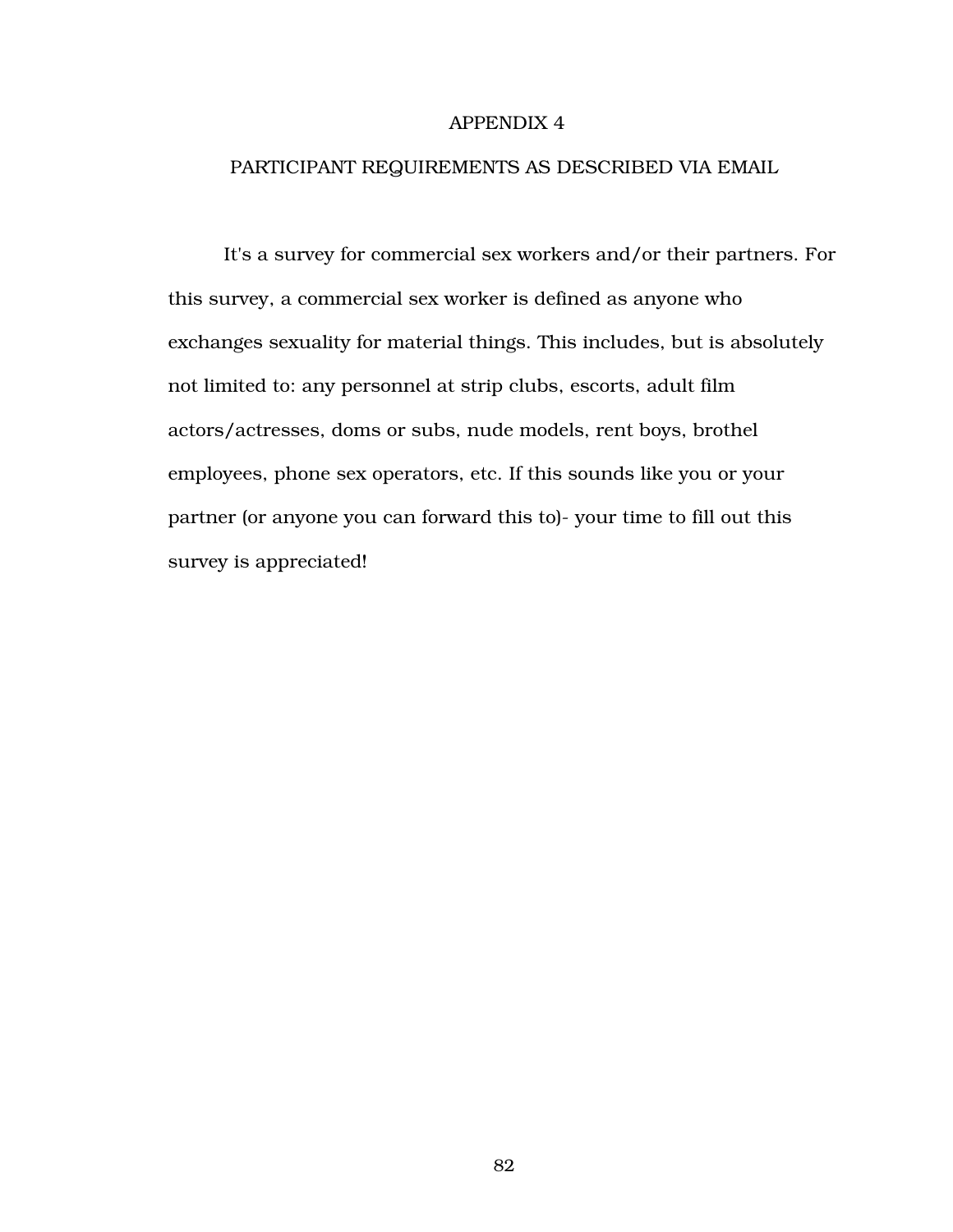# APPENDIX 4

## PARTICIPANT REQUIREMENTS AS DESCRIBED VIA EMAIL

It's a survey for commercial sex workers and/or their partners. For this survey, a commercial sex worker is defined as anyone who exchanges sexuality for material things. This includes, but is absolutely not limited to: any personnel at strip clubs, escorts, adult film actors/actresses, doms or subs, nude models, rent boys, brothel employees, phone sex operators, etc. If this sounds like you or your partner (or anyone you can forward this to)- your time to fill out this survey is appreciated!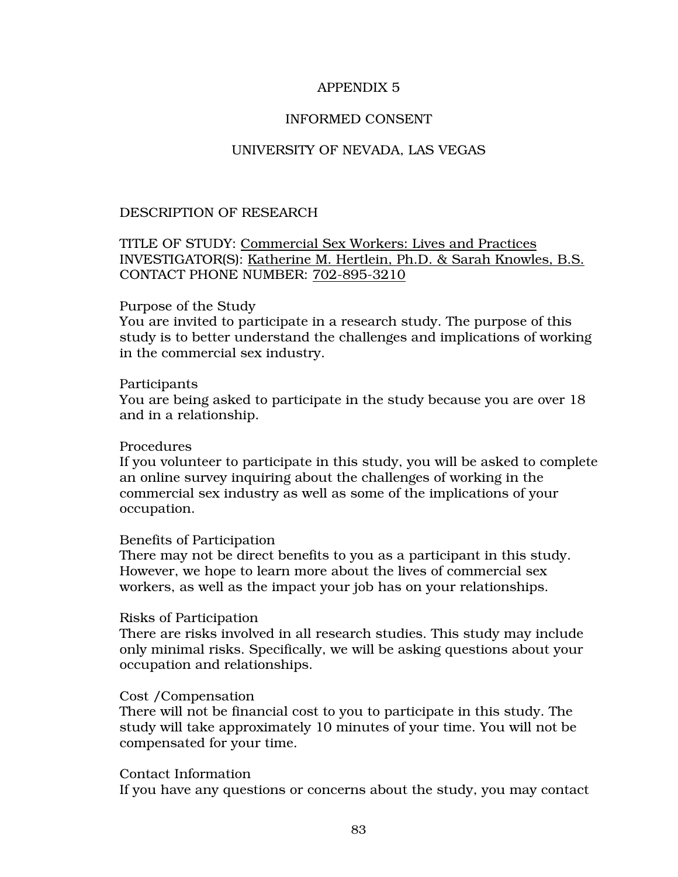# APPENDIX 5

## INFORMED CONSENT

## UNIVERSITY OF NEVADA, LAS VEGAS

### DESCRIPTION OF RESEARCH

TITLE OF STUDY: Commercial Sex Workers: Lives and Practices
INVESTIGATOR(S): Katherine M. Hertlein, Ph.D. & Sarah Knowles, B.S.
CONTACT PHONE NUMBER: 702-895-3210

Purpose of the Study
You are invited to participate in a research study. The purpose of this study is to better understand the challenges and implications of working in the commercial sex industry.

Participants
You are being asked to participate in the study because you are over 18 and in a relationship.

Procedures
If you volunteer to participate in this study, you will be asked to complete an online survey inquiring about the challenges of working in the commercial sex industry as well as some of the implications of your occupation.

Benefits of Participation
There may not be direct benefits to you as a participant in this study. However, we hope to learn more about the lives of commercial sex workers, as well as the impact your job has on your relationships.

Risks of Participation
There are risks involved in all research studies. This study may include only minimal risks. Specifically, we will be asking questions about your occupation and relationships.

Cost /Compensation
There will not be financial cost to you to participate in this study. The study will take approximately 10 minutes of your time. You will not be compensated for your time.

Contact Information
If you have any questions or concerns about the study, you may contact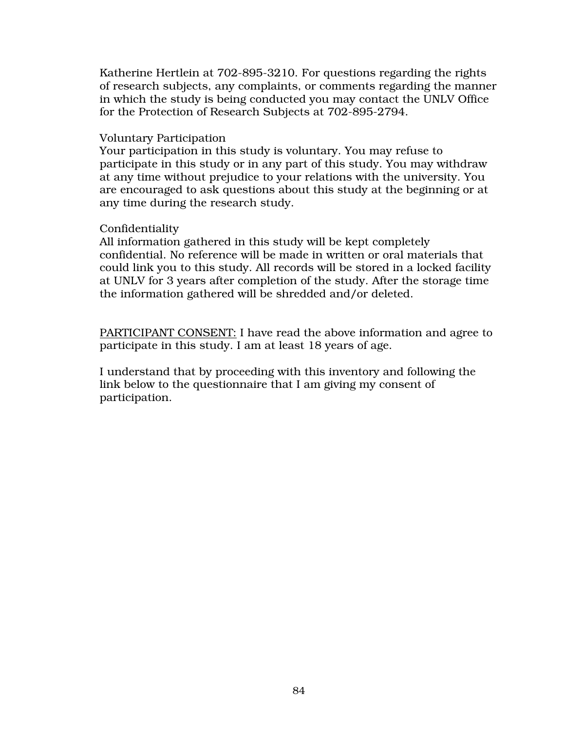Katherine Hertlein at 702-895-3210. For questions regarding the rights of research subjects, any complaints, or comments regarding the manner in which the study is being conducted you may contact the UNLV Office for the Protection of Research Subjects at 702-895-2794.

Voluntary Participation
Your participation in this study is voluntary. You may refuse to participate in this study or in any part of this study. You may withdraw at any time without prejudice to your relations with the university. You are encouraged to ask questions about this study at the beginning or at any time during the research study.

Confidentiality
All information gathered in this study will be kept completely confidential. No reference will be made in written or oral materials that could link you to this study. All records will be stored in a locked facility at UNLV for 3 years after completion of the study. After the storage time the information gathered will be shredded and/or deleted.

<u>PARTICIPANT CONSENT:</u> I have read the above information and agree to participate in this study. I am at least 18 years of age.

I understand that by proceeding with this inventory and following the link below to the questionnaire that I am giving my consent of participation.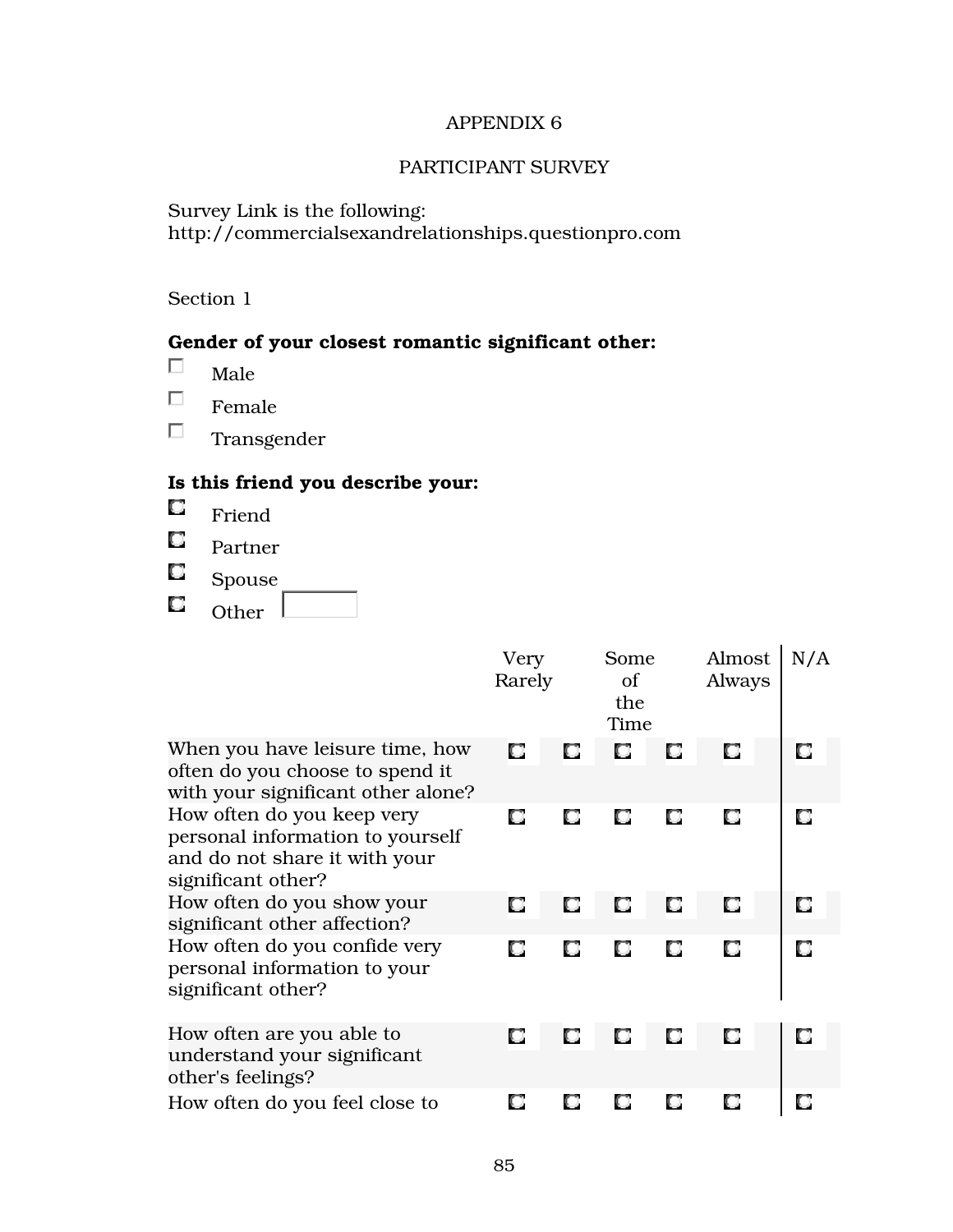APPENDIX 6

PARTICIPANT SURVEY

Survey Link is the following:
http://commercialsexandrelationships.questionpro.com

Section 1

**Gender of your closest romantic significant other:**

- ☐ Male
- ☐ Female
- ☐ Transgender

**Is this friend you describe your:**

- ○ Friend
- ○ Partner
- ○ Spouse
- ○ Other ______

| | Very Rarely | | Some of the Time | | Almost Always | N/A |
|---|---|---|---|---|---|---|
| When you have leisure time, how often do you choose to spend it with your significant other alone? | ○ | ○ | ○ | ○ | ○ | ○ |
| How often do you keep very personal information to yourself and do not share it with your significant other? | ○ | ○ | ○ | ○ | ○ | ○ |
| How often do you show your significant other affection? | ○ | ○ | ○ | ○ | ○ | ○ |
| How often do you confide very personal information to your significant other? | ○ | ○ | ○ | ○ | ○ | ○ |
| How often are you able to understand your significant other's feelings? | ○ | ○ | ○ | ○ | ○ | ○ |
| How often do you feel close to | ○ | ○ | ○ | ○ | ○ | ○ |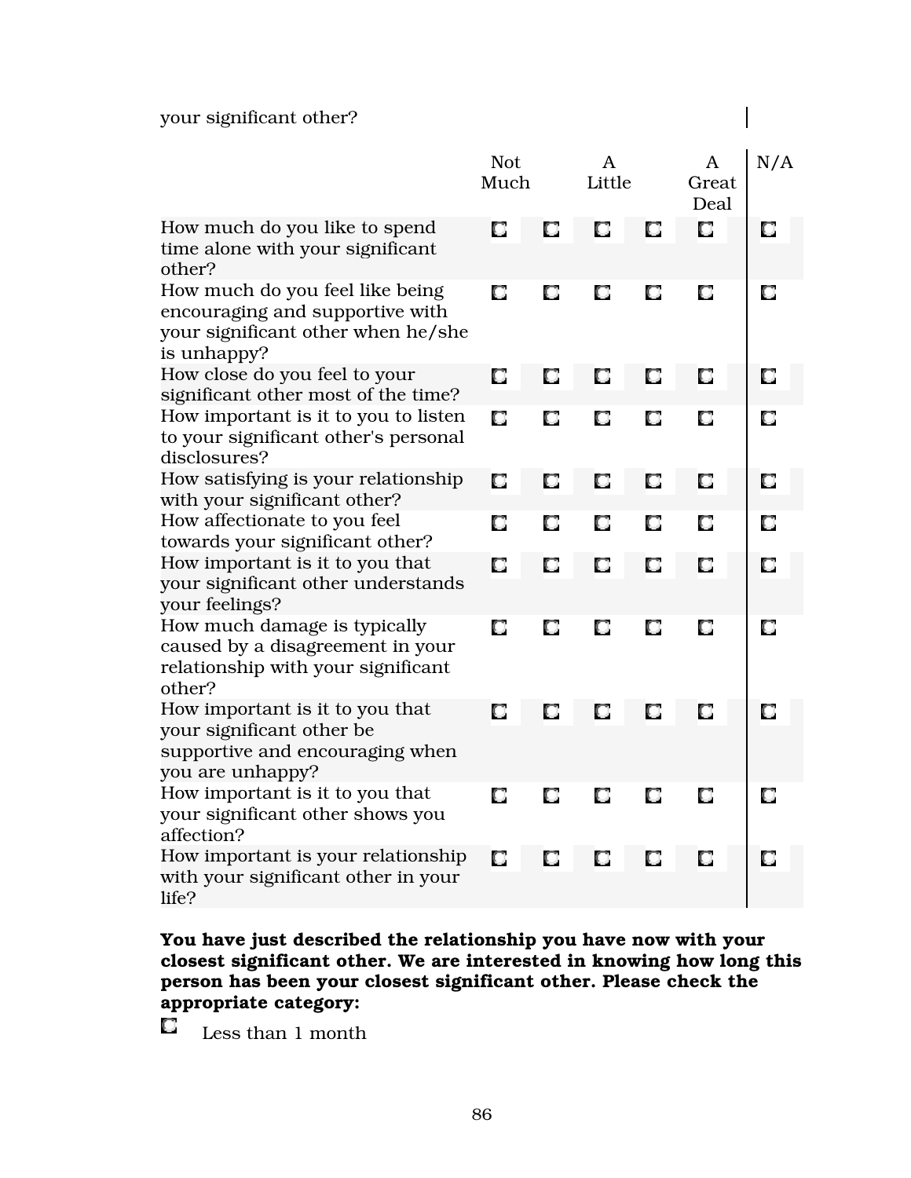your significant other?

| | Not Much | | A Little | | A Great Deal | N/A |
|---|---|---|---|---|---|---|
| How much do you like to spend time alone with your significant other? | ☐ | ☐ | ☐ | ☐ | ☐ | ☐ |
| How much do you feel like being encouraging and supportive with your significant other when he/she is unhappy? | ☐ | ☐ | ☐ | ☐ | ☐ | ☐ |
| How close do you feel to your significant other most of the time? | ☐ | ☐ | ☐ | ☐ | ☐ | ☐ |
| How important is it to you to listen to your significant other's personal disclosures? | ☐ | ☐ | ☐ | ☐ | ☐ | ☐ |
| How satisfying is your relationship with your significant other? | ☐ | ☐ | ☐ | ☐ | ☐ | ☐ |
| How affectionate to you feel towards your significant other? | ☐ | ☐ | ☐ | ☐ | ☐ | ☐ |
| How important is it to you that your significant other understands your feelings? | ☐ | ☐ | ☐ | ☐ | ☐ | ☐ |
| How much damage is typically caused by a disagreement in your relationship with your significant other? | ☐ | ☐ | ☐ | ☐ | ☐ | ☐ |
| How important is it to you that your significant other be supportive and encouraging when you are unhappy? | ☐ | ☐ | ☐ | ☐ | ☐ | ☐ |
| How important is it to you that your significant other shows you affection? | ☐ | ☐ | ☐ | ☐ | ☐ | ☐ |
| How important is your relationship with your significant other in your life? | ☐ | ☐ | ☐ | ☐ | ☐ | ☐ |

**You have just described the relationship you have now with your closest significant other. We are interested in knowing how long this person has been your closest significant other. Please check the appropriate category:**

☐ Less than 1 month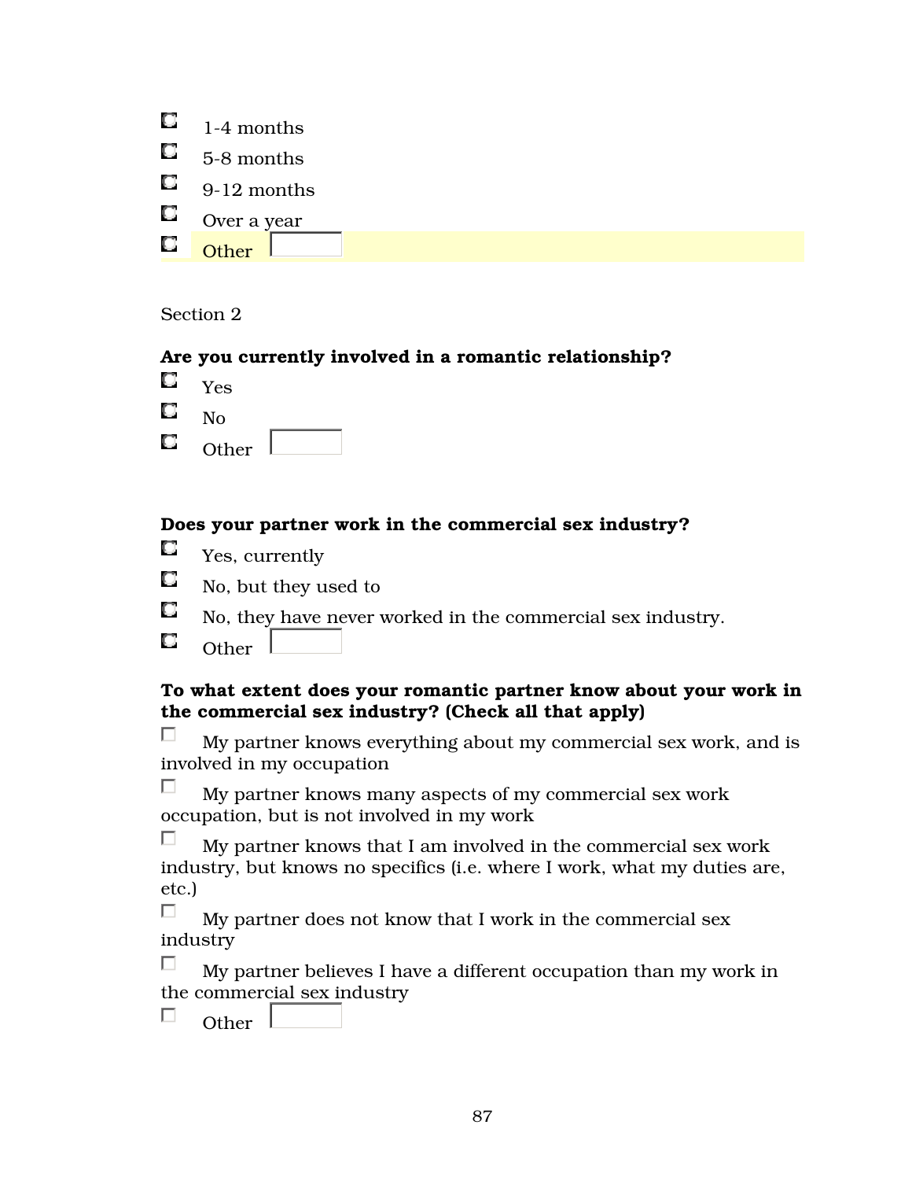- 1-4 months
- 5-8 months
- 9-12 months
- Over a year
- Other

Section 2

**Are you currently involved in a romantic relationship?**

- Yes
- No
- Other

**Does your partner work in the commercial sex industry?**

- Yes, currently
- No, but they used to
- No, they have never worked in the commercial sex industry.
- Other

**To what extent does your romantic partner know about your work in the commercial sex industry? (Check all that apply)**

- My partner knows everything about my commercial sex work, and is involved in my occupation
- My partner knows many aspects of my commercial sex work occupation, but is not involved in my work
- My partner knows that I am involved in the commercial sex work industry, but knows no specifics (i.e. where I work, what my duties are, etc.)
- My partner does not know that I work in the commercial sex industry
- My partner believes I have a different occupation than my work in the commercial sex industry
- Other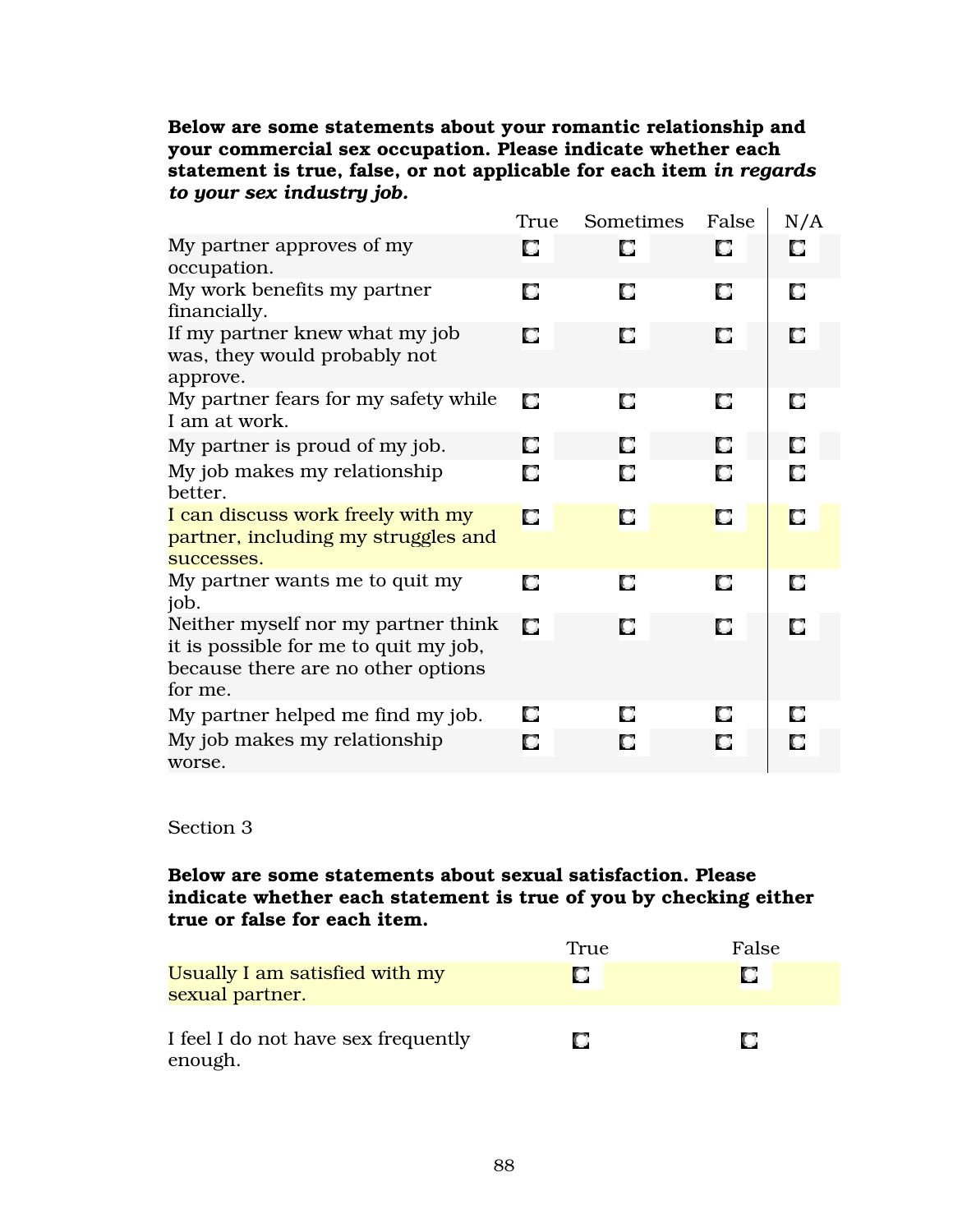**Below are some statements about your romantic relationship and your commercial sex occupation. Please indicate whether each statement is true, false, or not applicable for each item *in regards to your sex industry job.***

| | True | Sometimes | False | N/A |
|---|---|---|---|---|
| My partner approves of my occupation. | ☐ | ☐ | ☐ | ☐ |
| My work benefits my partner financially. | ☐ | ☐ | ☐ | ☐ |
| If my partner knew what my job was, they would probably not approve. | ☐ | ☐ | ☐ | ☐ |
| My partner fears for my safety while I am at work. | ☐ | ☐ | ☐ | ☐ |
| My partner is proud of my job. | ☐ | ☐ | ☐ | ☐ |
| My job makes my relationship better. | ☐ | ☐ | ☐ | ☐ |
| I can discuss work freely with my partner, including my struggles and successes. | ☐ | ☐ | ☐ | ☐ |
| My partner wants me to quit my job. | ☐ | ☐ | ☐ | ☐ |
| Neither myself nor my partner think it is possible for me to quit my job, because there are no other options for me. | ☐ | ☐ | ☐ | ☐ |
| My partner helped me find my job. | ☐ | ☐ | ☐ | ☐ |
| My job makes my relationship worse. | ☐ | ☐ | ☐ | ☐ |

Section 3

**Below are some statements about sexual satisfaction. Please indicate whether each statement is true of you by checking either true or false for each item.**

| | True | False |
|---|---|---|
| Usually I am satisfied with my sexual partner. | ☐ | ☐ |
| I feel I do not have sex frequently enough. | ☐ | ☐ |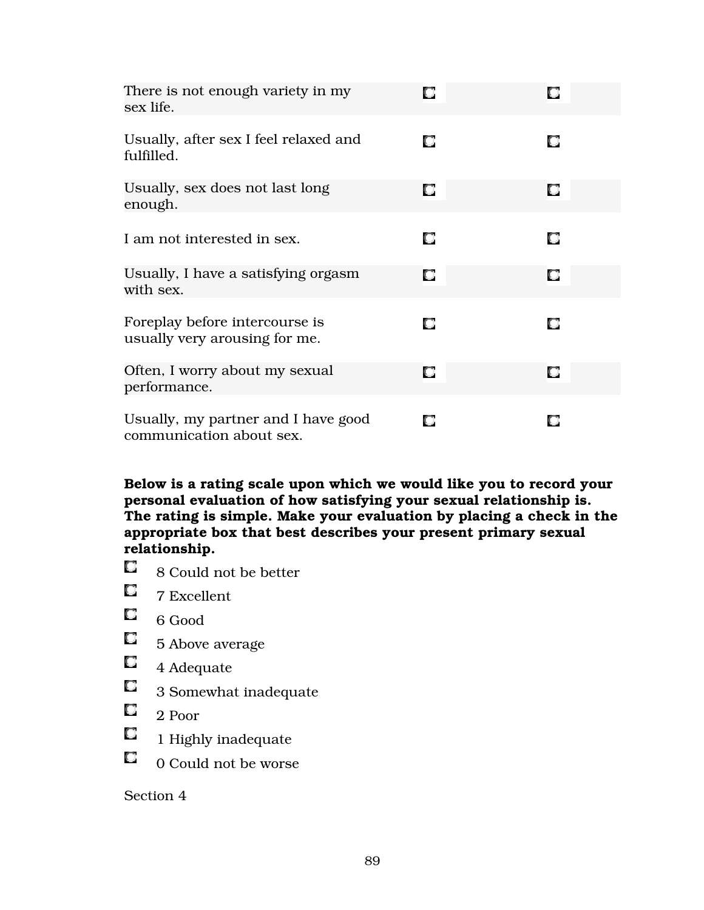| | | |
|---|---|---|
| There is not enough variety in my sex life. | ☐ | ☐ |
| Usually, after sex I feel relaxed and fulfilled. | ☐ | ☐ |
| Usually, sex does not last long enough. | ☐ | ☐ |
| I am not interested in sex. | ☐ | ☐ |
| Usually, I have a satisfying orgasm with sex. | ☐ | ☐ |
| Foreplay before intercourse is usually very arousing for me. | ☐ | ☐ |
| Often, I worry about my sexual performance. | ☐ | ☐ |
| Usually, my partner and I have good communication about sex. | ☐ | ☐ |

**Below is a rating scale upon which we would like you to record your personal evaluation of how satisfying your sexual relationship is. The rating is simple. Make your evaluation by placing a check in the appropriate box that best describes your present primary sexual relationship.**

- ☐ 8 Could not be better
- ☐ 7 Excellent
- ☐ 6 Good
- ☐ 5 Above average
- ☐ 4 Adequate
- ☐ 3 Somewhat inadequate
- ☐ 2 Poor
- ☐ 1 Highly inadequate
- ☐ 0 Could not be worse

Section 4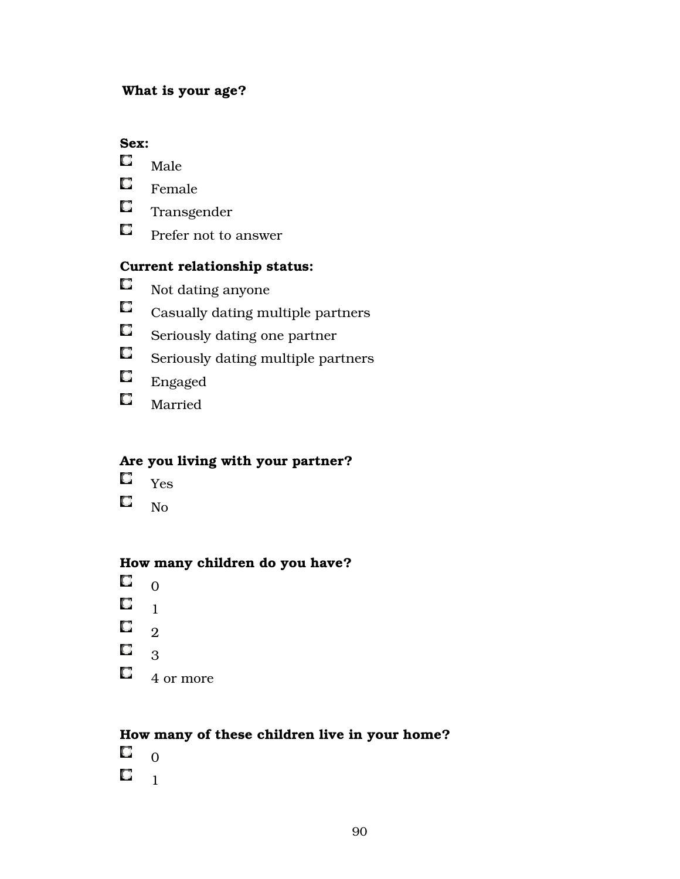**What is your age?**

**Sex:**

- Male
- Female
- Transgender
- Prefer not to answer

**Current relationship status:**

- Not dating anyone
- Casually dating multiple partners
- Seriously dating one partner
- Seriously dating multiple partners
- Engaged
- Married

**Are you living with your partner?**

- Yes
- No

**How many children do you have?**

- 0
- 1
- 2
- 3
- 4 or more

**How many of these children live in your home?**

- 0
- 1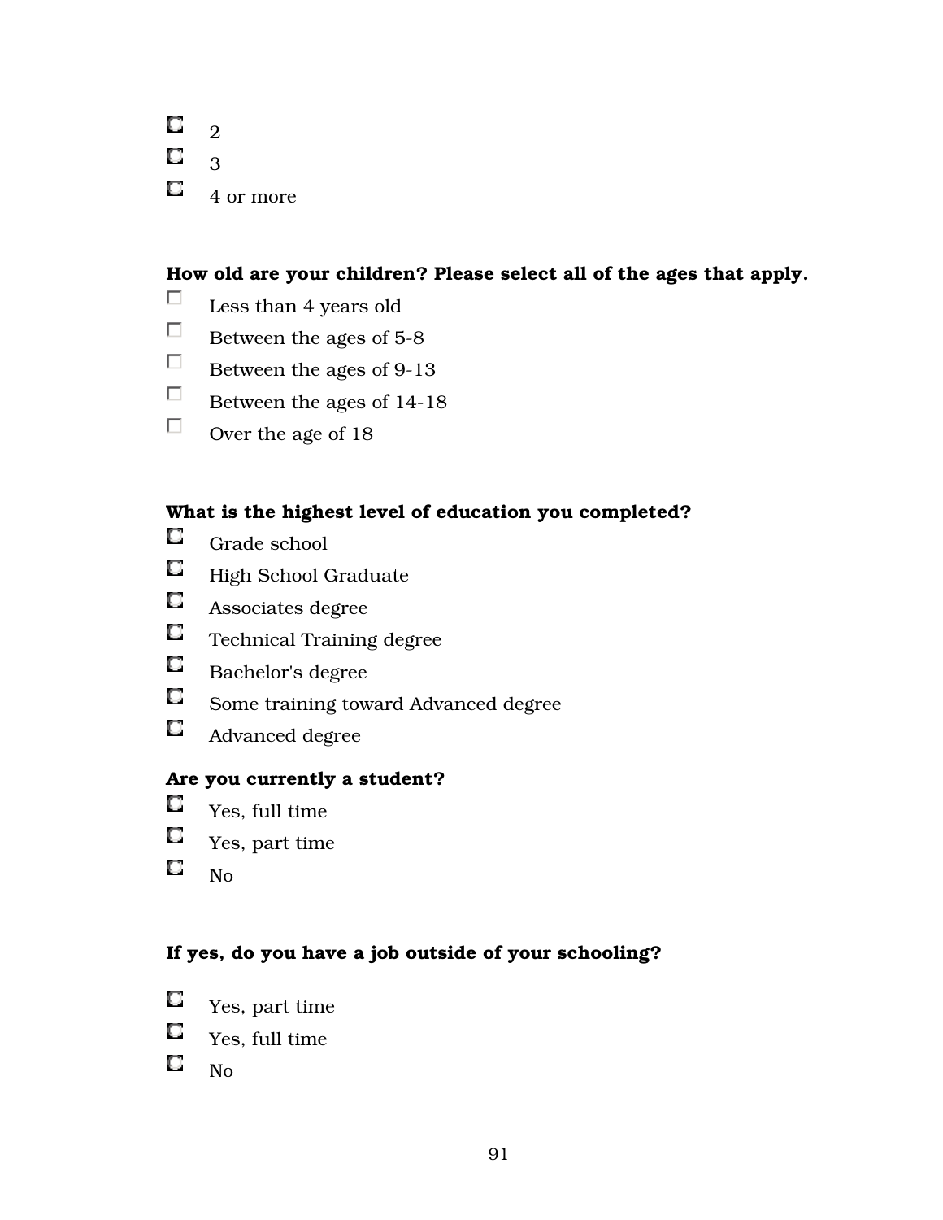- 2
- 3
- 4 or more

**How old are your children? Please select all of the ages that apply.**

- Less than 4 years old
- Between the ages of 5-8
- Between the ages of 9-13
- Between the ages of 14-18
- Over the age of 18

**What is the highest level of education you completed?**

- Grade school
- High School Graduate
- Associates degree
- Technical Training degree
- Bachelor's degree
- Some training toward Advanced degree
- Advanced degree

**Are you currently a student?**

- Yes, full time
- Yes, part time
- No

**If yes, do you have a job outside of your schooling?**

- Yes, part time
- Yes, full time
- No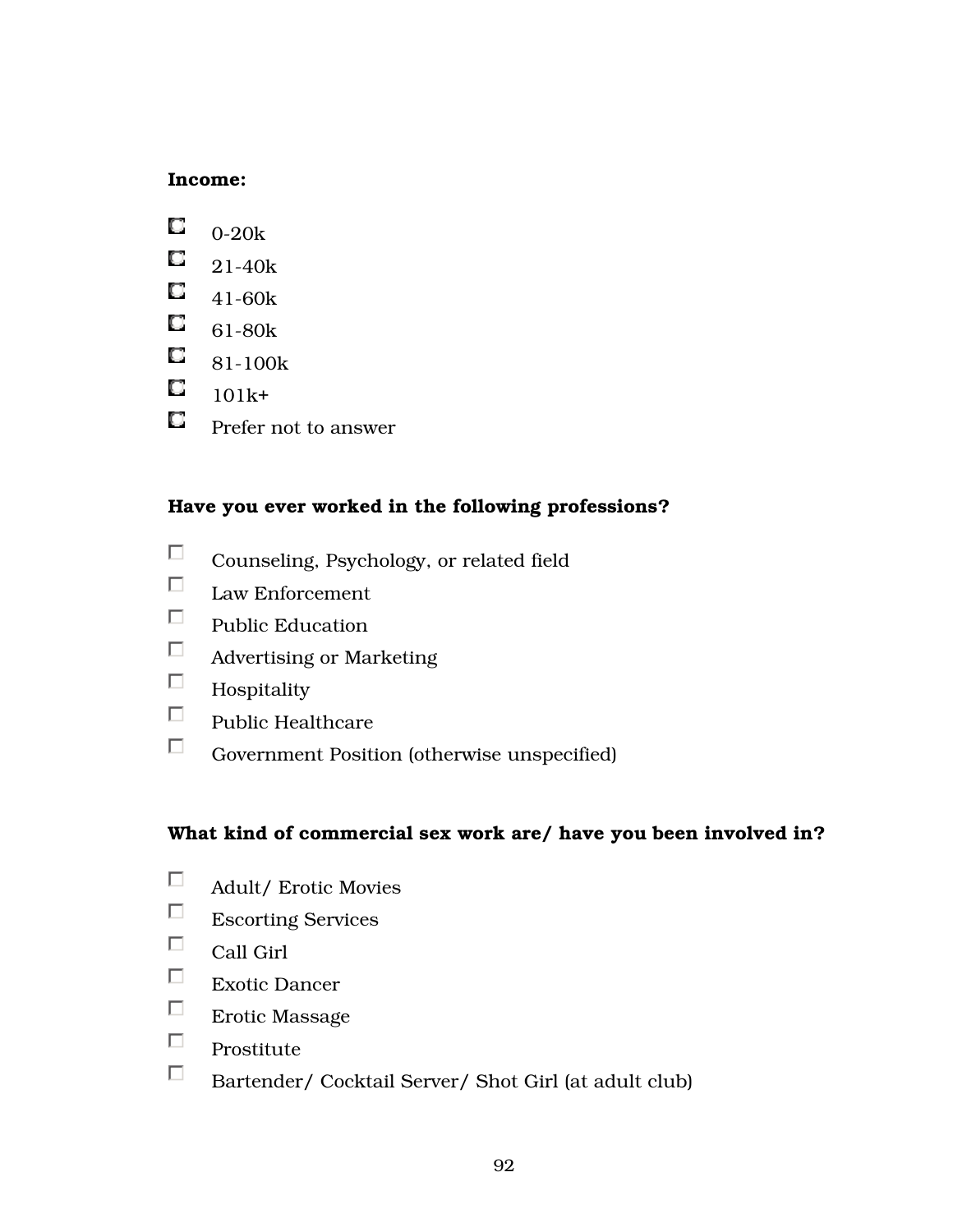**Income:**

- 0-20k
- 21-40k
- 41-60k
- 61-80k
- 81-100k
- 101k+
- Prefer not to answer

**Have you ever worked in the following professions?**

- Counseling, Psychology, or related field
- Law Enforcement
- Public Education
- Advertising or Marketing
- Hospitality
- Public Healthcare
- Government Position (otherwise unspecified)

**What kind of commercial sex work are/ have you been involved in?**

- Adult/ Erotic Movies
- Escorting Services
- Call Girl
- Exotic Dancer
- Erotic Massage
- Prostitute
- Bartender/ Cocktail Server/ Shot Girl (at adult club)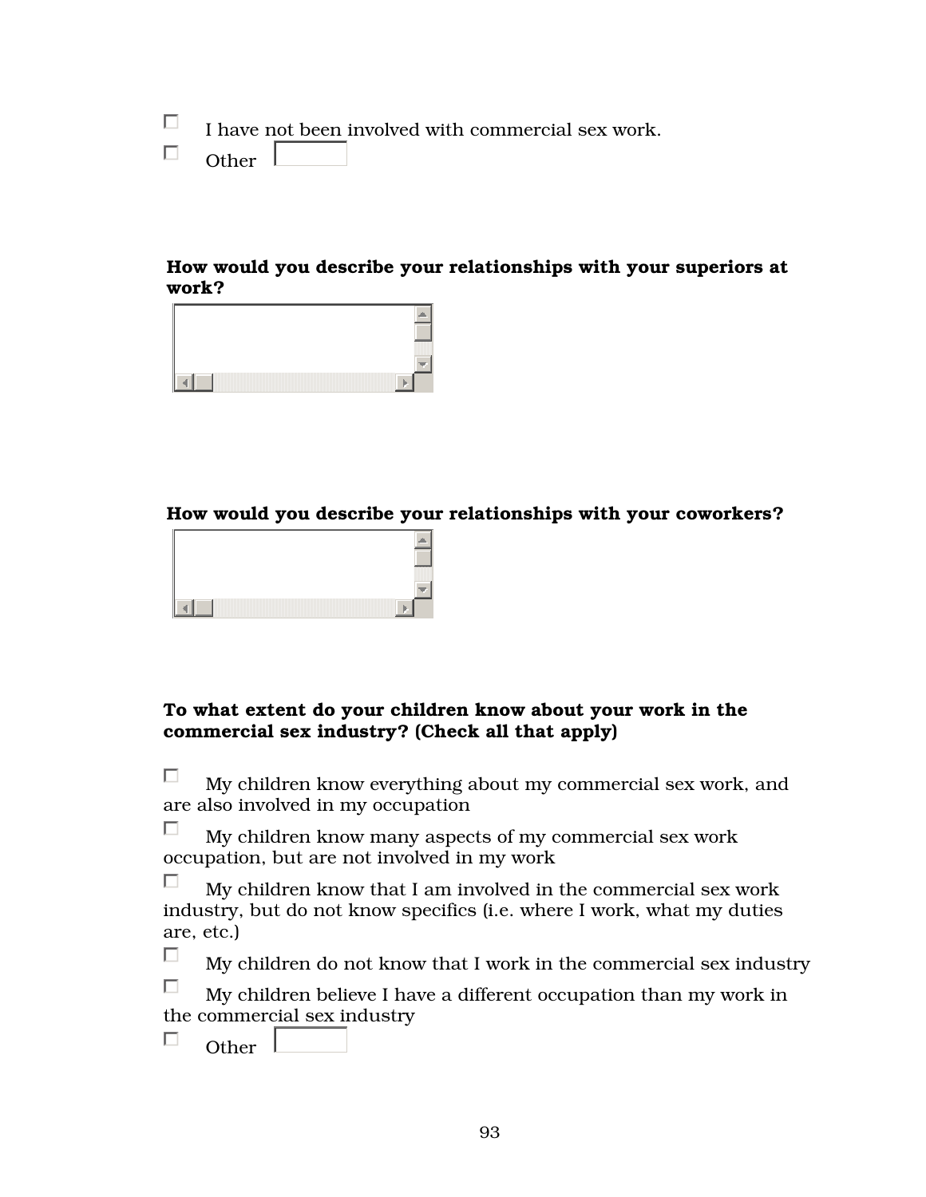- [ ] I have not been involved with commercial sex work.
- [ ] Other

**How would you describe your relationships with your superiors at work?**

**How would you describe your relationships with your coworkers?**

**To what extent do your children know about your work in the commercial sex industry? (Check all that apply)**

- [ ] My children know everything about my commercial sex work, and are also involved in my occupation
- [ ] My children know many aspects of my commercial sex work occupation, but are not involved in my work
- [ ] My children know that I am involved in the commercial sex work industry, but do not know specifics (i.e. where I work, what my duties are, etc.)
- [ ] My children do not know that I work in the commercial sex industry
- [ ] My children believe I have a different occupation than my work in the commercial sex industry
- [ ] Other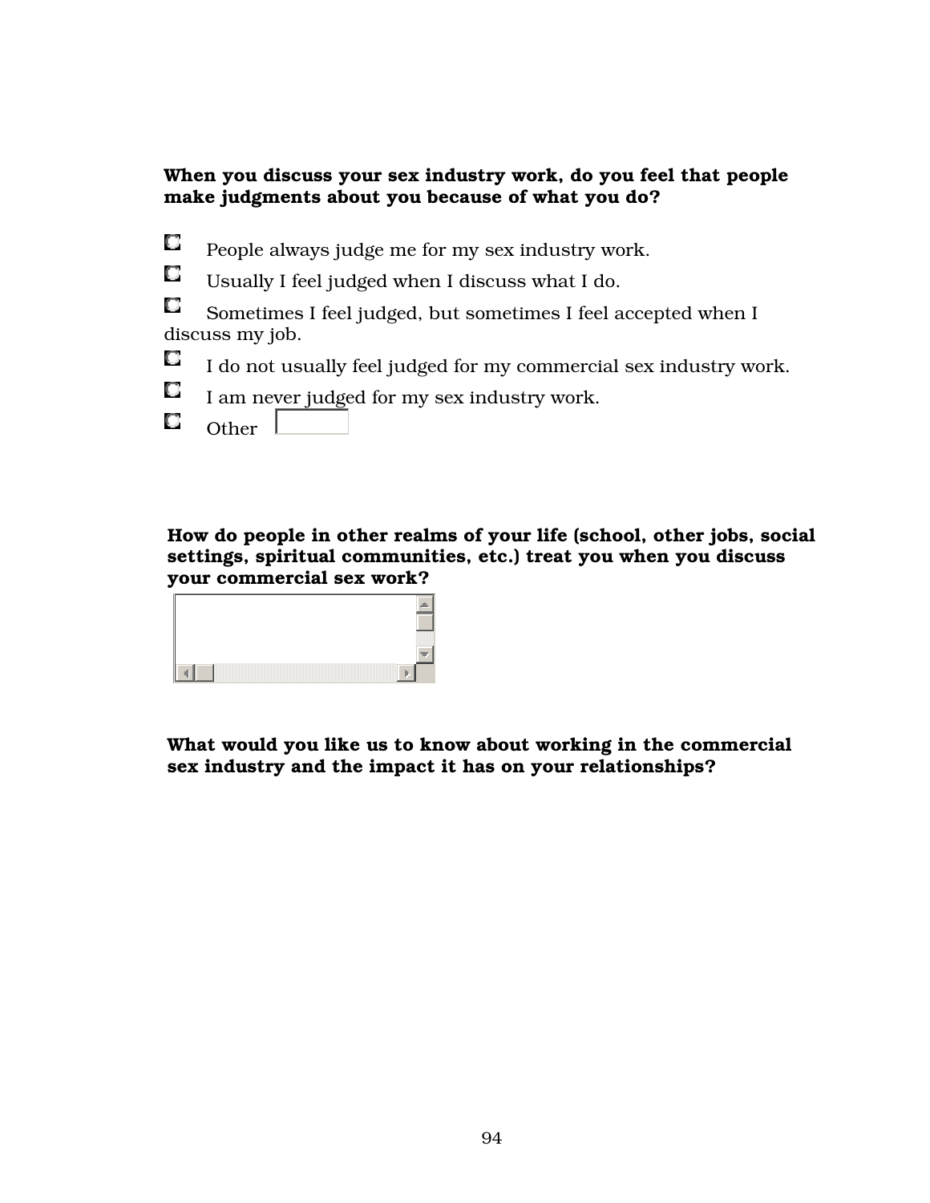**When you discuss your sex industry work, do you feel that people make judgments about you because of what you do?**

- ○ People always judge me for my sex industry work.
- ○ Usually I feel judged when I discuss what I do.
- ○ Sometimes I feel judged, but sometimes I feel accepted when I discuss my job.
- ○ I do not usually feel judged for my commercial sex industry work.
- ○ I am never judged for my sex industry work.
- ○ Other

**How do people in other realms of your life (school, other jobs, social settings, spiritual communities, etc.) treat you when you discuss your commercial sex work?**

**What would you like us to know about working in the commercial sex industry and the impact it has on your relationships?**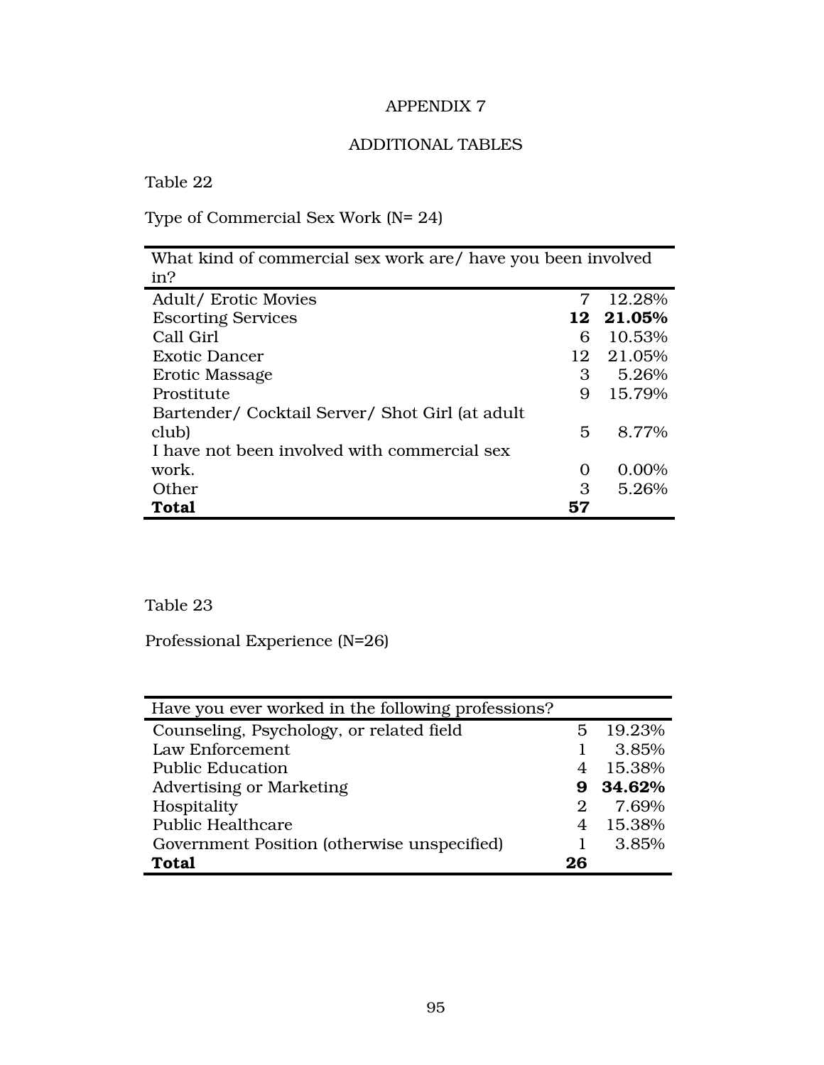# APPENDIX 7

## ADDITIONAL TABLES

Table 22

Type of Commercial Sex Work (N= 24)

| What kind of commercial sex work are/ have you been involved in? | | |
|---|---|---|
| Adult/ Erotic Movies | 7 | 12.28% |
| Escorting Services | **12** | **21.05%** |
| Call Girl | 6 | 10.53% |
| Exotic Dancer | 12 | 21.05% |
| Erotic Massage | 3 | 5.26% |
| Prostitute | 9 | 15.79% |
| Bartender/ Cocktail Server/ Shot Girl (at adult club) | 5 | 8.77% |
| I have not been involved with commercial sex work. | 0 | 0.00% |
| Other | 3 | 5.26% |
| **Total** | **57** | |

Table 23

Professional Experience (N=26)

| Have you ever worked in the following professions? | | |
|---|---|---|
| Counseling, Psychology, or related field | 5 | 19.23% |
| Law Enforcement | 1 | 3.85% |
| Public Education | 4 | 15.38% |
| Advertising or Marketing | **9** | **34.62%** |
| Hospitality | 2 | 7.69% |
| Public Healthcare | 4 | 15.38% |
| Government Position (otherwise unspecified) | 1 | 3.85% |
| **Total** | **26** | |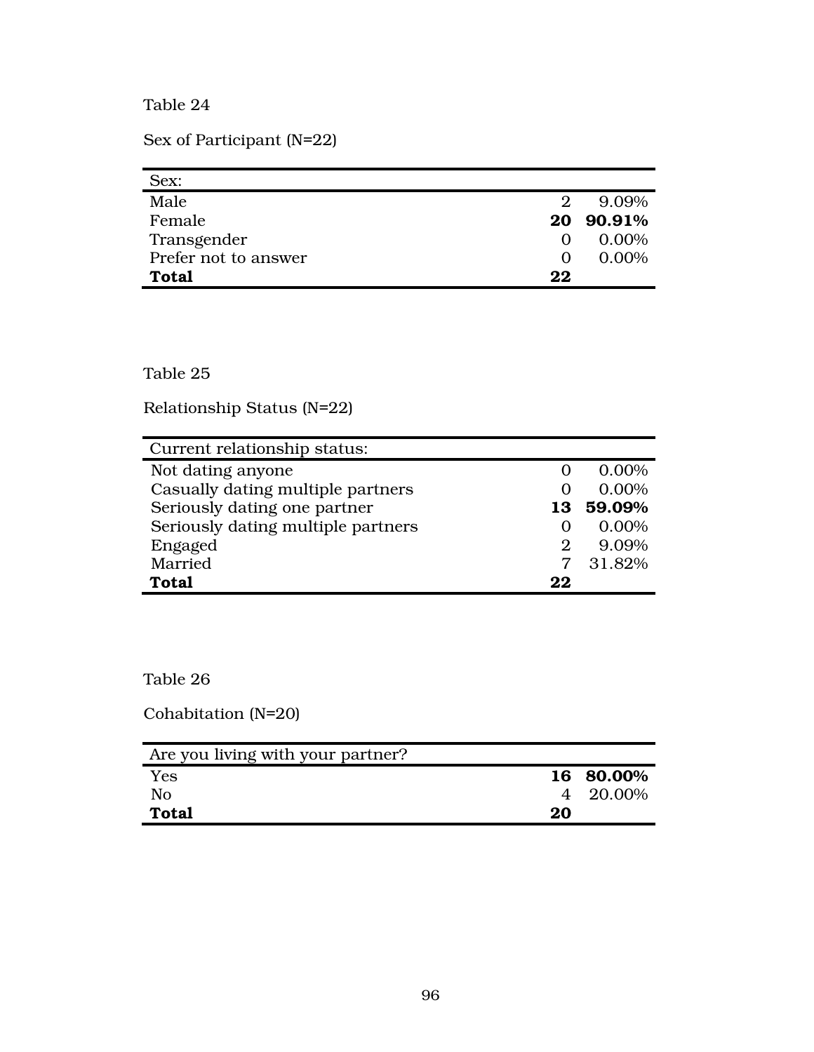Table 24

Sex of Participant (N=22)

| Sex: | | |
|---|---|---|
| Male | 2 | 9.09% |
| Female | **20** | **90.91%** |
| Transgender | 0 | 0.00% |
| Prefer not to answer | 0 | 0.00% |
| **Total** | **22** | |

Table 25

Relationship Status (N=22)

| Current relationship status: | | |
|---|---|---|
| Not dating anyone | 0 | 0.00% |
| Casually dating multiple partners | 0 | 0.00% |
| Seriously dating one partner | **13** | **59.09%** |
| Seriously dating multiple partners | 0 | 0.00% |
| Engaged | 2 | 9.09% |
| Married | 7 | 31.82% |
| **Total** | **22** | |

Table 26

Cohabitation (N=20)

| Are you living with your partner? | | |
|---|---|---|
| Yes | **16** | **80.00%** |
| No | 4 | 20.00% |
| **Total** | **20** | |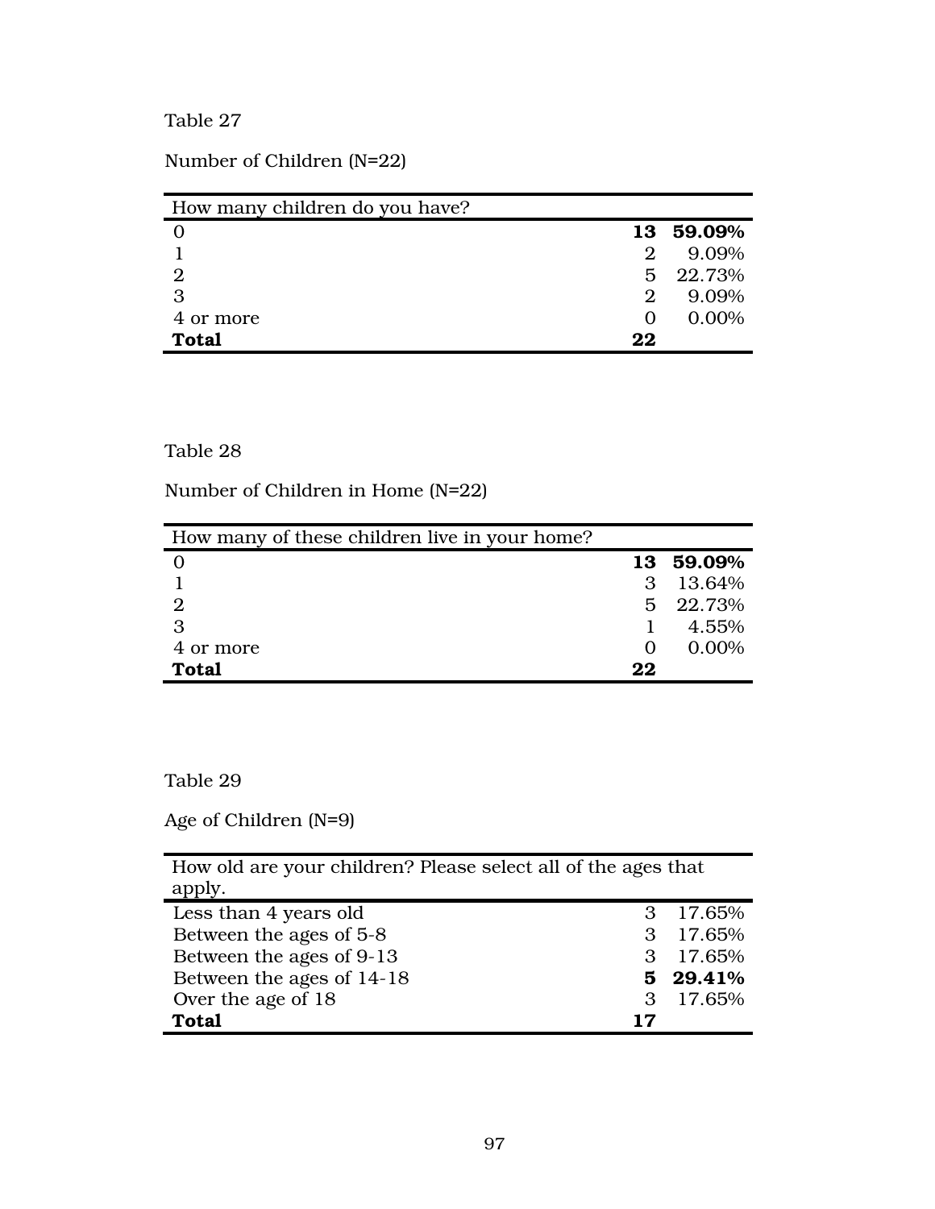Table 27

Number of Children (N=22)

| How many children do you have? | | |
|---|---|---|
| 0 | **13** | **59.09%** |
| 1 | 2 | 9.09% |
| 2 | 5 | 22.73% |
| 3 | 2 | 9.09% |
| 4 or more | 0 | 0.00% |
| **Total** | **22** | |

Table 28

Number of Children in Home (N=22)

| How many of these children live in your home? | | |
|---|---|---|
| 0 | **13** | **59.09%** |
| 1 | 3 | 13.64% |
| 2 | 5 | 22.73% |
| 3 | 1 | 4.55% |
| 4 or more | 0 | 0.00% |
| **Total** | **22** | |

Table 29

Age of Children (N=9)

| How old are your children? Please select all of the ages that apply. | | |
|---|---|---|
| Less than 4 years old | 3 | 17.65% |
| Between the ages of 5-8 | 3 | 17.65% |
| Between the ages of 9-13 | 3 | 17.65% |
| Between the ages of 14-18 | **5** | **29.41%** |
| Over the age of 18 | 3 | 17.65% |
| **Total** | **17** | |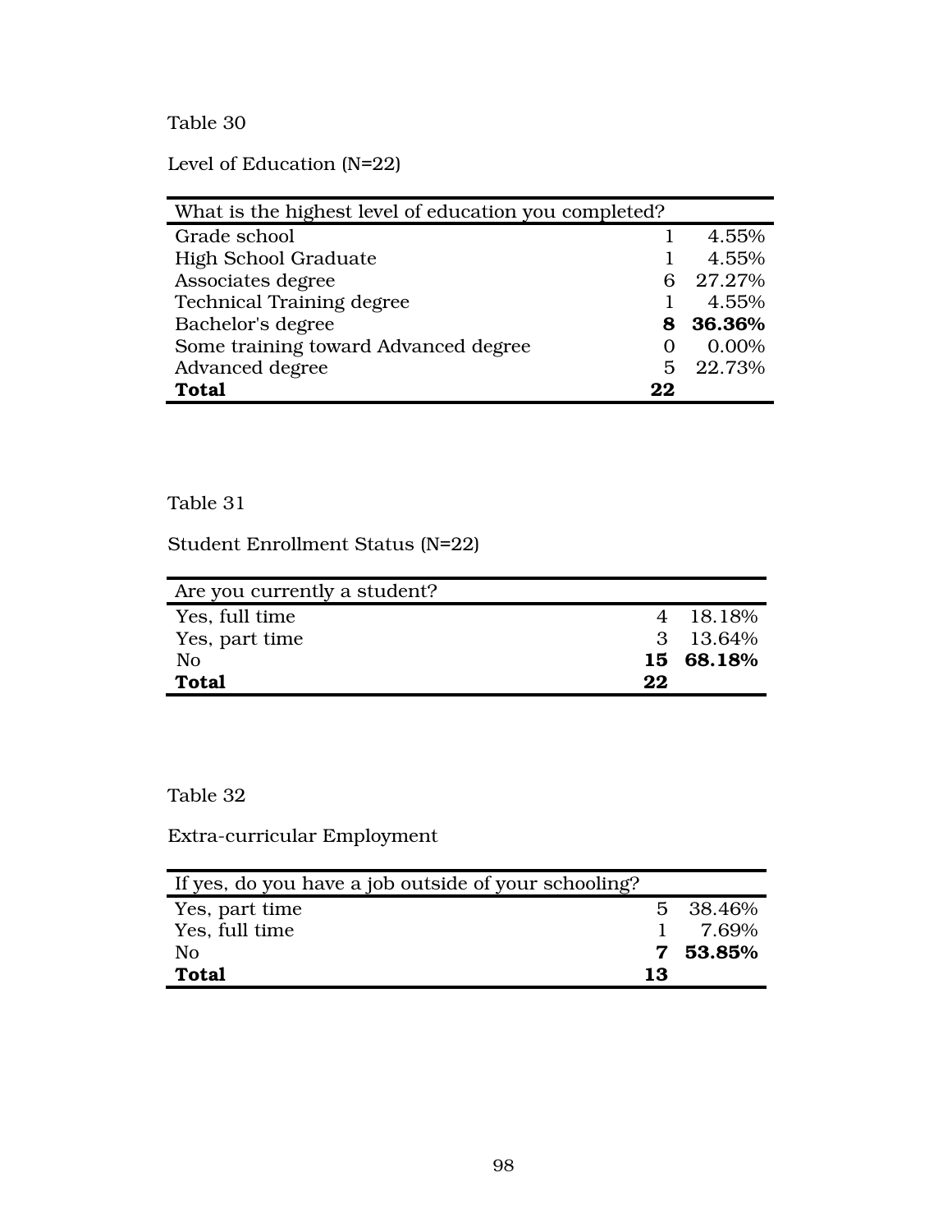Table 30

Level of Education (N=22)

| What is the highest level of education you completed? | | |
|---|---|---|
| Grade school | 1 | 4.55% |
| High School Graduate | 1 | 4.55% |
| Associates degree | 6 | 27.27% |
| Technical Training degree | 1 | 4.55% |
| Bachelor's degree | **8** | **36.36%** |
| Some training toward Advanced degree | 0 | 0.00% |
| Advanced degree | 5 | 22.73% |
| **Total** | **22** | |

Table 31

Student Enrollment Status (N=22)

| Are you currently a student? | | |
|---|---|---|
| Yes, full time | 4 | 18.18% |
| Yes, part time | 3 | 13.64% |
| No | **15** | **68.18%** |
| **Total** | **22** | |

Table 32

Extra-curricular Employment

| If yes, do you have a job outside of your schooling? | | |
|---|---|---|
| Yes, part time | 5 | 38.46% |
| Yes, full time | 1 | 7.69% |
| No | **7** | **53.85%** |
| **Total** | **13** | |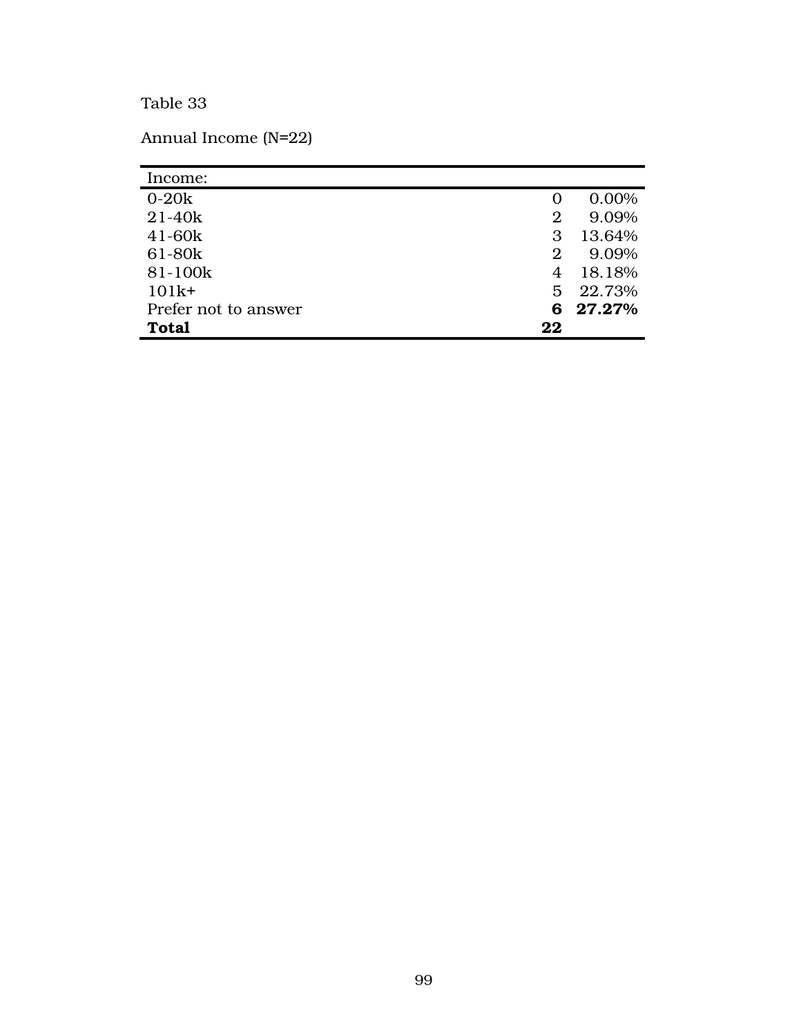Table 33

Annual Income (N=22)

| Income: | | |
|---|---|---|
| 0-20k | 0 | 0.00% |
| 21-40k | 2 | 9.09% |
| 41-60k | 3 | 13.64% |
| 61-80k | 2 | 9.09% |
| 81-100k | 4 | 18.18% |
| 101k+ | 5 | 22.73% |
| Prefer not to answer | **6** | **27.27%** |
| **Total** | **22** | |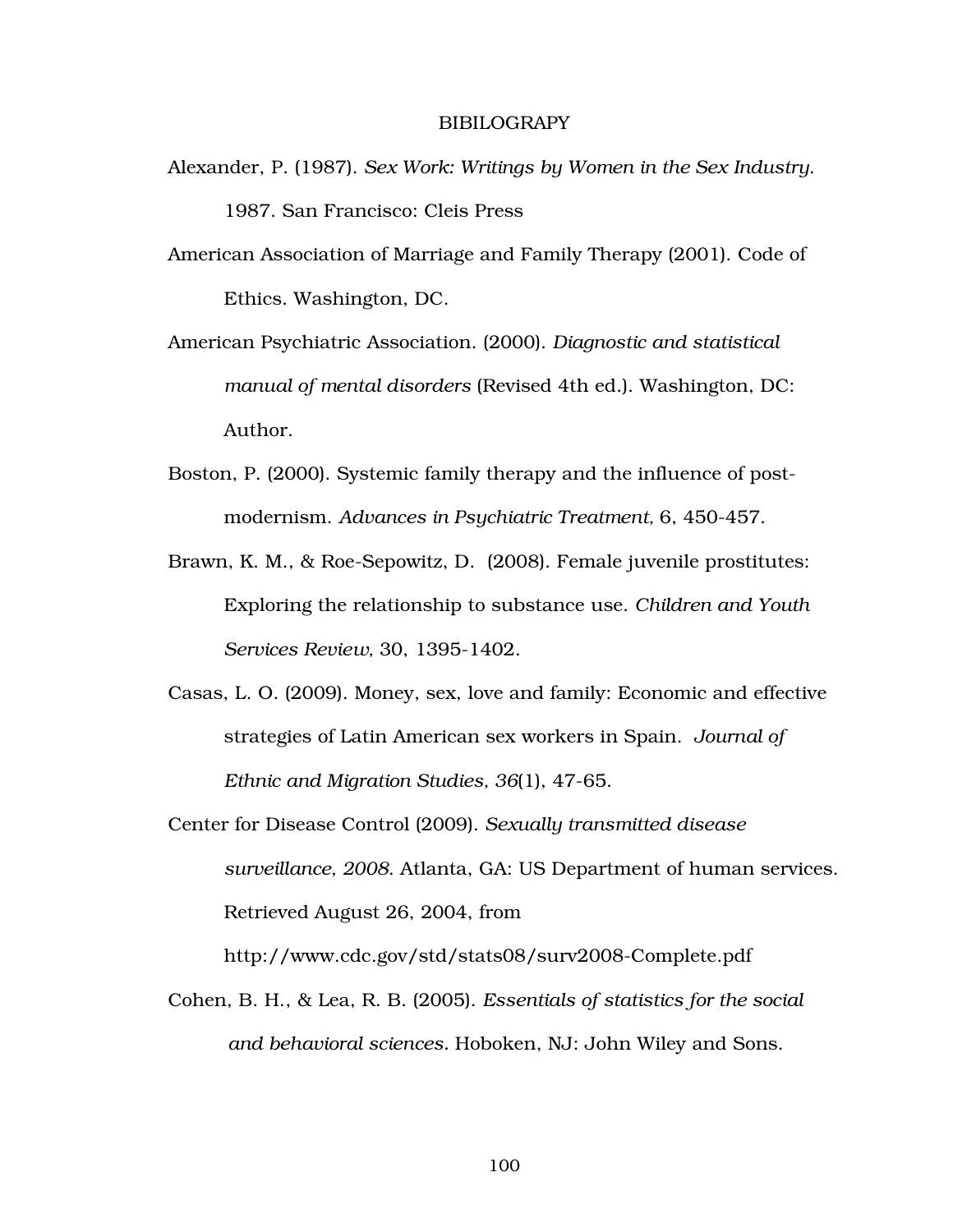# BIBILOGRAPY

Alexander, P. (1987). *Sex Work: Writings by Women in the Sex Industry*. 1987. San Francisco: Cleis Press

American Association of Marriage and Family Therapy (2001). Code of Ethics. Washington, DC.

American Psychiatric Association. (2000). *Diagnostic and statistical manual of mental disorders* (Revised 4th ed.). Washington, DC: Author.

Boston, P. (2000). Systemic family therapy and the influence of post-modernism. *Advances in Psychiatric Treatment,* 6, 450-457.

Brawn, K. M., & Roe-Sepowitz, D. (2008). Female juvenile prostitutes: Exploring the relationship to substance use. *Children and Youth Services Review,* 30, 1395-1402.

Casas, L. O. (2009). Money, sex, love and family: Economic and effective strategies of Latin American sex workers in Spain. *Journal of Ethnic and Migration Studies, 36*(1), 47-65.

Center for Disease Control (2009). *Sexually transmitted disease surveillance, 2008.* Atlanta, GA: US Department of human services. Retrieved August 26, 2004, from http://www.cdc.gov/std/stats08/surv2008-Complete.pdf

Cohen, B. H., & Lea, R. B. (2005). *Essentials of statistics for the social and behavioral sciences.* Hoboken, NJ: John Wiley and Sons.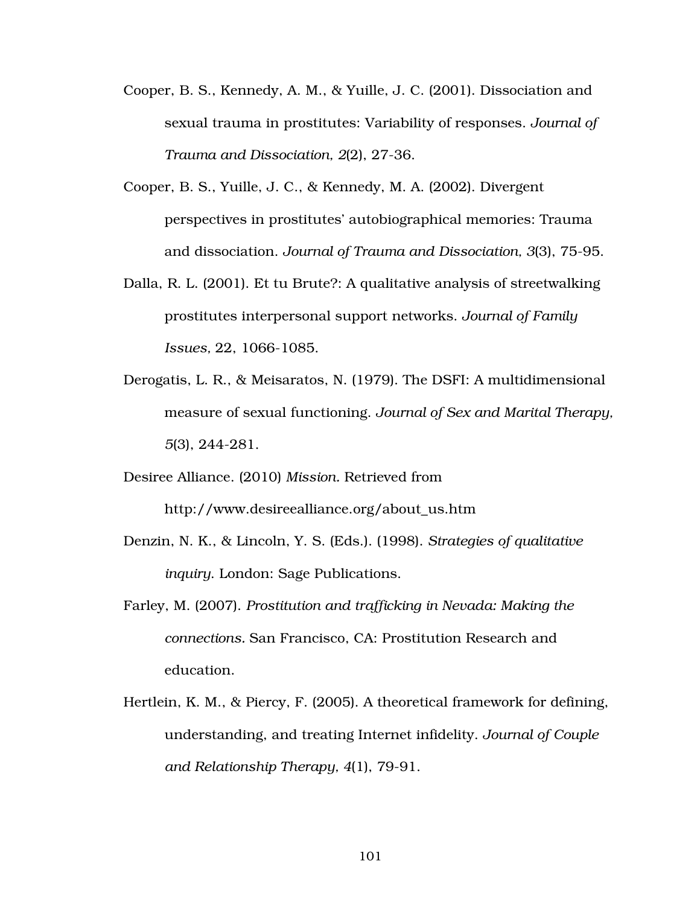Cooper, B. S., Kennedy, A. M., & Yuille, J. C. (2001). Dissociation and sexual trauma in prostitutes: Variability of responses. *Journal of Trauma and Dissociation, 2*(2), 27-36.

Cooper, B. S., Yuille, J. C., & Kennedy, M. A. (2002). Divergent perspectives in prostitutes' autobiographical memories: Trauma and dissociation. *Journal of Trauma and Dissociation, 3*(3), 75-95.

Dalla, R. L. (2001). Et tu Brute?: A qualitative analysis of streetwalking prostitutes interpersonal support networks. *Journal of Family Issues,* 22, 1066-1085.

Derogatis, L. R., & Meisaratos, N. (1979). The DSFI: A multidimensional measure of sexual functioning. *Journal of Sex and Marital Therapy, 5*(3), 244-281.

Desiree Alliance. (2010) *Mission.* Retrieved from http://www.desireealliance.org/about_us.htm

Denzin, N. K., & Lincoln, Y. S. (Eds.). (1998). *Strategies of qualitative inquiry.* London: Sage Publications.

Farley, M. (2007). *Prostitution and trafficking in Nevada: Making the connections.* San Francisco, CA: Prostitution Research and education.

Hertlein, K. M., & Piercy, F. (2005). A theoretical framework for defining, understanding, and treating Internet infidelity. *Journal of Couple and Relationship Therapy, 4*(1), 79-91.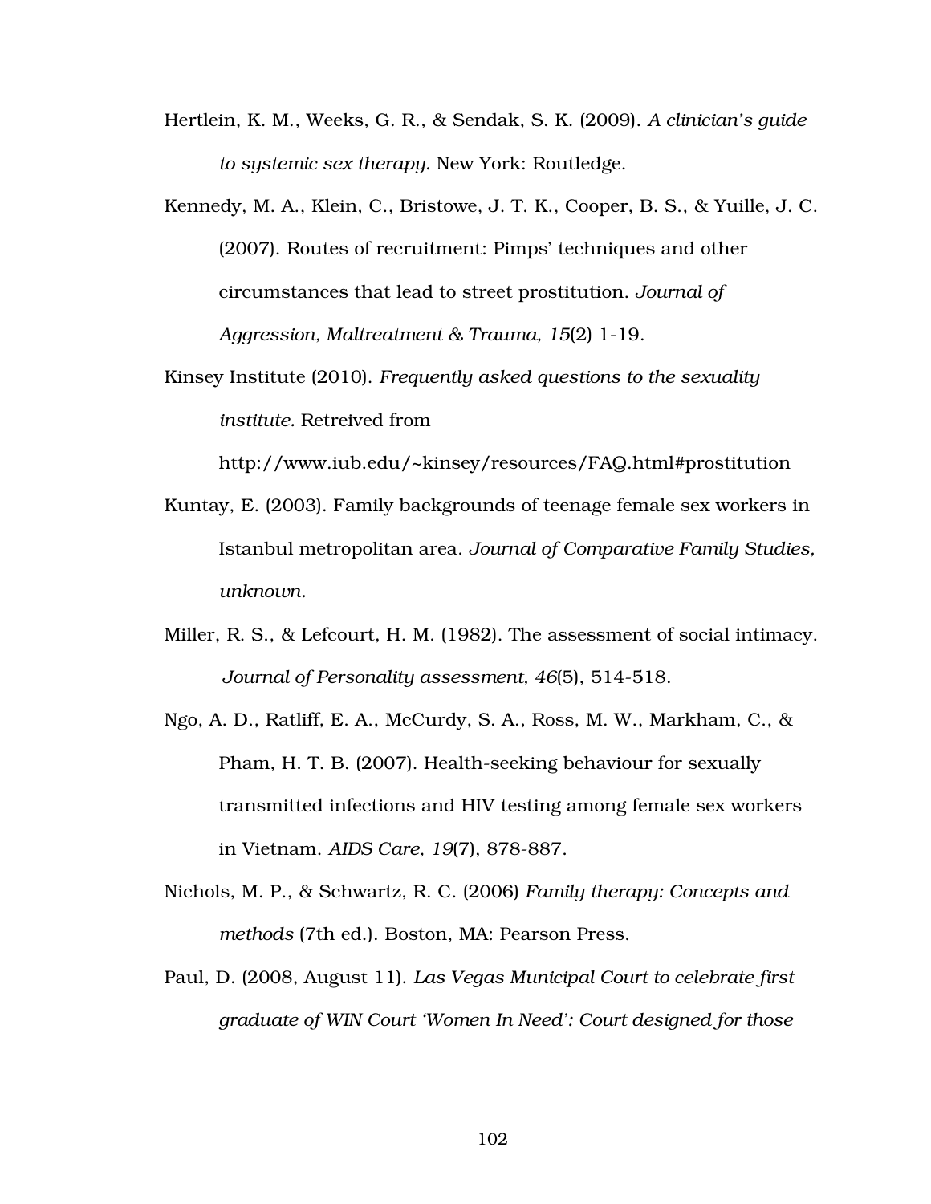Hertlein, K. M., Weeks, G. R., & Sendak, S. K. (2009). *A clinician's guide to systemic sex therapy.* New York: Routledge.

Kennedy, M. A., Klein, C., Bristowe, J. T. K., Cooper, B. S., & Yuille, J. C. (2007). Routes of recruitment: Pimps' techniques and other circumstances that lead to street prostitution. *Journal of Aggression, Maltreatment & Trauma, 15*(2) 1-19.

Kinsey Institute (2010). *Frequently asked questions to the sexuality institute.* Retreived from http://www.iub.edu/~kinsey/resources/FAQ.html#prostitution

Kuntay, E. (2003). Family backgrounds of teenage female sex workers in Istanbul metropolitan area. *Journal of Comparative Family Studies, unknown.*

Miller, R. S., & Lefcourt, H. M. (1982). The assessment of social intimacy. *Journal of Personality assessment, 46*(5), 514-518.

Ngo, A. D., Ratliff, E. A., McCurdy, S. A., Ross, M. W., Markham, C., & Pham, H. T. B. (2007). Health-seeking behaviour for sexually transmitted infections and HIV testing among female sex workers in Vietnam. *AIDS Care, 19*(7), 878-887.

Nichols, M. P., & Schwartz, R. C. (2006) *Family therapy: Concepts and methods* (7th ed.). Boston, MA: Pearson Press.

Paul, D. (2008, August 11). *Las Vegas Municipal Court to celebrate first graduate of WIN Court 'Women In Need': Court designed for those*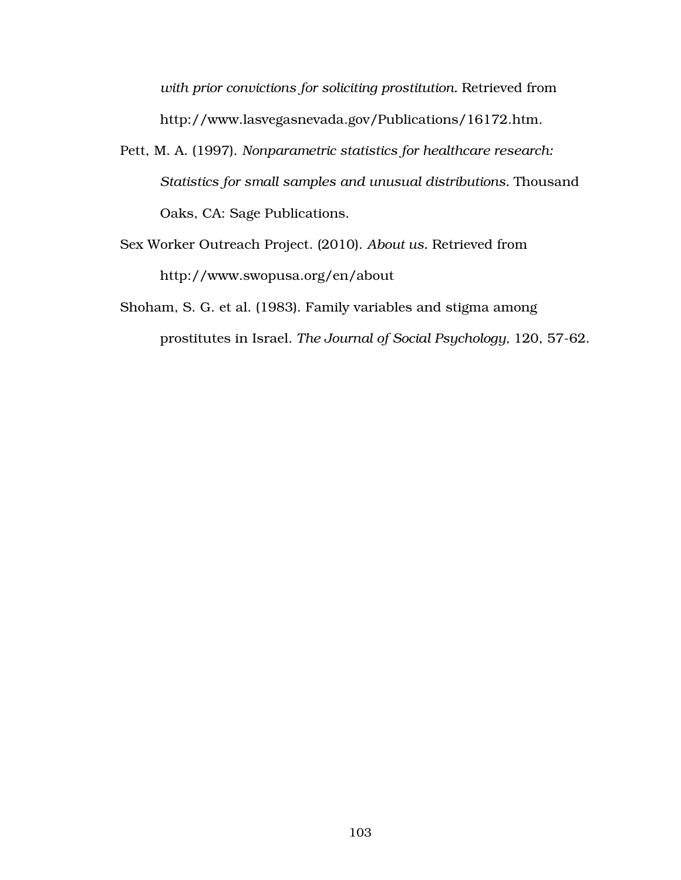*with prior convictions for soliciting prostitution*. Retrieved from http://www.lasvegasnevada.gov/Publications/16172.htm.

Pett, M. A. (1997). *Nonparametric statistics for healthcare research: Statistics for small samples and unusual distributions*. Thousand Oaks, CA: Sage Publications.

Sex Worker Outreach Project. (2010). *About us*. Retrieved from http://www.swopusa.org/en/about

Shoham, S. G. et al. (1983). Family variables and stigma among prostitutes in Israel. *The Journal of Social Psychology*, 120, 57-62.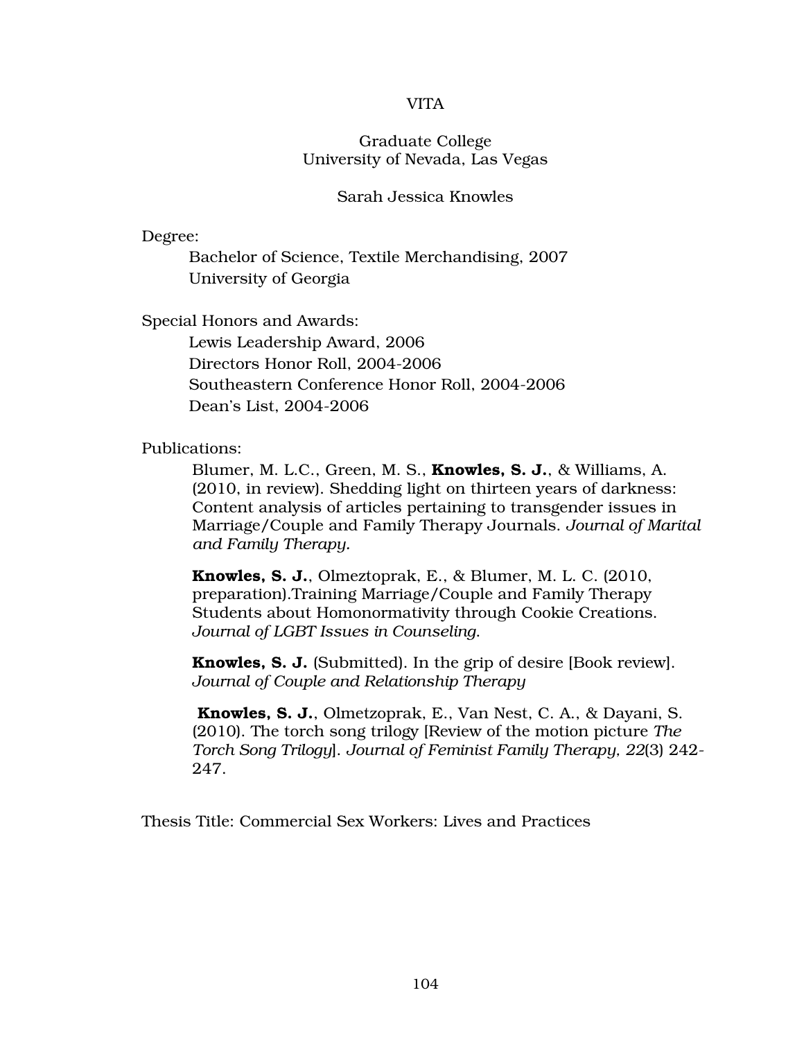# VITA

Graduate College
University of Nevada, Las Vegas

Sarah Jessica Knowles

Degree:

Bachelor of Science, Textile Merchandising, 2007
University of Georgia

Special Honors and Awards:

Lewis Leadership Award, 2006
Directors Honor Roll, 2004-2006
Southeastern Conference Honor Roll, 2004-2006
Dean's List, 2004-2006

Publications:

Blumer, M. L.C., Green, M. S., **Knowles, S. J.**, & Williams, A. (2010, in review). Shedding light on thirteen years of darkness: Content analysis of articles pertaining to transgender issues in Marriage/Couple and Family Therapy Journals. *Journal of Marital and Family Therapy.*

**Knowles, S. J.**, Olmeztoprak, E., & Blumer, M. L. C. (2010, preparation).Training Marriage/Couple and Family Therapy Students about Homonormativity through Cookie Creations. *Journal of LGBT Issues in Counseling.*

**Knowles, S. J.** (Submitted). In the grip of desire [Book review]. *Journal of Couple and Relationship Therapy*

**Knowles, S. J.**, Olmetzoprak, E., Van Nest, C. A., & Dayani, S. (2010). The torch song trilogy [Review of the motion picture *The Torch Song Trilogy*]. *Journal of Feminist Family Therapy, 22*(3) 242-247.

Thesis Title: Commercial Sex Workers: Lives and Practices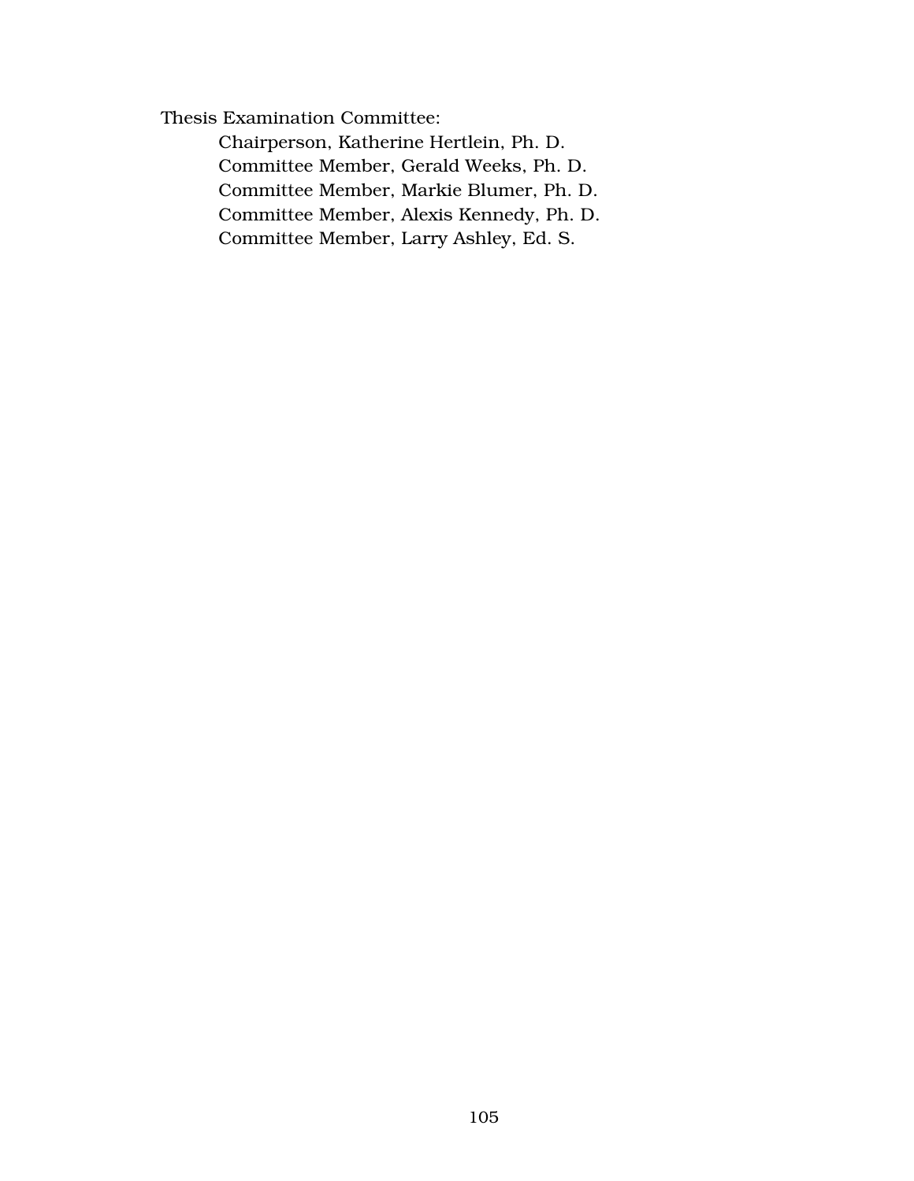Thesis Examination Committee:

Chairperson, Katherine Hertlein, Ph. D.
Committee Member, Gerald Weeks, Ph. D.
Committee Member, Markie Blumer, Ph. D.
Committee Member, Alexis Kennedy, Ph. D.
Committee Member, Larry Ashley, Ed. S.